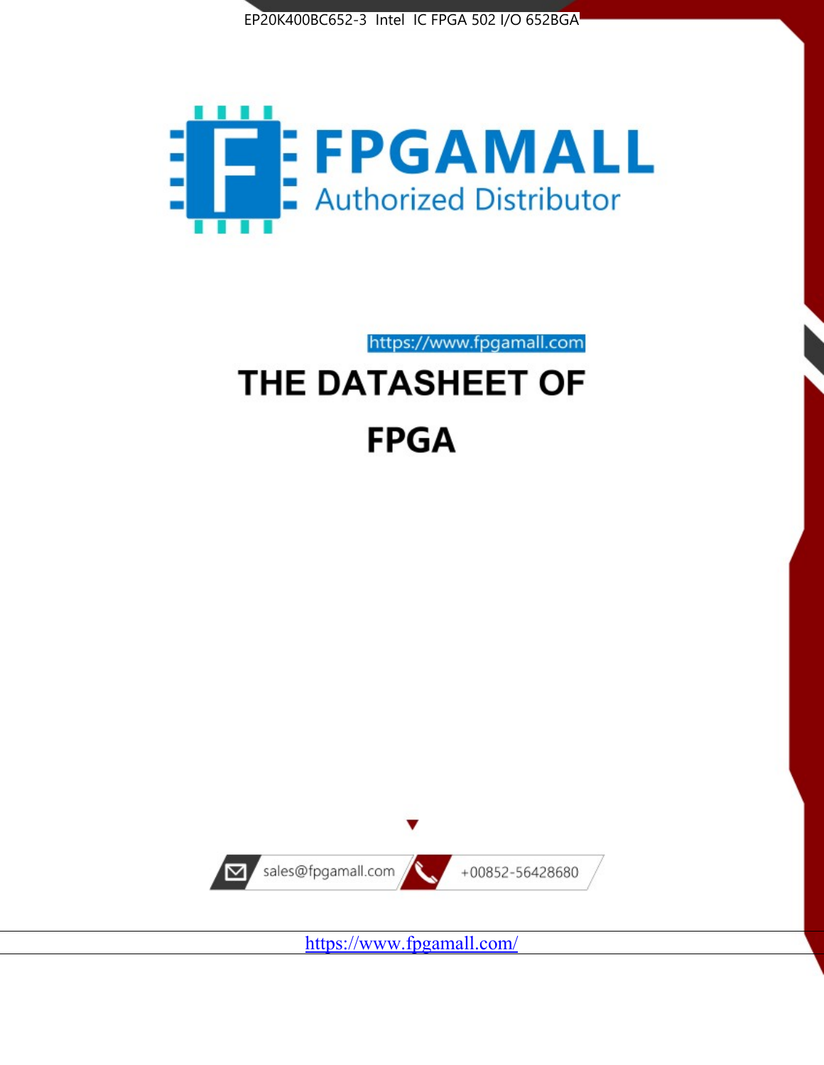EP20K400BC652-3 Intel IC FPGA 502 I/O 652BGA

FPGAMALL

Authorized Distributor

https://www.fpgamall.com

# THE DATASHEET OF

# FPGA

sales@fpgamall.com

+00852-56428680

https://www.fpgamall.com/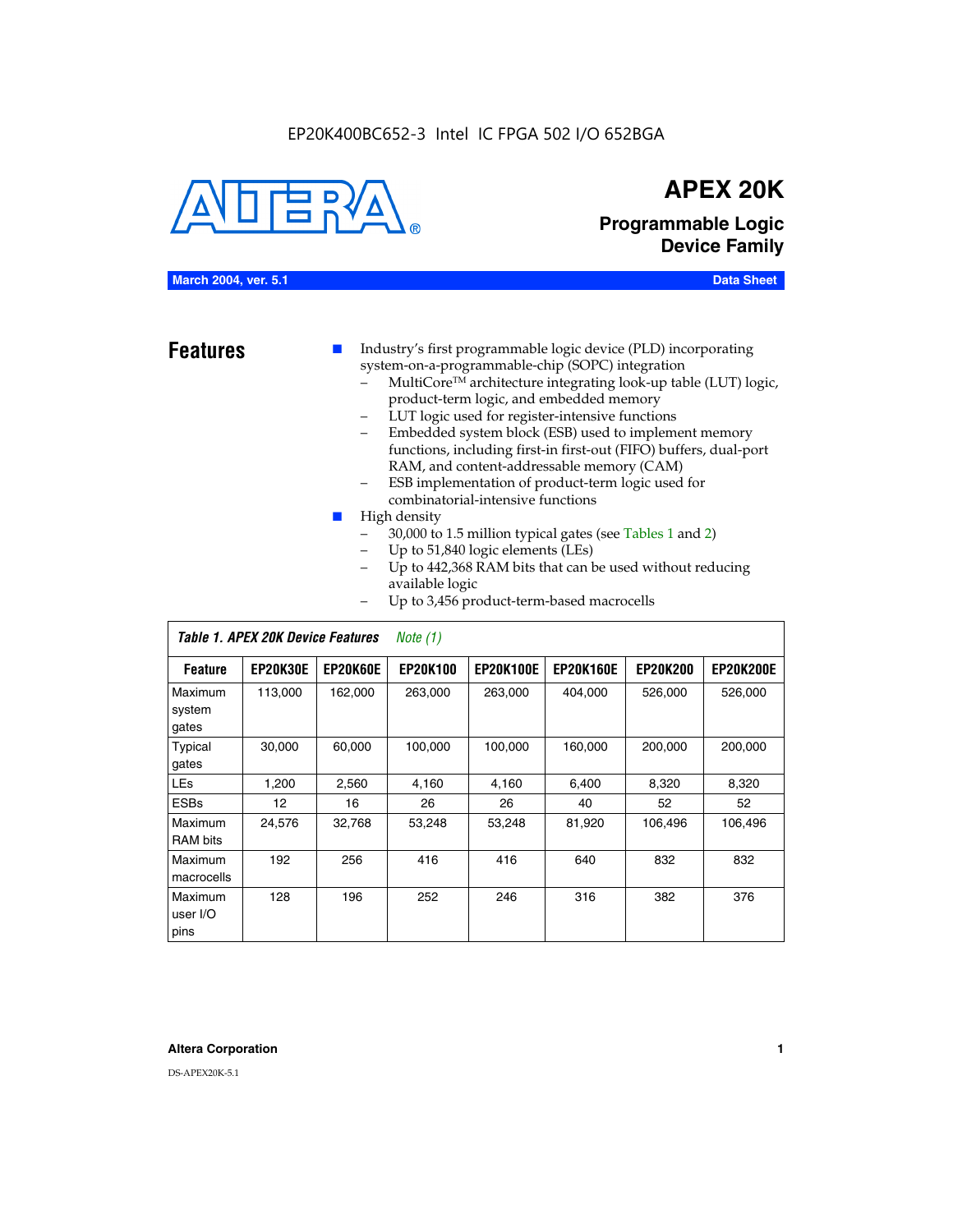EP20K400BC652-3 Intel IC FPGA 502 I/O 652BGA

# APEX 20K

## Programmable Logic Device Family

**March 2004, ver. 5.1** **Data Sheet**

## Features

- Industry's first programmable logic device (PLD) incorporating system-on-a-programmable-chip (SOPC) integration
  - MultiCore™ architecture integrating look-up table (LUT) logic, product-term logic, and embedded memory
  - LUT logic used for register-intensive functions
  - Embedded system block (ESB) used to implement memory functions, including first-in first-out (FIFO) buffers, dual-port RAM, and content-addressable memory (CAM)
  - ESB implementation of product-term logic used for combinatorial-intensive functions
- High density
  - 30,000 to 1.5 million typical gates (see Tables 1 and 2)
  - Up to 51,840 logic elements (LEs)
  - Up to 442,368 RAM bits that can be used without reducing available logic
  - Up to 3,456 product-term-based macrocells

*Table 1. APEX 20K Device Features* *Note (1)*

| Feature | EP20K30E | EP20K60E | EP20K100 | EP20K100E | EP20K160E | EP20K200 | EP20K200E |
|---|---|---|---|---|---|---|---|
| Maximum system gates | 113,000 | 162,000 | 263,000 | 263,000 | 404,000 | 526,000 | 526,000 |
| Typical gates | 30,000 | 60,000 | 100,000 | 100,000 | 160,000 | 200,000 | 200,000 |
| LEs | 1,200 | 2,560 | 4,160 | 4,160 | 6,400 | 8,320 | 8,320 |
| ESBs | 12 | 16 | 26 | 26 | 40 | 52 | 52 |
| Maximum RAM bits | 24,576 | 32,768 | 53,248 | 53,248 | 81,920 | 106,496 | 106,496 |
| Maximum macrocells | 192 | 256 | 416 | 416 | 640 | 832 | 832 |
| Maximum user I/O pins | 128 | 196 | 252 | 246 | 316 | 382 | 376 |

**Altera Corporation**

DS-APEX20K-5.1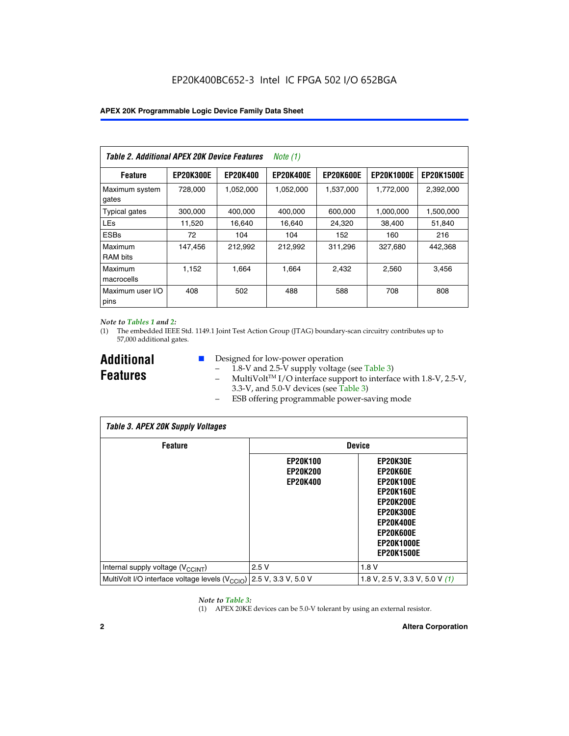EP20K400BC652-3 Intel IC FPGA 502 I/O 652BGA

*Table 2. Additional APEX 20K Device Features Note (1)*

| Feature | EP20K300E | EP20K400 | EP20K400E | EP20K600E | EP20K1000E | EP20K1500E |
|---|---|---|---|---|---|---|
| Maximum system gates | 728,000 | 1,052,000 | 1,052,000 | 1,537,000 | 1,772,000 | 2,392,000 |
| Typical gates | 300,000 | 400,000 | 400,000 | 600,000 | 1,000,000 | 1,500,000 |
| LEs | 11,520 | 16,640 | 16,640 | 24,320 | 38,400 | 51,840 |
| ESBs | 72 | 104 | 104 | 152 | 160 | 216 |
| Maximum RAM bits | 147,456 | 212,992 | 212,992 | 311,296 | 327,680 | 442,368 |
| Maximum macrocells | 1,152 | 1,664 | 1,664 | 2,432 | 2,560 | 3,456 |
| Maximum user I/O pins | 408 | 502 | 488 | 588 | 708 | 808 |

*Note to Tables 1 and 2:*

(1) The embedded IEEE Std. 1149.1 Joint Test Action Group (JTAG) boundary-scan circuitry contributes up to 57,000 additional gates.

## Additional Features

- Designed for low-power operation
  - 1.8-V and 2.5-V supply voltage (see Table 3)
  - MultiVolt™ I/O interface support to interface with 1.8-V, 2.5-V, 3.3-V, and 5.0-V devices (see Table 3)
  - ESB offering programmable power-saving mode

*Table 3. APEX 20K Supply Voltages*

| Feature | Device | |
|---|---|---|
| | EP20K100 EP20K200 EP20K400 | EP20K30E EP20K60E EP20K100E EP20K160E EP20K200E EP20K300E EP20K400E EP20K600E EP20K1000E EP20K1500E |
| Internal supply voltage ($V_{CCINT}$) | 2.5 V | 1.8 V |
| MultiVolt I/O interface voltage levels ($V_{CCIO}$) | 2.5 V, 3.3 V, 5.0 V | 1.8 V, 2.5 V, 3.3 V, 5.0 V *(1)* |

*Note to Table 3:*

(1) APEX 20KE devices can be 5.0-V tolerant by using an external resistor.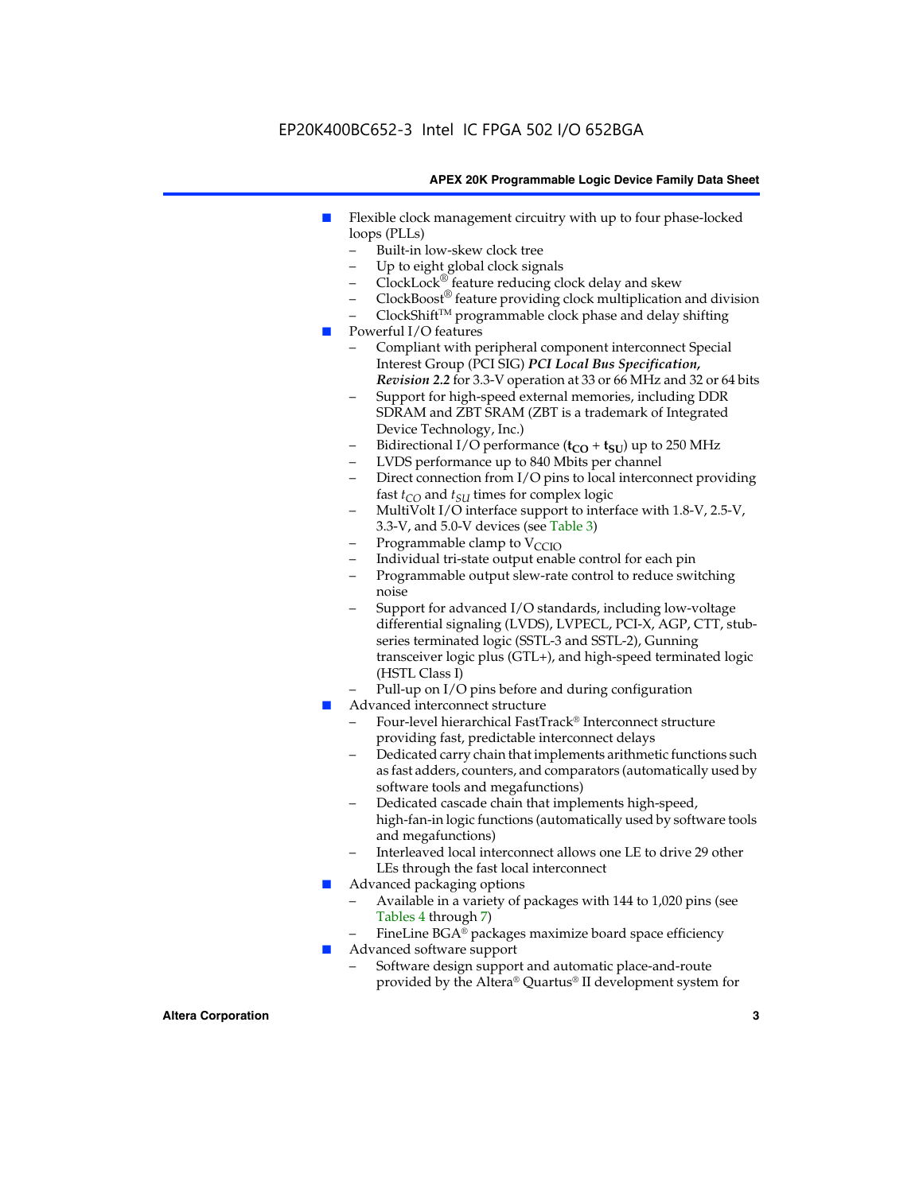- Flexible clock management circuitry with up to four phase-locked loops (PLLs)
  - Built-in low-skew clock tree
  - Up to eight global clock signals
  - ClockLock® feature reducing clock delay and skew
  - ClockBoost® feature providing clock multiplication and division
  - ClockShift™ programmable clock phase and delay shifting
- Powerful I/O features
  - Compliant with peripheral component interconnect Special Interest Group (PCI SIG) ***PCI Local Bus Specification, Revision 2.2*** for 3.3-V operation at 33 or 66 MHz and 32 or 64 bits
  - Support for high-speed external memories, including DDR SDRAM and ZBT SRAM (ZBT is a trademark of Integrated Device Technology, Inc.)
  - Bidirectional I/O performance ($\mathbf{t_{CO}}$ + $\mathbf{t_{SU}}$) up to 250 MHz
  - LVDS performance up to 840 Mbits per channel
  - Direct connection from I/O pins to local interconnect providing fast $t_{CO}$ and $t_{SU}$ times for complex logic
  - MultiVolt I/O interface support to interface with 1.8-V, 2.5-V, 3.3-V, and 5.0-V devices (see Table 3)
  - Programmable clamp to $V_{CCIO}$
  - Individual tri-state output enable control for each pin
  - Programmable output slew-rate control to reduce switching noise
  - Support for advanced I/O standards, including low-voltage differential signaling (LVDS), LVPECL, PCI-X, AGP, CTT, stub-series terminated logic (SSTL-3 and SSTL-2), Gunning transceiver logic plus (GTL+), and high-speed terminated logic (HSTL Class I)
  - Pull-up on I/O pins before and during configuration
- Advanced interconnect structure
  - Four-level hierarchical FastTrack® Interconnect structure providing fast, predictable interconnect delays
  - Dedicated carry chain that implements arithmetic functions such as fast adders, counters, and comparators (automatically used by software tools and megafunctions)
  - Dedicated cascade chain that implements high-speed, high-fan-in logic functions (automatically used by software tools and megafunctions)
  - Interleaved local interconnect allows one LE to drive 29 other LEs through the fast local interconnect
- Advanced packaging options
  - Available in a variety of packages with 144 to 1,020 pins (see Tables 4 through 7)
  - FineLine BGA® packages maximize board space efficiency
- Advanced software support
  - Software design support and automatic place-and-route provided by the Altera® Quartus® II development system for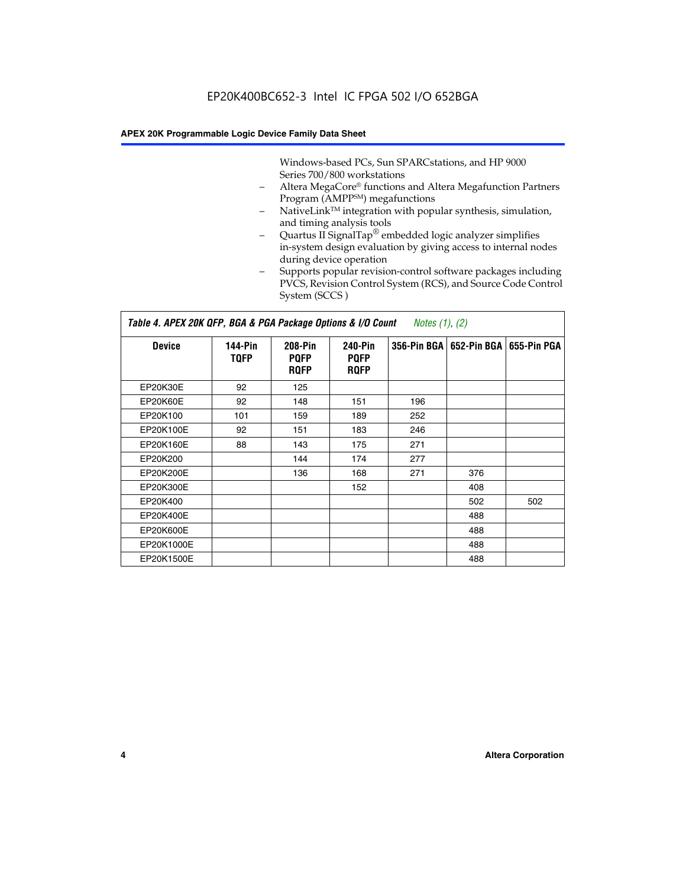Windows-based PCs, Sun SPARCstations, and HP 9000 Series 700/800 workstations

- Altera MegaCore® functions and Altera Megafunction Partners Program (AMPP℠) megafunctions
- NativeLink™ integration with popular synthesis, simulation, and timing analysis tools
- Quartus II SignalTap® embedded logic analyzer simplifies in-system design evaluation by giving access to internal nodes during device operation
- Supports popular revision-control software packages including PVCS, Revision Control System (RCS), and Source Code Control System (SCCS )

*Table 4. APEX 20K QFP, BGA & PGA Package Options & I/O Count    Notes (1), (2)*

| Device | 144-Pin TQFP | 208-Pin PQFP RQFP | 240-Pin PQFP RQFP | 356-Pin BGA | 652-Pin BGA | 655-Pin PGA |
|---|---|---|---|---|---|---|
| EP20K30E | 92 | 125 | | | | |
| EP20K60E | 92 | 148 | 151 | 196 | | |
| EP20K100 | 101 | 159 | 189 | 252 | | |
| EP20K100E | 92 | 151 | 183 | 246 | | |
| EP20K160E | 88 | 143 | 175 | 271 | | |
| EP20K200 | | 144 | 174 | 277 | | |
| EP20K200E | | 136 | 168 | 271 | 376 | |
| EP20K300E | | | 152 | | 408 | |
| EP20K400 | | | | | 502 | 502 |
| EP20K400E | | | | | 488 | |
| EP20K600E | | | | | 488 | |
| EP20K1000E | | | | | 488 | |
| EP20K1500E | | | | | 488 | |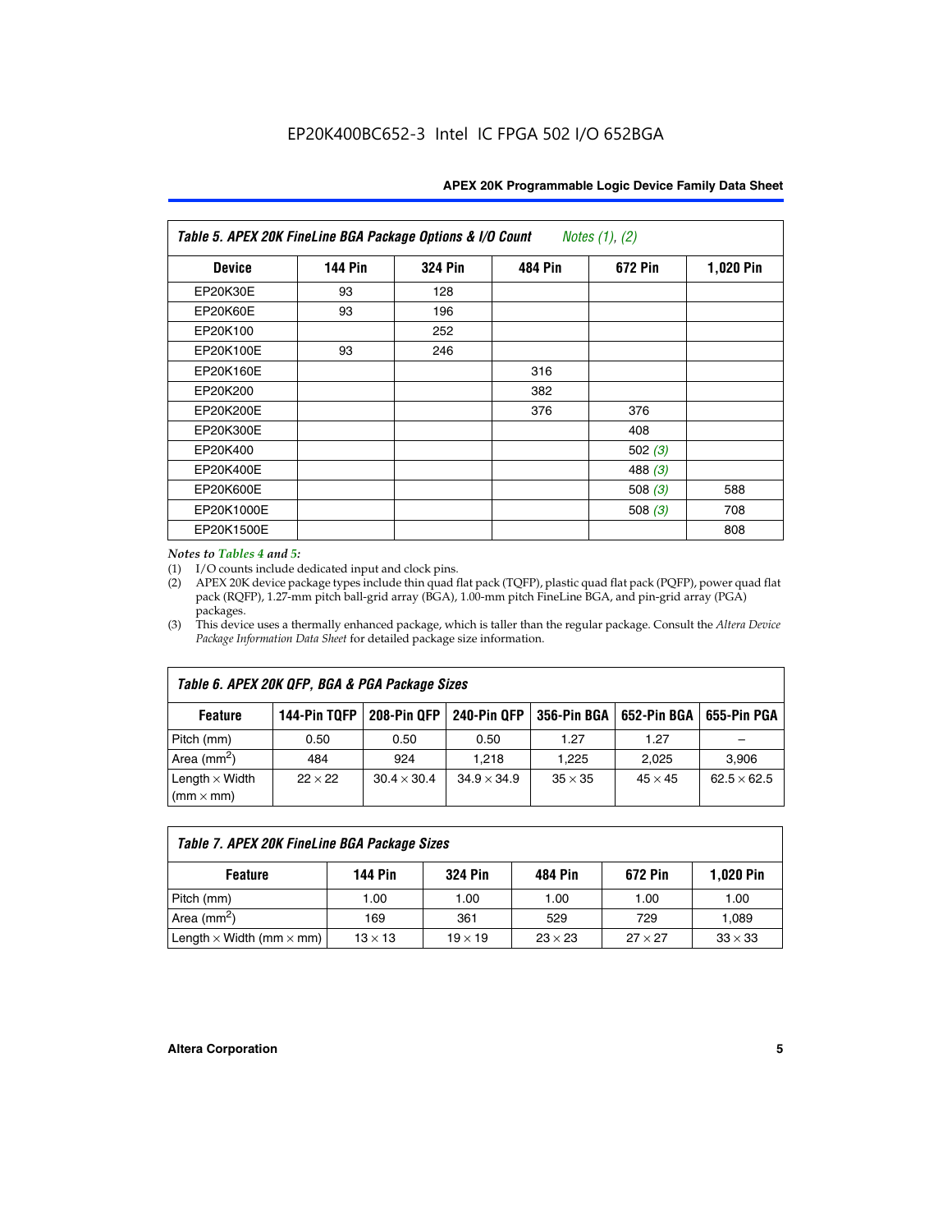*Table 5. APEX 20K FineLine BGA Package Options & I/O Count* *Notes (1), (2)*

| Device | 144 Pin | 324 Pin | 484 Pin | 672 Pin | 1,020 Pin |
|---|---|---|---|---|---|
| EP20K30E | 93 | 128 | | | |
| EP20K60E | 93 | 196 | | | |
| EP20K100 | | 252 | | | |
| EP20K100E | 93 | 246 | | | |
| EP20K160E | | | 316 | | |
| EP20K200 | | | 382 | | |
| EP20K200E | | | 376 | 376 | |
| EP20K300E | | | | 408 | |
| EP20K400 | | | | 502 *(3)* | |
| EP20K400E | | | | 488 *(3)* | |
| EP20K600E | | | | 508 *(3)* | 588 |
| EP20K1000E | | | | 508 *(3)* | 708 |
| EP20K1500E | | | | | 808 |

*Notes to Tables 4 and 5:*

(1) I/O counts include dedicated input and clock pins.

(2) APEX 20K device package types include thin quad flat pack (TQFP), plastic quad flat pack (PQFP), power quad flat pack (RQFP), 1.27-mm pitch ball-grid array (BGA), 1.00-mm pitch FineLine BGA, and pin-grid array (PGA) packages.

(3) This device uses a thermally enhanced package, which is taller than the regular package. Consult the *Altera Device Package Information Data Sheet* for detailed package size information.

*Table 6. APEX 20K QFP, BGA & PGA Package Sizes*

| Feature | 144-Pin TQFP | 208-Pin QFP | 240-Pin QFP | 356-Pin BGA | 652-Pin BGA | 655-Pin PGA |
|---|---|---|---|---|---|---|
| Pitch (mm) | 0.50 | 0.50 | 0.50 | 1.27 | 1.27 | – |
| Area ($mm^2$) | 484 | 924 | 1,218 | 1,225 | 2,025 | 3,906 |
| Length × Width (mm × mm) | 22 × 22 | 30.4 × 30.4 | 34.9 × 34.9 | 35 × 35 | 45 × 45 | 62.5 × 62.5 |

*Table 7. APEX 20K FineLine BGA Package Sizes*

| Feature | 144 Pin | 324 Pin | 484 Pin | 672 Pin | 1,020 Pin |
|---|---|---|---|---|---|
| Pitch (mm) | 1.00 | 1.00 | 1.00 | 1.00 | 1.00 |
| Area ($mm^2$) | 169 | 361 | 529 | 729 | 1,089 |
| Length × Width (mm × mm) | 13 × 13 | 19 × 19 | 23 × 23 | 27 × 27 | 33 × 33 |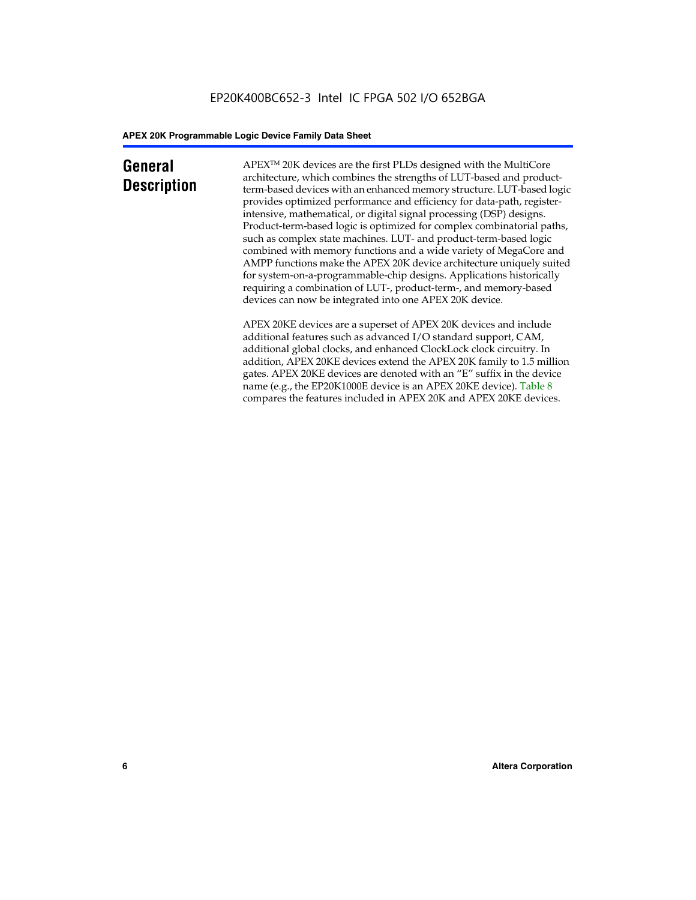# General Description

APEX™ 20K devices are the first PLDs designed with the MultiCore architecture, which combines the strengths of LUT-based and product-term-based devices with an enhanced memory structure. LUT-based logic provides optimized performance and efficiency for data-path, register-intensive, mathematical, or digital signal processing (DSP) designs. Product-term-based logic is optimized for complex combinatorial paths, such as complex state machines. LUT- and product-term-based logic combined with memory functions and a wide variety of MegaCore and AMPP functions make the APEX 20K device architecture uniquely suited for system-on-a-programmable-chip designs. Applications historically requiring a combination of LUT-, product-term-, and memory-based devices can now be integrated into one APEX 20K device.

APEX 20KE devices are a superset of APEX 20K devices and include additional features such as advanced I/O standard support, CAM, additional global clocks, and enhanced ClockLock clock circuitry. In addition, APEX 20KE devices extend the APEX 20K family to 1.5 million gates. APEX 20KE devices are denoted with an "E" suffix in the device name (e.g., the EP20K1000E device is an APEX 20KE device). Table 8 compares the features included in APEX 20K and APEX 20KE devices.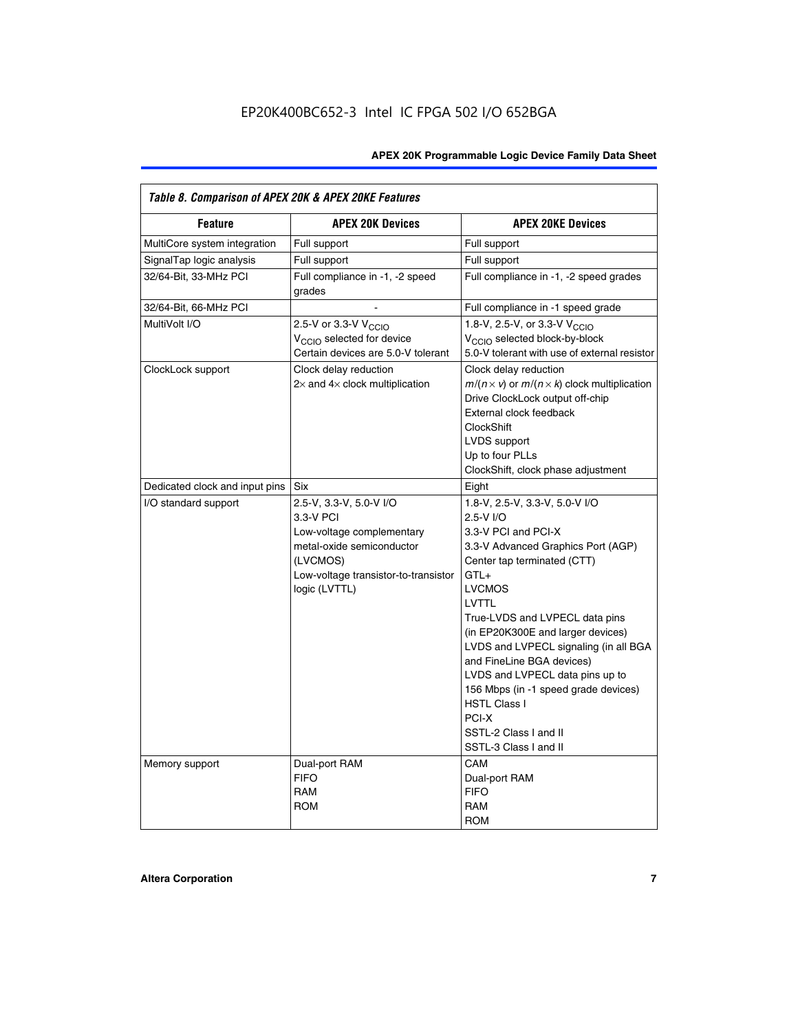*Table 8. Comparison of APEX 20K & APEX 20KE Features*

| Feature | APEX 20K Devices | APEX 20KE Devices |
|---|---|---|
| MultiCore system integration | Full support | Full support |
| SignalTap logic analysis | Full support | Full support |
| 32/64-Bit, 33-MHz PCI | Full compliance in -1, -2 speed grades | Full compliance in -1, -2 speed grades |
| 32/64-Bit, 66-MHz PCI | - | Full compliance in -1 speed grade |
| MultiVolt I/O | 2.5-V or 3.3-V $V_{CCIO}$<br>$V_{CCIO}$ selected for device<br>Certain devices are 5.0-V tolerant | 1.8-V, 2.5-V, or 3.3-V $V_{CCIO}$<br>$V_{CCIO}$ selected block-by-block<br>5.0-V tolerant with use of external resistor |
| ClockLock support | Clock delay reduction<br>2× and 4× clock multiplication | Clock delay reduction<br>$m/(n \times v)$ or $m/(n \times k)$ clock multiplication<br>Drive ClockLock output off-chip<br>External clock feedback<br>ClockShift<br>LVDS support<br>Up to four PLLs<br>ClockShift, clock phase adjustment |
| Dedicated clock and input pins | Six | Eight |
| I/O standard support | 2.5-V, 3.3-V, 5.0-V I/O<br>3.3-V PCI<br>Low-voltage complementary metal-oxide semiconductor (LVCMOS)<br>Low-voltage transistor-to-transistor logic (LVTTL) | 1.8-V, 2.5-V, 3.3-V, 5.0-V I/O<br>2.5-V I/O<br>3.3-V PCI and PCI-X<br>3.3-V Advanced Graphics Port (AGP)<br>Center tap terminated (CTT)<br>GTL+<br>LVCMOS<br>LVTTL<br>True-LVDS and LVPECL data pins (in EP20K300E and larger devices)<br>LVDS and LVPECL signaling (in all BGA and FineLine BGA devices)<br>LVDS and LVPECL data pins up to 156 Mbps (in -1 speed grade devices)<br>HSTL Class I<br>PCI-X<br>SSTL-2 Class I and II<br>SSTL-3 Class I and II |
| Memory support | Dual-port RAM<br>FIFO<br>RAM<br>ROM | CAM<br>Dual-port RAM<br>FIFO<br>RAM<br>ROM |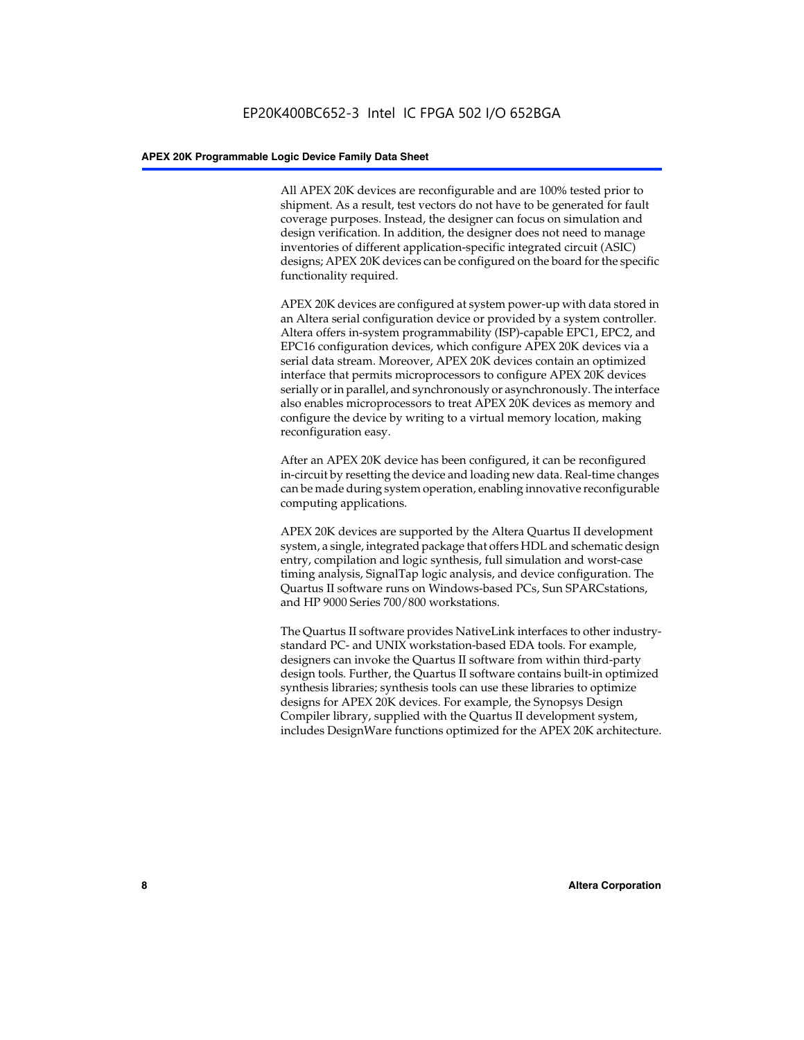All APEX 20K devices are reconfigurable and are 100% tested prior to shipment. As a result, test vectors do not have to be generated for fault coverage purposes. Instead, the designer can focus on simulation and design verification. In addition, the designer does not need to manage inventories of different application-specific integrated circuit (ASIC) designs; APEX 20K devices can be configured on the board for the specific functionality required.

APEX 20K devices are configured at system power-up with data stored in an Altera serial configuration device or provided by a system controller. Altera offers in-system programmability (ISP)-capable EPC1, EPC2, and EPC16 configuration devices, which configure APEX 20K devices via a serial data stream. Moreover, APEX 20K devices contain an optimized interface that permits microprocessors to configure APEX 20K devices serially or in parallel, and synchronously or asynchronously. The interface also enables microprocessors to treat APEX 20K devices as memory and configure the device by writing to a virtual memory location, making reconfiguration easy.

After an APEX 20K device has been configured, it can be reconfigured in-circuit by resetting the device and loading new data. Real-time changes can be made during system operation, enabling innovative reconfigurable computing applications.

APEX 20K devices are supported by the Altera Quartus II development system, a single, integrated package that offers HDL and schematic design entry, compilation and logic synthesis, full simulation and worst-case timing analysis, SignalTap logic analysis, and device configuration. The Quartus II software runs on Windows-based PCs, Sun SPARCstations, and HP 9000 Series 700/800 workstations.

The Quartus II software provides NativeLink interfaces to other industry-standard PC- and UNIX workstation-based EDA tools. For example, designers can invoke the Quartus II software from within third-party design tools. Further, the Quartus II software contains built-in optimized synthesis libraries; synthesis tools can use these libraries to optimize designs for APEX 20K devices. For example, the Synopsys Design Compiler library, supplied with the Quartus II development system, includes DesignWare functions optimized for the APEX 20K architecture.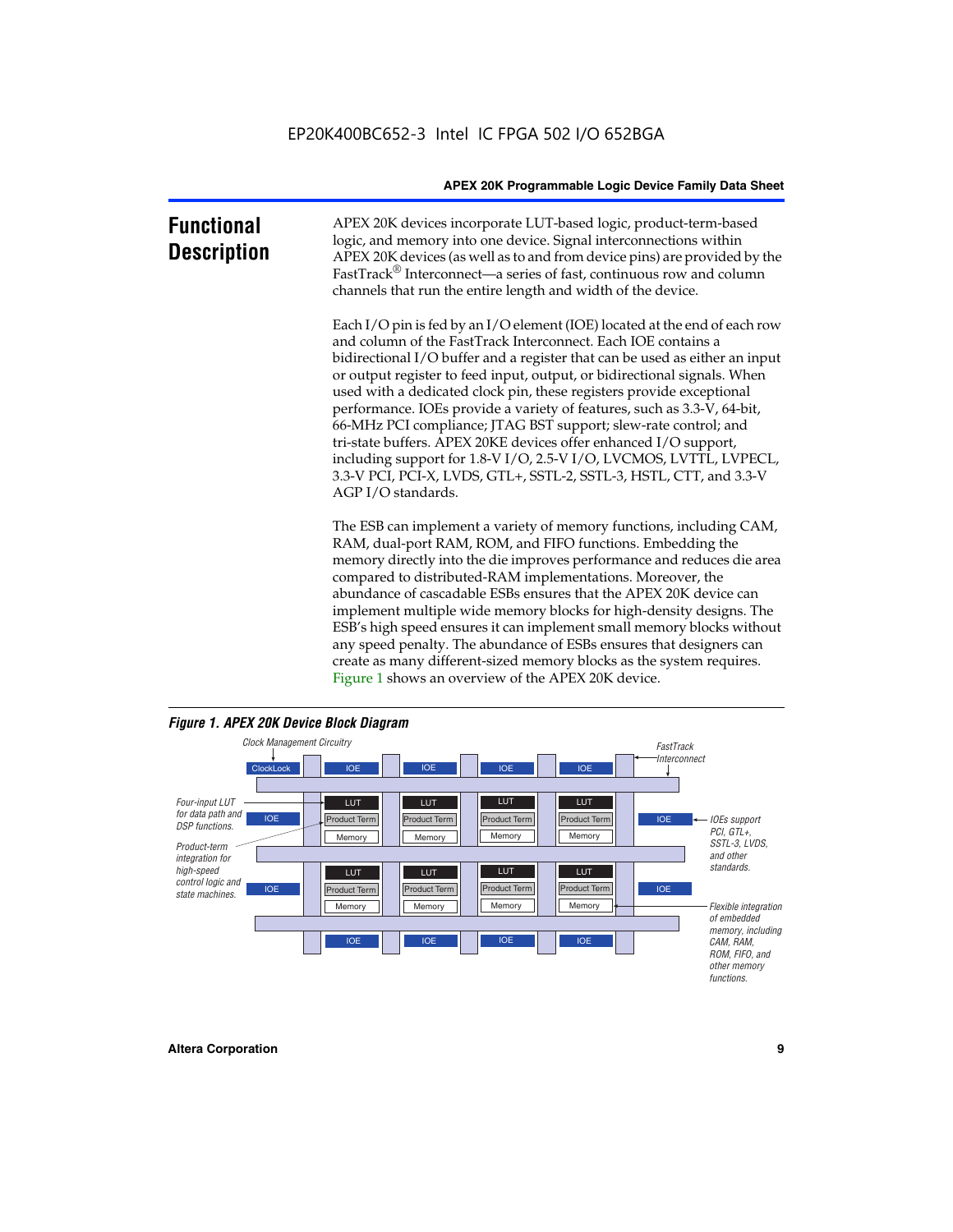# Functional Description

APEX 20K devices incorporate LUT-based logic, product-term-based logic, and memory into one device. Signal interconnections within APEX 20K devices (as well as to and from device pins) are provided by the FastTrack® Interconnect—a series of fast, continuous row and column channels that run the entire length and width of the device.

Each I/O pin is fed by an I/O element (IOE) located at the end of each row and column of the FastTrack Interconnect. Each IOE contains a bidirectional I/O buffer and a register that can be used as either an input or output register to feed input, output, or bidirectional signals. When used with a dedicated clock pin, these registers provide exceptional performance. IOEs provide a variety of features, such as 3.3-V, 64-bit, 66-MHz PCI compliance; JTAG BST support; slew-rate control; and tri-state buffers. APEX 20KE devices offer enhanced I/O support, including support for 1.8-V I/O, 2.5-V I/O, LVCMOS, LVTTL, LVPECL, 3.3-V PCI, PCI-X, LVDS, GTL+, SSTL-2, SSTL-3, HSTL, CTT, and 3.3-V AGP I/O standards.

The ESB can implement a variety of memory functions, including CAM, RAM, dual-port RAM, ROM, and FIFO functions. Embedding the memory directly into the die improves performance and reduces die area compared to distributed-RAM implementations. Moreover, the abundance of cascadable ESBs ensures that the APEX 20K device can implement multiple wide memory blocks for high-density designs. The ESB's high speed ensures it can implement small memory blocks without any speed penalty. The abundance of ESBs ensures that designers can create as many different-sized memory blocks as the system requires. Figure 1 shows an overview of the APEX 20K device.

*Figure 1. APEX 20K Device Block Diagram*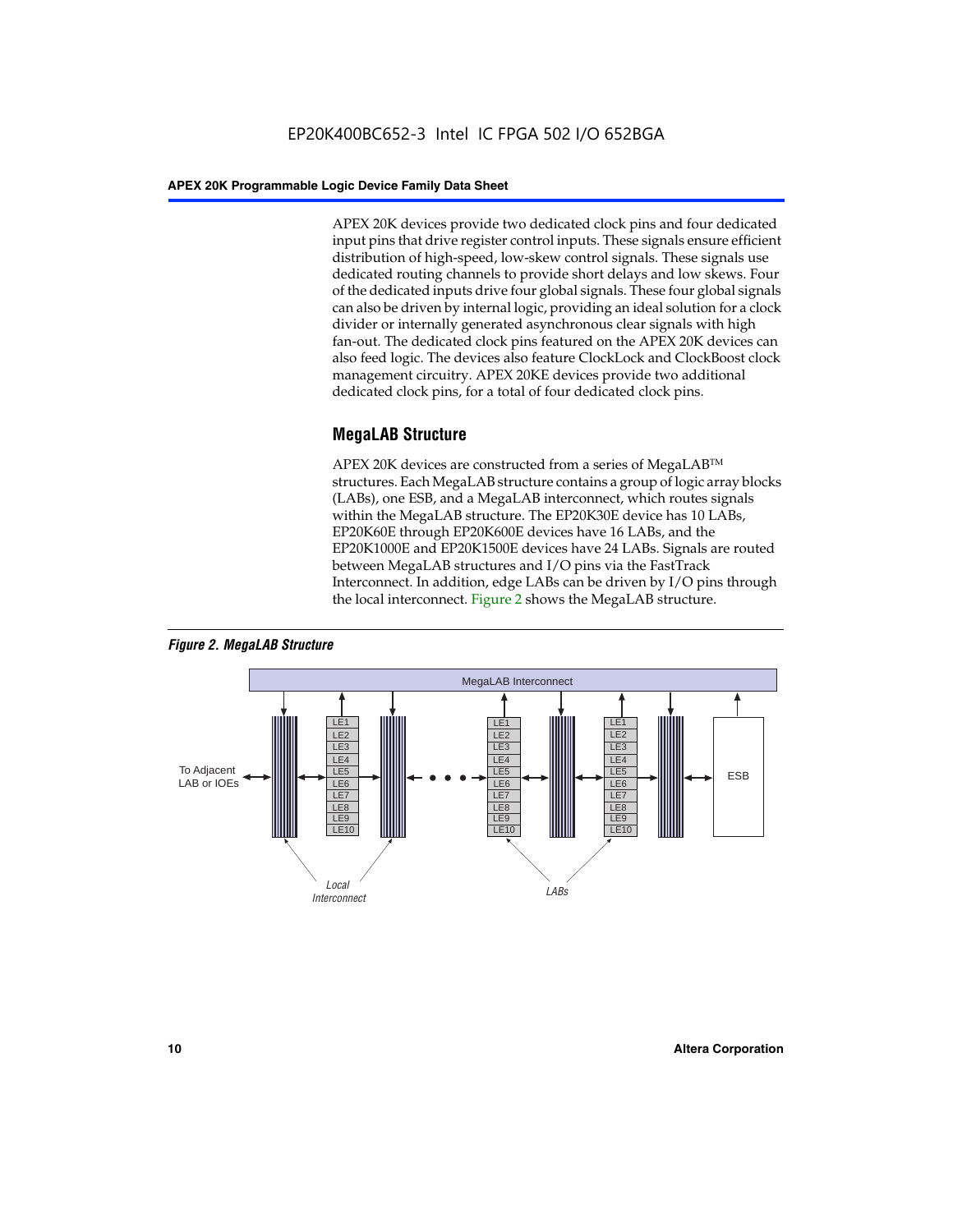APEX 20K devices provide two dedicated clock pins and four dedicated input pins that drive register control inputs. These signals ensure efficient distribution of high-speed, low-skew control signals. These signals use dedicated routing channels to provide short delays and low skews. Four of the dedicated inputs drive four global signals. These four global signals can also be driven by internal logic, providing an ideal solution for a clock divider or internally generated asynchronous clear signals with high fan-out. The dedicated clock pins featured on the APEX 20K devices can also feed logic. The devices also feature ClockLock and ClockBoost clock management circuitry. APEX 20KE devices provide two additional dedicated clock pins, for a total of four dedicated clock pins.

## MegaLAB Structure

APEX 20K devices are constructed from a series of MegaLAB™ structures. Each MegaLAB structure contains a group of logic array blocks (LABs), one ESB, and a MegaLAB interconnect, which routes signals within the MegaLAB structure. The EP20K30E device has 10 LABs, EP20K60E through EP20K600E devices have 16 LABs, and the EP20K1000E and EP20K1500E devices have 24 LABs. Signals are routed between MegaLAB structures and I/O pins via the FastTrack Interconnect. In addition, edge LABs can be driven by I/O pins through the local interconnect. Figure 2 shows the MegaLAB structure.

*Figure 2. MegaLAB Structure*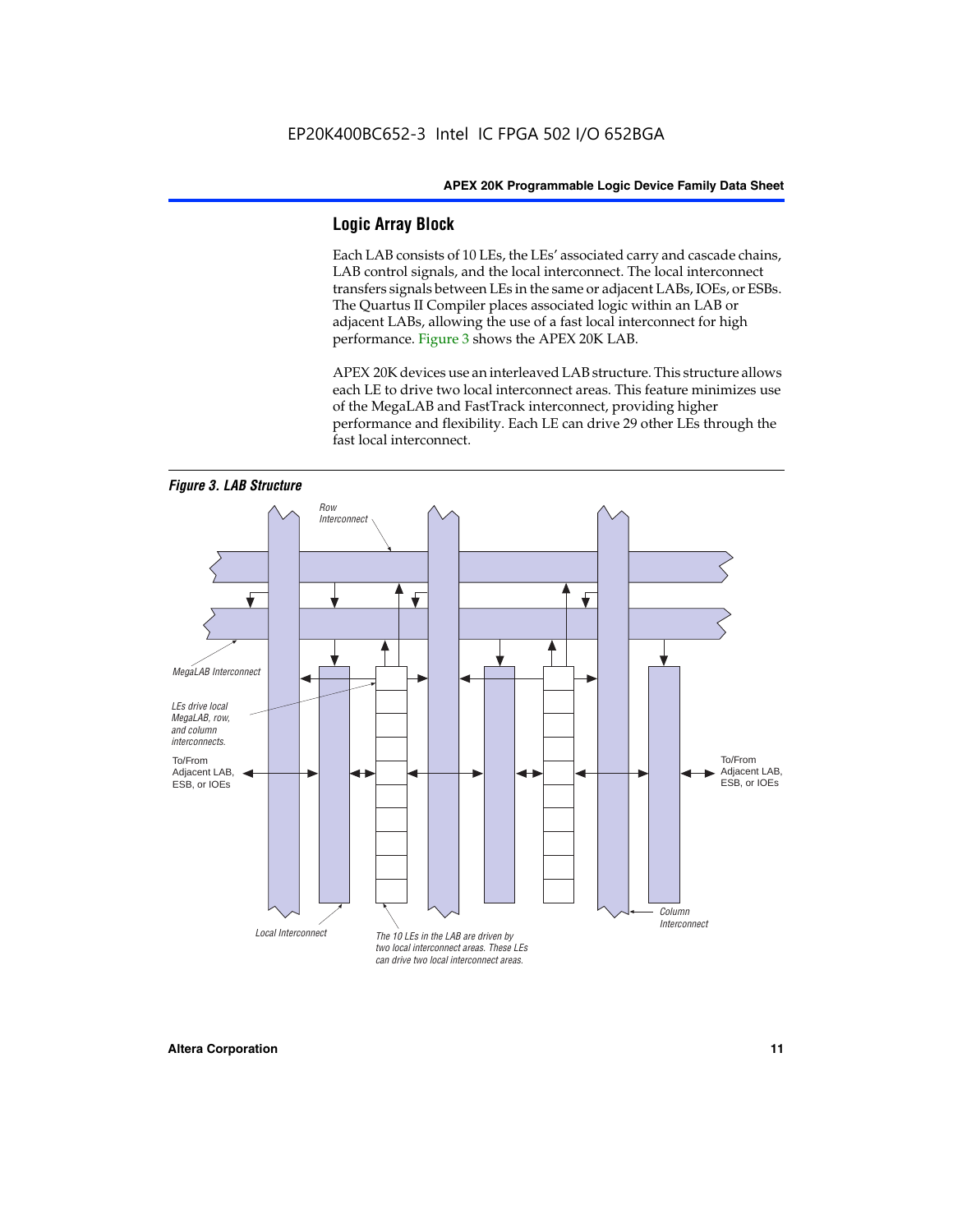## Logic Array Block

Each LAB consists of 10 LEs, the LEs' associated carry and cascade chains, LAB control signals, and the local interconnect. The local interconnect transfers signals between LEs in the same or adjacent LABs, IOEs, or ESBs. The Quartus II Compiler places associated logic within an LAB or adjacent LABs, allowing the use of a fast local interconnect for high performance. Figure 3 shows the APEX 20K LAB.

APEX 20K devices use an interleaved LAB structure. This structure allows each LE to drive two local interconnect areas. This feature minimizes use of the MegaLAB and FastTrack interconnect, providing higher performance and flexibility. Each LE can drive 29 other LEs through the fast local interconnect.

*Figure 3. LAB Structure*

Row Interconnect

MegaLAB Interconnect

LEs drive local MegaLAB, row, and column interconnects.

To/From Adjacent LAB, ESB, or IOEs

To/From Adjacent LAB, ESB, or IOEs

Column Interconnect

Local Interconnect

The 10 LEs in the LAB are driven by two local interconnect areas. These LEs can drive two local interconnect areas.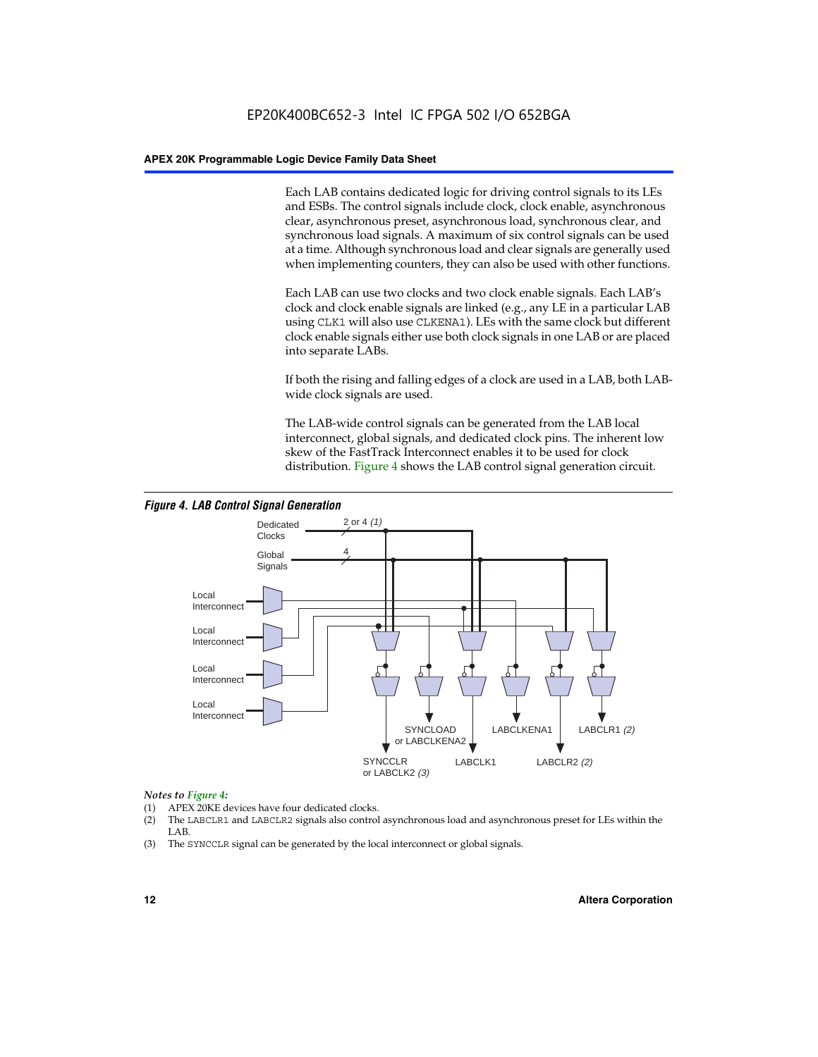Each LAB contains dedicated logic for driving control signals to its LEs and ESBs. The control signals include clock, clock enable, asynchronous clear, asynchronous preset, asynchronous load, synchronous clear, and synchronous load signals. A maximum of six control signals can be used at a time. Although synchronous load and clear signals are generally used when implementing counters, they can also be used with other functions.

Each LAB can use two clocks and two clock enable signals. Each LAB's clock and clock enable signals are linked (e.g., any LE in a particular LAB using CLK1 will also use CLKENA1). LEs with the same clock but different clock enable signals either use both clock signals in one LAB or are placed into separate LABs.

If both the rising and falling edges of a clock are used in a LAB, both LAB-wide clock signals are used.

The LAB-wide control signals can be generated from the LAB local interconnect, global signals, and dedicated clock pins. The inherent low skew of the FastTrack Interconnect enables it to be used for clock distribution. Figure 4 shows the LAB control signal generation circuit.

***Figure 4. LAB Control Signal Generation***

Dedicated Clocks 2 or 4 *(1)*

Global Signals 4

Local Interconnect

Local Interconnect

Local Interconnect

Local Interconnect

SYNCCLR or LABCLK2 *(3)*

SYNCLOAD or LABCLKENA2

LABCLK1

LABCLKENA1

LABCLR2 *(2)*

LABCLR1 *(2)*

*Notes to Figure 4:*

(1) APEX 20KE devices have four dedicated clocks.

(2) The LABCLR1 and LABCLR2 signals also control asynchronous load and asynchronous preset for LEs within the LAB.

(3) The SYNCCLR signal can be generated by the local interconnect or global signals.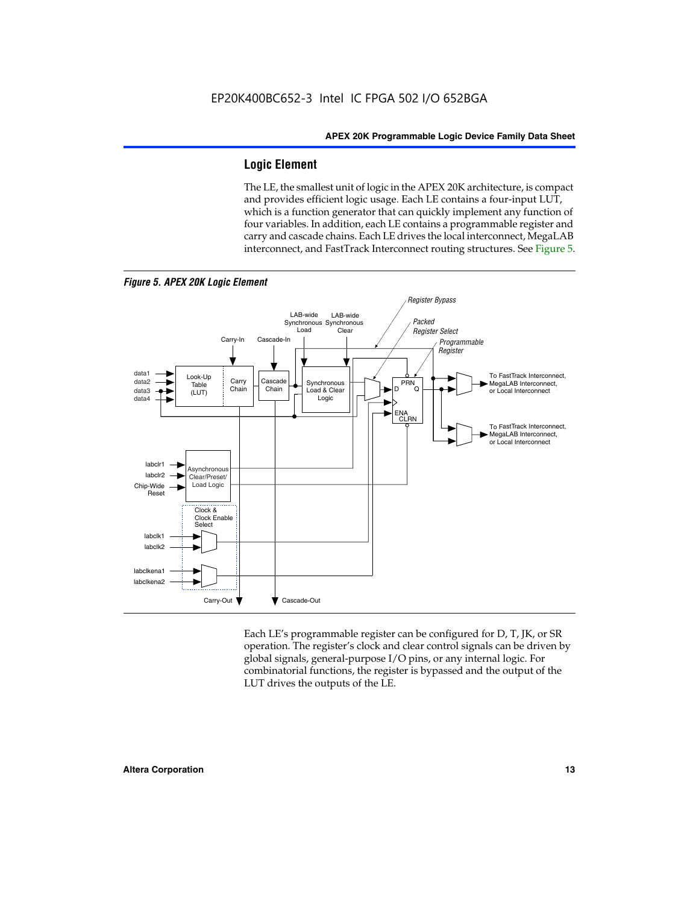## Logic Element

The LE, the smallest unit of logic in the APEX 20K architecture, is compact and provides efficient logic usage. Each LE contains a four-input LUT, which is a function generator that can quickly implement any function of four variables. In addition, each LE contains a programmable register and carry and cascade chains. Each LE drives the local interconnect, MegaLAB interconnect, and FastTrack Interconnect routing structures. See Figure 5.

*Figure 5. APEX 20K Logic Element*

Each LE's programmable register can be configured for D, T, JK, or SR operation. The register's clock and clear control signals can be driven by global signals, general-purpose I/O pins, or any internal logic. For combinatorial functions, the register is bypassed and the output of the LUT drives the outputs of the LE.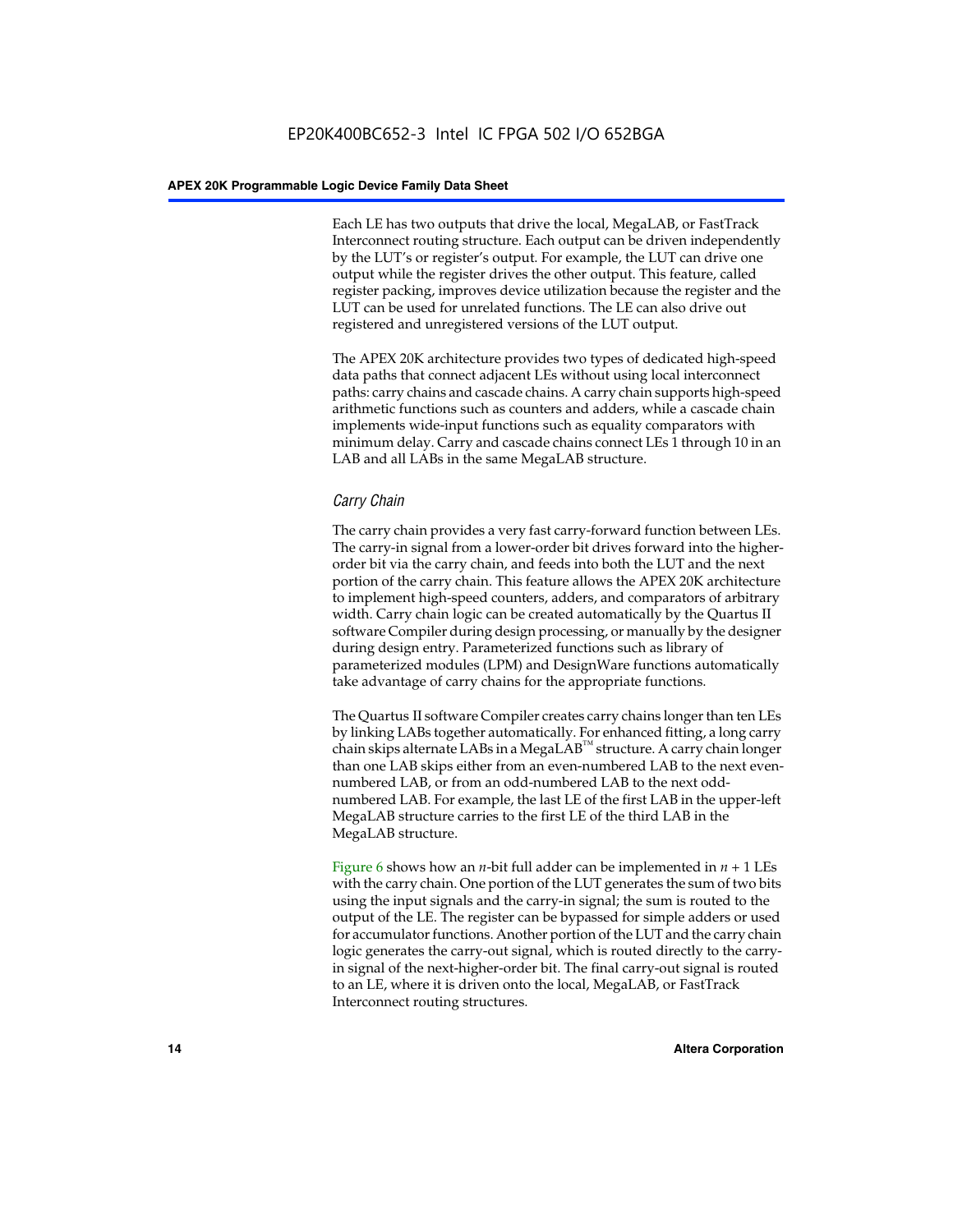Each LE has two outputs that drive the local, MegaLAB, or FastTrack Interconnect routing structure. Each output can be driven independently by the LUT's or register's output. For example, the LUT can drive one output while the register drives the other output. This feature, called register packing, improves device utilization because the register and the LUT can be used for unrelated functions. The LE can also drive out registered and unregistered versions of the LUT output.

The APEX 20K architecture provides two types of dedicated high-speed data paths that connect adjacent LEs without using local interconnect paths: carry chains and cascade chains. A carry chain supports high-speed arithmetic functions such as counters and adders, while a cascade chain implements wide-input functions such as equality comparators with minimum delay. Carry and cascade chains connect LEs 1 through 10 in an LAB and all LABs in the same MegaLAB structure.

### *Carry Chain*

The carry chain provides a very fast carry-forward function between LEs. The carry-in signal from a lower-order bit drives forward into the higher-order bit via the carry chain, and feeds into both the LUT and the next portion of the carry chain. This feature allows the APEX 20K architecture to implement high-speed counters, adders, and comparators of arbitrary width. Carry chain logic can be created automatically by the Quartus II software Compiler during design processing, or manually by the designer during design entry. Parameterized functions such as library of parameterized modules (LPM) and DesignWare functions automatically take advantage of carry chains for the appropriate functions.

The Quartus II software Compiler creates carry chains longer than ten LEs by linking LABs together automatically. For enhanced fitting, a long carry chain skips alternate LABs in a MegaLAB™ structure. A carry chain longer than one LAB skips either from an even-numbered LAB to the next even-numbered LAB, or from an odd-numbered LAB to the next odd-numbered LAB. For example, the last LE of the first LAB in the upper-left MegaLAB structure carries to the first LE of the third LAB in the MegaLAB structure.

Figure 6 shows how an $n$-bit full adder can be implemented in $n + 1$ LEs with the carry chain. One portion of the LUT generates the sum of two bits using the input signals and the carry-in signal; the sum is routed to the output of the LE. The register can be bypassed for simple adders or used for accumulator functions. Another portion of the LUT and the carry chain logic generates the carry-out signal, which is routed directly to the carry-in signal of the next-higher-order bit. The final carry-out signal is routed to an LE, where it is driven onto the local, MegaLAB, or FastTrack Interconnect routing structures.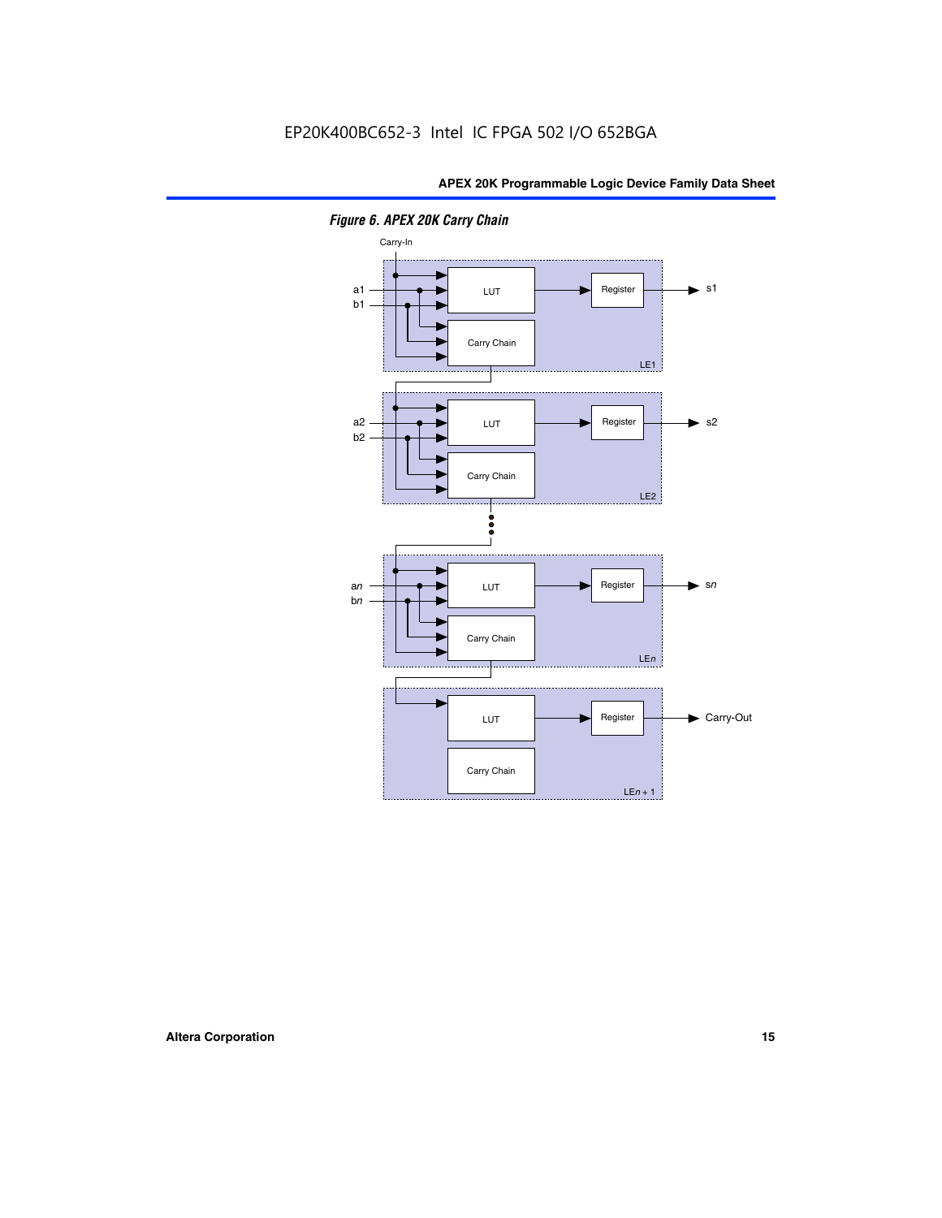*Figure 6. APEX 20K Carry Chain*

Carry-In

a1
b1

LUT

Register

s1

Carry Chain

LE1

a2
b2

LUT

Register

s2

Carry Chain

LE2

an
bn

LUT

Register

sn

Carry Chain

LEn

LUT

Register

Carry-Out

Carry Chain

LEn + 1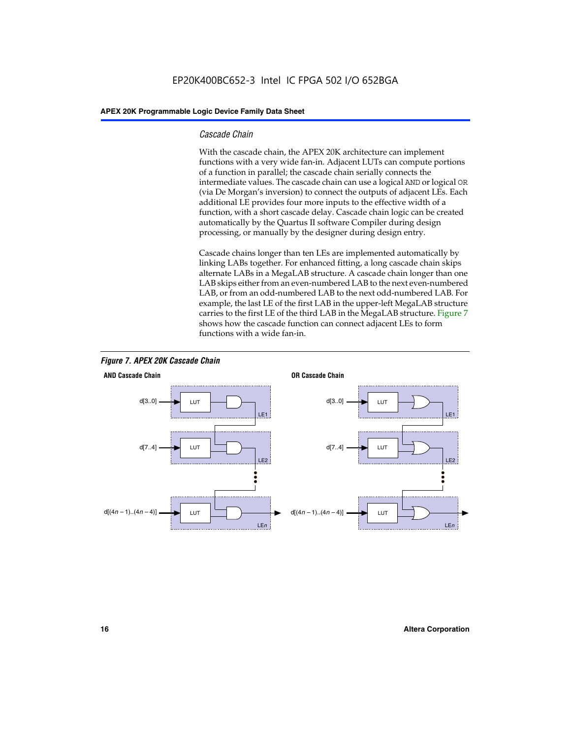### *Cascade Chain*

With the cascade chain, the APEX 20K architecture can implement functions with a very wide fan-in. Adjacent LUTs can compute portions of a function in parallel; the cascade chain serially connects the intermediate values. The cascade chain can use a logical `AND` or logical `OR` (via De Morgan's inversion) to connect the outputs of adjacent LEs. Each additional LE provides four more inputs to the effective width of a function, with a short cascade delay. Cascade chain logic can be created automatically by the Quartus II software Compiler during design processing, or manually by the designer during design entry.

Cascade chains longer than ten LEs are implemented automatically by linking LABs together. For enhanced fitting, a long cascade chain skips alternate LABs in a MegaLAB structure. A cascade chain longer than one LAB skips either from an even-numbered LAB to the next even-numbered LAB, or from an odd-numbered LAB to the next odd-numbered LAB. For example, the last LE of the first LAB in the upper-left MegaLAB structure carries to the first LE of the third LAB in the MegaLAB structure. Figure 7 shows how the cascade function can connect adjacent LEs to form functions with a wide fan-in.

***Figure 7. APEX 20K Cascade Chain***

**AND Cascade Chain**

d[3..0] → LUT → LE1
d[7..4] → LUT → LE2
d[(4*n* – 1)..(4*n* – 4)] → LUT → LE*n*

**OR Cascade Chain**

d[3..0] → LUT → LE1
d[7..4] → LUT → LE2
d[(4*n* – 1)..(4*n* – 4)] → LUT → LE*n*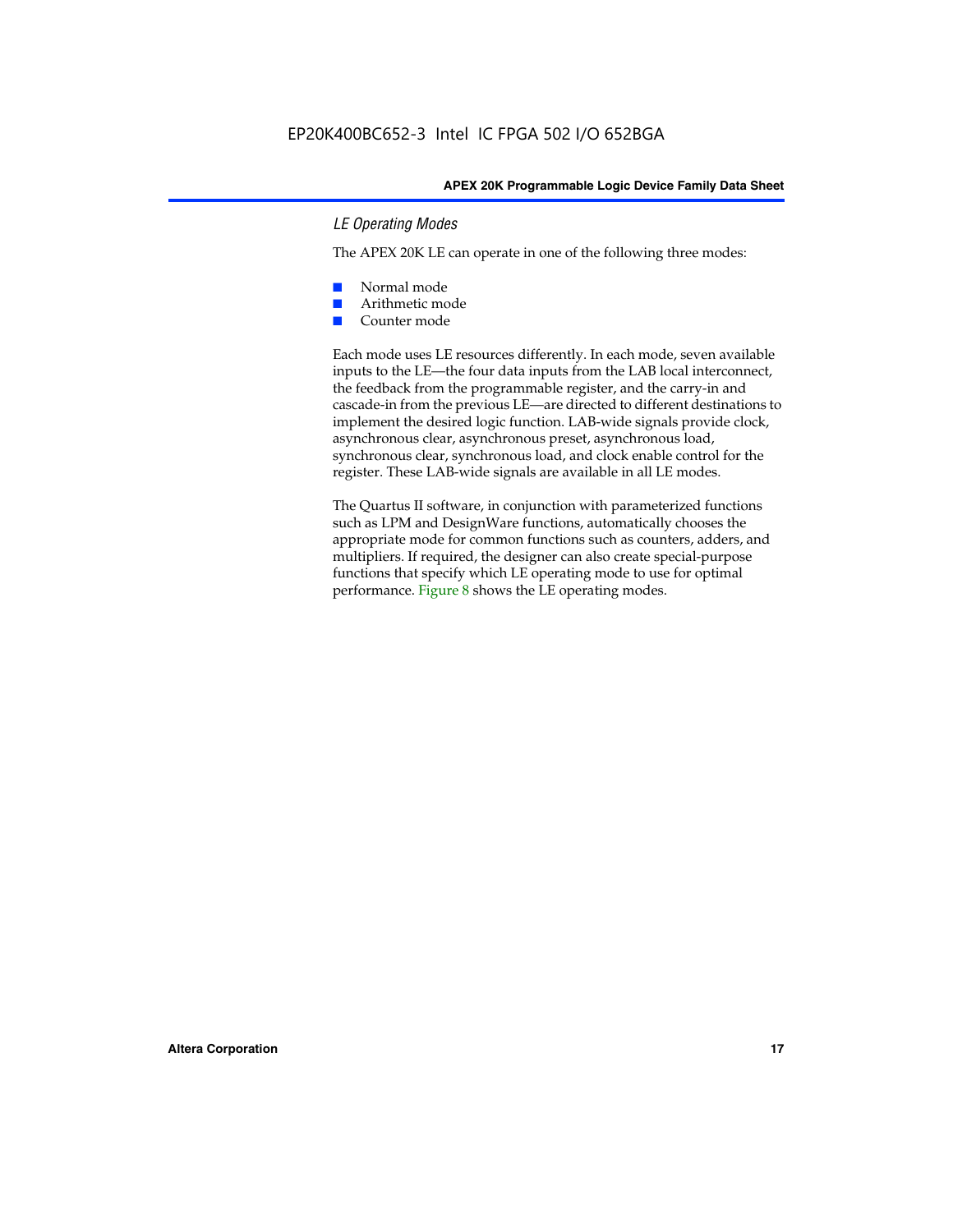### *LE Operating Modes*

The APEX 20K LE can operate in one of the following three modes:

- Normal mode
- Arithmetic mode
- Counter mode

Each mode uses LE resources differently. In each mode, seven available inputs to the LE—the four data inputs from the LAB local interconnect, the feedback from the programmable register, and the carry-in and cascade-in from the previous LE—are directed to different destinations to implement the desired logic function. LAB-wide signals provide clock, asynchronous clear, asynchronous preset, asynchronous load, synchronous clear, synchronous load, and clock enable control for the register. These LAB-wide signals are available in all LE modes.

The Quartus II software, in conjunction with parameterized functions such as LPM and DesignWare functions, automatically chooses the appropriate mode for common functions such as counters, adders, and multipliers. If required, the designer can also create special-purpose functions that specify which LE operating mode to use for optimal performance. Figure 8 shows the LE operating modes.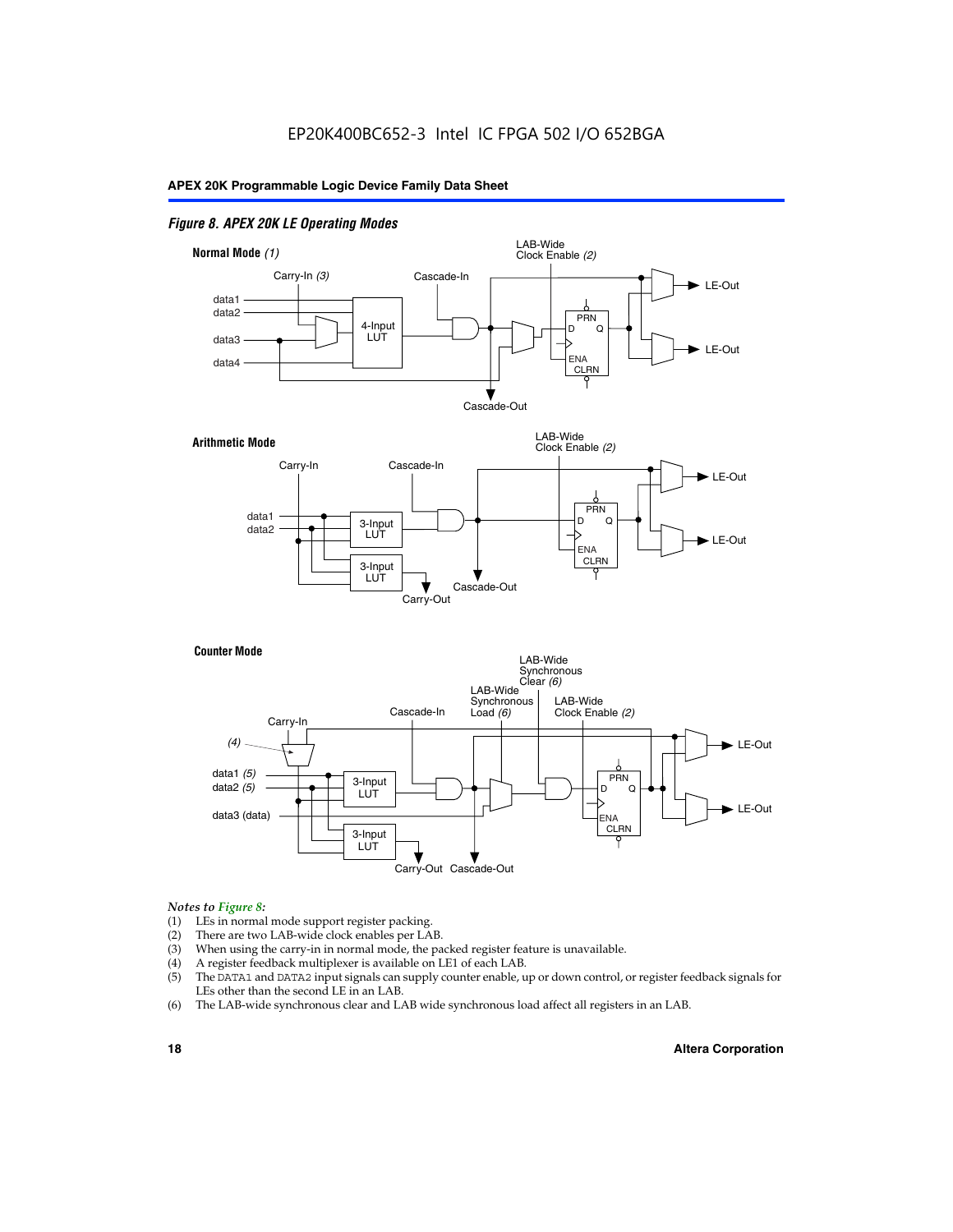*Figure 8. APEX 20K LE Operating Modes*

**Normal Mode** *(1)*

Carry-In *(3)*, Cascade-In, LAB-Wide Clock Enable *(2)*, data1, data2, data3, data4, 4-Input LUT, PRN, D, Q, ENA, CLRN, LE-Out, LE-Out, Cascade-Out

**Arithmetic Mode**

Carry-In, Cascade-In, LAB-Wide Clock Enable *(2)*, data1, data2, 3-Input LUT, 3-Input LUT, PRN, D, Q, ENA, CLRN, LE-Out, LE-Out, Cascade-Out, Carry-Out

**Counter Mode**

Carry-In, *(4)*, Cascade-In, LAB-Wide Synchronous Load *(6)*, LAB-Wide Synchronous Clear *(6)*, LAB-Wide Clock Enable *(2)*, data1 *(5)*, data2 *(5)*, data3 (data), 3-Input LUT, 3-Input LUT, PRN, D, Q, ENA, CLRN, LE-Out, LE-Out, Carry-Out, Cascade-Out

*Notes to Figure 8:*

(1) LEs in normal mode support register packing.
(2) There are two LAB-wide clock enables per LAB.
(3) When using the carry-in in normal mode, the packed register feature is unavailable.
(4) A register feedback multiplexer is available on LE1 of each LAB.
(5) The DATA1 and DATA2 input signals can supply counter enable, up or down control, or register feedback signals for LEs other than the second LE in an LAB.
(6) The LAB-wide synchronous clear and LAB wide synchronous load affect all registers in an LAB.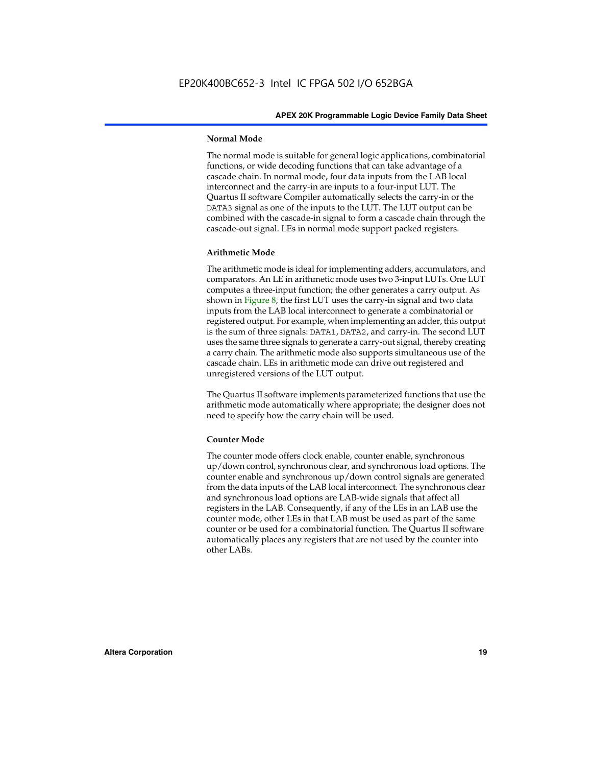### Normal Mode

The normal mode is suitable for general logic applications, combinatorial functions, or wide decoding functions that can take advantage of a cascade chain. In normal mode, four data inputs from the LAB local interconnect and the carry-in are inputs to a four-input LUT. The Quartus II software Compiler automatically selects the carry-in or the DATA3 signal as one of the inputs to the LUT. The LUT output can be combined with the cascade-in signal to form a cascade chain through the cascade-out signal. LEs in normal mode support packed registers.

### Arithmetic Mode

The arithmetic mode is ideal for implementing adders, accumulators, and comparators. An LE in arithmetic mode uses two 3-input LUTs. One LUT computes a three-input function; the other generates a carry output. As shown in Figure 8, the first LUT uses the carry-in signal and two data inputs from the LAB local interconnect to generate a combinatorial or registered output. For example, when implementing an adder, this output is the sum of three signals: DATA1, DATA2, and carry-in. The second LUT uses the same three signals to generate a carry-out signal, thereby creating a carry chain. The arithmetic mode also supports simultaneous use of the cascade chain. LEs in arithmetic mode can drive out registered and unregistered versions of the LUT output.

The Quartus II software implements parameterized functions that use the arithmetic mode automatically where appropriate; the designer does not need to specify how the carry chain will be used.

### Counter Mode

The counter mode offers clock enable, counter enable, synchronous up/down control, synchronous clear, and synchronous load options. The counter enable and synchronous up/down control signals are generated from the data inputs of the LAB local interconnect. The synchronous clear and synchronous load options are LAB-wide signals that affect all registers in the LAB. Consequently, if any of the LEs in an LAB use the counter mode, other LEs in that LAB must be used as part of the same counter or be used for a combinatorial function. The Quartus II software automatically places any registers that are not used by the counter into other LABs.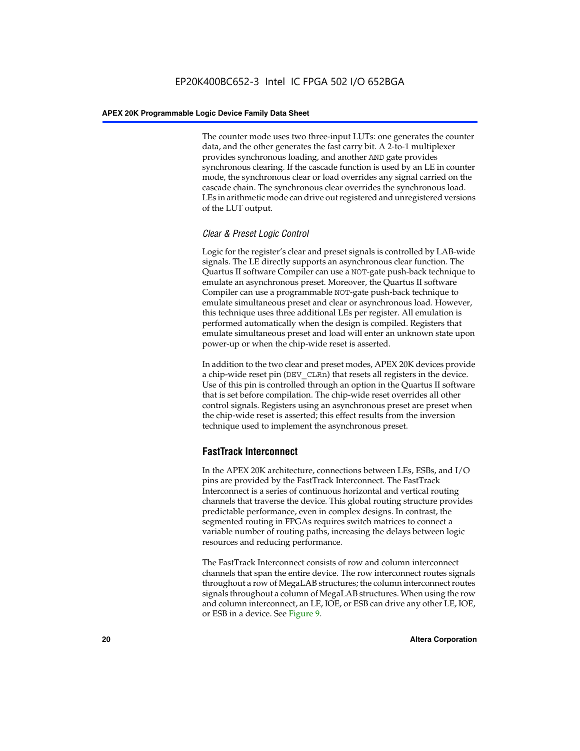The counter mode uses two three-input LUTs: one generates the counter data, and the other generates the fast carry bit. A 2-to-1 multiplexer provides synchronous loading, and another AND gate provides synchronous clearing. If the cascade function is used by an LE in counter mode, the synchronous clear or load overrides any signal carried on the cascade chain. The synchronous clear overrides the synchronous load. LEs in arithmetic mode can drive out registered and unregistered versions of the LUT output.

### *Clear & Preset Logic Control*

Logic for the register's clear and preset signals is controlled by LAB-wide signals. The LE directly supports an asynchronous clear function. The Quartus II software Compiler can use a NOT-gate push-back technique to emulate an asynchronous preset. Moreover, the Quartus II software Compiler can use a programmable NOT-gate push-back technique to emulate simultaneous preset and clear or asynchronous load. However, this technique uses three additional LEs per register. All emulation is performed automatically when the design is compiled. Registers that emulate simultaneous preset and load will enter an unknown state upon power-up or when the chip-wide reset is asserted.

In addition to the two clear and preset modes, APEX 20K devices provide a chip-wide reset pin (DEV_CLRn) that resets all registers in the device. Use of this pin is controlled through an option in the Quartus II software that is set before compilation. The chip-wide reset overrides all other control signals. Registers using an asynchronous preset are preset when the chip-wide reset is asserted; this effect results from the inversion technique used to implement the asynchronous preset.

## FastTrack Interconnect

In the APEX 20K architecture, connections between LEs, ESBs, and I/O pins are provided by the FastTrack Interconnect. The FastTrack Interconnect is a series of continuous horizontal and vertical routing channels that traverse the device. This global routing structure provides predictable performance, even in complex designs. In contrast, the segmented routing in FPGAs requires switch matrices to connect a variable number of routing paths, increasing the delays between logic resources and reducing performance.

The FastTrack Interconnect consists of row and column interconnect channels that span the entire device. The row interconnect routes signals throughout a row of MegaLAB structures; the column interconnect routes signals throughout a column of MegaLAB structures. When using the row and column interconnect, an LE, IOE, or ESB can drive any other LE, IOE, or ESB in a device. See Figure 9.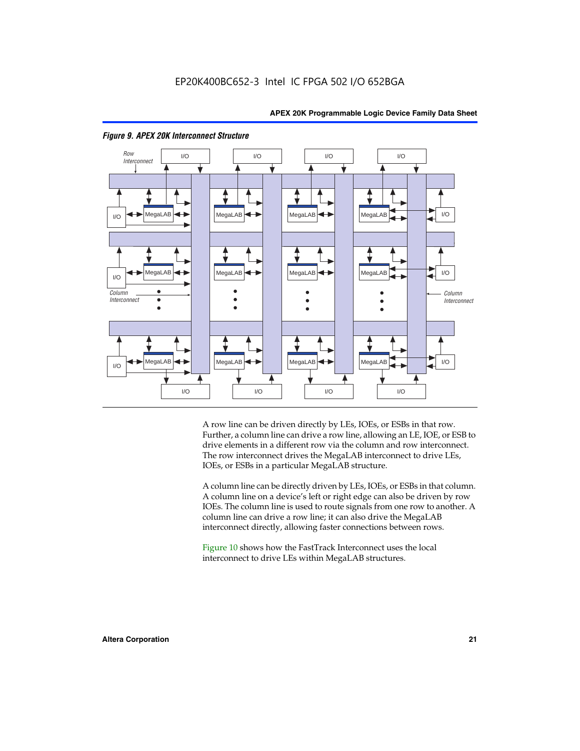*Figure 9. APEX 20K Interconnect Structure*

A row line can be driven directly by LEs, IOEs, or ESBs in that row. Further, a column line can drive a row line, allowing an LE, IOE, or ESB to drive elements in a different row via the column and row interconnect. The row interconnect drives the MegaLAB interconnect to drive LEs, IOEs, or ESBs in a particular MegaLAB structure.

A column line can be directly driven by LEs, IOEs, or ESBs in that column. A column line on a device's left or right edge can also be driven by row IOEs. The column line is used to route signals from one row to another. A column line can drive a row line; it can also drive the MegaLAB interconnect directly, allowing faster connections between rows.

Figure 10 shows how the FastTrack Interconnect uses the local interconnect to drive LEs within MegaLAB structures.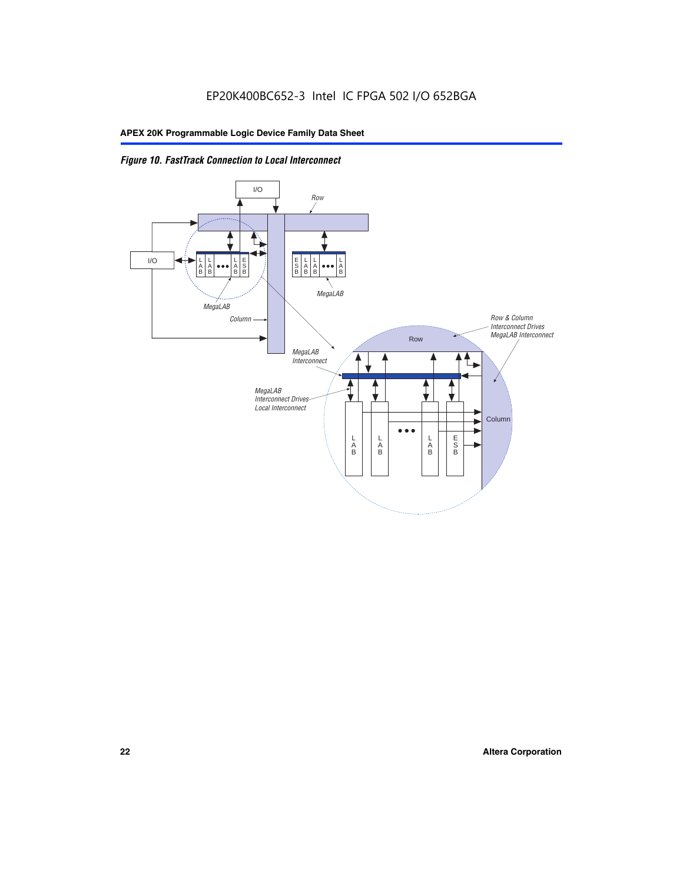*Figure 10. FastTrack Connection to Local Interconnect*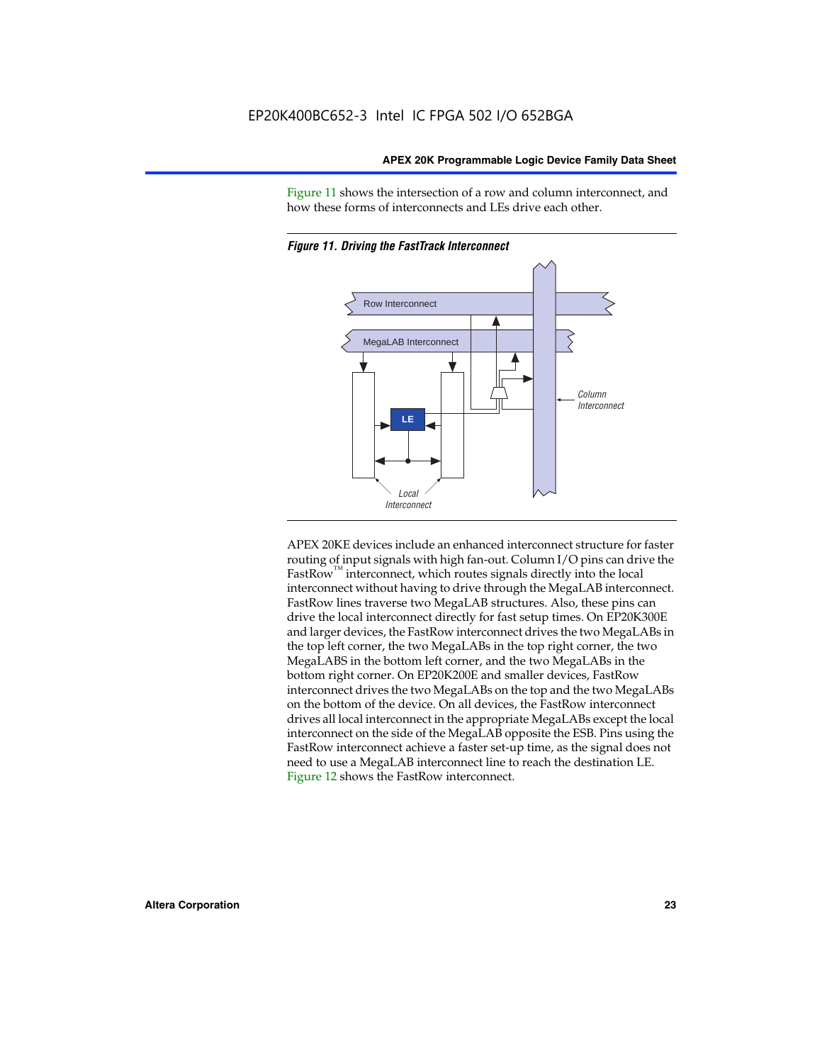Figure 11 shows the intersection of a row and column interconnect, and how these forms of interconnects and LEs drive each other.

*Figure 11. Driving the FastTrack Interconnect*

APEX 20KE devices include an enhanced interconnect structure for faster routing of input signals with high fan-out. Column I/O pins can drive the FastRow™ interconnect, which routes signals directly into the local interconnect without having to drive through the MegaLAB interconnect. FastRow lines traverse two MegaLAB structures. Also, these pins can drive the local interconnect directly for fast setup times. On EP20K300E and larger devices, the FastRow interconnect drives the two MegaLABs in the top left corner, the two MegaLABs in the top right corner, the two MegaLABS in the bottom left corner, and the two MegaLABs in the bottom right corner. On EP20K200E and smaller devices, FastRow interconnect drives the two MegaLABs on the top and the two MegaLABs on the bottom of the device. On all devices, the FastRow interconnect drives all local interconnect in the appropriate MegaLABs except the local interconnect on the side of the MegaLAB opposite the ESB. Pins using the FastRow interconnect achieve a faster set-up time, as the signal does not need to use a MegaLAB interconnect line to reach the destination LE. Figure 12 shows the FastRow interconnect.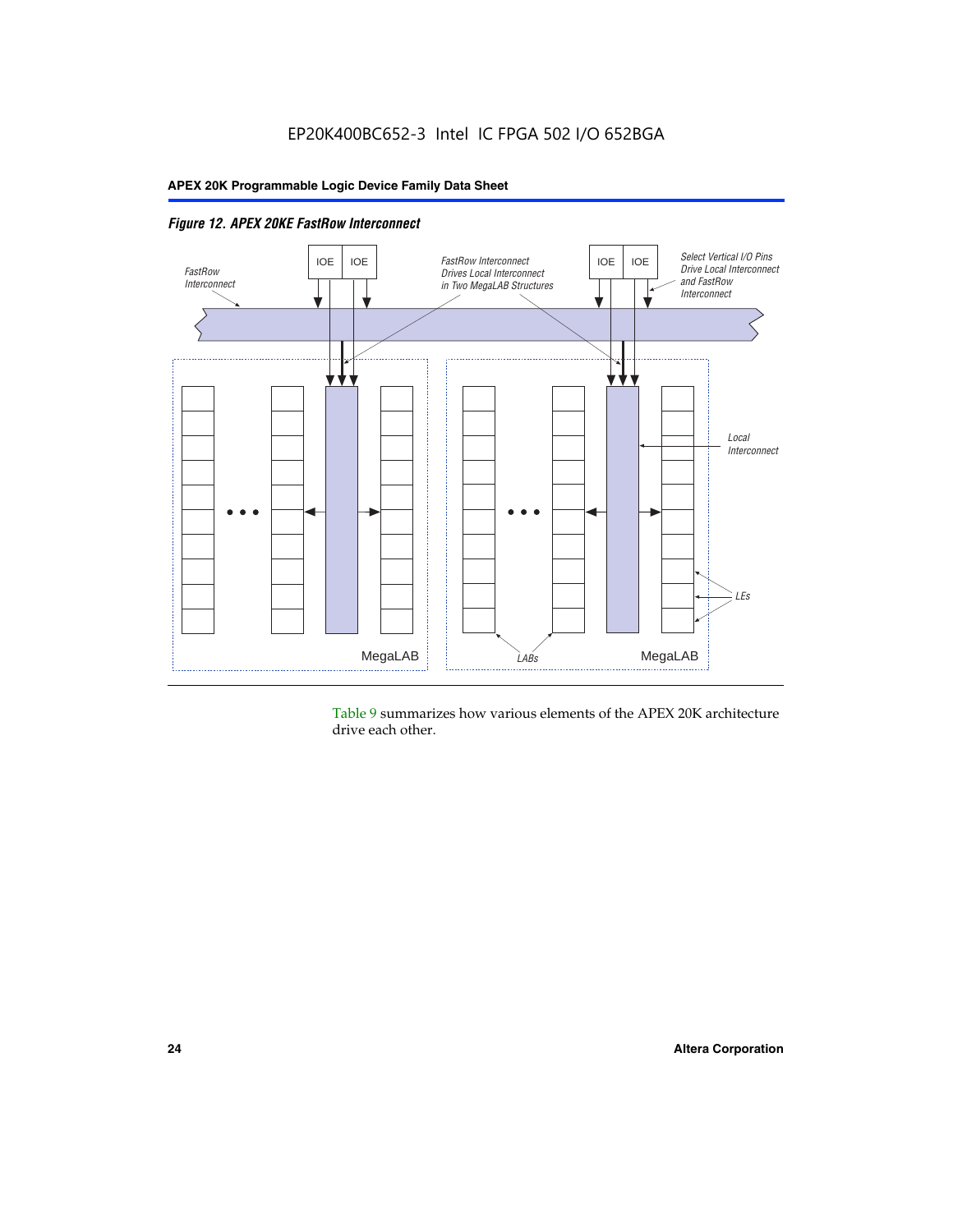*Figure 12. APEX 20KE FastRow Interconnect*

FastRow Interconnect

IOE IOE

FastRow Interconnect Drives Local Interconnect in Two MegaLAB Structures

IOE IOE

Select Vertical I/O Pins Drive Local Interconnect and FastRow Interconnect

Local Interconnect

LEs

LABs

MegaLAB

MegaLAB

Table 9 summarizes how various elements of the APEX 20K architecture drive each other.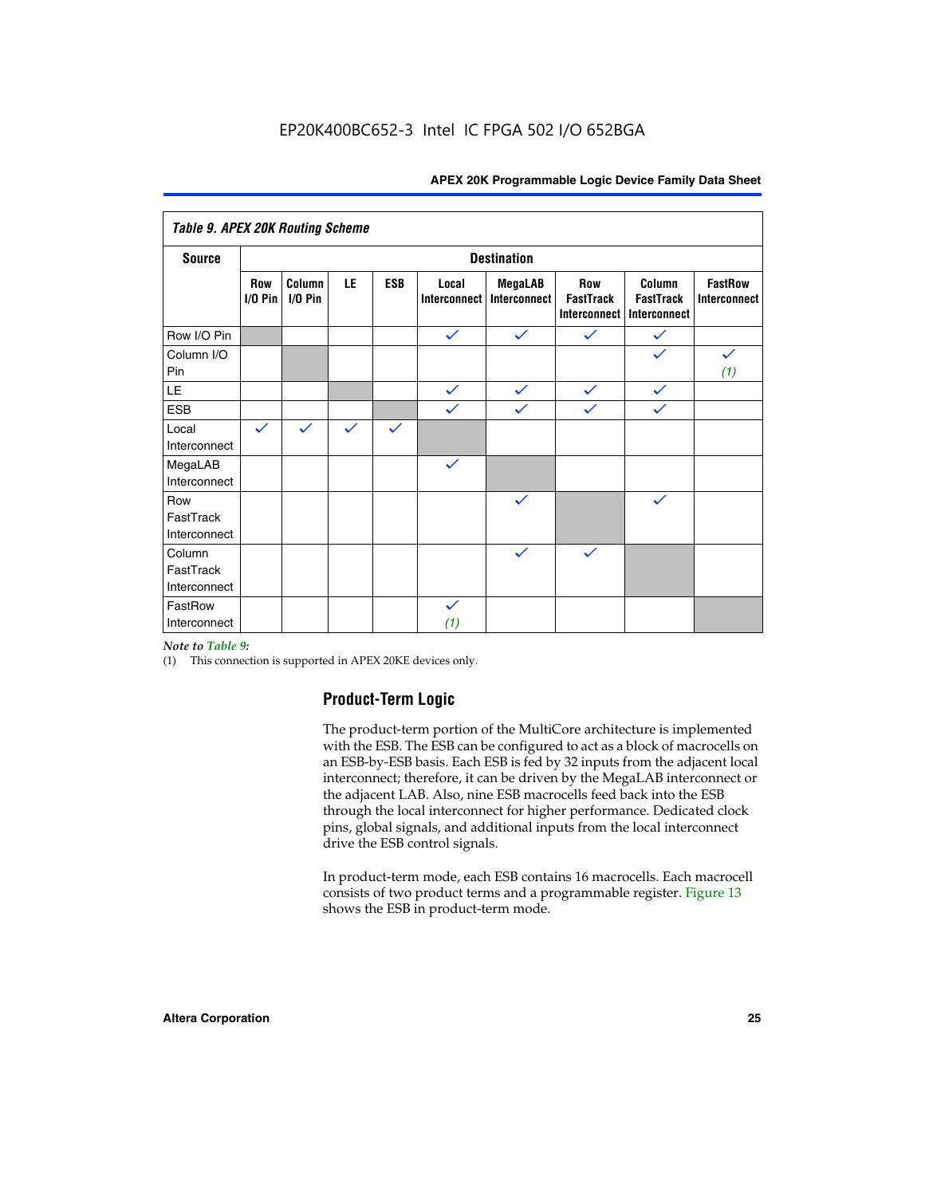**Table 9. APEX 20K Routing Scheme**

| Source | Destination | | | | | | | | |
|---|---|---|---|---|---|---|---|---|---|
| | Row I/O Pin | Column I/O Pin | LE | ESB | Local Interconnect | MegaLAB Interconnect | Row FastTrack Interconnect | Column FastTrack Interconnect | FastRow Interconnect |
| Row I/O Pin | | | | | ✓ | ✓ | ✓ | ✓ | |
| Column I/O Pin | | | | | | | | ✓ | ✓ (1) |
| LE | | | | | ✓ | ✓ | ✓ | ✓ | |
| ESB | | | | | ✓ | ✓ | ✓ | ✓ | |
| Local Interconnect | ✓ | ✓ | ✓ | ✓ | | | | | |
| MegaLAB Interconnect | | | | | ✓ | | | | |
| Row FastTrack Interconnect | | | | | | ✓ | | ✓ | |
| Column FastTrack Interconnect | | | | | | ✓ | ✓ | | |
| FastRow Interconnect | | | | | ✓ (1) | | | | |

*Note to Table 9:*

(1) This connection is supported in APEX 20KE devices only.

## Product-Term Logic

The product-term portion of the MultiCore architecture is implemented with the ESB. The ESB can be configured to act as a block of macrocells on an ESB-by-ESB basis. Each ESB is fed by 32 inputs from the adjacent local interconnect; therefore, it can be driven by the MegaLAB interconnect or the adjacent LAB. Also, nine ESB macrocells feed back into the ESB through the local interconnect for higher performance. Dedicated clock pins, global signals, and additional inputs from the local interconnect drive the ESB control signals.

In product-term mode, each ESB contains 16 macrocells. Each macrocell consists of two product terms and a programmable register. Figure 13 shows the ESB in product-term mode.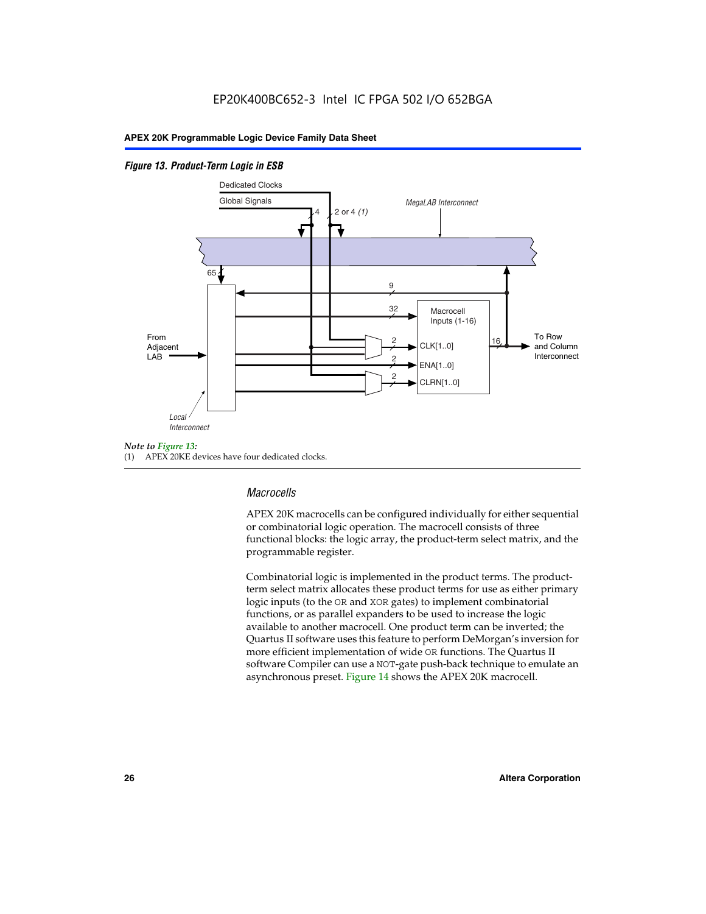EP20K400BC652-3 Intel IC FPGA 502 I/O 652BGA

*Figure 13. Product-Term Logic in ESB*

Dedicated Clocks

Global Signals

4

2 or 4 *(1)*

*MegaLAB Interconnect*

65

9

32

Macrocell Inputs (1-16)

From Adjacent LAB

2

CLK[1..0]

16

To Row and Column Interconnect

2

ENA[1..0]

2

CLRN[1..0]

*Local Interconnect*

*Note to Figure 13:*

(1) APEX 20KE devices have four dedicated clocks.

### *Macrocells*

APEX 20K macrocells can be configured individually for either sequential or combinatorial logic operation. The macrocell consists of three functional blocks: the logic array, the product-term select matrix, and the programmable register.

Combinatorial logic is implemented in the product terms. The product-term select matrix allocates these product terms for use as either primary logic inputs (to the OR and XOR gates) to implement combinatorial functions, or as parallel expanders to be used to increase the logic available to another macrocell. One product term can be inverted; the Quartus II software uses this feature to perform DeMorgan's inversion for more efficient implementation of wide OR functions. The Quartus II software Compiler can use a NOT-gate push-back technique to emulate an asynchronous preset. Figure 14 shows the APEX 20K macrocell.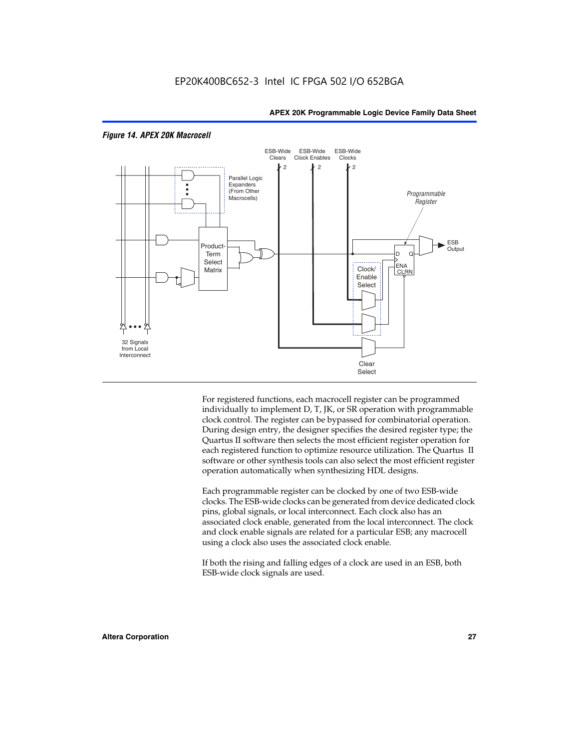*Figure 14. APEX 20K Macrocell*

For registered functions, each macrocell register can be programmed individually to implement D, T, JK, or SR operation with programmable clock control. The register can be bypassed for combinatorial operation. During design entry, the designer specifies the desired register type; the Quartus II software then selects the most efficient register operation for each registered function to optimize resource utilization. The Quartus II software or other synthesis tools can also select the most efficient register operation automatically when synthesizing HDL designs.

Each programmable register can be clocked by one of two ESB-wide clocks. The ESB-wide clocks can be generated from device dedicated clock pins, global signals, or local interconnect. Each clock also has an associated clock enable, generated from the local interconnect. The clock and clock enable signals are related for a particular ESB; any macrocell using a clock also uses the associated clock enable.

If both the rising and falling edges of a clock are used in an ESB, both ESB-wide clock signals are used.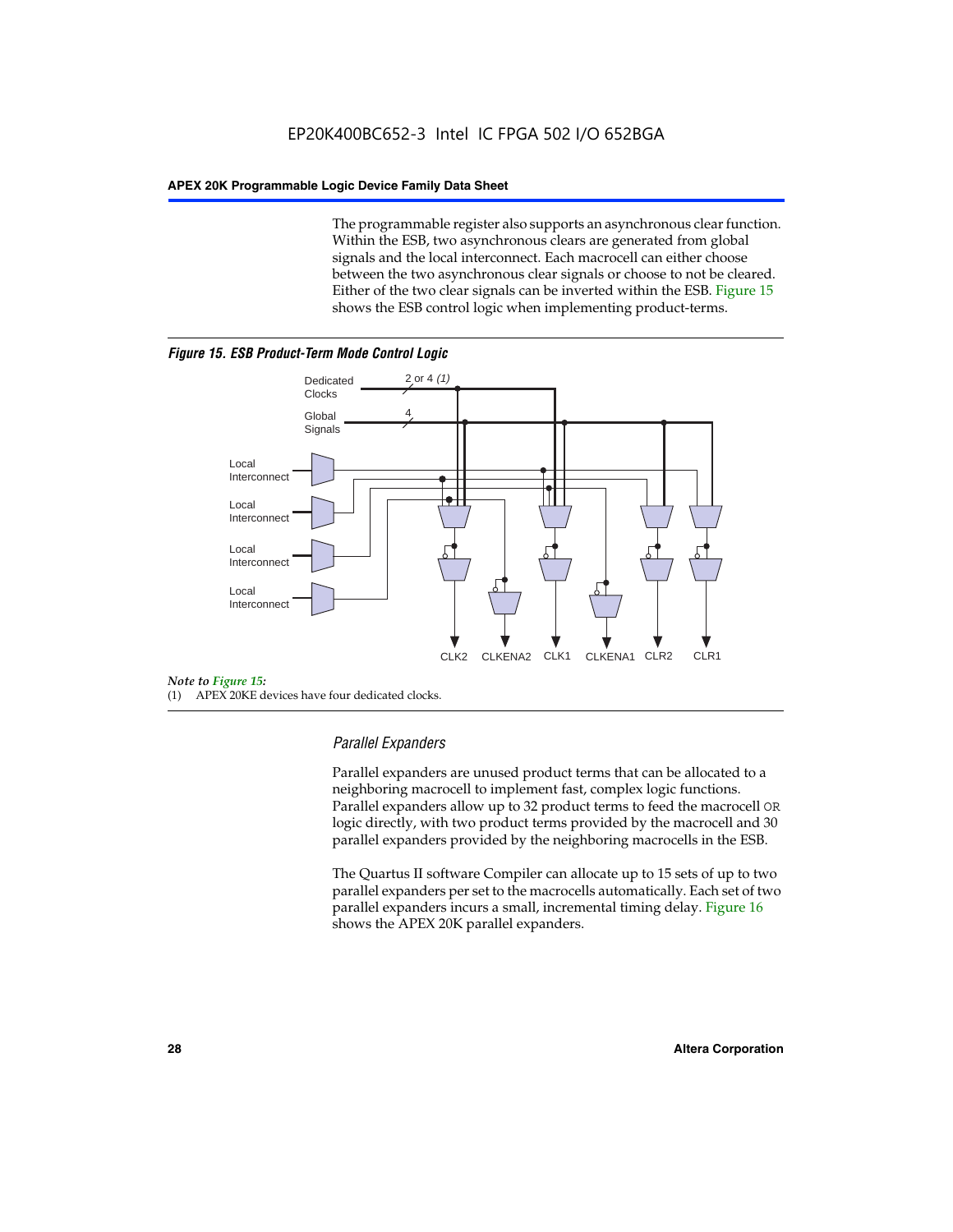The programmable register also supports an asynchronous clear function. Within the ESB, two asynchronous clears are generated from global signals and the local interconnect. Each macrocell can either choose between the two asynchronous clear signals or choose to not be cleared. Either of the two clear signals can be inverted within the ESB. Figure 15 shows the ESB control logic when implementing product-terms.

***Figure 15. ESB Product-Term Mode Control Logic***

Dedicated Clocks 2 or 4 *(1)*

Global Signals 4

Local Interconnect

Local Interconnect

Local Interconnect

Local Interconnect

CLK2 CLKENA2 CLK1 CLKENA1 CLR2 CLR1

*Note to Figure 15:*

(1) APEX 20KE devices have four dedicated clocks.

### *Parallel Expanders*

Parallel expanders are unused product terms that can be allocated to a neighboring macrocell to implement fast, complex logic functions. Parallel expanders allow up to 32 product terms to feed the macrocell OR logic directly, with two product terms provided by the macrocell and 30 parallel expanders provided by the neighboring macrocells in the ESB.

The Quartus II software Compiler can allocate up to 15 sets of up to two parallel expanders per set to the macrocells automatically. Each set of two parallel expanders incurs a small, incremental timing delay. Figure 16 shows the APEX 20K parallel expanders.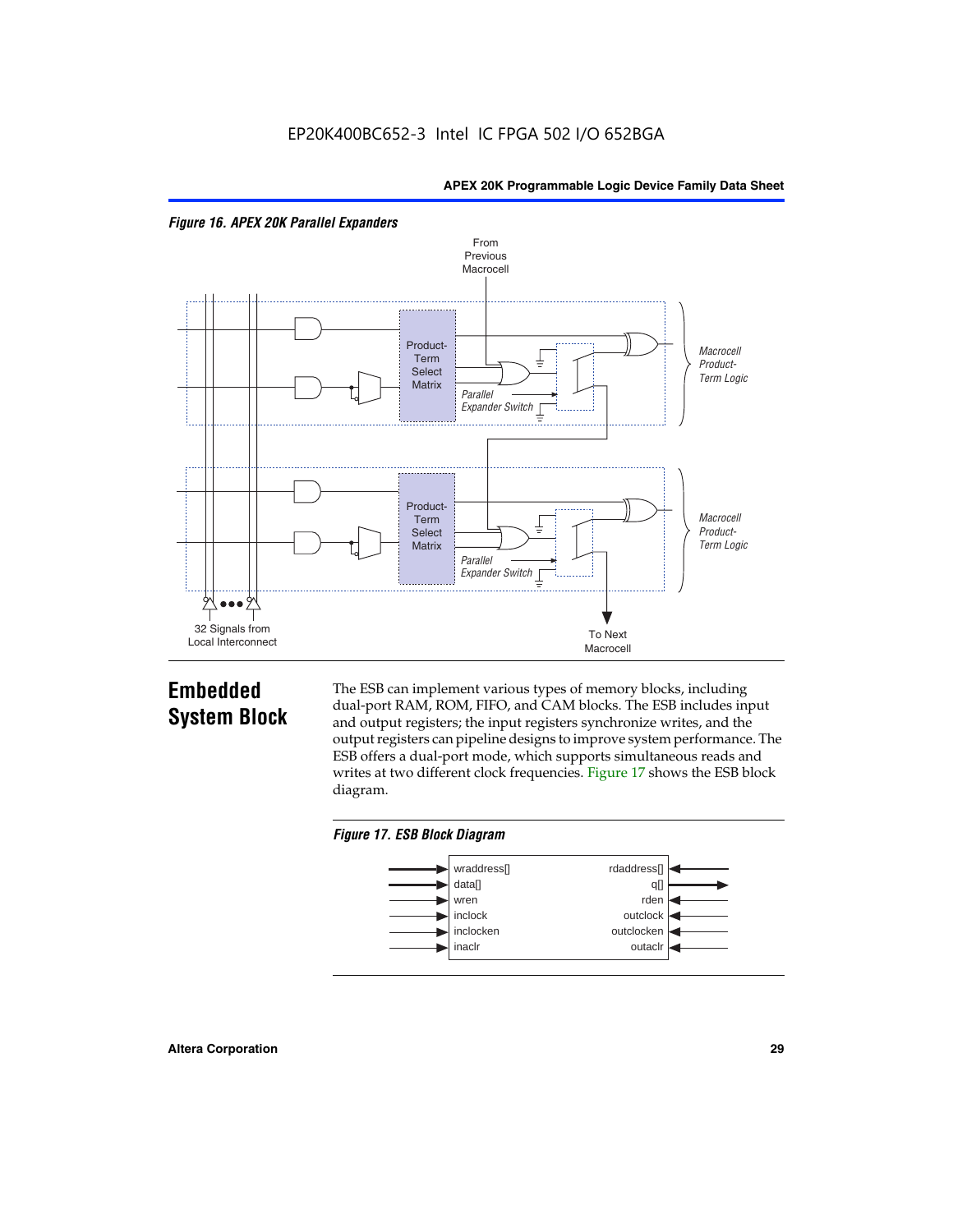*Figure 16. APEX 20K Parallel Expanders*

## Embedded System Block

The ESB can implement various types of memory blocks, including dual-port RAM, ROM, FIFO, and CAM blocks. The ESB includes input and output registers; the input registers synchronize writes, and the output registers can pipeline designs to improve system performance. The ESB offers a dual-port mode, which supports simultaneous reads and writes at two different clock frequencies. Figure 17 shows the ESB block diagram.

*Figure 17. ESB Block Diagram*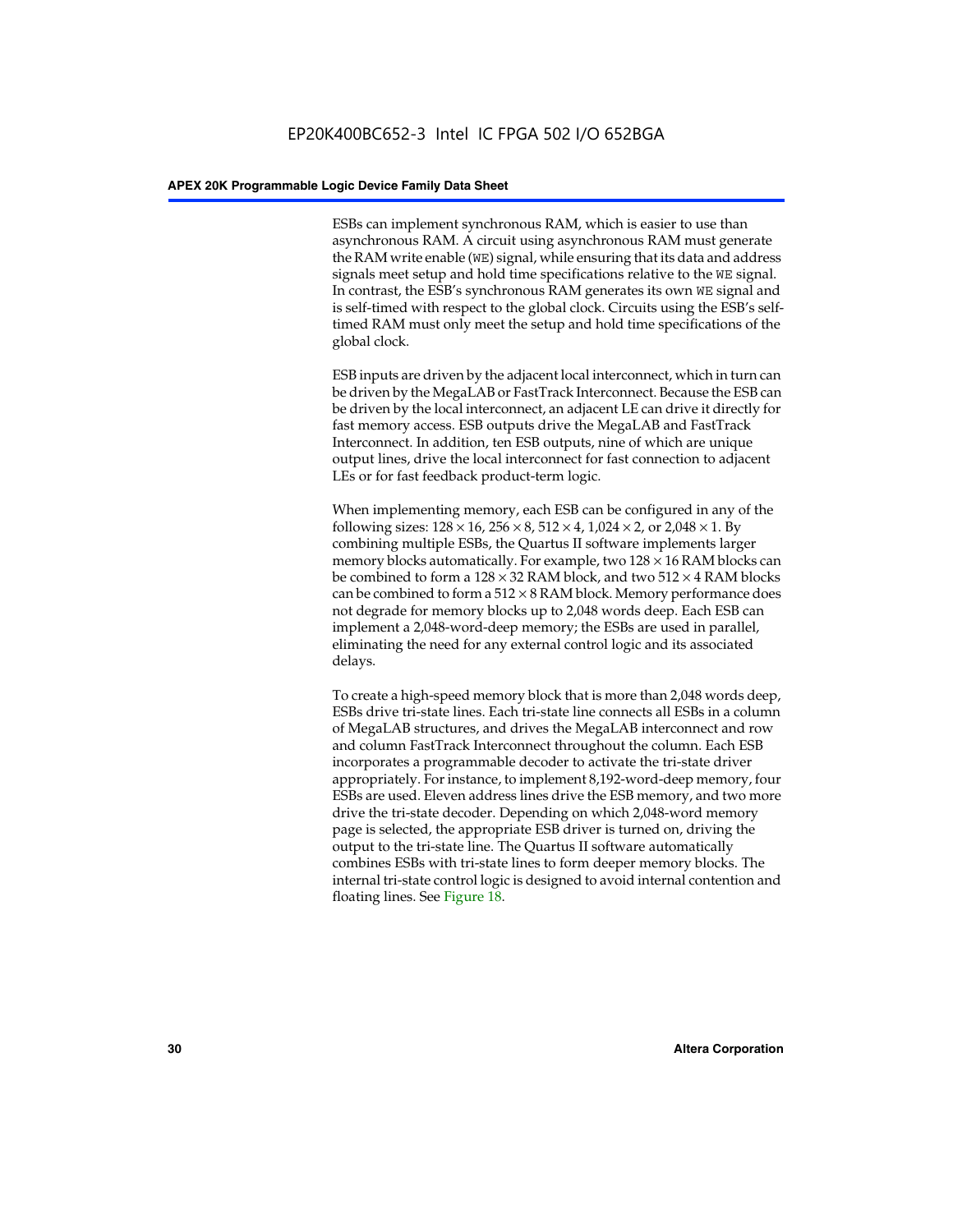ESBs can implement synchronous RAM, which is easier to use than asynchronous RAM. A circuit using asynchronous RAM must generate the RAM write enable (`WE`) signal, while ensuring that its data and address signals meet setup and hold time specifications relative to the `WE` signal. In contrast, the ESB's synchronous RAM generates its own `WE` signal and is self-timed with respect to the global clock. Circuits using the ESB's self-timed RAM must only meet the setup and hold time specifications of the global clock.

ESB inputs are driven by the adjacent local interconnect, which in turn can be driven by the MegaLAB or FastTrack Interconnect. Because the ESB can be driven by the local interconnect, an adjacent LE can drive it directly for fast memory access. ESB outputs drive the MegaLAB and FastTrack Interconnect. In addition, ten ESB outputs, nine of which are unique output lines, drive the local interconnect for fast connection to adjacent LEs or for fast feedback product-term logic.

When implementing memory, each ESB can be configured in any of the following sizes: 128 × 16, 256 × 8, 512 × 4, 1,024 × 2, or 2,048 × 1. By combining multiple ESBs, the Quartus II software implements larger memory blocks automatically. For example, two 128 × 16 RAM blocks can be combined to form a 128 × 32 RAM block, and two 512 × 4 RAM blocks can be combined to form a 512 × 8 RAM block. Memory performance does not degrade for memory blocks up to 2,048 words deep. Each ESB can implement a 2,048-word-deep memory; the ESBs are used in parallel, eliminating the need for any external control logic and its associated delays.

To create a high-speed memory block that is more than 2,048 words deep, ESBs drive tri-state lines. Each tri-state line connects all ESBs in a column of MegaLAB structures, and drives the MegaLAB interconnect and row and column FastTrack Interconnect throughout the column. Each ESB incorporates a programmable decoder to activate the tri-state driver appropriately. For instance, to implement 8,192-word-deep memory, four ESBs are used. Eleven address lines drive the ESB memory, and two more drive the tri-state decoder. Depending on which 2,048-word memory page is selected, the appropriate ESB driver is turned on, driving the output to the tri-state line. The Quartus II software automatically combines ESBs with tri-state lines to form deeper memory blocks. The internal tri-state control logic is designed to avoid internal contention and floating lines. See Figure 18.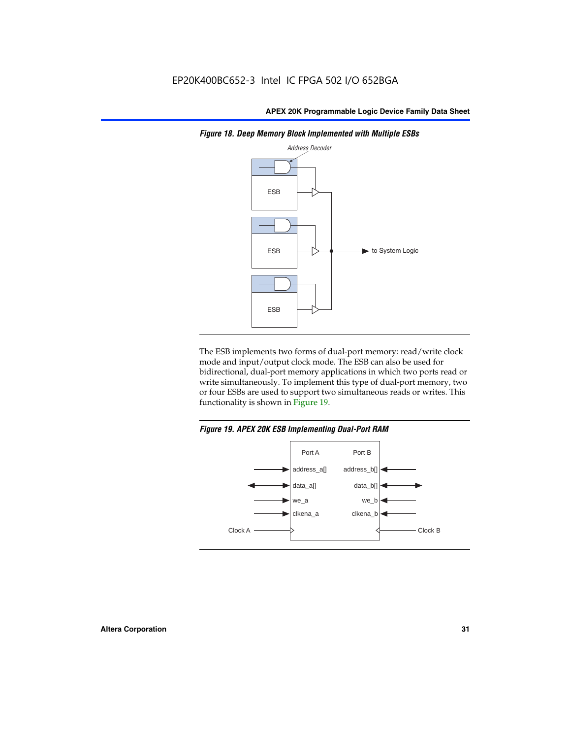*Figure 18. Deep Memory Block Implemented with Multiple ESBs*

The ESB implements two forms of dual-port memory: read/write clock mode and input/output clock mode. The ESB can also be used for bidirectional, dual-port memory applications in which two ports read or write simultaneously. To implement this type of dual-port memory, two or four ESBs are used to support two simultaneous reads or writes. This functionality is shown in Figure 19.

*Figure 19. APEX 20K ESB Implementing Dual-Port RAM*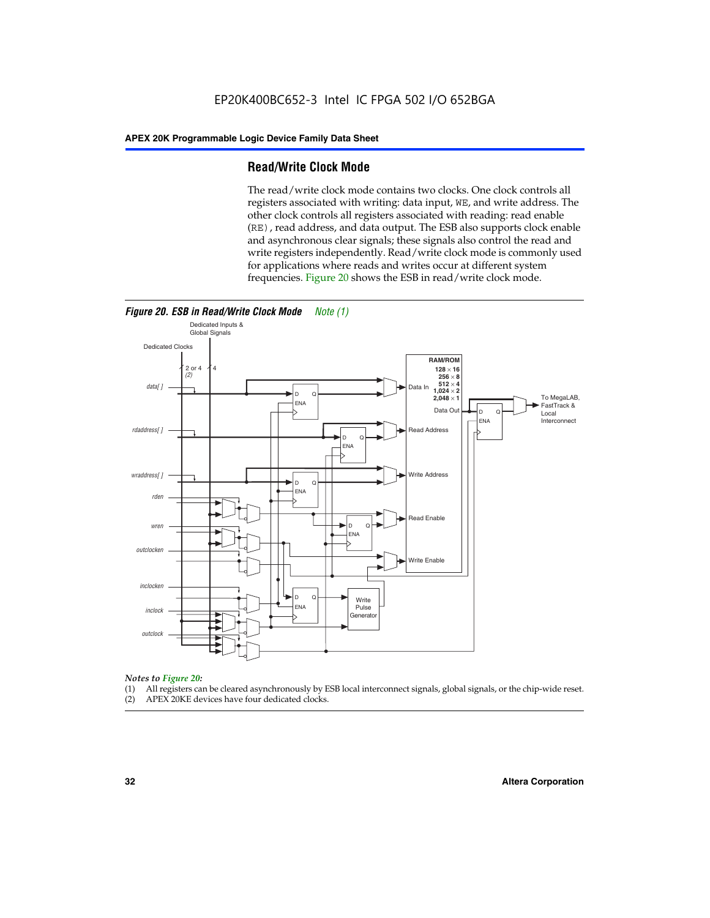## Read/Write Clock Mode

The read/write clock mode contains two clocks. One clock controls all registers associated with writing: data input, WE, and write address. The other clock controls all registers associated with reading: read enable (RE), read address, and data output. The ESB also supports clock enable and asynchronous clear signals; these signals also control the read and write registers independently. Read/write clock mode is commonly used for applications where reads and writes occur at different system frequencies. Figure 20 shows the ESB in read/write clock mode.

***Figure 20. ESB in Read/Write Clock Mode*** *Note (1)*

*Notes to Figure 20:*

(1) All registers can be cleared asynchronously by ESB local interconnect signals, global signals, or the chip-wide reset.
(2) APEX 20KE devices have four dedicated clocks.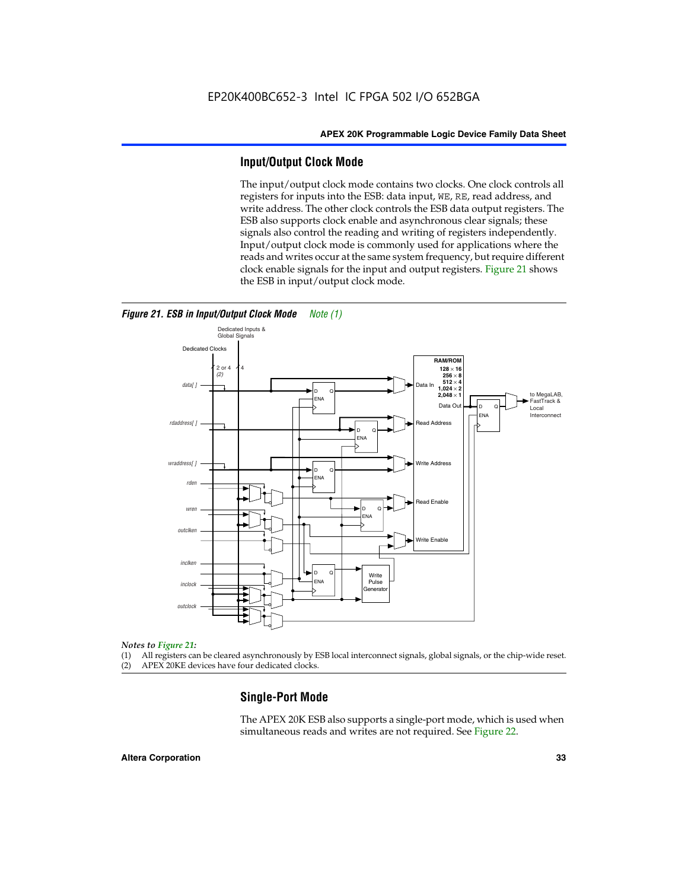## Input/Output Clock Mode

The input/output clock mode contains two clocks. One clock controls all registers for inputs into the ESB: data input, WE, RE, read address, and write address. The other clock controls the ESB data output registers. The ESB also supports clock enable and asynchronous clear signals; these signals also control the reading and writing of registers independently. Input/output clock mode is commonly used for applications where the reads and writes occur at the same system frequency, but require different clock enable signals for the input and output registers. Figure 21 shows the ESB in input/output clock mode.

***Figure 21. ESB in Input/Output Clock Mode*** *Note (1)*

*Notes to Figure 21:*

(1) All registers can be cleared asynchronously by ESB local interconnect signals, global signals, or the chip-wide reset.
(2) APEX 20KE devices have four dedicated clocks.

## Single-Port Mode

The APEX 20K ESB also supports a single-port mode, which is used when simultaneous reads and writes are not required. See Figure 22.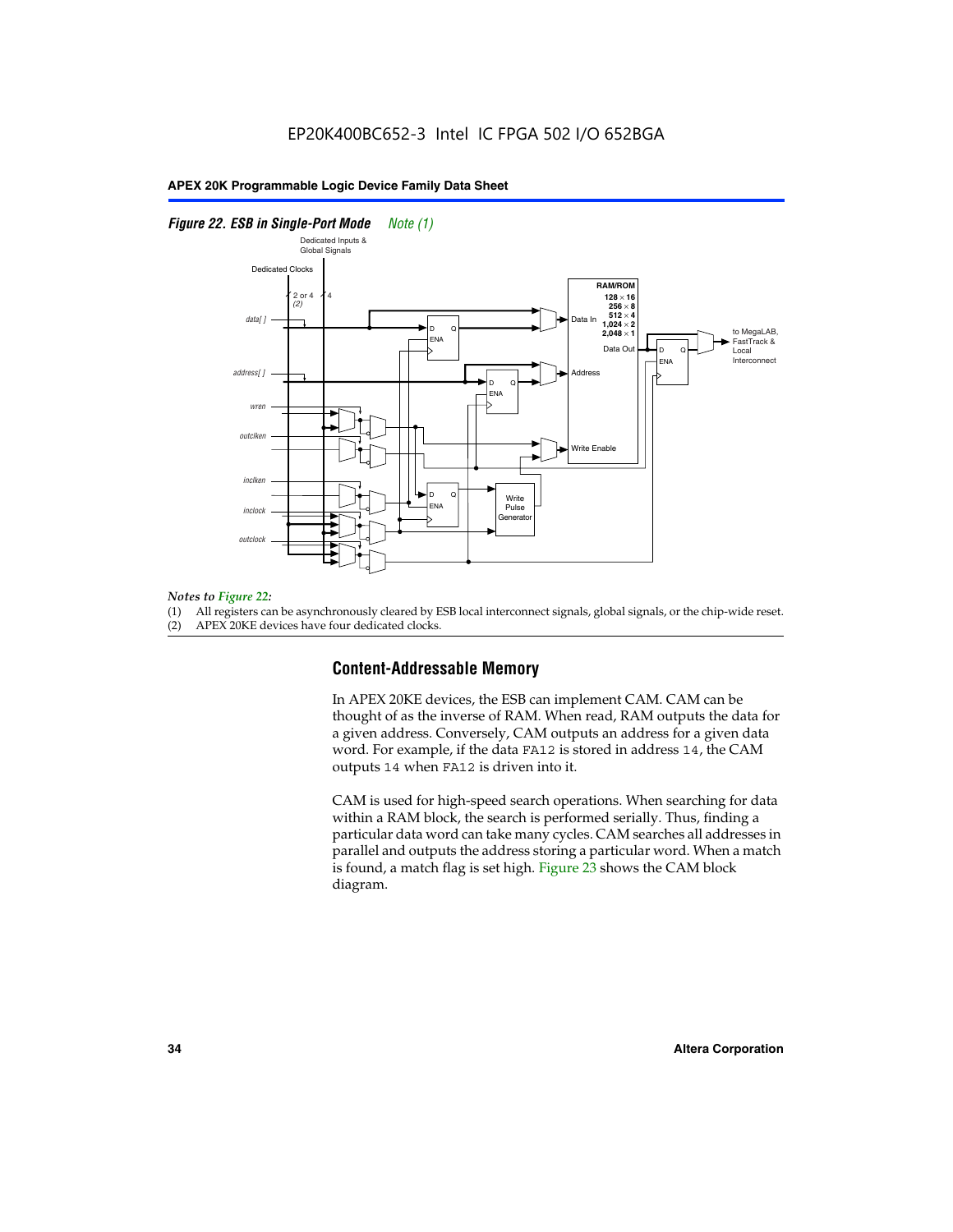*Figure 22. ESB in Single-Port Mode* *Note (1)*

*Notes to Figure 22:*

(1) All registers can be asynchronously cleared by ESB local interconnect signals, global signals, or the chip-wide reset.
(2) APEX 20KE devices have four dedicated clocks.

## Content-Addressable Memory

In APEX 20KE devices, the ESB can implement CAM. CAM can be thought of as the inverse of RAM. When read, RAM outputs the data for a given address. Conversely, CAM outputs an address for a given data word. For example, if the data FA12 is stored in address 14, the CAM outputs 14 when FA12 is driven into it.

CAM is used for high-speed search operations. When searching for data within a RAM block, the search is performed serially. Thus, finding a particular data word can take many cycles. CAM searches all addresses in parallel and outputs the address storing a particular word. When a match is found, a match flag is set high. Figure 23 shows the CAM block diagram.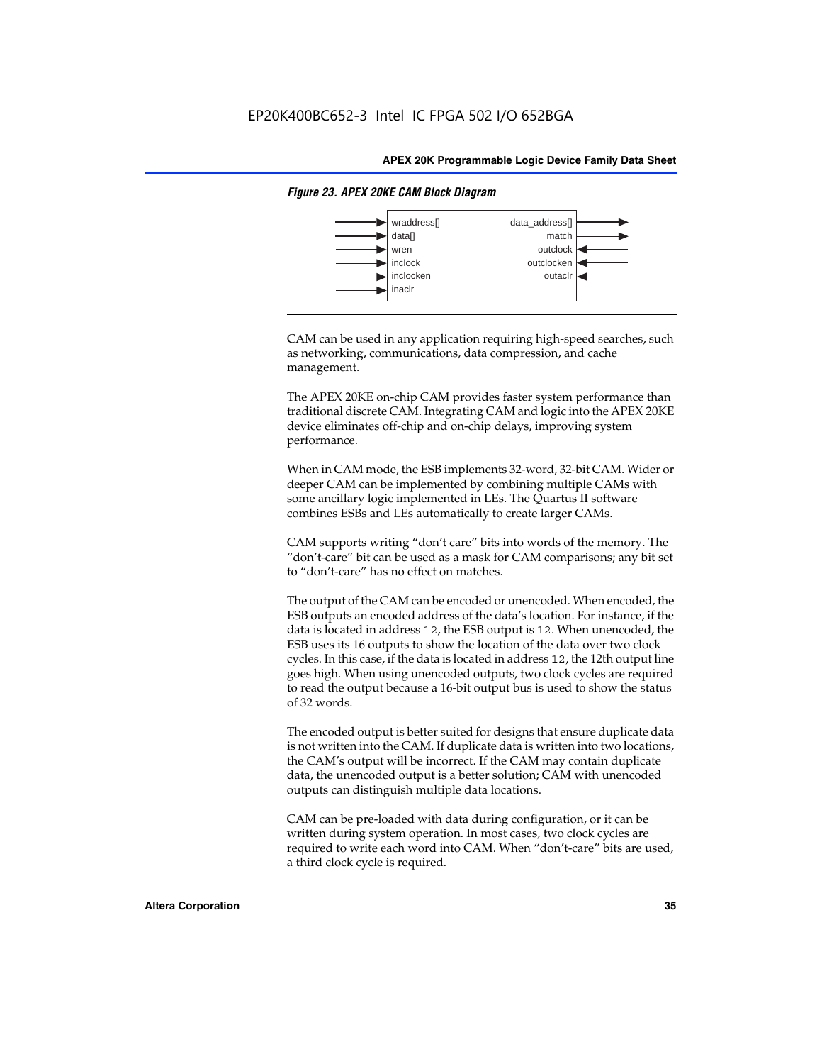*Figure 23. APEX 20KE CAM Block Diagram*

| Inputs | Outputs |
| --- | --- |
| wraddress[] | data_address[] |
| data[] | match |
| wren | outclock |
| inclock | outclocken |
| inclocken | outaclr |
| inaclr | |

CAM can be used in any application requiring high-speed searches, such as networking, communications, data compression, and cache management.

The APEX 20KE on-chip CAM provides faster system performance than traditional discrete CAM. Integrating CAM and logic into the APEX 20KE device eliminates off-chip and on-chip delays, improving system performance.

When in CAM mode, the ESB implements 32-word, 32-bit CAM. Wider or deeper CAM can be implemented by combining multiple CAMs with some ancillary logic implemented in LEs. The Quartus II software combines ESBs and LEs automatically to create larger CAMs.

CAM supports writing "don't care" bits into words of the memory. The "don't-care" bit can be used as a mask for CAM comparisons; any bit set to "don't-care" has no effect on matches.

The output of the CAM can be encoded or unencoded. When encoded, the ESB outputs an encoded address of the data's location. For instance, if the data is located in address `12`, the ESB output is `12`. When unencoded, the ESB uses its 16 outputs to show the location of the data over two clock cycles. In this case, if the data is located in address `12`, the 12th output line goes high. When using unencoded outputs, two clock cycles are required to read the output because a 16-bit output bus is used to show the status of 32 words.

The encoded output is better suited for designs that ensure duplicate data is not written into the CAM. If duplicate data is written into two locations, the CAM's output will be incorrect. If the CAM may contain duplicate data, the unencoded output is a better solution; CAM with unencoded outputs can distinguish multiple data locations.

CAM can be pre-loaded with data during configuration, or it can be written during system operation. In most cases, two clock cycles are required to write each word into CAM. When "don't-care" bits are used, a third clock cycle is required.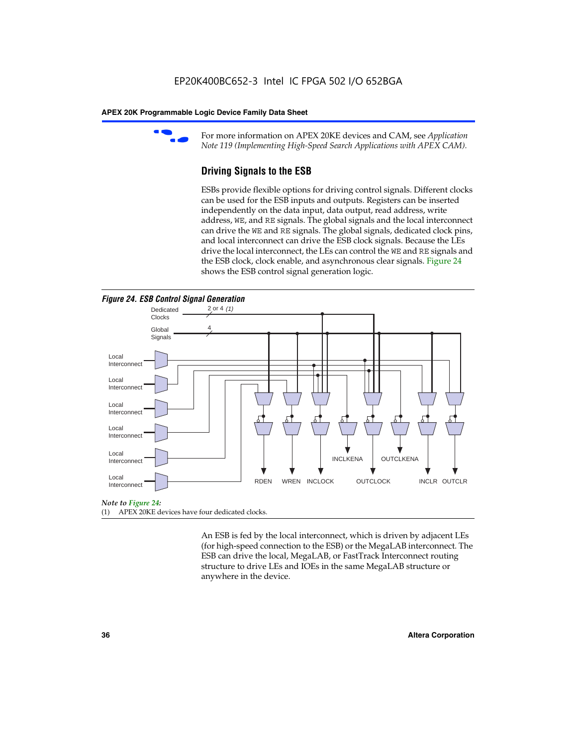For more information on APEX 20KE devices and CAM, see *Application Note 119 (Implementing High-Speed Search Applications with APEX CAM).*

### Driving Signals to the ESB

ESBs provide flexible options for driving control signals. Different clocks can be used for the ESB inputs and outputs. Registers can be inserted independently on the data input, data output, read address, write address, WE, and RE signals. The global signals and the local interconnect can drive the WE and RE signals. The global signals, dedicated clock pins, and local interconnect can drive the ESB clock signals. Because the LEs drive the local interconnect, the LEs can control the WE and RE signals and the ESB clock, clock enable, and asynchronous clear signals. Figure 24 shows the ESB control signal generation logic.

*Figure 24. ESB Control Signal Generation*

Dedicated Clocks 2 or 4 *(1)*

Global Signals 4

Local Interconnect

Local Interconnect

Local Interconnect

Local Interconnect

Local Interconnect

Local Interconnect

RDEN WREN INCLOCK INCLKENA OUTCLOCK OUTCLKENA INCLR OUTCLR

*Note to Figure 24:*

(1) APEX 20KE devices have four dedicated clocks.

An ESB is fed by the local interconnect, which is driven by adjacent LEs (for high-speed connection to the ESB) or the MegaLAB interconnect. The ESB can drive the local, MegaLAB, or FastTrack Interconnect routing structure to drive LEs and IOEs in the same MegaLAB structure or anywhere in the device.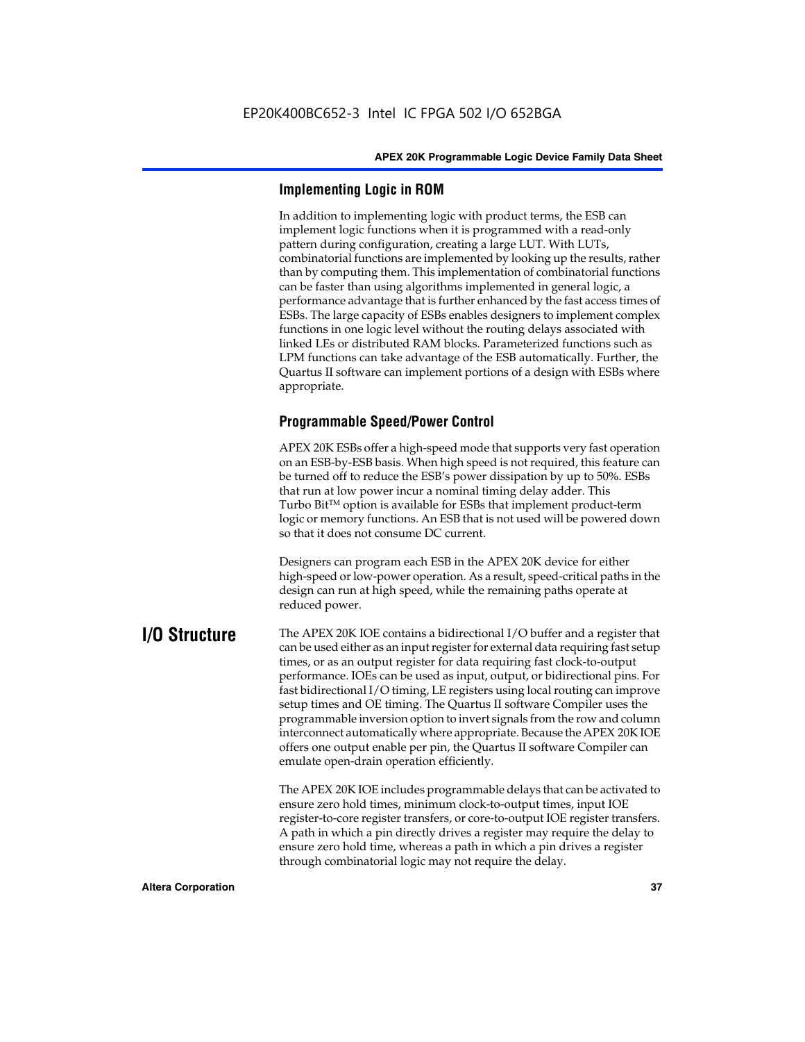### Implementing Logic in ROM

In addition to implementing logic with product terms, the ESB can implement logic functions when it is programmed with a read-only pattern during configuration, creating a large LUT. With LUTs, combinatorial functions are implemented by looking up the results, rather than by computing them. This implementation of combinatorial functions can be faster than using algorithms implemented in general logic, a performance advantage that is further enhanced by the fast access times of ESBs. The large capacity of ESBs enables designers to implement complex functions in one logic level without the routing delays associated with linked LEs or distributed RAM blocks. Parameterized functions such as LPM functions can take advantage of the ESB automatically. Further, the Quartus II software can implement portions of a design with ESBs where appropriate.

### Programmable Speed/Power Control

APEX 20K ESBs offer a high-speed mode that supports very fast operation on an ESB-by-ESB basis. When high speed is not required, this feature can be turned off to reduce the ESB's power dissipation by up to 50%. ESBs that run at low power incur a nominal timing delay adder. This Turbo Bit™ option is available for ESBs that implement product-term logic or memory functions. An ESB that is not used will be powered down so that it does not consume DC current.

Designers can program each ESB in the APEX 20K device for either high-speed or low-power operation. As a result, speed-critical paths in the design can run at high speed, while the remaining paths operate at reduced power.

## I/O Structure

The APEX 20K IOE contains a bidirectional I/O buffer and a register that can be used either as an input register for external data requiring fast setup times, or as an output register for data requiring fast clock-to-output performance. IOEs can be used as input, output, or bidirectional pins. For fast bidirectional I/O timing, LE registers using local routing can improve setup times and OE timing. The Quartus II software Compiler uses the programmable inversion option to invert signals from the row and column interconnect automatically where appropriate. Because the APEX 20K IOE offers one output enable per pin, the Quartus II software Compiler can emulate open-drain operation efficiently.

The APEX 20K IOE includes programmable delays that can be activated to ensure zero hold times, minimum clock-to-output times, input IOE register-to-core register transfers, or core-to-output IOE register transfers. A path in which a pin directly drives a register may require the delay to ensure zero hold time, whereas a path in which a pin drives a register through combinatorial logic may not require the delay.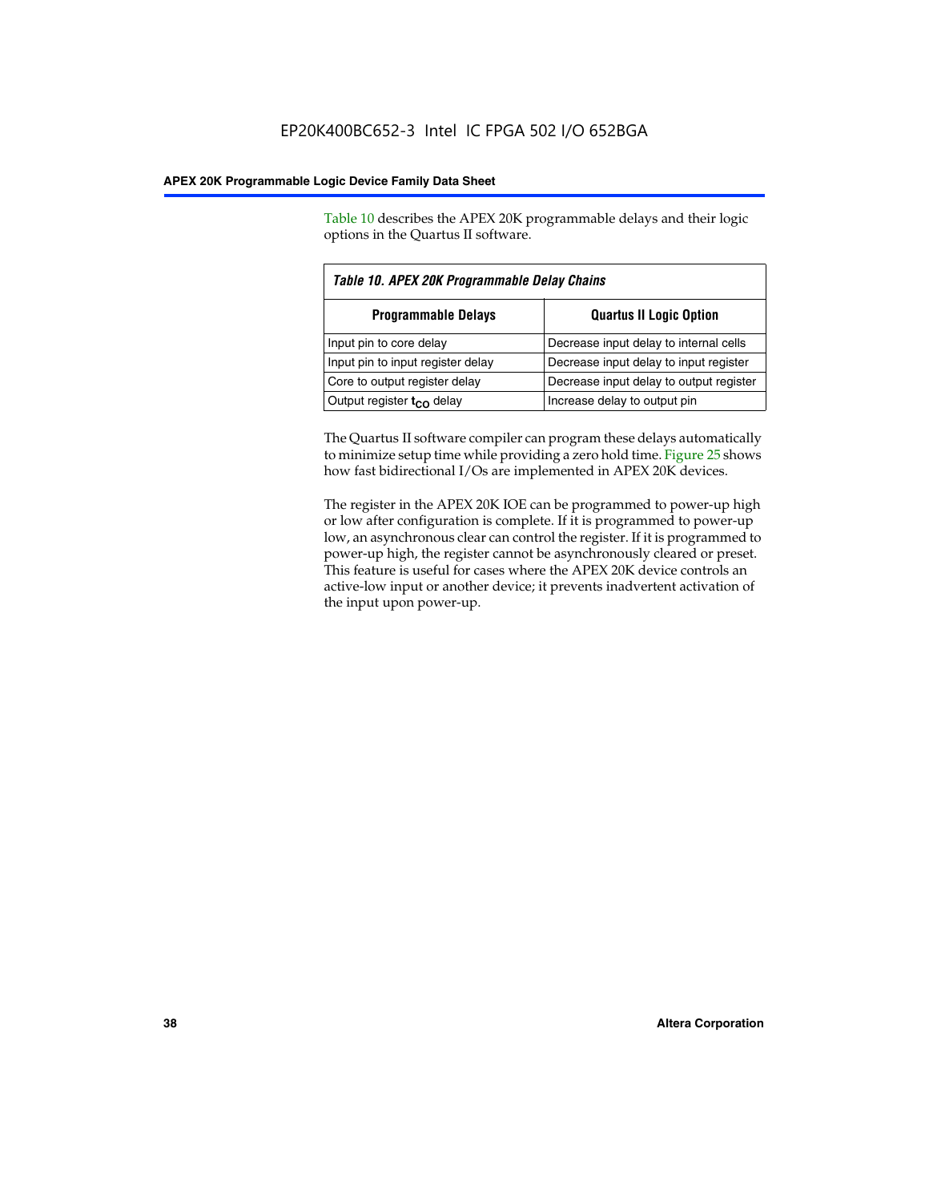Table 10 describes the APEX 20K programmable delays and their logic options in the Quartus II software.

*Table 10. APEX 20K Programmable Delay Chains*

| Programmable Delays | Quartus II Logic Option |
|---|---|
| Input pin to core delay | Decrease input delay to internal cells |
| Input pin to input register delay | Decrease input delay to input register |
| Core to output register delay | Decrease input delay to output register |
| Output register $t_{CO}$ delay | Increase delay to output pin |

The Quartus II software compiler can program these delays automatically to minimize setup time while providing a zero hold time. Figure 25 shows how fast bidirectional I/Os are implemented in APEX 20K devices.

The register in the APEX 20K IOE can be programmed to power-up high or low after configuration is complete. If it is programmed to power-up low, an asynchronous clear can control the register. If it is programmed to power-up high, the register cannot be asynchronously cleared or preset. This feature is useful for cases where the APEX 20K device controls an active-low input or another device; it prevents inadvertent activation of the input upon power-up.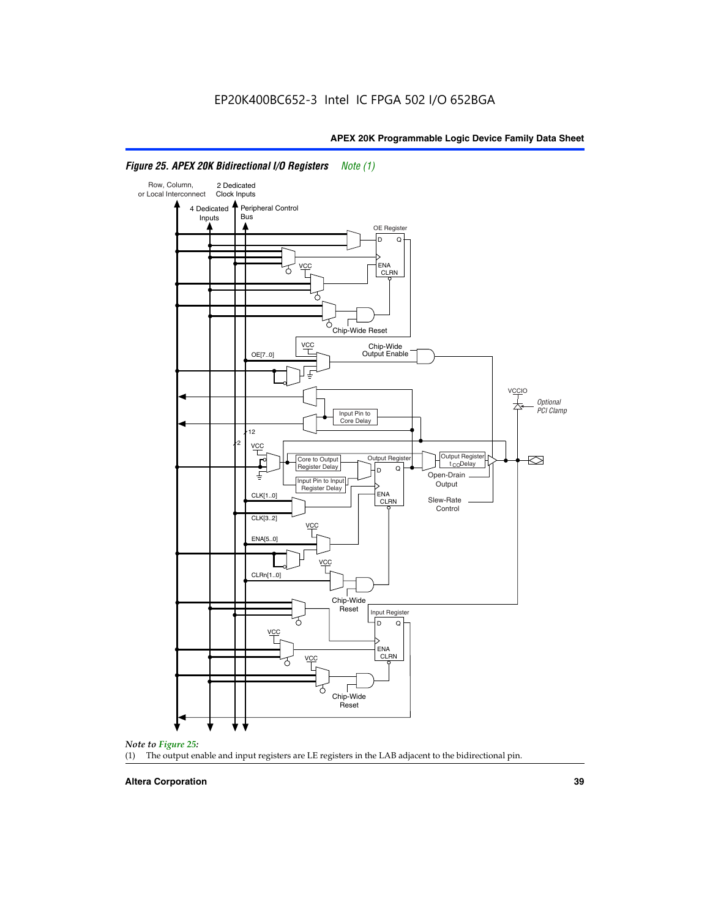# Figure 25. APEX 20K Bidirectional I/O Registers *Note (1)*

Row, Column, or Local Interconnect

2 Dedicated Clock Inputs

4 Dedicated Inputs

Peripheral Control Bus

OE Register

D Q

ENA CLRN

VCC

Chip-Wide Reset

VCC

Chip-Wide Output Enable

OE[7..0]

VCCIO

*Optional PCI Clamp*

Input Pin to Core Delay

12

2

VCC

Core to Output Register Delay

Output Register

Output Register $t_{CO}$Delay

Input Pin to Input Register Delay

D Q

Open-Drain Output

ENA CLRN

CLK[1..0]

Slew-Rate Control

CLK[3..2]

VCC

ENA[5..0]

VCC

CLRn[1..0]

Chip-Wide Reset

Input Register

D Q

VCC

ENA CLRN

VCC

Chip-Wide Reset

*Note to Figure 25:*

(1) The output enable and input registers are LE registers in the LAB adjacent to the bidirectional pin.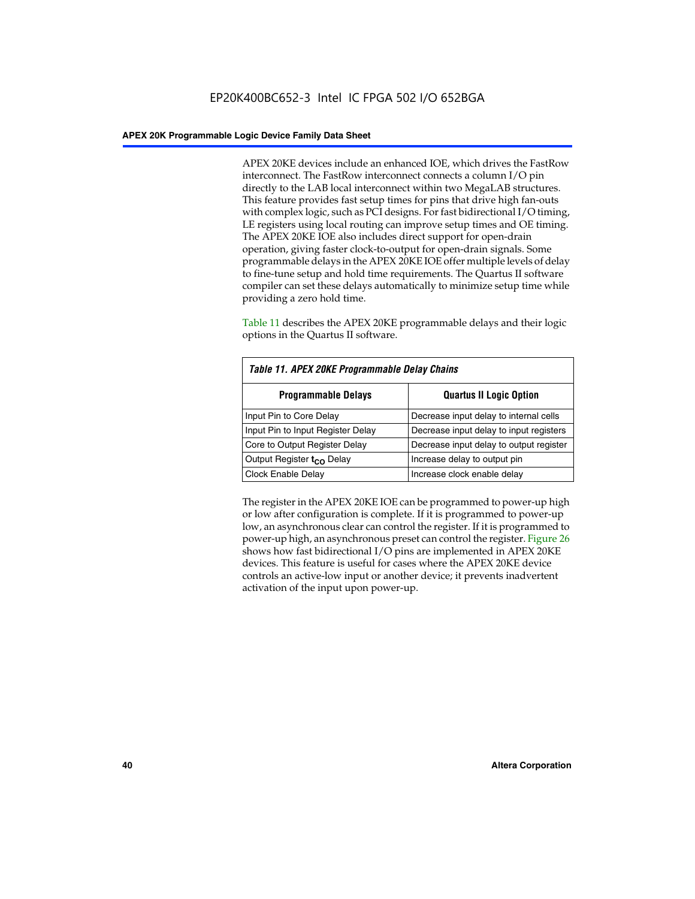APEX 20KE devices include an enhanced IOE, which drives the FastRow interconnect. The FastRow interconnect connects a column I/O pin directly to the LAB local interconnect within two MegaLAB structures. This feature provides fast setup times for pins that drive high fan-outs with complex logic, such as PCI designs. For fast bidirectional I/O timing, LE registers using local routing can improve setup times and OE timing. The APEX 20KE IOE also includes direct support for open-drain operation, giving faster clock-to-output for open-drain signals. Some programmable delays in the APEX 20KE IOE offer multiple levels of delay to fine-tune setup and hold time requirements. The Quartus II software compiler can set these delays automatically to minimize setup time while providing a zero hold time.

Table 11 describes the APEX 20KE programmable delays and their logic options in the Quartus II software.

**Table 11. APEX 20KE Programmable Delay Chains**

| Programmable Delays | Quartus II Logic Option |
|---|---|
| Input Pin to Core Delay | Decrease input delay to internal cells |
| Input Pin to Input Register Delay | Decrease input delay to input registers |
| Core to Output Register Delay | Decrease input delay to output register |
| Output Register $t_{CO}$ Delay | Increase delay to output pin |
| Clock Enable Delay | Increase clock enable delay |

The register in the APEX 20KE IOE can be programmed to power-up high or low after configuration is complete. If it is programmed to power-up low, an asynchronous clear can control the register. If it is programmed to power-up high, an asynchronous preset can control the register. Figure 26 shows how fast bidirectional I/O pins are implemented in APEX 20KE devices. This feature is useful for cases where the APEX 20KE device controls an active-low input or another device; it prevents inadvertent activation of the input upon power-up.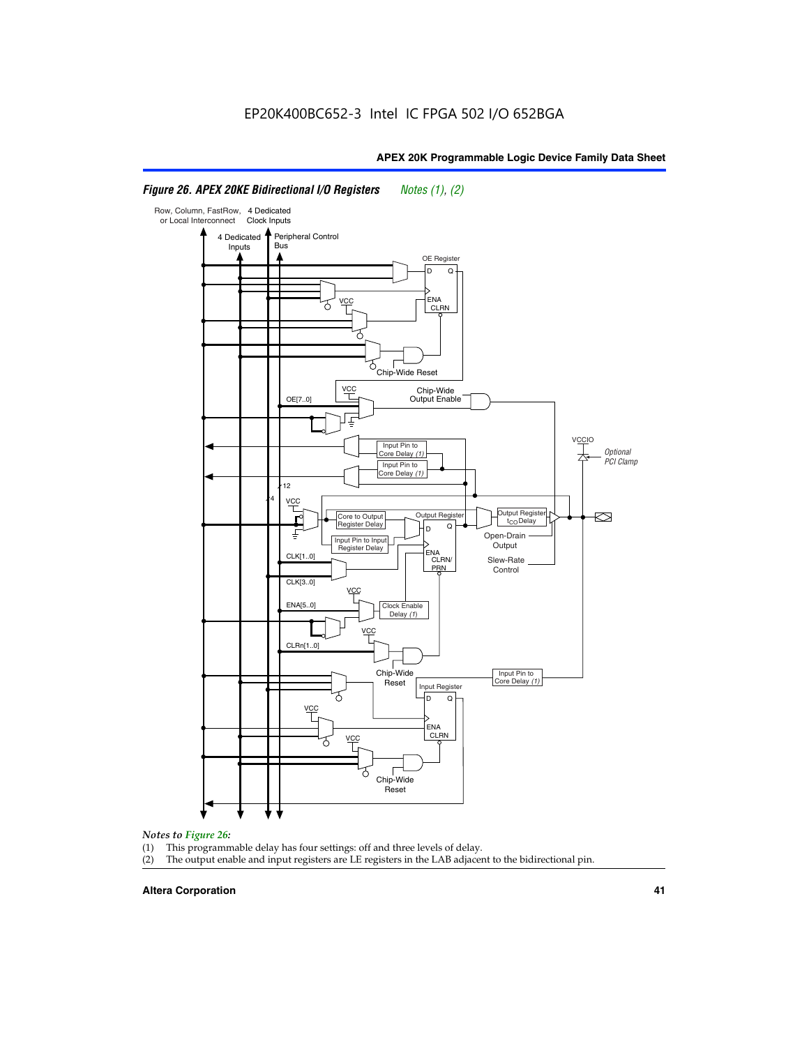EP20K400BC652-3 Intel IC FPGA 502 I/O 652BGA

*Figure 26. APEX 20KE Bidirectional I/O Registers* *Notes (1), (2)*

*Notes to Figure 26:*

(1) This programmable delay has four settings: off and three levels of delay.
(2) The output enable and input registers are LE registers in the LAB adjacent to the bidirectional pin.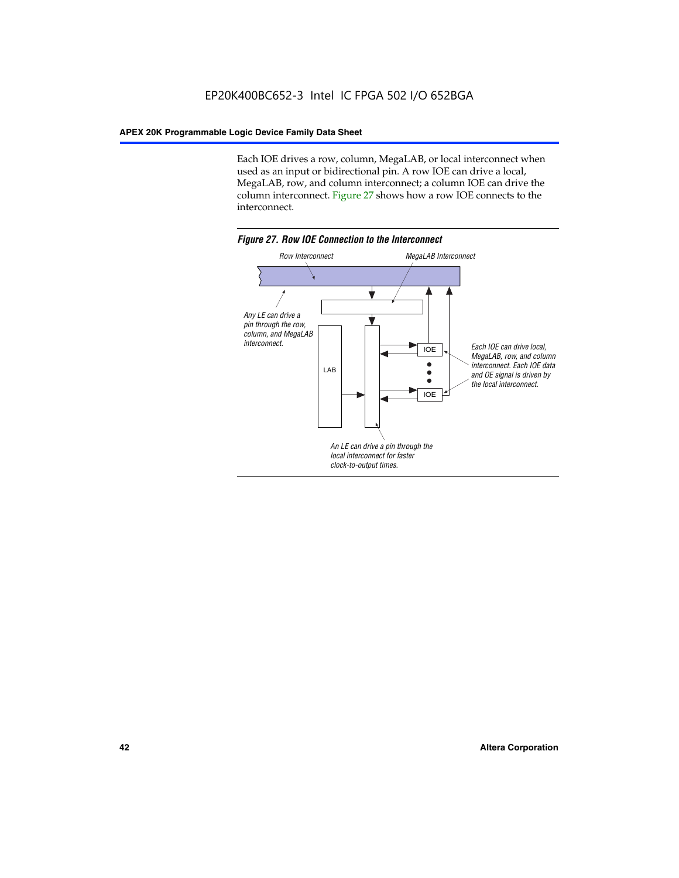Each IOE drives a row, column, MegaLAB, or local interconnect when used as an input or bidirectional pin. A row IOE can drive a local, MegaLAB, row, and column interconnect; a column IOE can drive the column interconnect. Figure 27 shows how a row IOE connects to the interconnect.

*Figure 27. Row IOE Connection to the Interconnect*

Row Interconnect

MegaLAB Interconnect

Any LE can drive a pin through the row, column, and MegaLAB interconnect.

LAB

IOE

IOE

Each IOE can drive local, MegaLAB, row, and column interconnect. Each IOE data and OE signal is driven by the local interconnect.

An LE can drive a pin through the local interconnect for faster clock-to-output times.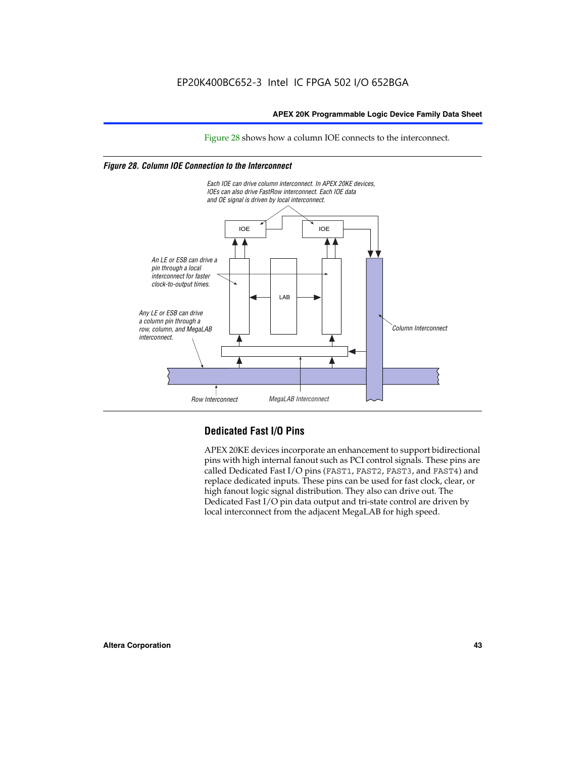Figure 28 shows how a column IOE connects to the interconnect.

*Figure 28. Column IOE Connection to the Interconnect*

*Each IOE can drive column interconnect. In APEX 20KE devices, IOEs can also drive FastRow interconnect. Each IOE data and OE signal is driven by local interconnect.*

*An LE or ESB can drive a pin through a local interconnect for faster clock-to-output times.*

*Any LE or ESB can drive a column pin through a row, column, and MegaLAB interconnect.*

IOE

IOE

LAB

*Column Interconnect*

*Row Interconnect*

*MegaLAB Interconnect*

## Dedicated Fast I/O Pins

APEX 20KE devices incorporate an enhancement to support bidirectional pins with high internal fanout such as PCI control signals. These pins are called Dedicated Fast I/O pins (FAST1, FAST2, FAST3, and FAST4) and replace dedicated inputs. These pins can be used for fast clock, clear, or high fanout logic signal distribution. They also can drive out. The Dedicated Fast I/O pin data output and tri-state control are driven by local interconnect from the adjacent MegaLAB for high speed.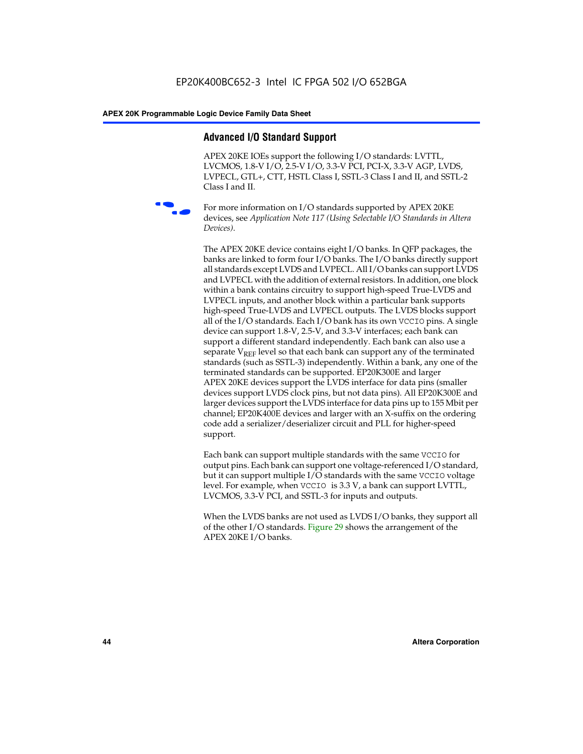## Advanced I/O Standard Support

APEX 20KE IOEs support the following I/O standards: LVTTL, LVCMOS, 1.8-V I/O, 2.5-V I/O, 3.3-V PCI, PCI-X, 3.3-V AGP, LVDS, LVPECL, GTL+, CTT, HSTL Class I, SSTL-3 Class I and II, and SSTL-2 Class I and II.

For more information on I/O standards supported by APEX 20KE devices, see *Application Note 117 (Using Selectable I/O Standards in Altera Devices)*.

The APEX 20KE device contains eight I/O banks. In QFP packages, the banks are linked to form four I/O banks. The I/O banks directly support all standards except LVDS and LVPECL. All I/O banks can support LVDS and LVPECL with the addition of external resistors. In addition, one block within a bank contains circuitry to support high-speed True-LVDS and LVPECL inputs, and another block within a particular bank supports high-speed True-LVDS and LVPECL outputs. The LVDS blocks support all of the I/O standards. Each I/O bank has its own `VCCIO` pins. A single device can support 1.8-V, 2.5-V, and 3.3-V interfaces; each bank can support a different standard independently. Each bank can also use a separate $V_{REF}$ level so that each bank can support any of the terminated standards (such as SSTL-3) independently. Within a bank, any one of the terminated standards can be supported. EP20K300E and larger APEX 20KE devices support the LVDS interface for data pins (smaller devices support LVDS clock pins, but not data pins). All EP20K300E and larger devices support the LVDS interface for data pins up to 155 Mbit per channel; EP20K400E devices and larger with an X-suffix on the ordering code add a serializer/deserializer circuit and PLL for higher-speed support.

Each bank can support multiple standards with the same `VCCIO` for output pins. Each bank can support one voltage-referenced I/O standard, but it can support multiple I/O standards with the same `VCCIO` voltage level. For example, when `VCCIO` is 3.3 V, a bank can support LVTTL, LVCMOS, 3.3-V PCI, and SSTL-3 for inputs and outputs.

When the LVDS banks are not used as LVDS I/O banks, they support all of the other I/O standards. Figure 29 shows the arrangement of the APEX 20KE I/O banks.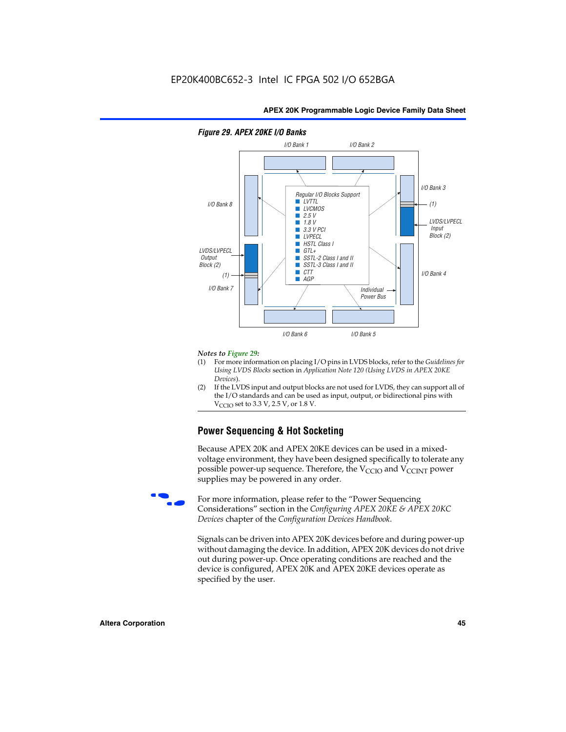**Figure 29. APEX 20KE I/O Banks**

I/O Bank 1 | I/O Bank 2 | I/O Bank 3 | I/O Bank 4 | I/O Bank 5 | I/O Bank 6 | I/O Bank 7 | I/O Bank 8

Regular I/O Blocks Support
- LVTTL
- LVCMOS
- 2.5 V
- 1.8 V
- 3.3 V PCI
- LVPECL
- HSTL Class I
- GTL+
- SSTL-2 Class I and II
- SSTL-3 Class I and II
- CTT
- AGP

LVDS/LVPECL Input Block (2)

LVDS/LVPECL Output Block (2)

(1)

Individual Power Bus

*Notes to Figure 29:*

(1) For more information on placing I/O pins in LVDS blocks, refer to the *Guidelines for Using LVDS Blocks* section in *Application Note 120 (Using LVDS in APEX 20KE Devices)*.

(2) If the LVDS input and output blocks are not used for LVDS, they can support all of the I/O standards and can be used as input, output, or bidirectional pins with $V_{CCIO}$ set to 3.3 V, 2.5 V, or 1.8 V.

## Power Sequencing & Hot Socketing

Because APEX 20K and APEX 20KE devices can be used in a mixed-voltage environment, they have been designed specifically to tolerate any possible power-up sequence. Therefore, the $V_{CCIO}$ and $V_{CCINT}$ power supplies may be powered in any order.

For more information, please refer to the "Power Sequencing Considerations" section in the *Configuring APEX 20KE & APEX 20KC Devices* chapter of the *Configuration Devices Handbook*.

Signals can be driven into APEX 20K devices before and during power-up without damaging the device. In addition, APEX 20K devices do not drive out during power-up. Once operating conditions are reached and the device is configured, APEX 20K and APEX 20KE devices operate as specified by the user.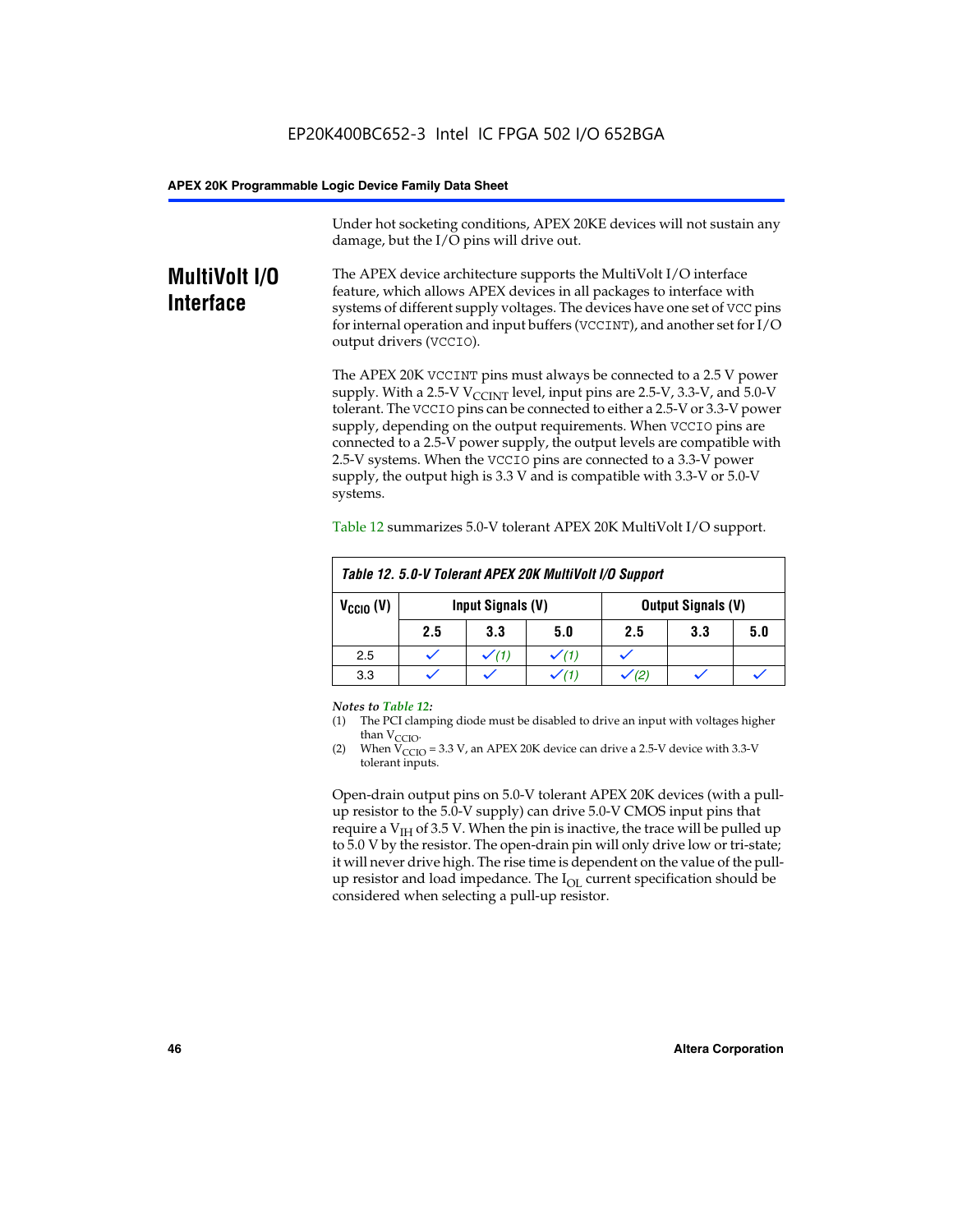Under hot socketing conditions, APEX 20KE devices will not sustain any damage, but the I/O pins will drive out.

## MultiVolt I/O Interface

The APEX device architecture supports the MultiVolt I/O interface feature, which allows APEX devices in all packages to interface with systems of different supply voltages. The devices have one set of VCC pins for internal operation and input buffers (VCCINT), and another set for I/O output drivers (VCCIO).

The APEX 20K VCCINT pins must always be connected to a 2.5 V power supply. With a 2.5-V $V_{CCINT}$ level, input pins are 2.5-V, 3.3-V, and 5.0-V tolerant. The VCCIO pins can be connected to either a 2.5-V or 3.3-V power supply, depending on the output requirements. When VCCIO pins are connected to a 2.5-V power supply, the output levels are compatible with 2.5-V systems. When the VCCIO pins are connected to a 3.3-V power supply, the output high is 3.3 V and is compatible with 3.3-V or 5.0-V systems.

Table 12 summarizes 5.0-V tolerant APEX 20K MultiVolt I/O support.

**Table 12. 5.0-V Tolerant APEX 20K MultiVolt I/O Support**

| $V_{CCIO}$ (V) | Input Signals (V) | | | Output Signals (V) | | |
|---|---|---|---|---|---|---|
| | 2.5 | 3.3 | 5.0 | 2.5 | 3.3 | 5.0 |
| 2.5 | ✓ | ✓ (1) | ✓ (1) | ✓ | | |
| 3.3 | ✓ | ✓ | ✓ (1) | ✓ (2) | ✓ | ✓ |

*Notes to Table 12:*

(1) The PCI clamping diode must be disabled to drive an input with voltages higher than $V_{CCIO}$.

(2) When $V_{CCIO}$ = 3.3 V, an APEX 20K device can drive a 2.5-V device with 3.3-V tolerant inputs.

Open-drain output pins on 5.0-V tolerant APEX 20K devices (with a pull-up resistor to the 5.0-V supply) can drive 5.0-V CMOS input pins that require a $V_{IH}$ of 3.5 V. When the pin is inactive, the trace will be pulled up to 5.0 V by the resistor. The open-drain pin will only drive low or tri-state; it will never drive high. The rise time is dependent on the value of the pull-up resistor and load impedance. The $I_{OL}$ current specification should be considered when selecting a pull-up resistor.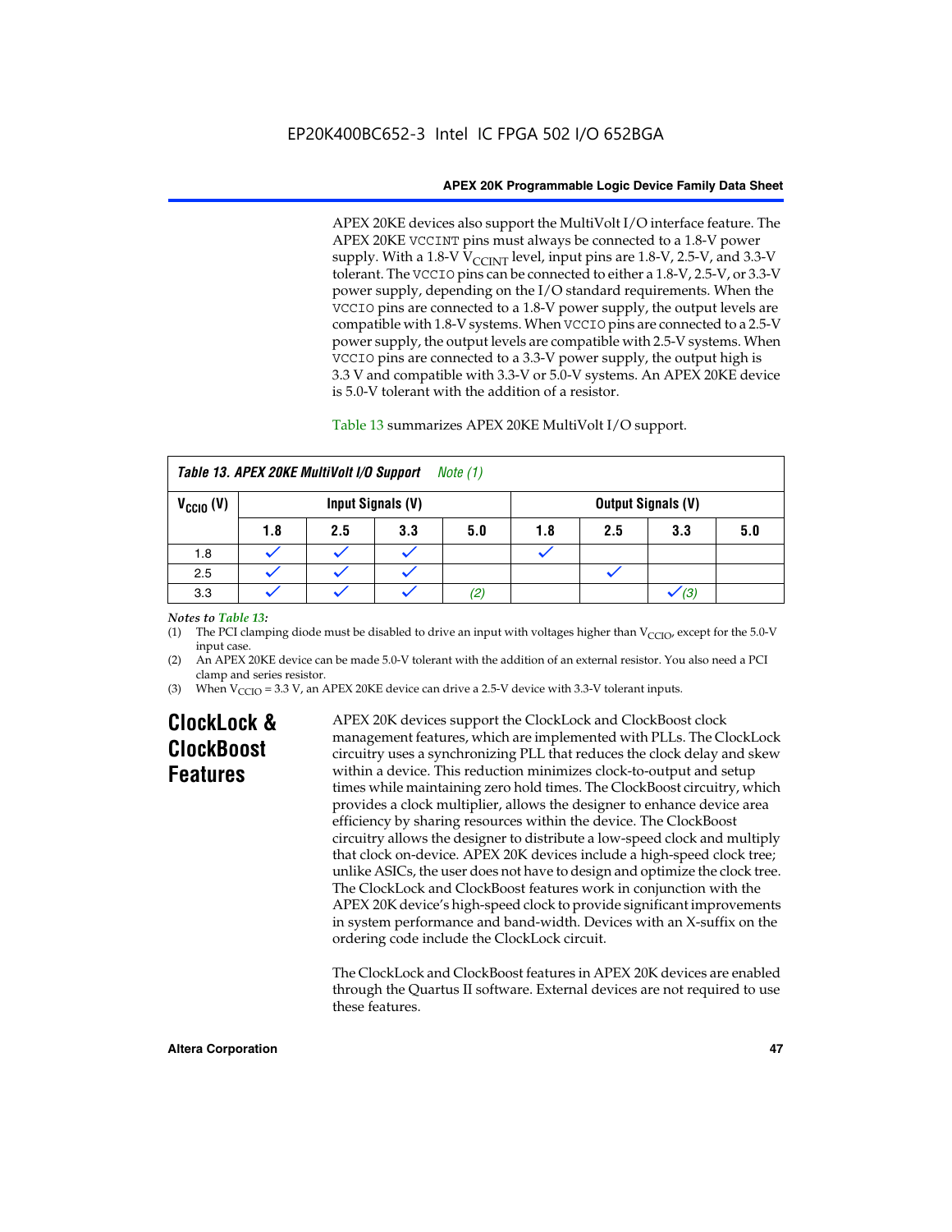APEX 20KE devices also support the MultiVolt I/O interface feature. The APEX 20KE VCCINT pins must always be connected to a 1.8-V power supply. With a 1.8-V $V_{CCINT}$ level, input pins are 1.8-V, 2.5-V, and 3.3-V tolerant. The VCCIO pins can be connected to either a 1.8-V, 2.5-V, or 3.3-V power supply, depending on the I/O standard requirements. When the VCCIO pins are connected to a 1.8-V power supply, the output levels are compatible with 1.8-V systems. When VCCIO pins are connected to a 2.5-V power supply, the output levels are compatible with 2.5-V systems. When VCCIO pins are connected to a 3.3-V power supply, the output high is 3.3 V and compatible with 3.3-V or 5.0-V systems. An APEX 20KE device is 5.0-V tolerant with the addition of a resistor.

Table 13 summarizes APEX 20KE MultiVolt I/O support.

**Table 13. APEX 20KE MultiVolt I/O Support** *Note (1)*

| $V_{CCIO}$ (V) | Input Signals (V) | | | | Output Signals (V) | | | |
|---|---|---|---|---|---|---|---|---|
| | 1.8 | 2.5 | 3.3 | 5.0 | 1.8 | 2.5 | 3.3 | 5.0 |
| 1.8 | ✓ | ✓ | ✓ | | ✓ | | | |
| 2.5 | ✓ | ✓ | ✓ | | | ✓ | | |
| 3.3 | ✓ | ✓ | ✓ | *(2)* | | | ✓ *(3)* | |

*Notes to Table 13:*

(1) The PCI clamping diode must be disabled to drive an input with voltages higher than $V_{CCIO}$, except for the 5.0-V input case.

(2) An APEX 20KE device can be made 5.0-V tolerant with the addition of an external resistor. You also need a PCI clamp and series resistor.

(3) When $V_{CCIO}$ = 3.3 V, an APEX 20KE device can drive a 2.5-V device with 3.3-V tolerant inputs.

## ClockLock & ClockBoost Features

APEX 20K devices support the ClockLock and ClockBoost clock management features, which are implemented with PLLs. The ClockLock circuitry uses a synchronizing PLL that reduces the clock delay and skew within a device. This reduction minimizes clock-to-output and setup times while maintaining zero hold times. The ClockBoost circuitry, which provides a clock multiplier, allows the designer to enhance device area efficiency by sharing resources within the device. The ClockBoost circuitry allows the designer to distribute a low-speed clock and multiply that clock on-device. APEX 20K devices include a high-speed clock tree; unlike ASICs, the user does not have to design and optimize the clock tree. The ClockLock and ClockBoost features work in conjunction with the APEX 20K device's high-speed clock to provide significant improvements in system performance and band-width. Devices with an X-suffix on the ordering code include the ClockLock circuit.

The ClockLock and ClockBoost features in APEX 20K devices are enabled through the Quartus II software. External devices are not required to use these features.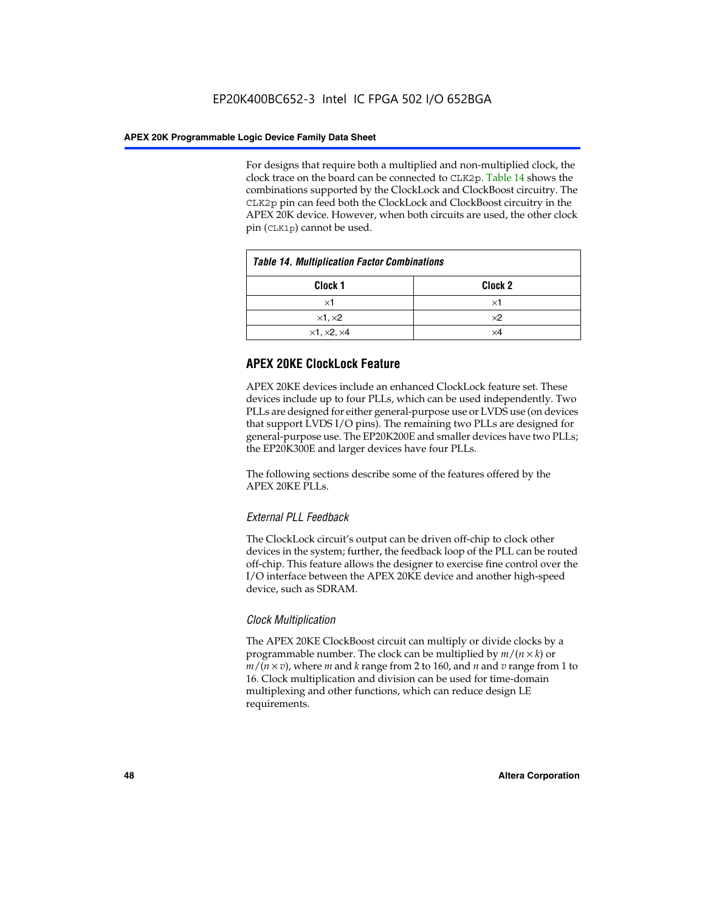For designs that require both a multiplied and non-multiplied clock, the clock trace on the board can be connected to CLK2p. Table 14 shows the combinations supported by the ClockLock and ClockBoost circuitry. The CLK2p pin can feed both the ClockLock and ClockBoost circuitry in the APEX 20K device. However, when both circuits are used, the other clock pin (CLK1p) cannot be used.

**Table 14. Multiplication Factor Combinations**

| Clock 1 | Clock 2 |
|---|---|
| ×1 | ×1 |
| ×1, ×2 | ×2 |
| ×1, ×2, ×4 | ×4 |

## APEX 20KE ClockLock Feature

APEX 20KE devices include an enhanced ClockLock feature set. These devices include up to four PLLs, which can be used independently. Two PLLs are designed for either general-purpose use or LVDS use (on devices that support LVDS I/O pins). The remaining two PLLs are designed for general-purpose use. The EP20K200E and smaller devices have two PLLs; the EP20K300E and larger devices have four PLLs.

The following sections describe some of the features offered by the APEX 20KE PLLs.

### *External PLL Feedback*

The ClockLock circuit's output can be driven off-chip to clock other devices in the system; further, the feedback loop of the PLL can be routed off-chip. This feature allows the designer to exercise fine control over the I/O interface between the APEX 20KE device and another high-speed device, such as SDRAM.

### *Clock Multiplication*

The APEX 20KE ClockBoost circuit can multiply or divide clocks by a programmable number. The clock can be multiplied by $m/(n \times k)$ or $m/(n \times v)$, where $m$ and $k$ range from 2 to 160, and $n$ and $v$ range from 1 to 16. Clock multiplication and division can be used for time-domain multiplexing and other functions, which can reduce design LE requirements.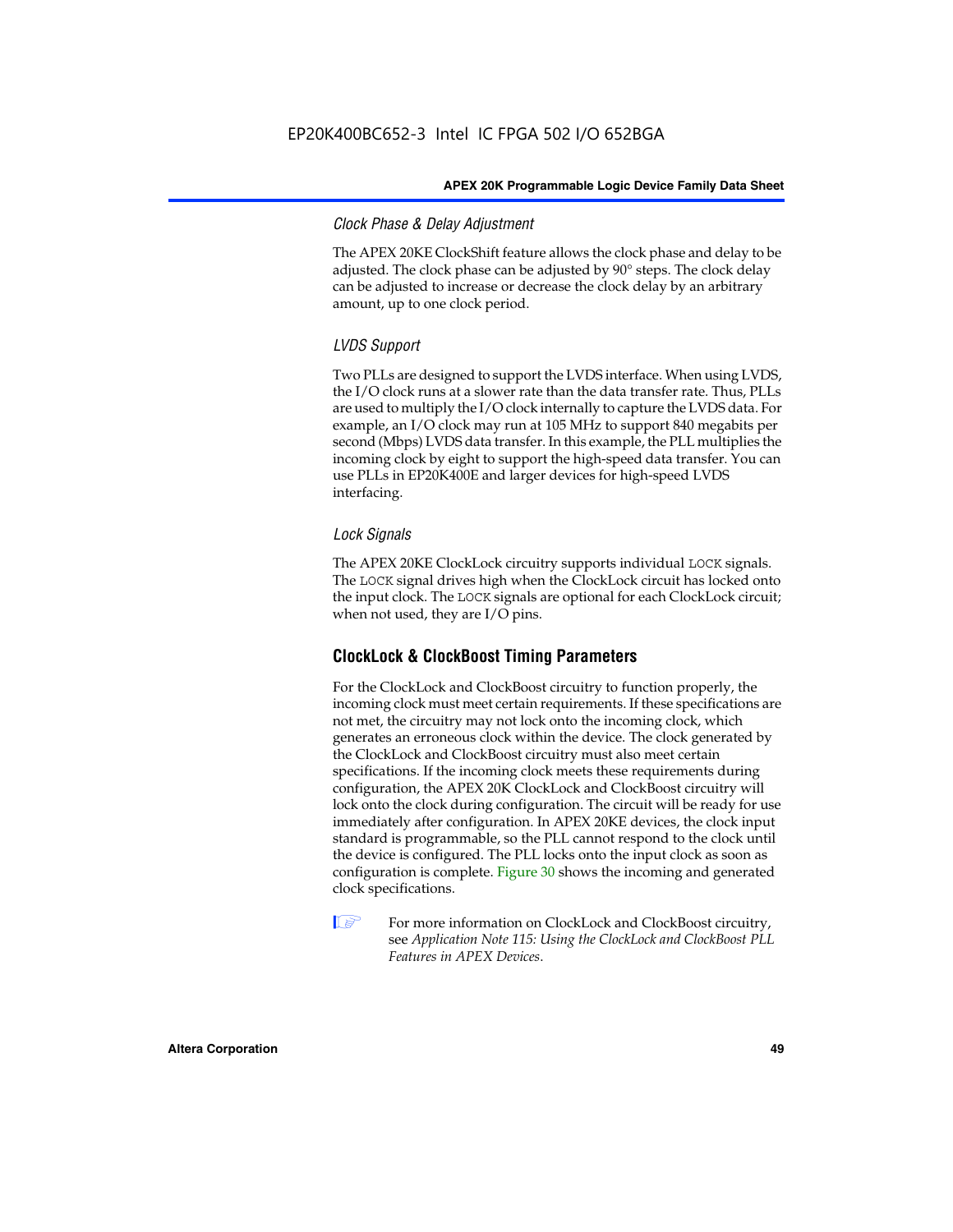#### *Clock Phase & Delay Adjustment*

The APEX 20KE ClockShift feature allows the clock phase and delay to be adjusted. The clock phase can be adjusted by 90° steps. The clock delay can be adjusted to increase or decrease the clock delay by an arbitrary amount, up to one clock period.

#### *LVDS Support*

Two PLLs are designed to support the LVDS interface. When using LVDS, the I/O clock runs at a slower rate than the data transfer rate. Thus, PLLs are used to multiply the I/O clock internally to capture the LVDS data. For example, an I/O clock may run at 105 MHz to support 840 megabits per second (Mbps) LVDS data transfer. In this example, the PLL multiplies the incoming clock by eight to support the high-speed data transfer. You can use PLLs in EP20K400E and larger devices for high-speed LVDS interfacing.

#### *Lock Signals*

The APEX 20KE ClockLock circuitry supports individual `LOCK` signals. The `LOCK` signal drives high when the ClockLock circuit has locked onto the input clock. The `LOCK` signals are optional for each ClockLock circuit; when not used, they are I/O pins.

### ClockLock & ClockBoost Timing Parameters

For the ClockLock and ClockBoost circuitry to function properly, the incoming clock must meet certain requirements. If these specifications are not met, the circuitry may not lock onto the incoming clock, which generates an erroneous clock within the device. The clock generated by the ClockLock and ClockBoost circuitry must also meet certain specifications. If the incoming clock meets these requirements during configuration, the APEX 20K ClockLock and ClockBoost circuitry will lock onto the clock during configuration. The circuit will be ready for use immediately after configuration. In APEX 20KE devices, the clock input standard is programmable, so the PLL cannot respond to the clock until the device is configured. The PLL locks onto the input clock as soon as configuration is complete. Figure 30 shows the incoming and generated clock specifications.

For more information on ClockLock and ClockBoost circuitry, see *Application Note 115: Using the ClockLock and ClockBoost PLL Features in APEX Devices*.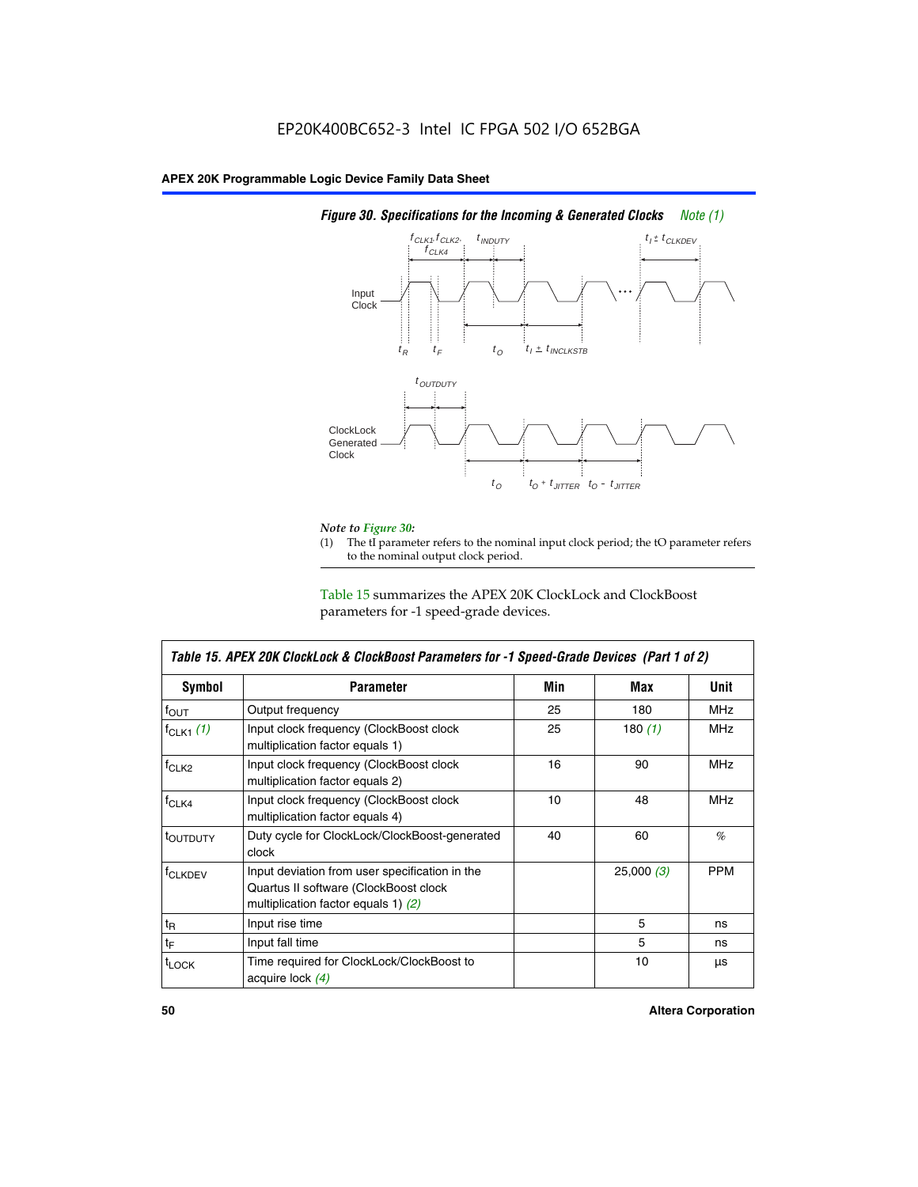EP20K400BC652-3 Intel IC FPGA 502 I/O 652BGA

*Figure 30. Specifications for the Incoming & Generated Clocks Note (1)*

*Note to Figure 30:*

(1) The tI parameter refers to the nominal input clock period; the tO parameter refers to the nominal output clock period.

Table 15 summarizes the APEX 20K ClockLock and ClockBoost parameters for -1 speed-grade devices.

| *Table 15. APEX 20K ClockLock & ClockBoost Parameters for -1 Speed-Grade Devices (Part 1 of 2)* | | | | |
|---|---|---|---|---|
| **Symbol** | **Parameter** | **Min** | **Max** | **Unit** |
| $f_{OUT}$ | Output frequency | 25 | 180 | MHz |
| $f_{CLK1}$ *(1)* | Input clock frequency (ClockBoost clock multiplication factor equals 1) | 25 | 180 *(1)* | MHz |
| $f_{CLK2}$ | Input clock frequency (ClockBoost clock multiplication factor equals 2) | 16 | 90 | MHz |
| $f_{CLK4}$ | Input clock frequency (ClockBoost clock multiplication factor equals 4) | 10 | 48 | MHz |
| $t_{OUTDUTY}$ | Duty cycle for ClockLock/ClockBoost-generated clock | 40 | 60 | % |
| $f_{CLKDEV}$ | Input deviation from user specification in the Quartus II software (ClockBoost clock multiplication factor equals 1) *(2)* | | 25,000 *(3)* | PPM |
| $t_R$ | Input rise time | | 5 | ns |
| $t_F$ | Input fall time | | 5 | ns |
| $t_{LOCK}$ | Time required for ClockLock/ClockBoost to acquire lock *(4)* | | 10 | µs |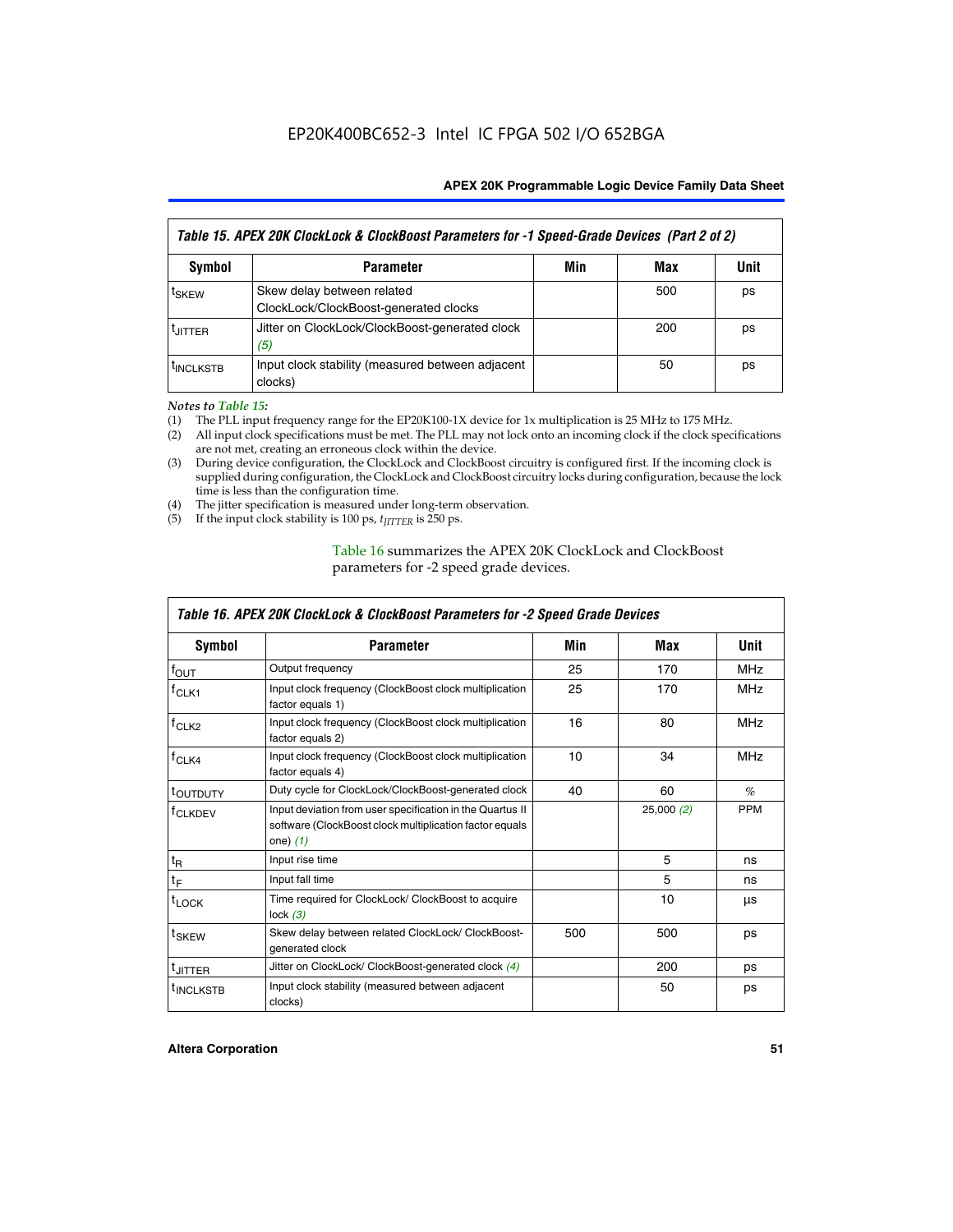| Table 15. APEX 20K ClockLock & ClockBoost Parameters for -1 Speed-Grade Devices (Part 2 of 2) | | | | |
|---|---|---|---|---|
| **Symbol** | **Parameter** | **Min** | **Max** | **Unit** |
| $t_{SKEW}$ | Skew delay between related ClockLock/ClockBoost-generated clocks | | 500 | ps |
| $t_{JITTER}$ | Jitter on ClockLock/ClockBoost-generated clock *(5)* | | 200 | ps |
| $t_{INCLKSTB}$ | Input clock stability (measured between adjacent clocks) | | 50 | ps |

*Notes to Table 15:*

(1) The PLL input frequency range for the EP20K100-1X device for 1x multiplication is 25 MHz to 175 MHz.
(2) All input clock specifications must be met. The PLL may not lock onto an incoming clock if the clock specifications are not met, creating an erroneous clock within the device.
(3) During device configuration, the ClockLock and ClockBoost circuitry is configured first. If the incoming clock is supplied during configuration, the ClockLock and ClockBoost circuitry locks during configuration, because the lock time is less than the configuration time.
(4) The jitter specification is measured under long-term observation.
(5) If the input clock stability is 100 ps, $t_{JITTER}$ is 250 ps.

Table 16 summarizes the APEX 20K ClockLock and ClockBoost parameters for -2 speed grade devices.

| Table 16. APEX 20K ClockLock & ClockBoost Parameters for -2 Speed Grade Devices | | | | |
|---|---|---|---|---|
| **Symbol** | **Parameter** | **Min** | **Max** | **Unit** |
| $f_{OUT}$ | Output frequency | 25 | 170 | MHz |
| $f_{CLK1}$ | Input clock frequency (ClockBoost clock multiplication factor equals 1) | 25 | 170 | MHz |
| $f_{CLK2}$ | Input clock frequency (ClockBoost clock multiplication factor equals 2) | 16 | 80 | MHz |
| $f_{CLK4}$ | Input clock frequency (ClockBoost clock multiplication factor equals 4) | 10 | 34 | MHz |
| $t_{OUTDUTY}$ | Duty cycle for ClockLock/ClockBoost-generated clock | 40 | 60 | % |
| $f_{CLKDEV}$ | Input deviation from user specification in the Quartus II software (ClockBoost clock multiplication factor equals one) *(1)* | | 25,000 *(2)* | PPM |
| $t_R$ | Input rise time | | 5 | ns |
| $t_F$ | Input fall time | | 5 | ns |
| $t_{LOCK}$ | Time required for ClockLock/ ClockBoost to acquire lock *(3)* | | 10 | µs |
| $t_{SKEW}$ | Skew delay between related ClockLock/ ClockBoost-generated clock | 500 | 500 | ps |
| $t_{JITTER}$ | Jitter on ClockLock/ ClockBoost-generated clock *(4)* | | 200 | ps |
| $t_{INCLKSTB}$ | Input clock stability (measured between adjacent clocks) | | 50 | ps |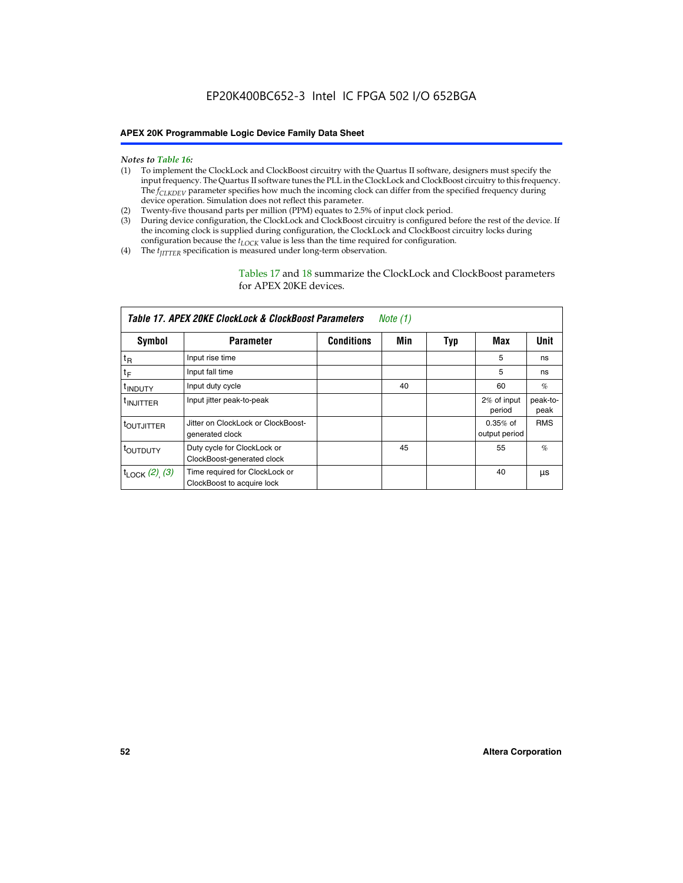*Notes to Table 16:*

(1) To implement the ClockLock and ClockBoost circuitry with the Quartus II software, designers must specify the input frequency. The Quartus II software tunes the PLL in the ClockLock and ClockBoost circuitry to this frequency. The $f_{CLKDEV}$ parameter specifies how much the incoming clock can differ from the specified frequency during device operation. Simulation does not reflect this parameter.

(2) Twenty-five thousand parts per million (PPM) equates to 2.5% of input clock period.

(3) During device configuration, the ClockLock and ClockBoost circuitry is configured before the rest of the device. If the incoming clock is supplied during configuration, the ClockLock and ClockBoost circuitry locks during configuration because the $t_{LOCK}$ value is less than the time required for configuration.

(4) The $t_{JITTER}$ specification is measured under long-term observation.

Tables 17 and 18 summarize the ClockLock and ClockBoost parameters for APEX 20KE devices.

**Table 17. APEX 20KE ClockLock & ClockBoost Parameters** *Note (1)*

| Symbol | Parameter | Conditions | Min | Typ | Max | Unit |
|---|---|---|---|---|---|---|
| $t_R$ | Input rise time | | | | 5 | ns |
| $t_F$ | Input fall time | | | | 5 | ns |
| $t_{INDUTY}$ | Input duty cycle | | 40 | | 60 | % |
| $t_{INJITTER}$ | Input jitter peak-to-peak | | | | 2% of input period | peak-to-peak |
| $t_{OUTJITTER}$ | Jitter on ClockLock or ClockBoost-generated clock | | | | 0.35% of output period | RMS |
| $t_{OUTDUTY}$ | Duty cycle for ClockLock or ClockBoost-generated clock | | 45 | | 55 | % |
| $t_{LOCK}$ *(2), (3)* | Time required for ClockLock or ClockBoost to acquire lock | | | | 40 | µs |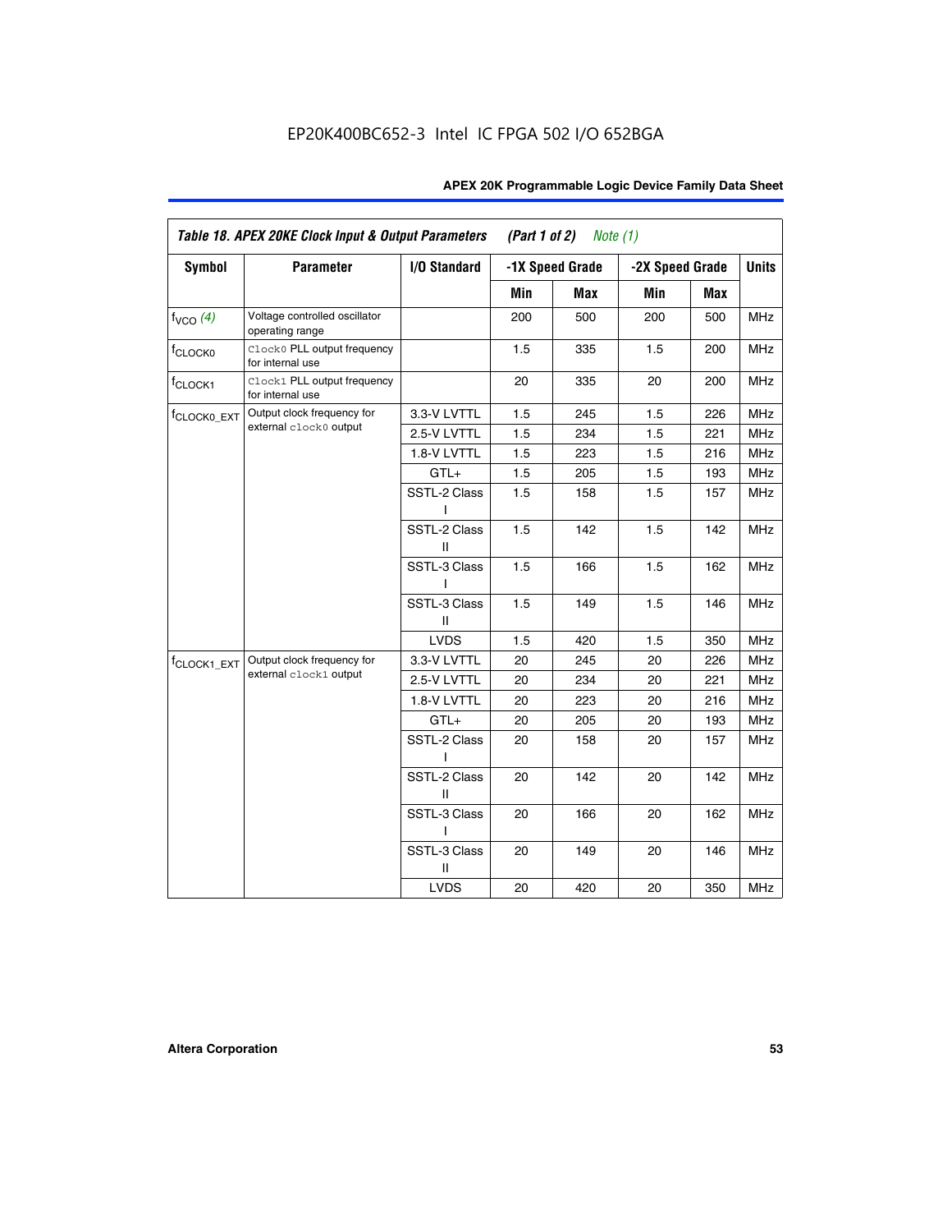EP20K400BC652-3 Intel IC FPGA 502 I/O 652BGA

| Table 18. APEX 20KE Clock Input & Output Parameters (Part 1 of 2) Note (1) | | | | | | | |
|---|---|---|---|---|---|---|---|
| Symbol | Parameter | I/O Standard | -1X Speed Grade | | -2X Speed Grade | | Units |
| | | | Min | Max | Min | Max | |
| $f_{VCO}$ (4) | Voltage controlled oscillator operating range | | 200 | 500 | 200 | 500 | MHz |
| $f_{CLOCK0}$ | Clock0 PLL output frequency for internal use | | 1.5 | 335 | 1.5 | 200 | MHz |
| $f_{CLOCK1}$ | Clock1 PLL output frequency for internal use | | 20 | 335 | 20 | 200 | MHz |
| $f_{CLOCK0\_EXT}$ | Output clock frequency for external clock0 output | 3.3-V LVTTL | 1.5 | 245 | 1.5 | 226 | MHz |
| | | 2.5-V LVTTL | 1.5 | 234 | 1.5 | 221 | MHz |
| | | 1.8-V LVTTL | 1.5 | 223 | 1.5 | 216 | MHz |
| | | GTL+ | 1.5 | 205 | 1.5 | 193 | MHz |
| | | SSTL-2 Class I | 1.5 | 158 | 1.5 | 157 | MHz |
| | | SSTL-2 Class II | 1.5 | 142 | 1.5 | 142 | MHz |
| | | SSTL-3 Class I | 1.5 | 166 | 1.5 | 162 | MHz |
| | | SSTL-3 Class II | 1.5 | 149 | 1.5 | 146 | MHz |
| | | LVDS | 1.5 | 420 | 1.5 | 350 | MHz |
| $f_{CLOCK1\_EXT}$ | Output clock frequency for external clock1 output | 3.3-V LVTTL | 20 | 245 | 20 | 226 | MHz |
| | | 2.5-V LVTTL | 20 | 234 | 20 | 221 | MHz |
| | | 1.8-V LVTTL | 20 | 223 | 20 | 216 | MHz |
| | | GTL+ | 20 | 205 | 20 | 193 | MHz |
| | | SSTL-2 Class I | 20 | 158 | 20 | 157 | MHz |
| | | SSTL-2 Class II | 20 | 142 | 20 | 142 | MHz |
| | | SSTL-3 Class I | 20 | 166 | 20 | 162 | MHz |
| | | SSTL-3 Class II | 20 | 149 | 20 | 146 | MHz |
| | | LVDS | 20 | 420 | 20 | 350 | MHz |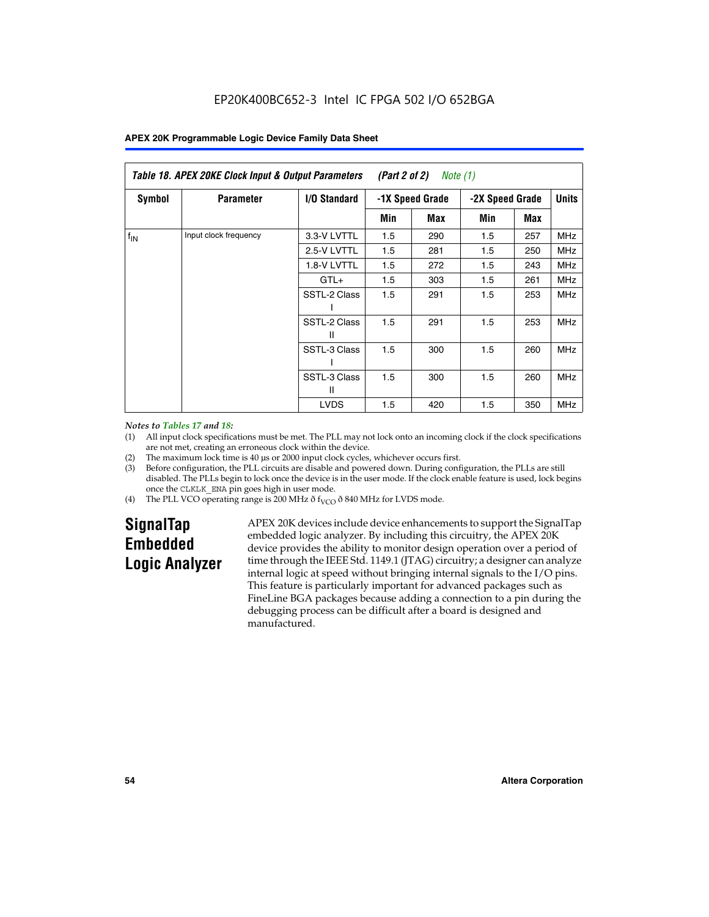EP20K400BC652-3 Intel IC FPGA 502 I/O 652BGA

| *Table 18. APEX 20KE Clock Input & Output Parameters (Part 2 of 2) Note (1)* | | | | | | | |
|---|---|---|---|---|---|---|---|
| **Symbol** | **Parameter** | **I/O Standard** | **-1X Speed Grade** | | **-2X Speed Grade** | | **Units** |
| | | | **Min** | **Max** | **Min** | **Max** | |
| $f_{IN}$ | Input clock frequency | 3.3-V LVTTL | 1.5 | 290 | 1.5 | 257 | MHz |
| | | 2.5-V LVTTL | 1.5 | 281 | 1.5 | 250 | MHz |
| | | 1.8-V LVTTL | 1.5 | 272 | 1.5 | 243 | MHz |
| | | GTL+ | 1.5 | 303 | 1.5 | 261 | MHz |
| | | SSTL-2 Class I | 1.5 | 291 | 1.5 | 253 | MHz |
| | | SSTL-2 Class II | 1.5 | 291 | 1.5 | 253 | MHz |
| | | SSTL-3 Class I | 1.5 | 300 | 1.5 | 260 | MHz |
| | | SSTL-3 Class II | 1.5 | 300 | 1.5 | 260 | MHz |
| | | LVDS | 1.5 | 420 | 1.5 | 350 | MHz |

*Notes to Tables 17 and 18:*

(1) All input clock specifications must be met. The PLL may not lock onto an incoming clock if the clock specifications are not met, creating an erroneous clock within the device.

(2) The maximum lock time is 40 µs or 2000 input clock cycles, whichever occurs first.

(3) Before configuration, the PLL circuits are disable and powered down. During configuration, the PLLs are still disabled. The PLLs begin to lock once the device is in the user mode. If the clock enable feature is used, lock begins once the CLKLK_ENA pin goes high in user mode.

(4) The PLL VCO operating range is 200 MHz ð $f_{VCO}$ ð 840 MHz for LVDS mode.

## SignalTap Embedded Logic Analyzer

APEX 20K devices include device enhancements to support the SignalTap embedded logic analyzer. By including this circuitry, the APEX 20K device provides the ability to monitor design operation over a period of time through the IEEE Std. 1149.1 (JTAG) circuitry; a designer can analyze internal logic at speed without bringing internal signals to the I/O pins. This feature is particularly important for advanced packages such as FineLine BGA packages because adding a connection to a pin during the debugging process can be difficult after a board is designed and manufactured.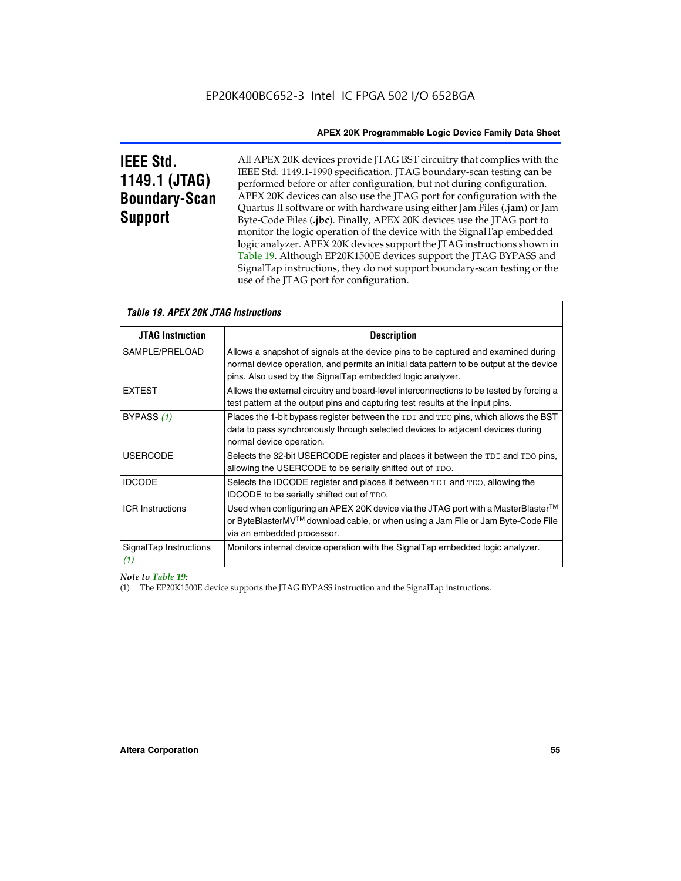## IEEE Std. 1149.1 (JTAG) Boundary-Scan Support

All APEX 20K devices provide JTAG BST circuitry that complies with the IEEE Std. 1149.1-1990 specification. JTAG boundary-scan testing can be performed before or after configuration, but not during configuration. APEX 20K devices can also use the JTAG port for configuration with the Quartus II software or with hardware using either Jam Files (**.jam**) or Jam Byte-Code Files (**.jbc**). Finally, APEX 20K devices use the JTAG port to monitor the logic operation of the device with the SignalTap embedded logic analyzer. APEX 20K devices support the JTAG instructions shown in Table 19. Although EP20K1500E devices support the JTAG BYPASS and SignalTap instructions, they do not support boundary-scan testing or the use of the JTAG port for configuration.

*Table 19. APEX 20K JTAG Instructions*

| JTAG Instruction | Description |
|---|---|
| SAMPLE/PRELOAD | Allows a snapshot of signals at the device pins to be captured and examined during normal device operation, and permits an initial data pattern to be output at the device pins. Also used by the SignalTap embedded logic analyzer. |
| EXTEST | Allows the external circuitry and board-level interconnections to be tested by forcing a test pattern at the output pins and capturing test results at the input pins. |
| BYPASS *(1)* | Places the 1-bit bypass register between the `TDI` and `TDO` pins, which allows the BST data to pass synchronously through selected devices to adjacent devices during normal device operation. |
| USERCODE | Selects the 32-bit USERCODE register and places it between the `TDI` and `TDO` pins, allowing the USERCODE to be serially shifted out of `TDO`. |
| IDCODE | Selects the IDCODE register and places it between `TDI` and `TDO`, allowing the IDCODE to be serially shifted out of `TDO`. |
| ICR Instructions | Used when configuring an APEX 20K device via the JTAG port with a MasterBlaster™ or ByteBlasterMV™ download cable, or when using a Jam File or Jam Byte-Code File via an embedded processor. |
| SignalTap Instructions *(1)* | Monitors internal device operation with the SignalTap embedded logic analyzer. |

*Note to Table 19:*

(1) The EP20K1500E device supports the JTAG BYPASS instruction and the SignalTap instructions.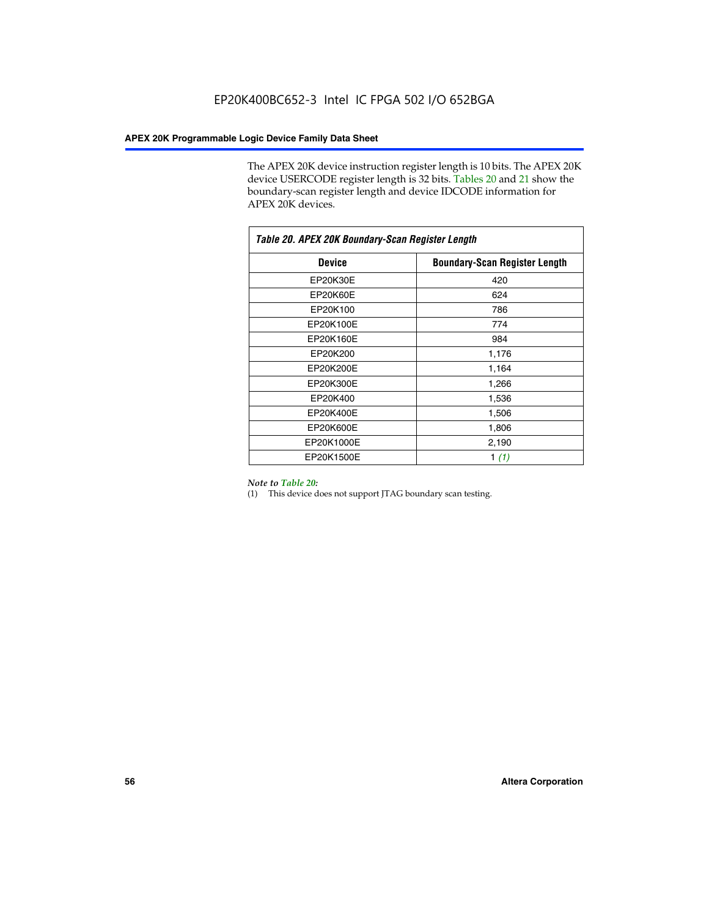The APEX 20K device instruction register length is 10 bits. The APEX 20K device USERCODE register length is 32 bits. Tables 20 and 21 show the boundary-scan register length and device IDCODE information for APEX 20K devices.

*Table 20. APEX 20K Boundary-Scan Register Length*

| Device | Boundary-Scan Register Length |
|---|---|
| EP20K30E | 420 |
| EP20K60E | 624 |
| EP20K100 | 786 |
| EP20K100E | 774 |
| EP20K160E | 984 |
| EP20K200 | 1,176 |
| EP20K200E | 1,164 |
| EP20K300E | 1,266 |
| EP20K400 | 1,536 |
| EP20K400E | 1,506 |
| EP20K600E | 1,806 |
| EP20K1000E | 2,190 |
| EP20K1500E | 1 *(1)* |

*Note to Table 20:*

(1) This device does not support JTAG boundary scan testing.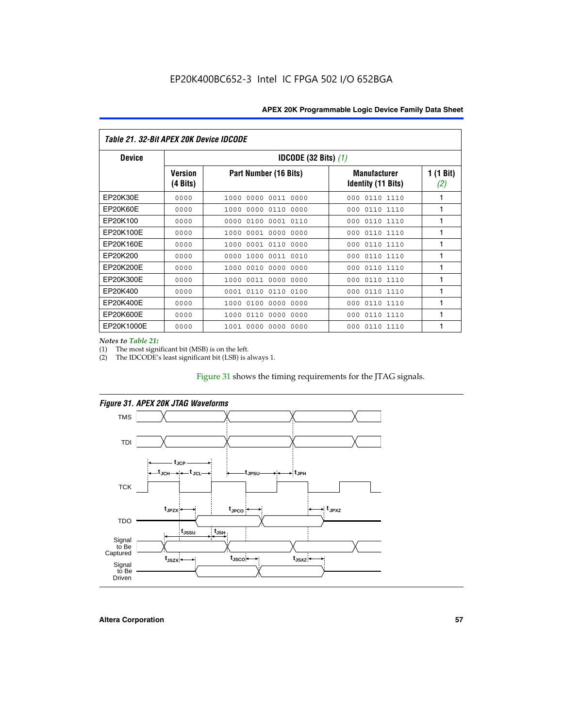Table 21. 32-Bit APEX 20K Device IDCODE

| Device | IDCODE (32 Bits) (1) | | | |
|---|---|---|---|---|
| | Version (4 Bits) | Part Number (16 Bits) | Manufacturer Identity (11 Bits) | 1 (1 Bit) (2) |
| EP20K30E | 0000 | 1000 0000 0011 0000 | 000 0110 1110 | 1 |
| EP20K60E | 0000 | 1000 0000 0110 0000 | 000 0110 1110 | 1 |
| EP20K100 | 0000 | 0000 0100 0001 0110 | 000 0110 1110 | 1 |
| EP20K100E | 0000 | 1000 0001 0000 0000 | 000 0110 1110 | 1 |
| EP20K160E | 0000 | 1000 0001 0110 0000 | 000 0110 1110 | 1 |
| EP20K200 | 0000 | 0000 1000 0011 0010 | 000 0110 1110 | 1 |
| EP20K200E | 0000 | 1000 0010 0000 0000 | 000 0110 1110 | 1 |
| EP20K300E | 0000 | 1000 0011 0000 0000 | 000 0110 1110 | 1 |
| EP20K400 | 0000 | 0001 0110 0110 0100 | 000 0110 1110 | 1 |
| EP20K400E | 0000 | 1000 0100 0000 0000 | 000 0110 1110 | 1 |
| EP20K600E | 0000 | 1000 0110 0000 0000 | 000 0110 1110 | 1 |
| EP20K1000E | 0000 | 1001 0000 0000 0000 | 000 0110 1110 | 1 |

*Notes to Table 21:*

(1) The most significant bit (MSB) is on the left.

(2) The IDCODE's least significant bit (LSB) is always 1.

Figure 31 shows the timing requirements for the JTAG signals.

**Figure 31. APEX 20K JTAG Waveforms**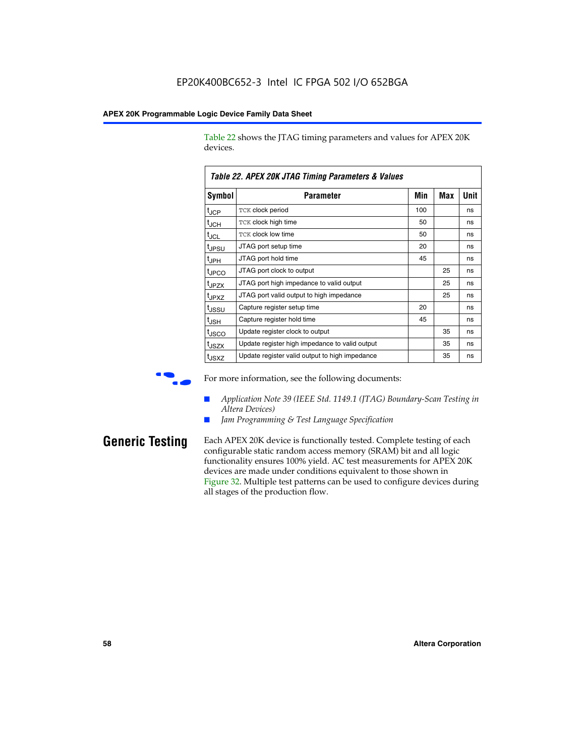Table 22 shows the JTAG timing parameters and values for APEX 20K devices.

**Table 22. APEX 20K JTAG Timing Parameters & Values**

| Symbol | Parameter | Min | Max | Unit |
|---|---|---|---|---|
| $t_{JCP}$ | TCK clock period | 100 | | ns |
| $t_{JCH}$ | TCK clock high time | 50 | | ns |
| $t_{JCL}$ | TCK clock low time | 50 | | ns |
| $t_{JPSU}$ | JTAG port setup time | 20 | | ns |
| $t_{JPH}$ | JTAG port hold time | 45 | | ns |
| $t_{JPCO}$ | JTAG port clock to output | | 25 | ns |
| $t_{JPZX}$ | JTAG port high impedance to valid output | | 25 | ns |
| $t_{JPXZ}$ | JTAG port valid output to high impedance | | 25 | ns |
| $t_{JSSU}$ | Capture register setup time | 20 | | ns |
| $t_{JSH}$ | Capture register hold time | 45 | | ns |
| $t_{JSCO}$ | Update register clock to output | | 35 | ns |
| $t_{JSZX}$ | Update register high impedance to valid output | | 35 | ns |
| $t_{JSXZ}$ | Update register valid output to high impedance | | 35 | ns |

For more information, see the following documents:

- *Application Note 39 (IEEE Std. 1149.1 (JTAG) Boundary-Scan Testing in Altera Devices)*
- *Jam Programming & Test Language Specification*

## Generic Testing

Each APEX 20K device is functionally tested. Complete testing of each configurable static random access memory (SRAM) bit and all logic functionality ensures 100% yield. AC test measurements for APEX 20K devices are made under conditions equivalent to those shown in Figure 32. Multiple test patterns can be used to configure devices during all stages of the production flow.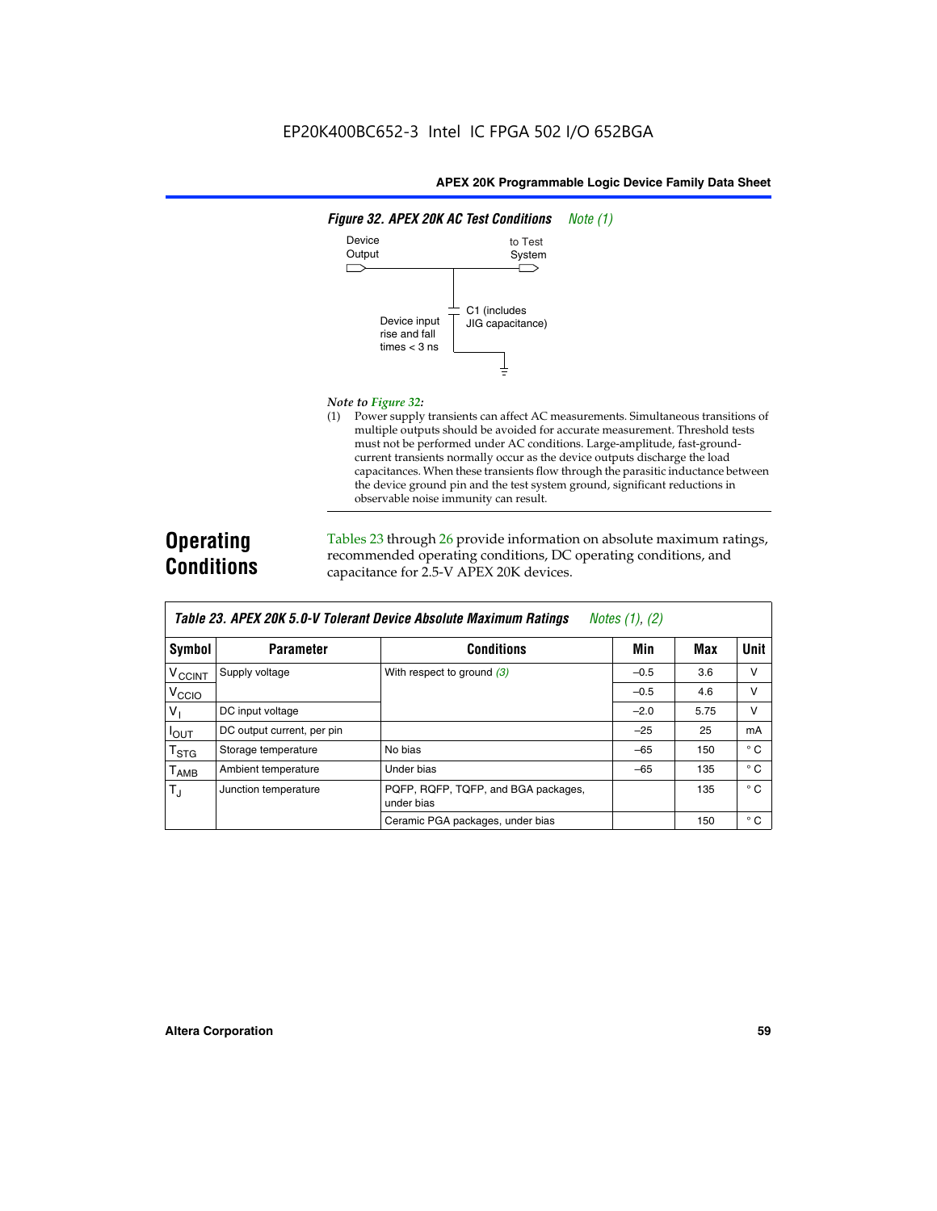EP20K400BC652-3 Intel IC FPGA 502 I/O 652BGA

***Figure 32. APEX 20K AC Test Conditions*** *Note (1)*

Device Output

to Test System

C1 (includes JIG capacitance)

Device input rise and fall times < 3 ns

*Note to Figure 32:*

(1) Power supply transients can affect AC measurements. Simultaneous transitions of multiple outputs should be avoided for accurate measurement. Threshold tests must not be performed under AC conditions. Large-amplitude, fast-ground-current transients normally occur as the device outputs discharge the load capacitances. When these transients flow through the parasitic inductance between the device ground pin and the test system ground, significant reductions in observable noise immunity can result.

## Operating Conditions

Tables 23 through 26 provide information on absolute maximum ratings, recommended operating conditions, DC operating conditions, and capacitance for 2.5-V APEX 20K devices.

***Table 23. APEX 20K 5.0-V Tolerant Device Absolute Maximum Ratings*** *Notes (1), (2)*

| Symbol | Parameter | Conditions | Min | Max | Unit |
|---|---|---|---|---|---|
| $V_{CCINT}$ | Supply voltage | With respect to ground (3) | –0.5 | 3.6 | V |
| $V_{CCIO}$ | | | –0.5 | 4.6 | V |
| $V_I$ | DC input voltage | | –2.0 | 5.75 | V |
| $I_{OUT}$ | DC output current, per pin | | –25 | 25 | mA |
| $T_{STG}$ | Storage temperature | No bias | –65 | 150 | ° C |
| $T_{AMB}$ | Ambient temperature | Under bias | –65 | 135 | ° C |
| $T_J$ | Junction temperature | PQFP, RQFP, TQFP, and BGA packages, under bias | | 135 | ° C |
| | | Ceramic PGA packages, under bias | | 150 | ° C |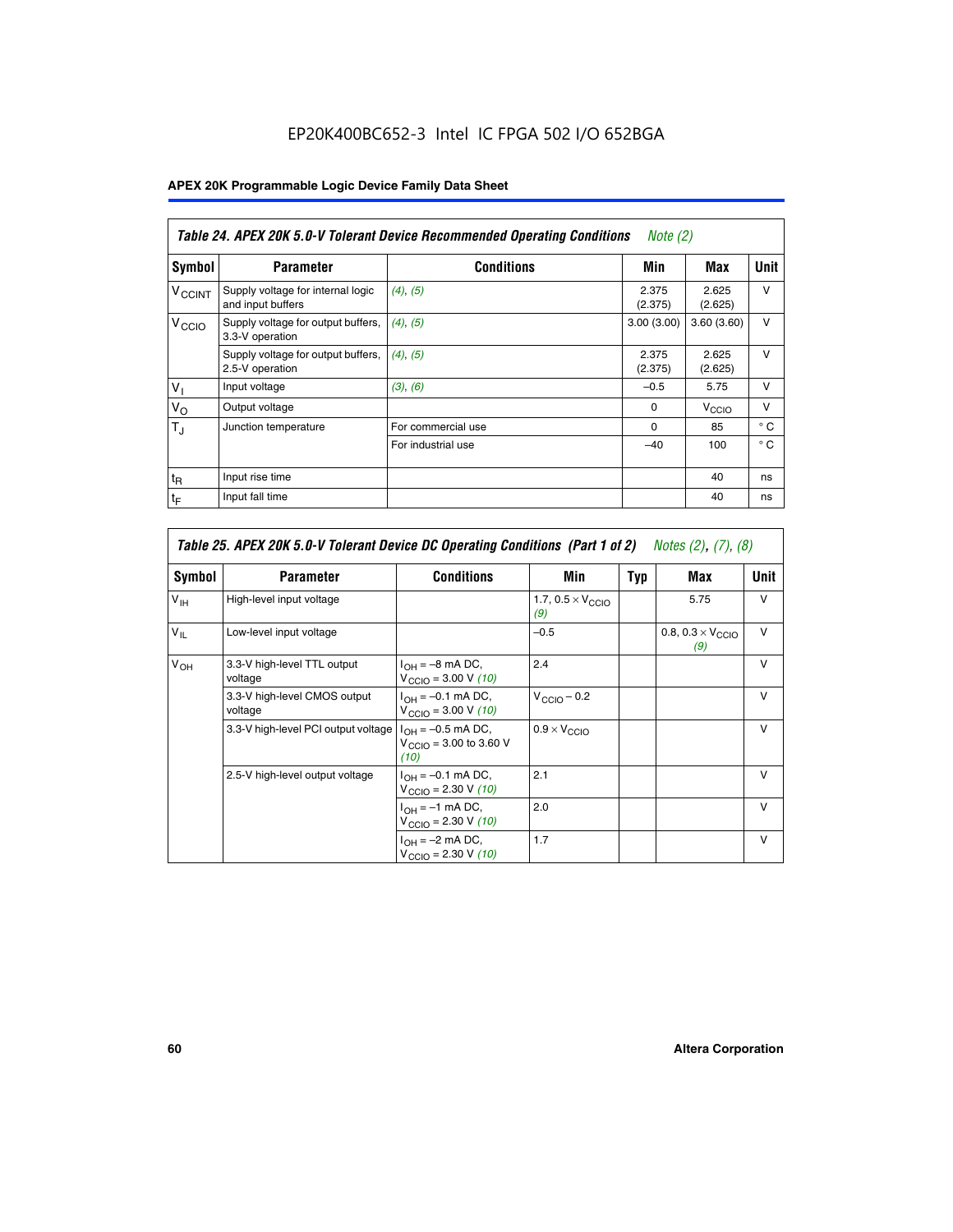EP20K400BC652-3 Intel IC FPGA 502 I/O 652BGA

**APEX 20K Programmable Logic Device Family Data Sheet**

*Table 24. APEX 20K 5.0-V Tolerant Device Recommended Operating Conditions Note (2)*

| Symbol | Parameter | Conditions | Min | Max | Unit |
|---|---|---|---|---|---|
| $V_{CCINT}$ | Supply voltage for internal logic and input buffers | (4), (5) | 2.375 (2.375) | 2.625 (2.625) | V |
| $V_{CCIO}$ | Supply voltage for output buffers, 3.3-V operation | (4), (5) | 3.00 (3.00) | 3.60 (3.60) | V |
| | Supply voltage for output buffers, 2.5-V operation | (4), (5) | 2.375 (2.375) | 2.625 (2.625) | V |
| $V_I$ | Input voltage | (3), (6) | –0.5 | 5.75 | V |
| $V_O$ | Output voltage | | 0 | $V_{CCIO}$ | V |
| $T_J$ | Junction temperature | For commercial use | 0 | 85 | ° C |
| | | For industrial use | –40 | 100 | ° C |
| $t_R$ | Input rise time | | | 40 | ns |
| $t_F$ | Input fall time | | | 40 | ns |

*Table 25. APEX 20K 5.0-V Tolerant Device DC Operating Conditions (Part 1 of 2) Notes (2), (7), (8)*

| Symbol | Parameter | Conditions | Min | Typ | Max | Unit |
|---|---|---|---|---|---|---|
| $V_{IH}$ | High-level input voltage | | 1.7, $0.5 \times V_{CCIO}$ (9) | | 5.75 | V |
| $V_{IL}$ | Low-level input voltage | | –0.5 | | 0.8, $0.3 \times V_{CCIO}$ (9) | V |
| $V_{OH}$ | 3.3-V high-level TTL output voltage | $I_{OH}$ = –8 mA DC, $V_{CCIO}$ = 3.00 V (10) | 2.4 | | | V |
| | 3.3-V high-level CMOS output voltage | $I_{OH}$ = –0.1 mA DC, $V_{CCIO}$ = 3.00 V (10) | $V_{CCIO}$ – 0.2 | | | V |
| | 3.3-V high-level PCI output voltage | $I_{OH}$ = –0.5 mA DC, $V_{CCIO}$ = 3.00 to 3.60 V (10) | $0.9 \times V_{CCIO}$ | | | V |
| | 2.5-V high-level output voltage | $I_{OH}$ = –0.1 mA DC, $V_{CCIO}$ = 2.30 V (10) | 2.1 | | | V |
| | | $I_{OH}$ = –1 mA DC, $V_{CCIO}$ = 2.30 V (10) | 2.0 | | | V |
| | | $I_{OH}$ = –2 mA DC, $V_{CCIO}$ = 2.30 V (10) | 1.7 | | | V |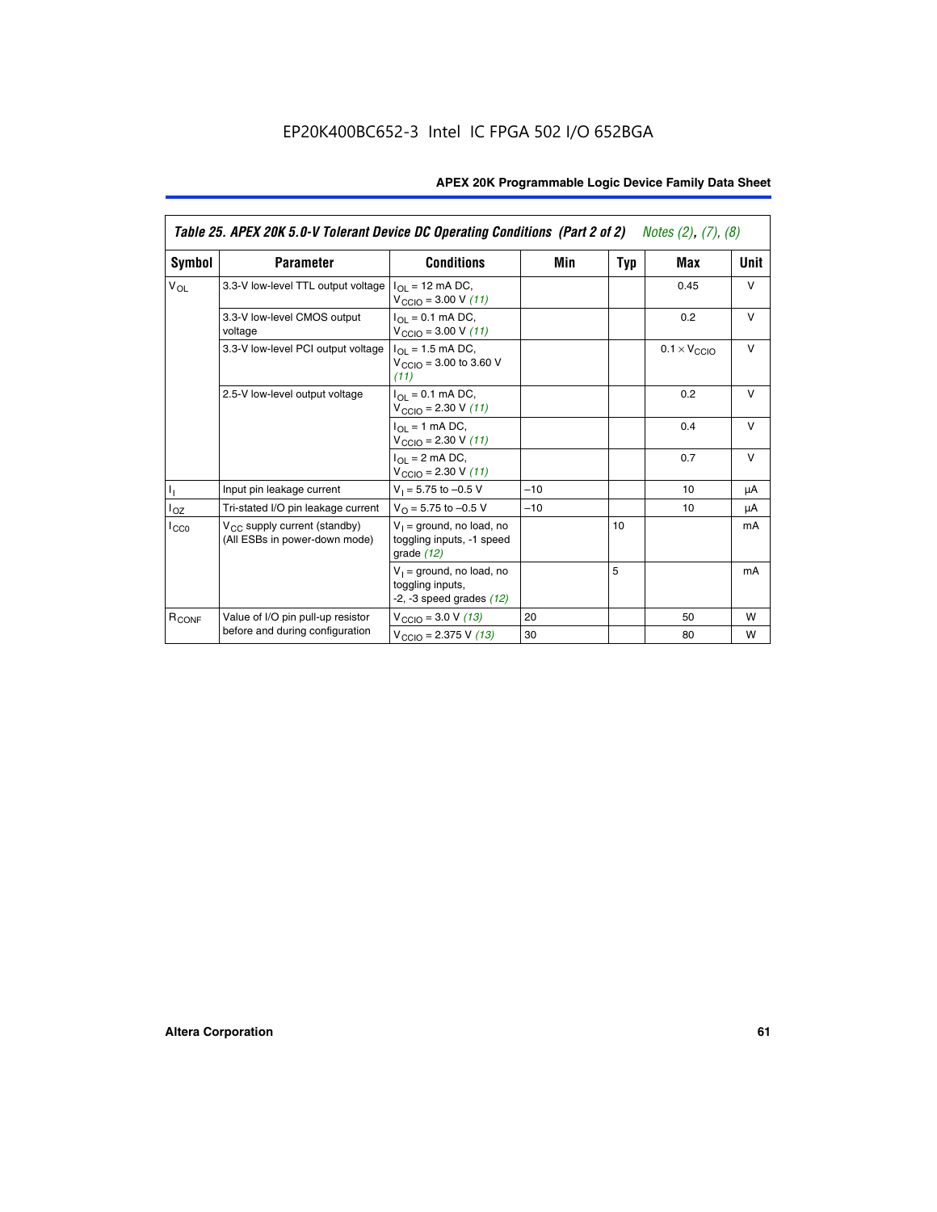EP20K400BC652-3 Intel IC FPGA 502 I/O 652BGA

| Table 25. APEX 20K 5.0-V Tolerant Device DC Operating Conditions (Part 2 of 2) *Notes (2), (7), (8)* | | | | | | |
|---|---|---|---|---|---|---|
| **Symbol** | **Parameter** | **Conditions** | **Min** | **Typ** | **Max** | **Unit** |
| $V_{OL}$ | 3.3-V low-level TTL output voltage | $I_{OL}$ = 12 mA DC, $V_{CCIO}$ = 3.00 V *(11)* | | | 0.45 | V |
| | 3.3-V low-level CMOS output voltage | $I_{OL}$ = 0.1 mA DC, $V_{CCIO}$ = 3.00 V *(11)* | | | 0.2 | V |
| | 3.3-V low-level PCI output voltage | $I_{OL}$ = 1.5 mA DC, $V_{CCIO}$ = 3.00 to 3.60 V *(11)* | | | $0.1 \times V_{CCIO}$ | V |
| | 2.5-V low-level output voltage | $I_{OL}$ = 0.1 mA DC, $V_{CCIO}$ = 2.30 V *(11)* | | | 0.2 | V |
| | | $I_{OL}$ = 1 mA DC, $V_{CCIO}$ = 2.30 V *(11)* | | | 0.4 | V |
| | | $I_{OL}$ = 2 mA DC, $V_{CCIO}$ = 2.30 V *(11)* | | | 0.7 | V |
| $I_I$ | Input pin leakage current | $V_I$ = 5.75 to –0.5 V | –10 | | 10 | µA |
| $I_{OZ}$ | Tri-stated I/O pin leakage current | $V_O$ = 5.75 to –0.5 V | –10 | | 10 | µA |
| $I_{CC0}$ | $V_{CC}$ supply current (standby) (All ESBs in power-down mode) | $V_I$ = ground, no load, no toggling inputs, -1 speed grade *(12)* | | 10 | | mA |
| | | $V_I$ = ground, no load, no toggling inputs, -2, -3 speed grades *(12)* | | 5 | | mA |
| $R_{CONF}$ | Value of I/O pin pull-up resistor before and during configuration | $V_{CCIO}$ = 3.0 V *(13)* | 20 | | 50 | W |
| | | $V_{CCIO}$ = 2.375 V *(13)* | 30 | | 80 | W |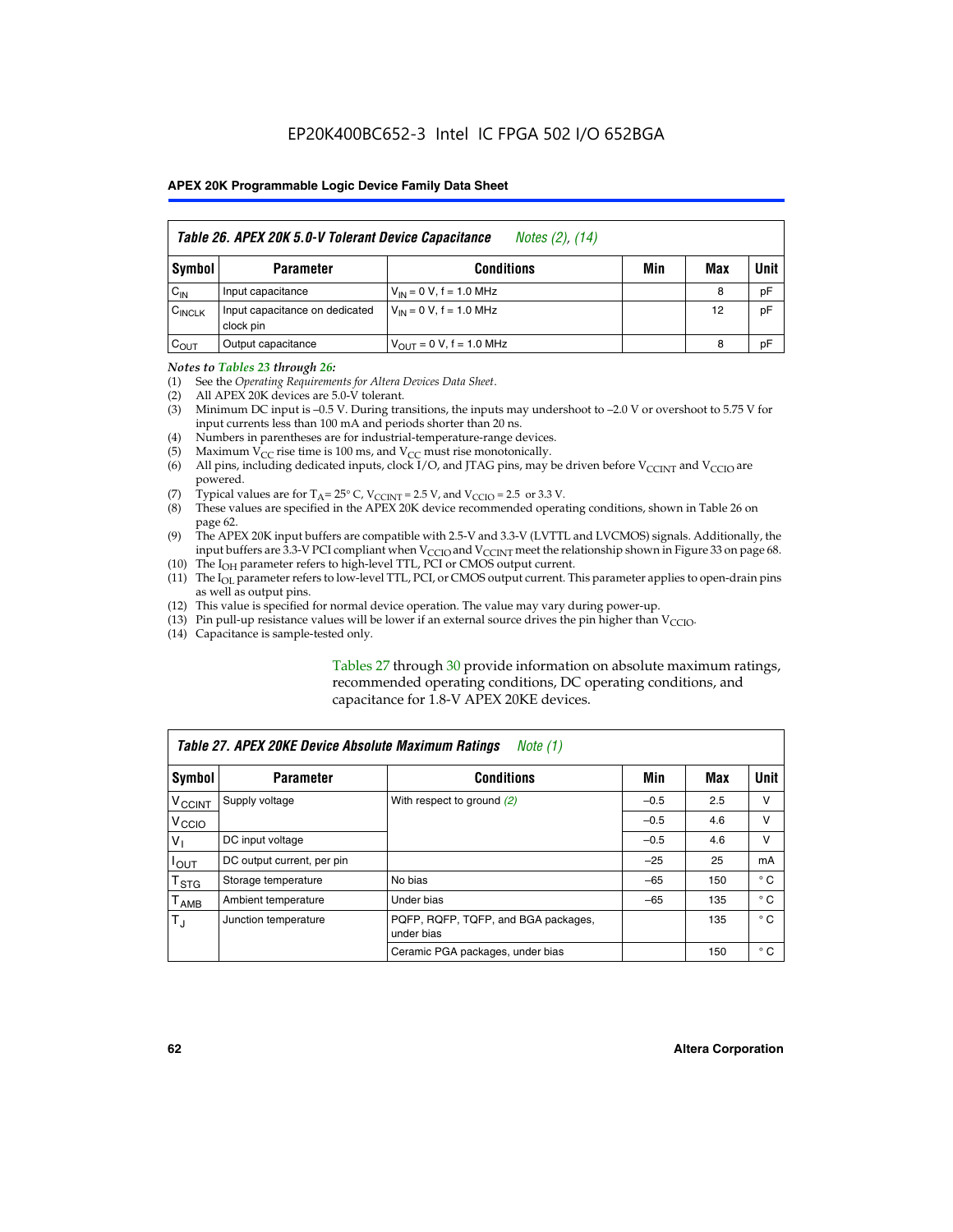**Table 26. APEX 20K 5.0-V Tolerant Device Capacitance** *Notes (2), (14)*

| Symbol | Parameter | Conditions | Min | Max | Unit |
|---|---|---|---|---|---|
| $C_{IN}$ | Input capacitance | $V_{IN}$ = 0 V, f = 1.0 MHz | | 8 | pF |
| $C_{INCLK}$ | Input capacitance on dedicated clock pin | $V_{IN}$ = 0 V, f = 1.0 MHz | | 12 | pF |
| $C_{OUT}$ | Output capacitance | $V_{OUT}$ = 0 V, f = 1.0 MHz | | 8 | pF |

*Notes to Tables 23 through 26:*

(1) See the *Operating Requirements for Altera Devices Data Sheet*.
(2) All APEX 20K devices are 5.0-V tolerant.
(3) Minimum DC input is –0.5 V. During transitions, the inputs may undershoot to –2.0 V or overshoot to 5.75 V for input currents less than 100 mA and periods shorter than 20 ns.
(4) Numbers in parentheses are for industrial-temperature-range devices.
(5) Maximum $V_{CC}$ rise time is 100 ms, and $V_{CC}$ must rise monotonically.
(6) All pins, including dedicated inputs, clock I/O, and JTAG pins, may be driven before $V_{CCINT}$ and $V_{CCIO}$ are powered.
(7) Typical values are for $T_A$ = 25° C, $V_{CCINT}$ = 2.5 V, and $V_{CCIO}$ = 2.5 or 3.3 V.
(8) These values are specified in the APEX 20K device recommended operating conditions, shown in Table 26 on page 62.
(9) The APEX 20K input buffers are compatible with 2.5-V and 3.3-V (LVTTL and LVCMOS) signals. Additionally, the input buffers are 3.3-V PCI compliant when $V_{CCIO}$ and $V_{CCINT}$ meet the relationship shown in Figure 33 on page 68.
(10) The $I_{OH}$ parameter refers to high-level TTL, PCI or CMOS output current.
(11) The $I_{OL}$ parameter refers to low-level TTL, PCI, or CMOS output current. This parameter applies to open-drain pins as well as output pins.
(12) This value is specified for normal device operation. The value may vary during power-up.
(13) Pin pull-up resistance values will be lower if an external source drives the pin higher than $V_{CCIO}$.
(14) Capacitance is sample-tested only.

Tables 27 through 30 provide information on absolute maximum ratings, recommended operating conditions, DC operating conditions, and capacitance for 1.8-V APEX 20KE devices.

**Table 27. APEX 20KE Device Absolute Maximum Ratings** *Note (1)*

| Symbol | Parameter | Conditions | Min | Max | Unit |
|---|---|---|---|---|---|
| $V_{CCINT}$ | Supply voltage | With respect to ground *(2)* | –0.5 | 2.5 | V |
| $V_{CCIO}$ | | | –0.5 | 4.6 | V |
| $V_I$ | DC input voltage | | –0.5 | 4.6 | V |
| $I_{OUT}$ | DC output current, per pin | | –25 | 25 | mA |
| $T_{STG}$ | Storage temperature | No bias | –65 | 150 | ° C |
| $T_{AMB}$ | Ambient temperature | Under bias | –65 | 135 | ° C |
| $T_J$ | Junction temperature | PQFP, RQFP, TQFP, and BGA packages, under bias | | 135 | ° C |
| | | Ceramic PGA packages, under bias | | 150 | ° C |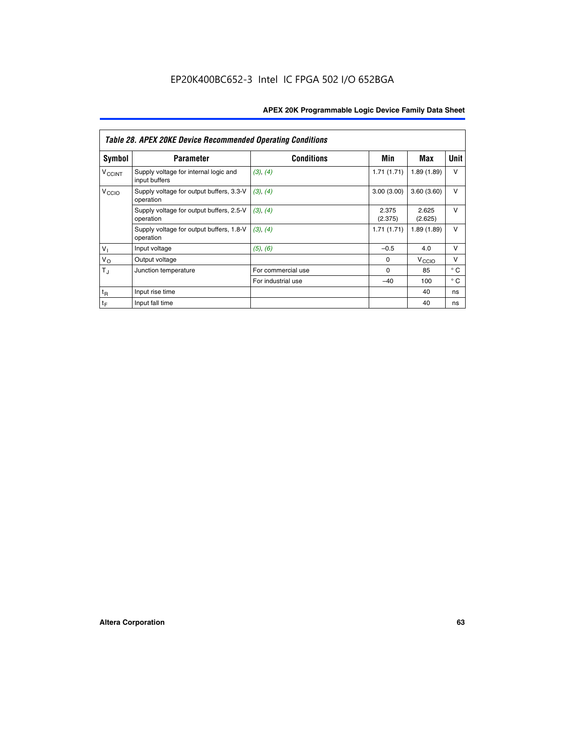EP20K400BC652-3 Intel IC FPGA 502 I/O 652BGA

| *Table 28. APEX 20KE Device Recommended Operating Conditions* | | | | | |
|---|---|---|---|---|---|
| **Symbol** | **Parameter** | **Conditions** | **Min** | **Max** | **Unit** |
| $V_{CCINT}$ | Supply voltage for internal logic and input buffers | *(3)*, *(4)* | 1.71 (1.71) | 1.89 (1.89) | V |
| $V_{CCIO}$ | Supply voltage for output buffers, 3.3-V operation | *(3)*, *(4)* | 3.00 (3.00) | 3.60 (3.60) | V |
| | Supply voltage for output buffers, 2.5-V operation | *(3)*, *(4)* | 2.375 (2.375) | 2.625 (2.625) | V |
| | Supply voltage for output buffers, 1.8-V operation | *(3)*, *(4)* | 1.71 (1.71) | 1.89 (1.89) | V |
| $V_I$ | Input voltage | *(5)*, *(6)* | –0.5 | 4.0 | V |
| $V_O$ | Output voltage | | 0 | $V_{CCIO}$ | V |
| $T_J$ | Junction temperature | For commercial use | 0 | 85 | ° C |
| | | For industrial use | –40 | 100 | ° C |
| $t_R$ | Input rise time | | | 40 | ns |
| $t_F$ | Input fall time | | | 40 | ns |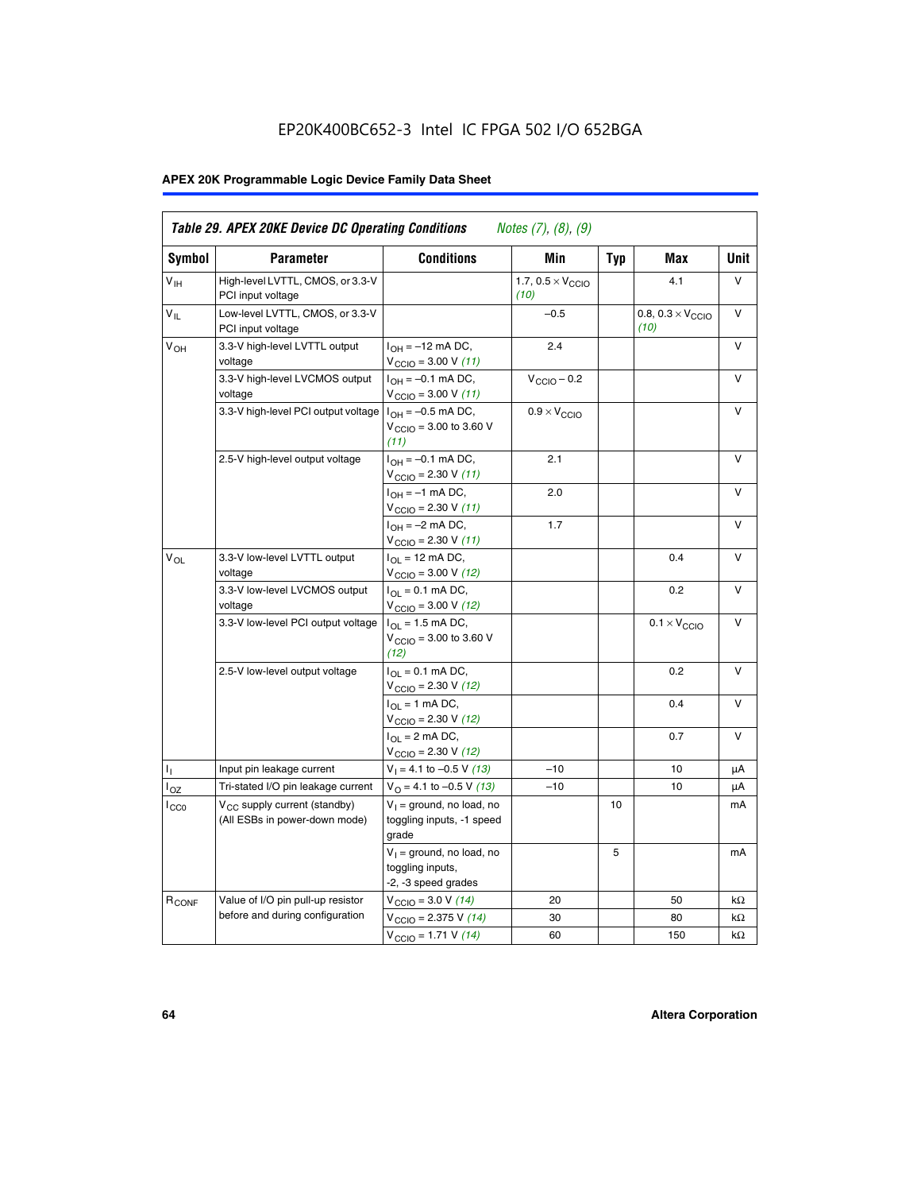EP20K400BC652-3 Intel IC FPGA 502 I/O 652BGA

| Table 29. APEX 20KE Device DC Operating Conditions *Notes (7), (8), (9)* | | | | | | |
|---|---|---|---|---|---|---|
| **Symbol** | **Parameter** | **Conditions** | **Min** | **Typ** | **Max** | **Unit** |
| $V_{IH}$ | High-level LVTTL, CMOS, or 3.3-V PCI input voltage | | 1.7, $0.5 \times V_{CCIO}$ *(10)* | | 4.1 | V |
| $V_{IL}$ | Low-level LVTTL, CMOS, or 3.3-V PCI input voltage | | –0.5 | | 0.8, $0.3 \times V_{CCIO}$ *(10)* | V |
| $V_{OH}$ | 3.3-V high-level LVTTL output voltage | $I_{OH}$ = –12 mA DC, $V_{CCIO}$ = 3.00 V *(11)* | 2.4 | | | V |
| | 3.3-V high-level LVCMOS output voltage | $I_{OH}$ = –0.1 mA DC, $V_{CCIO}$ = 3.00 V *(11)* | $V_{CCIO}$ – 0.2 | | | V |
| | 3.3-V high-level PCI output voltage | $I_{OH}$ = –0.5 mA DC, $V_{CCIO}$ = 3.00 to 3.60 V *(11)* | $0.9 \times V_{CCIO}$ | | | V |
| | 2.5-V high-level output voltage | $I_{OH}$ = –0.1 mA DC, $V_{CCIO}$ = 2.30 V *(11)* | 2.1 | | | V |
| | | $I_{OH}$ = –1 mA DC, $V_{CCIO}$ = 2.30 V *(11)* | 2.0 | | | V |
| | | $I_{OH}$ = –2 mA DC, $V_{CCIO}$ = 2.30 V *(11)* | 1.7 | | | V |
| $V_{OL}$ | 3.3-V low-level LVTTL output voltage | $I_{OL}$ = 12 mA DC, $V_{CCIO}$ = 3.00 V *(12)* | | | 0.4 | V |
| | 3.3-V low-level LVCMOS output voltage | $I_{OL}$ = 0.1 mA DC, $V_{CCIO}$ = 3.00 V *(12)* | | | 0.2 | V |
| | 3.3-V low-level PCI output voltage | $I_{OL}$ = 1.5 mA DC, $V_{CCIO}$ = 3.00 to 3.60 V *(12)* | | | $0.1 \times V_{CCIO}$ | V |
| | 2.5-V low-level output voltage | $I_{OL}$ = 0.1 mA DC, $V_{CCIO}$ = 2.30 V *(12)* | | | 0.2 | V |
| | | $I_{OL}$ = 1 mA DC, $V_{CCIO}$ = 2.30 V *(12)* | | | 0.4 | V |
| | | $I_{OL}$ = 2 mA DC, $V_{CCIO}$ = 2.30 V *(12)* | | | 0.7 | V |
| $I_I$ | Input pin leakage current | $V_I$ = 4.1 to –0.5 V *(13)* | –10 | | 10 | μA |
| $I_{OZ}$ | Tri-stated I/O pin leakage current | $V_O$ = 4.1 to –0.5 V *(13)* | –10 | | 10 | μA |
| $I_{CC0}$ | $V_{CC}$ supply current (standby) (All ESBs in power-down mode) | $V_I$ = ground, no load, no toggling inputs, -1 speed grade | | 10 | | mA |
| | | $V_I$ = ground, no load, no toggling inputs, -2, -3 speed grades | | 5 | | mA |
| $R_{CONF}$ | Value of I/O pin pull-up resistor before and during configuration | $V_{CCIO}$ = 3.0 V *(14)* | 20 | | 50 | kΩ |
| | | $V_{CCIO}$ = 2.375 V *(14)* | 30 | | 80 | kΩ |
| | | $V_{CCIO}$ = 1.71 V *(14)* | 60 | | 150 | kΩ |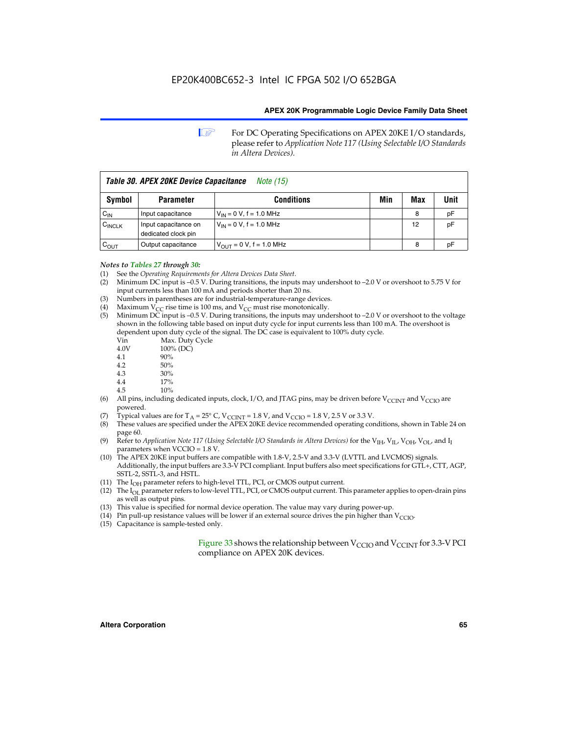For DC Operating Specifications on APEX 20KE I/O standards, please refer to *Application Note 117 (Using Selectable I/O Standards in Altera Devices).*

**Table 30. APEX 20KE Device Capacitance** *Note (15)*

| Symbol | Parameter | Conditions | Min | Max | Unit |
|---|---|---|---|---|---|
| $C_{IN}$ | Input capacitance | $V_{IN}$ = 0 V, f = 1.0 MHz | | 8 | pF |
| $C_{INCLK}$ | Input capacitance on dedicated clock pin | $V_{IN}$ = 0 V, f = 1.0 MHz | | 12 | pF |
| $C_{OUT}$ | Output capacitance | $V_{OUT}$ = 0 V, f = 1.0 MHz | | 8 | pF |

***Notes to Tables 27 through 30:***

(1) See the *Operating Requirements for Altera Devices Data Sheet*.
(2) Minimum DC input is –0.5 V. During transitions, the inputs may undershoot to –2.0 V or overshoot to 5.75 V for input currents less than 100 mA and periods shorter than 20 ns.
(3) Numbers in parentheses are for industrial-temperature-range devices.
(4) Maximum $V_{CC}$ rise time is 100 ms, and $V_{CC}$ must rise monotonically.
(5) Minimum DC input is –0.5 V. During transitions, the inputs may undershoot to –2.0 V or overshoot to the voltage shown in the following table based on input duty cycle for input currents less than 100 mA. The overshoot is dependent upon duty cycle of the signal. The DC case is equivalent to 100% duty cycle.

| Vin | Max. Duty Cycle |
|---|---|
| 4.0V | 100% (DC) |
| 4.1 | 90% |
| 4.2 | 50% |
| 4.3 | 30% |
| 4.4 | 17% |
| 4.5 | 10% |

(6) All pins, including dedicated inputs, clock, I/O, and JTAG pins, may be driven before $V_{CCINT}$ and $V_{CCIO}$ are powered.
(7) Typical values are for $T_A$ = 25° C, $V_{CCINT}$ = 1.8 V, and $V_{CCIO}$ = 1.8 V, 2.5 V or 3.3 V.
(8) These values are specified under the APEX 20KE device recommended operating conditions, shown in Table 24 on page 60.
(9) Refer to *Application Note 117 (Using Selectable I/O Standards in Altera Devices)* for the $V_{IH}$, $V_{IL}$, $V_{OH}$, $V_{OL}$, and $I_I$ parameters when VCCIO = 1.8 V.
(10) The APEX 20KE input buffers are compatible with 1.8-V, 2.5-V and 3.3-V (LVTTL and LVCMOS) signals. Additionally, the input buffers are 3.3-V PCI compliant. Input buffers also meet specifications for GTL+, CTT, AGP, SSTL-2, SSTL-3, and HSTL.
(11) The $I_{OH}$ parameter refers to high-level TTL, PCI, or CMOS output current.
(12) The $I_{OL}$ parameter refers to low-level TTL, PCI, or CMOS output current. This parameter applies to open-drain pins as well as output pins.
(13) This value is specified for normal device operation. The value may vary during power-up.
(14) Pin pull-up resistance values will be lower if an external source drives the pin higher than $V_{CCIO}$.
(15) Capacitance is sample-tested only.

Figure 33 shows the relationship between $V_{CCIO}$ and $V_{CCINT}$ for 3.3-V PCI compliance on APEX 20K devices.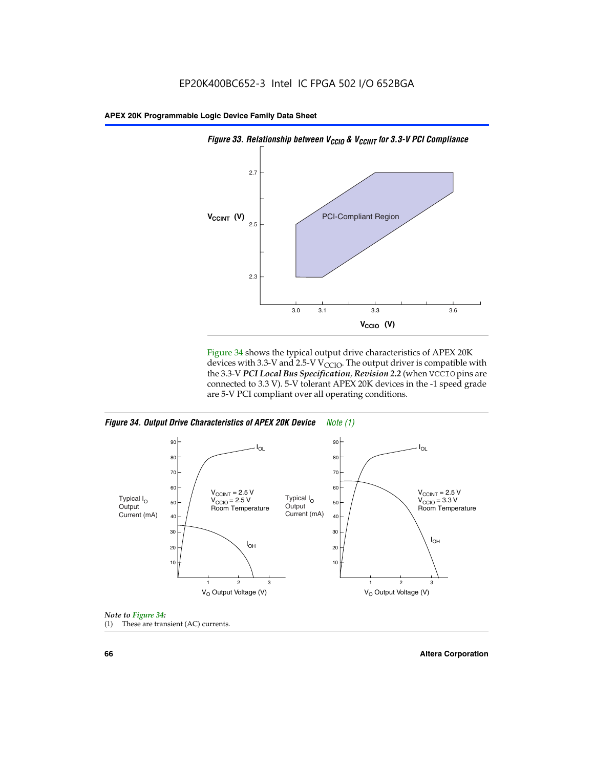**Figure 33. Relationship between $V_{CCIO}$ & $V_{CCINT}$ for 3.3-V PCI Compliance**

Figure 34 shows the typical output drive characteristics of APEX 20K devices with 3.3-V and 2.5-V $V_{CCIO}$. The output driver is compatible with the 3.3-V ***PCI Local Bus Specification, Revision 2.2*** (when VCCIO pins are connected to 3.3 V). 5-V tolerant APEX 20K devices in the -1 speed grade are 5-V PCI compliant over all operating conditions.

**Figure 34. Output Drive Characteristics of APEX 20K Device** *Note (1)*

*Note to Figure 34:*

(1) These are transient (AC) currents.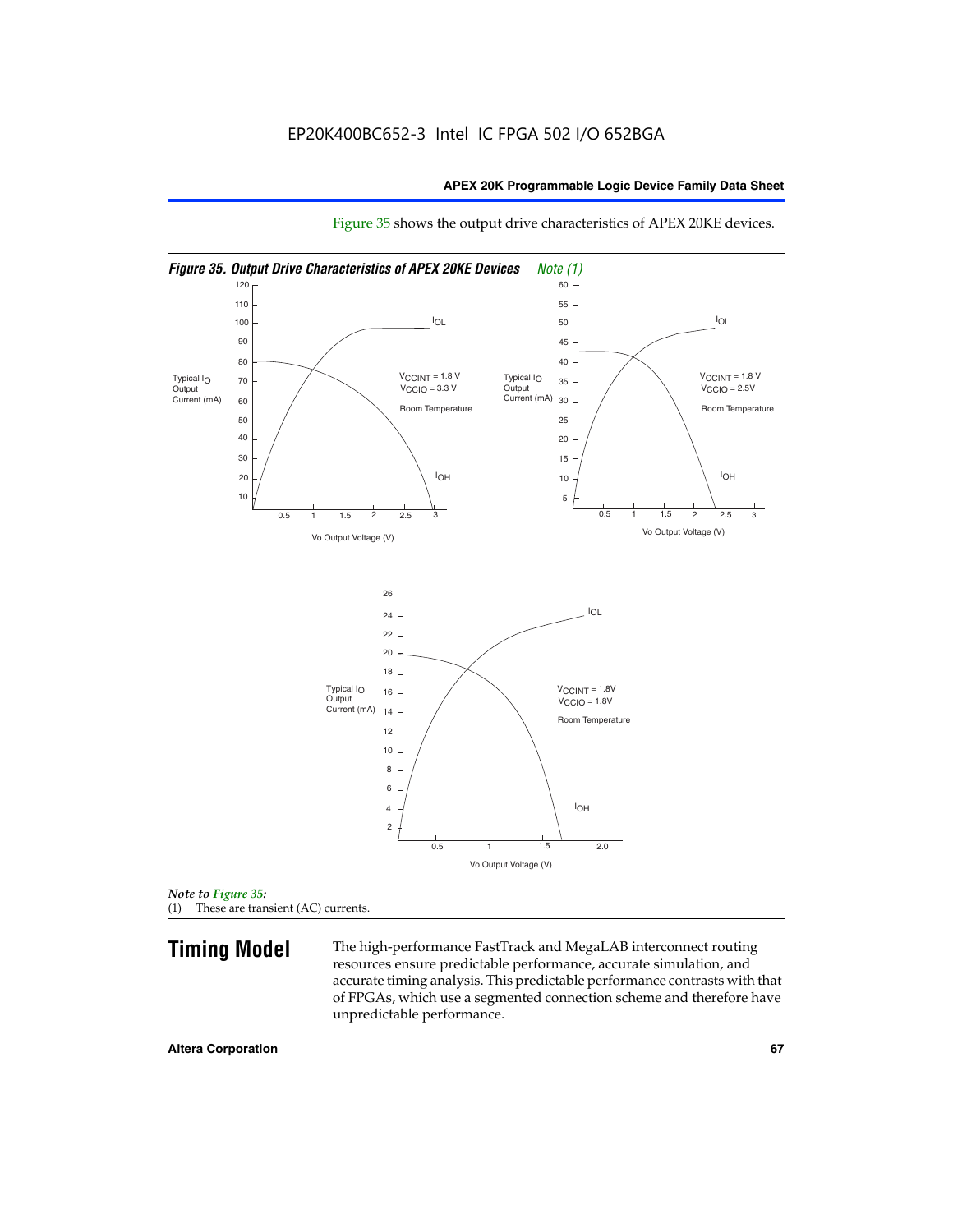Figure 35 shows the output drive characteristics of APEX 20KE devices.

*Figure 35. Output Drive Characteristics of APEX 20KE Devices* *Note (1)*

*Note to Figure 35:*

(1) These are transient (AC) currents.

## Timing Model

The high-performance FastTrack and MegaLAB interconnect routing resources ensure predictable performance, accurate simulation, and accurate timing analysis. This predictable performance contrasts with that of FPGAs, which use a segmented connection scheme and therefore have unpredictable performance.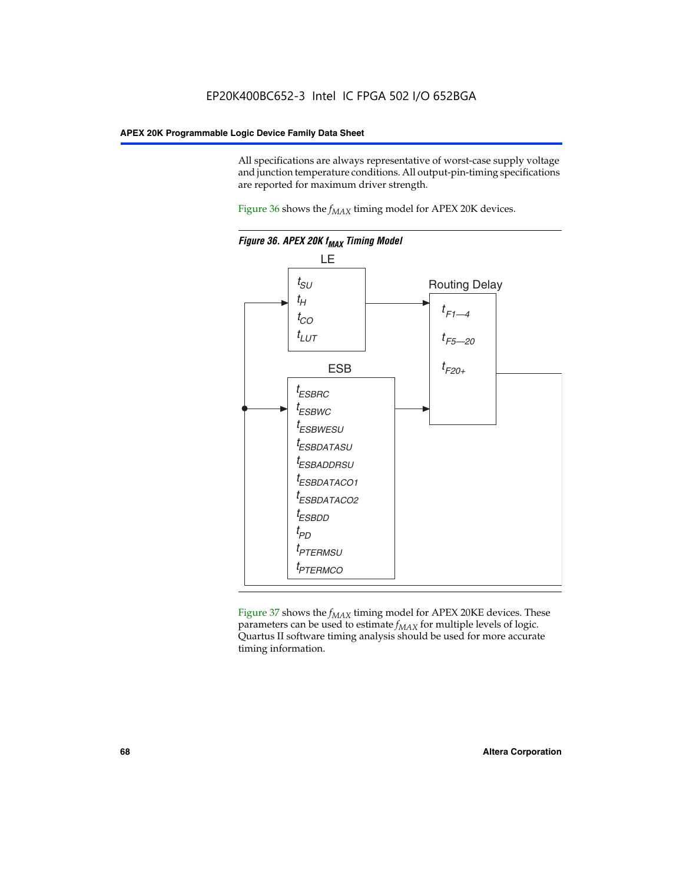All specifications are always representative of worst-case supply voltage and junction temperature conditions. All output-pin-timing specifications are reported for maximum driver strength.

Figure 36 shows the $f_{MAX}$ timing model for APEX 20K devices.

*Figure 36. APEX 20K $f_{MAX}$ Timing Model*

LE

$t_{SU}$
$t_H$
$t_{CO}$
$t_{LUT}$

Routing Delay

$t_{F1—4}$
$t_{F5—20}$
$t_{F20+}$

ESB

$t_{ESBRC}$
$t_{ESBWC}$
$t_{ESBWESU}$
$t_{ESBDATASU}$
$t_{ESBADDRSU}$
$t_{ESBDATACO1}$
$t_{ESBDATACO2}$
$t_{ESBDD}$
$t_{PD}$
$t_{PTERMSU}$
$t_{PTERMCO}$

Figure 37 shows the $f_{MAX}$ timing model for APEX 20KE devices. These parameters can be used to estimate $f_{MAX}$ for multiple levels of logic. Quartus II software timing analysis should be used for more accurate timing information.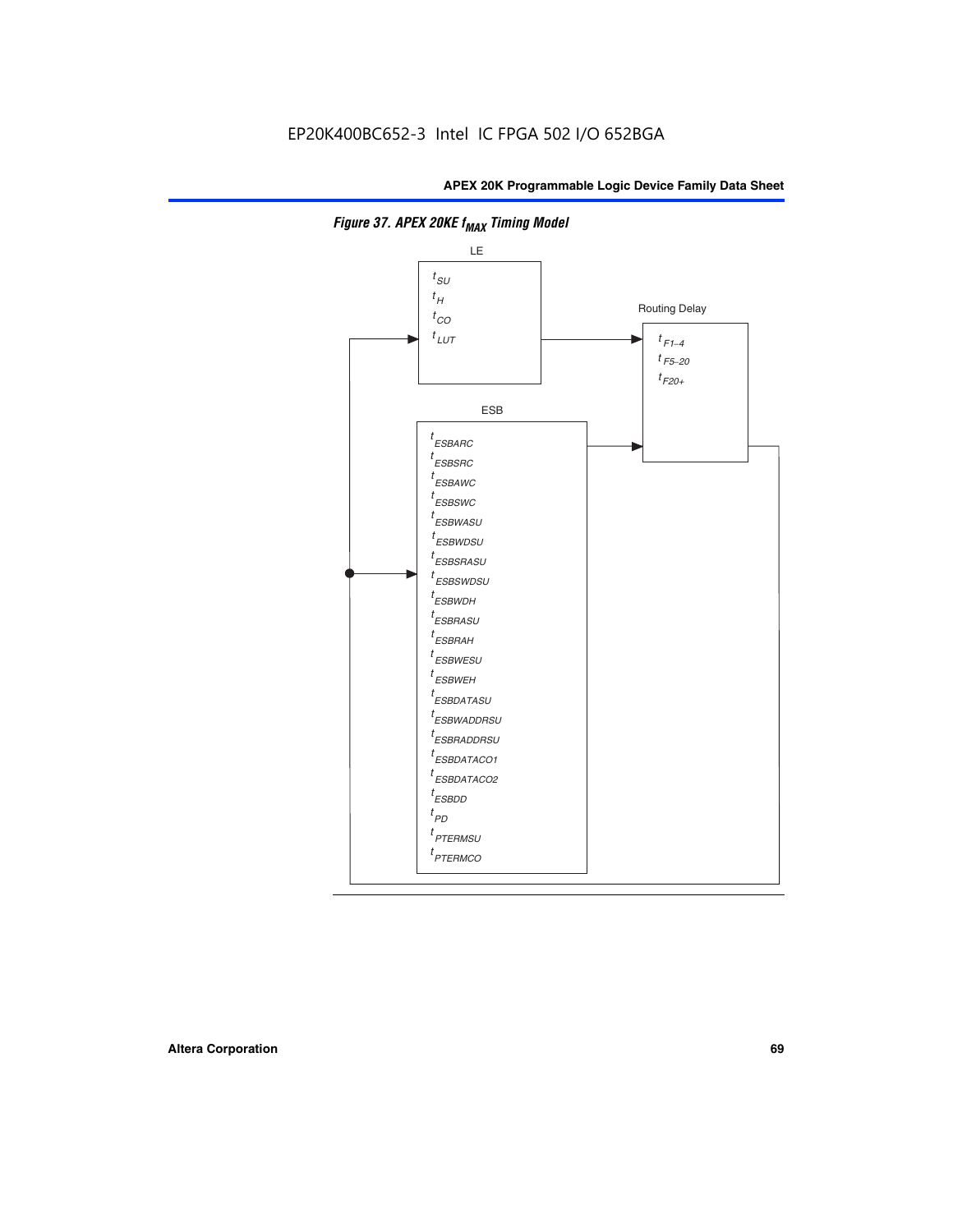EP20K400BC652-3 Intel IC FPGA 502 I/O 652BGA

*Figure 37. APEX 20KE $f_{MAX}$ Timing Model*

LE

$t_{SU}$
$t_{H}$
$t_{CO}$
$t_{LUT}$

Routing Delay

$t_{F1-4}$
$t_{F5-20}$
$t_{F20+}$

ESB

$t_{ESBARC}$
$t_{ESBSRC}$
$t_{ESBAWC}$
$t_{ESBSWC}$
$t_{ESBWASU}$
$t_{ESBWDSU}$
$t_{ESBSRASU}$
$t_{ESBSWDSU}$
$t_{ESBWDH}$
$t_{ESBRASU}$
$t_{ESBRAH}$
$t_{ESBWESU}$
$t_{ESBWEH}$
$t_{ESBDATASU}$
$t_{ESBWADDRSU}$
$t_{ESBRADDRSU}$
$t_{ESBDATACO1}$
$t_{ESBDATACO2}$
$t_{ESBDD}$
$t_{PD}$
$t_{PTERMSU}$
$t_{PTERMCO}$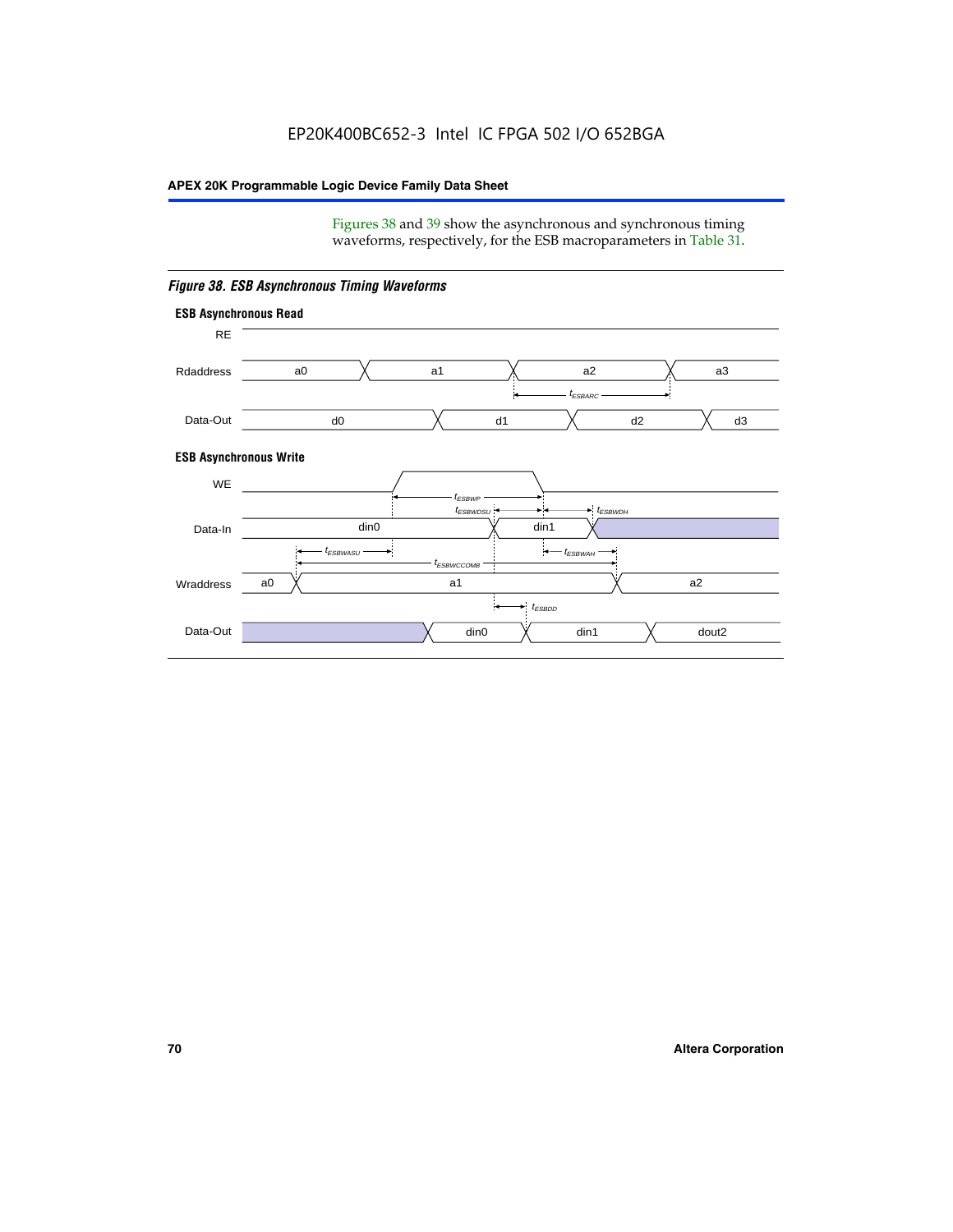Figures 38 and 39 show the asynchronous and synchronous timing waveforms, respectively, for the ESB macroparameters in Table 31.

*Figure 38. ESB Asynchronous Timing Waveforms*

**ESB Asynchronous Read**

RE

Rdaddress: a0, a1, a2, a3 — $t_{ESBARC}$

Data-Out: d0, d1, d2, d3

**ESB Asynchronous Write**

WE — $t_{ESBWP}$

Data-In: din0, din1 — $t_{ESBWDSU}$, $t_{ESBWDH}$

$t_{ESBWASU}$, $t_{ESBWAH}$, $t_{ESBWCCOMB}$

Wraddress: a0, a1, a2

$t_{ESBDD}$

Data-Out: din0, din1, dout2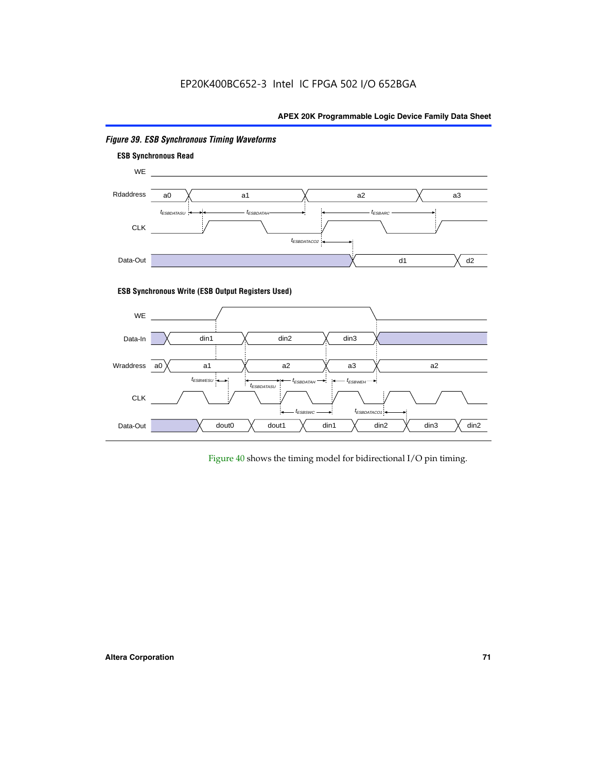*Figure 39. ESB Synchronous Timing Waveforms*

**ESB Synchronous Read**

**ESB Synchronous Write (ESB Output Registers Used)**

Figure 40 shows the timing model for bidirectional I/O pin timing.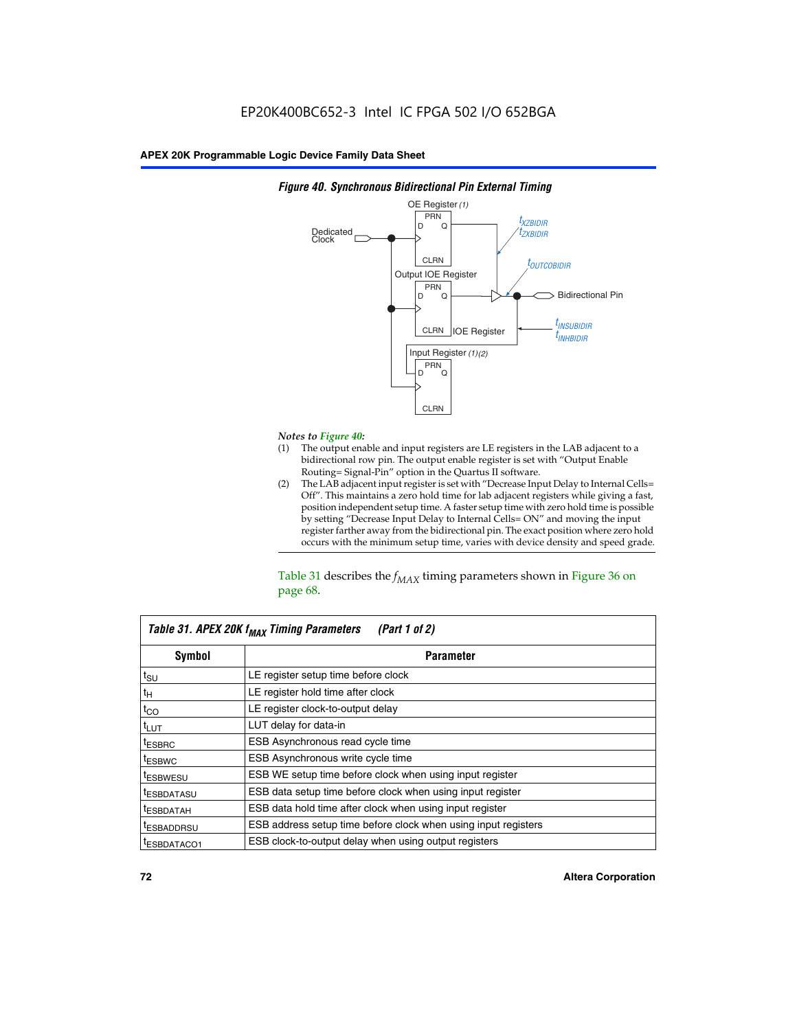*Figure 40. Synchronous Bidirectional Pin External Timing*

*Notes to Figure 40:*

(1) The output enable and input registers are LE registers in the LAB adjacent to a bidirectional row pin. The output enable register is set with "Output Enable Routing= Signal-Pin" option in the Quartus II software.

(2) The LAB adjacent input register is set with "Decrease Input Delay to Internal Cells= Off". This maintains a zero hold time for lab adjacent registers while giving a fast, position independent setup time. A faster setup time with zero hold time is possible by setting "Decrease Input Delay to Internal Cells= ON" and moving the input register farther away from the bidirectional pin. The exact position where zero hold occurs with the minimum setup time, varies with device density and speed grade.

Table 31 describes the $f_{MAX}$ timing parameters shown in Figure 36 on page 68.

**Table 31. APEX 20K $f_{MAX}$ Timing Parameters (Part 1 of 2)**

| Symbol | Parameter |
|---|---|
| $t_{SU}$ | LE register setup time before clock |
| $t_{H}$ | LE register hold time after clock |
| $t_{CO}$ | LE register clock-to-output delay |
| $t_{LUT}$ | LUT delay for data-in |
| $t_{ESBRC}$ | ESB Asynchronous read cycle time |
| $t_{ESBWC}$ | ESB Asynchronous write cycle time |
| $t_{ESBWESU}$ | ESB WE setup time before clock when using input register |
| $t_{ESBDATASU}$ | ESB data setup time before clock when using input register |
| $t_{ESBDATAH}$ | ESB data hold time after clock when using input register |
| $t_{ESBADDRSU}$ | ESB address setup time before clock when using input registers |
| $t_{ESBDATACO1}$ | ESB clock-to-output delay when using output registers |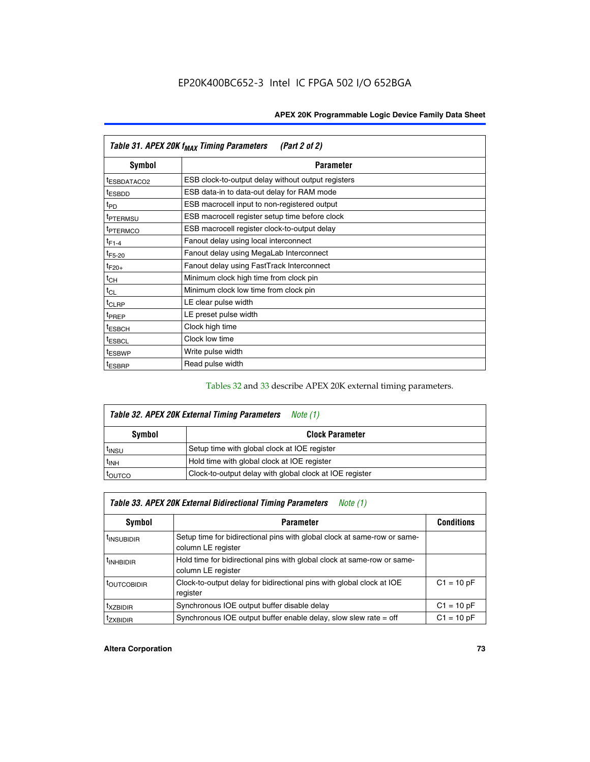| Table 31. APEX 20K $f_{MAX}$ Timing Parameters (Part 2 of 2) | |
|---|---|
| **Symbol** | **Parameter** |
| $t_{ESBDATACO2}$ | ESB clock-to-output delay without output registers |
| $t_{ESBDD}$ | ESB data-in to data-out delay for RAM mode |
| $t_{PD}$ | ESB macrocell input to non-registered output |
| $t_{PTERMSU}$ | ESB macrocell register setup time before clock |
| $t_{PTERMCO}$ | ESB macrocell register clock-to-output delay |
| $t_{F1-4}$ | Fanout delay using local interconnect |
| $t_{F5-20}$ | Fanout delay using MegaLab Interconnect |
| $t_{F20+}$ | Fanout delay using FastTrack Interconnect |
| $t_{CH}$ | Minimum clock high time from clock pin |
| $t_{CL}$ | Minimum clock low time from clock pin |
| $t_{CLRP}$ | LE clear pulse width |
| $t_{PREP}$ | LE preset pulse width |
| $t_{ESBCH}$ | Clock high time |
| $t_{ESBCL}$ | Clock low time |
| $t_{ESBWP}$ | Write pulse width |
| $t_{ESBRP}$ | Read pulse width |

Tables 32 and 33 describe APEX 20K external timing parameters.

| Table 32. APEX 20K External Timing Parameters *Note (1)* | |
|---|---|
| **Symbol** | **Clock Parameter** |
| $t_{INSU}$ | Setup time with global clock at IOE register |
| $t_{INH}$ | Hold time with global clock at IOE register |
| $t_{OUTCO}$ | Clock-to-output delay with global clock at IOE register |

| Table 33. APEX 20K External Bidirectional Timing Parameters *Note (1)* | | |
|---|---|---|
| **Symbol** | **Parameter** | **Conditions** |
| $t_{INSUBIDIR}$ | Setup time for bidirectional pins with global clock at same-row or same-column LE register | |
| $t_{INHBIDIR}$ | Hold time for bidirectional pins with global clock at same-row or same-column LE register | |
| $t_{OUTCOBIDIR}$ | Clock-to-output delay for bidirectional pins with global clock at IOE register | C1 = 10 pF |
| $t_{XZBIDIR}$ | Synchronous IOE output buffer disable delay | C1 = 10 pF |
| $t_{ZXBIDIR}$ | Synchronous IOE output buffer enable delay, slow slew rate = off | C1 = 10 pF |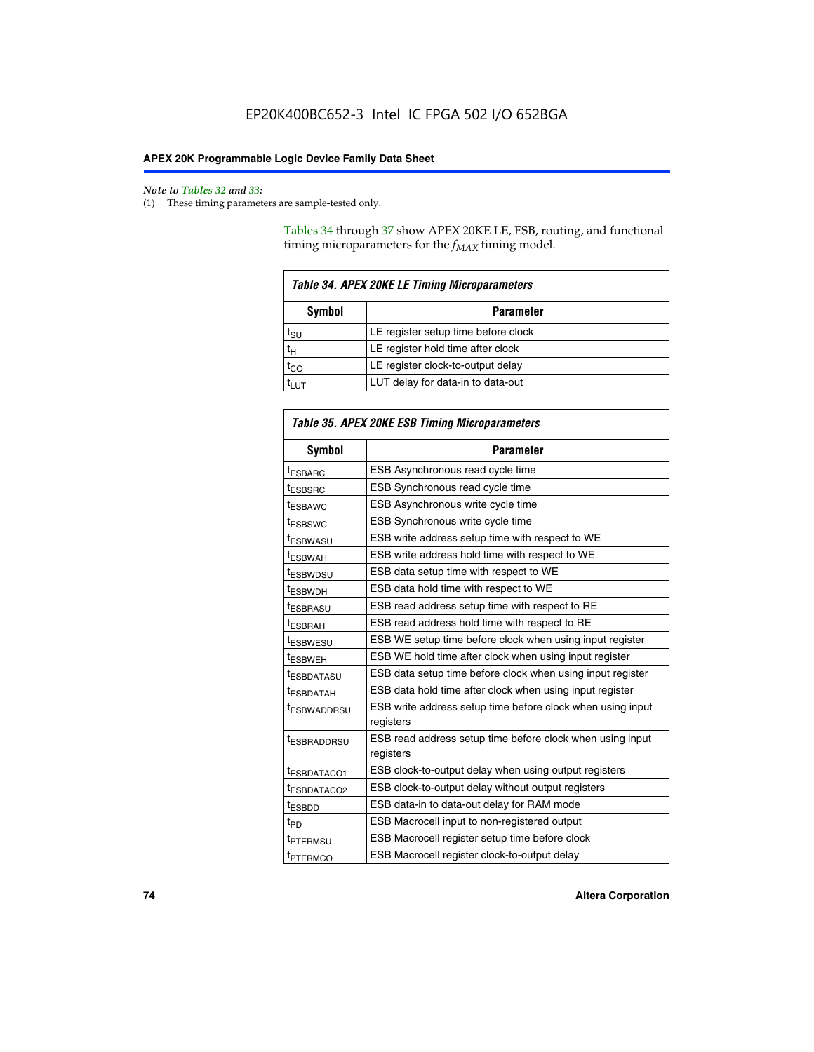*Note to Tables 32 and 33:*

(1) These timing parameters are sample-tested only.

Tables 34 through 37 show APEX 20KE LE, ESB, routing, and functional timing microparameters for the $f_{MAX}$ timing model.

**Table 34. APEX 20KE LE Timing Microparameters**

| Symbol | Parameter |
|---|---|
| $t_{SU}$ | LE register setup time before clock |
| $t_H$ | LE register hold time after clock |
| $t_{CO}$ | LE register clock-to-output delay |
| $t_{LUT}$ | LUT delay for data-in to data-out |

**Table 35. APEX 20KE ESB Timing Microparameters**

| Symbol | Parameter |
|---|---|
| $t_{ESBARC}$ | ESB Asynchronous read cycle time |
| $t_{ESBSRC}$ | ESB Synchronous read cycle time |
| $t_{ESBAWC}$ | ESB Asynchronous write cycle time |
| $t_{ESBSWC}$ | ESB Synchronous write cycle time |
| $t_{ESBWASU}$ | ESB write address setup time with respect to WE |
| $t_{ESBWAH}$ | ESB write address hold time with respect to WE |
| $t_{ESBWDSU}$ | ESB data setup time with respect to WE |
| $t_{ESBWDH}$ | ESB data hold time with respect to WE |
| $t_{ESBRASU}$ | ESB read address setup time with respect to RE |
| $t_{ESBRAH}$ | ESB read address hold time with respect to RE |
| $t_{ESBWESU}$ | ESB WE setup time before clock when using input register |
| $t_{ESBWEH}$ | ESB WE hold time after clock when using input register |
| $t_{ESBDATASU}$ | ESB data setup time before clock when using input register |
| $t_{ESBDATAH}$ | ESB data hold time after clock when using input register |
| $t_{ESBWADDRSU}$ | ESB write address setup time before clock when using input registers |
| $t_{ESBRADDRSU}$ | ESB read address setup time before clock when using input registers |
| $t_{ESBDATACO1}$ | ESB clock-to-output delay when using output registers |
| $t_{ESBDATACO2}$ | ESB clock-to-output delay without output registers |
| $t_{ESBDD}$ | ESB data-in to data-out delay for RAM mode |
| $t_{PD}$ | ESB Macrocell input to non-registered output |
| $t_{PTERMSU}$ | ESB Macrocell register setup time before clock |
| $t_{PTERMCO}$ | ESB Macrocell register clock-to-output delay |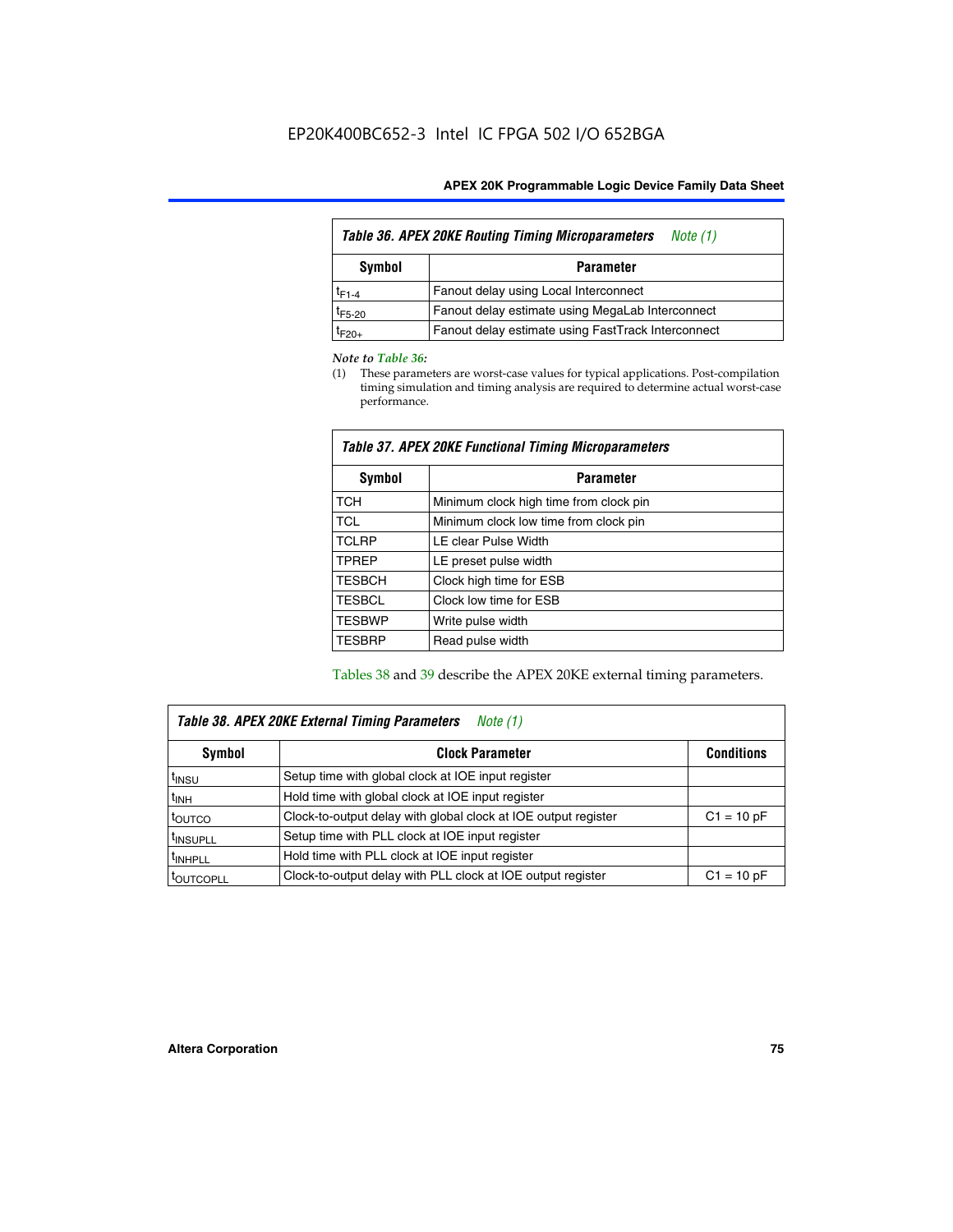**Table 36. APEX 20KE Routing Timing Microparameters** *Note (1)*

| Symbol | Parameter |
|---|---|
| $t_{F1-4}$ | Fanout delay using Local Interconnect |
| $t_{F5-20}$ | Fanout delay estimate using MegaLab Interconnect |
| $t_{F20+}$ | Fanout delay estimate using FastTrack Interconnect |

*Note to Table 36:*

(1) These parameters are worst-case values for typical applications. Post-compilation timing simulation and timing analysis are required to determine actual worst-case performance.

**Table 37. APEX 20KE Functional Timing Microparameters**

| Symbol | Parameter |
|---|---|
| TCH | Minimum clock high time from clock pin |
| TCL | Minimum clock low time from clock pin |
| TCLRP | LE clear Pulse Width |
| TPREP | LE preset pulse width |
| TESBCH | Clock high time for ESB |
| TESBCL | Clock low time for ESB |
| TESBWP | Write pulse width |
| TESBRP | Read pulse width |

Tables 38 and 39 describe the APEX 20KE external timing parameters.

**Table 38. APEX 20KE External Timing Parameters** *Note (1)*

| Symbol | Clock Parameter | Conditions |
|---|---|---|
| $t_{INSU}$ | Setup time with global clock at IOE input register | |
| $t_{INH}$ | Hold time with global clock at IOE input register | |
| $t_{OUTCO}$ | Clock-to-output delay with global clock at IOE output register | C1 = 10 pF |
| $t_{INSUPLL}$ | Setup time with PLL clock at IOE input register | |
| $t_{INHPLL}$ | Hold time with PLL clock at IOE input register | |
| $t_{OUTCOPLL}$ | Clock-to-output delay with PLL clock at IOE output register | C1 = 10 pF |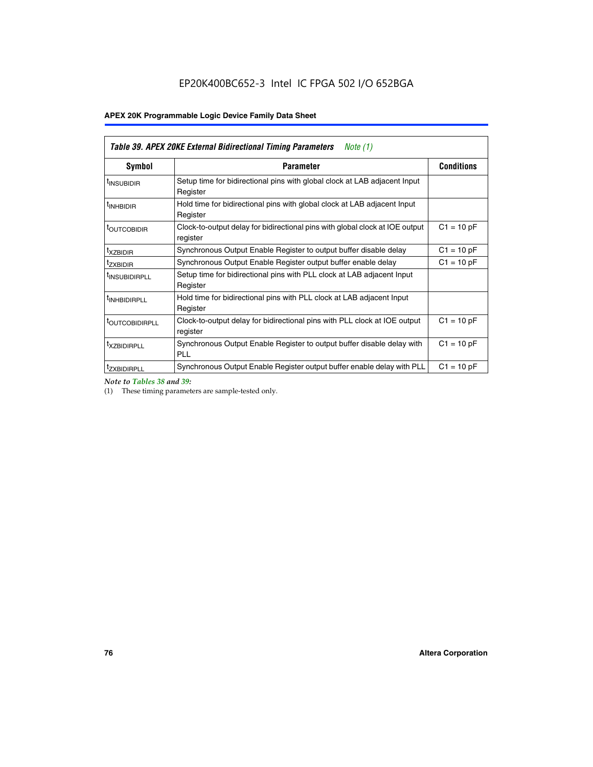| *Table 39. APEX 20KE External Bidirectional Timing Parameters* Note (1) | | |
|---|---|---|
| **Symbol** | **Parameter** | **Conditions** |
| $t_{INSUBIDIR}$ | Setup time for bidirectional pins with global clock at LAB adjacent Input Register | |
| $t_{INHBIDIR}$ | Hold time for bidirectional pins with global clock at LAB adjacent Input Register | |
| $t_{OUTCOBIDIR}$ | Clock-to-output delay for bidirectional pins with global clock at IOE output register | C1 = 10 pF |
| $t_{XZBIDIR}$ | Synchronous Output Enable Register to output buffer disable delay | C1 = 10 pF |
| $t_{ZXBIDIR}$ | Synchronous Output Enable Register output buffer enable delay | C1 = 10 pF |
| $t_{INSUBIDIRPLL}$ | Setup time for bidirectional pins with PLL clock at LAB adjacent Input Register | |
| $t_{INHBIDIRPLL}$ | Hold time for bidirectional pins with PLL clock at LAB adjacent Input Register | |
| $t_{OUTCOBIDIRPLL}$ | Clock-to-output delay for bidirectional pins with PLL clock at IOE output register | C1 = 10 pF |
| $t_{XZBIDIRPLL}$ | Synchronous Output Enable Register to output buffer disable delay with PLL | C1 = 10 pF |
| $t_{ZXBIDIRPLL}$ | Synchronous Output Enable Register output buffer enable delay with PLL | C1 = 10 pF |

*Note to Tables 38 and 39:*

(1) These timing parameters are sample-tested only.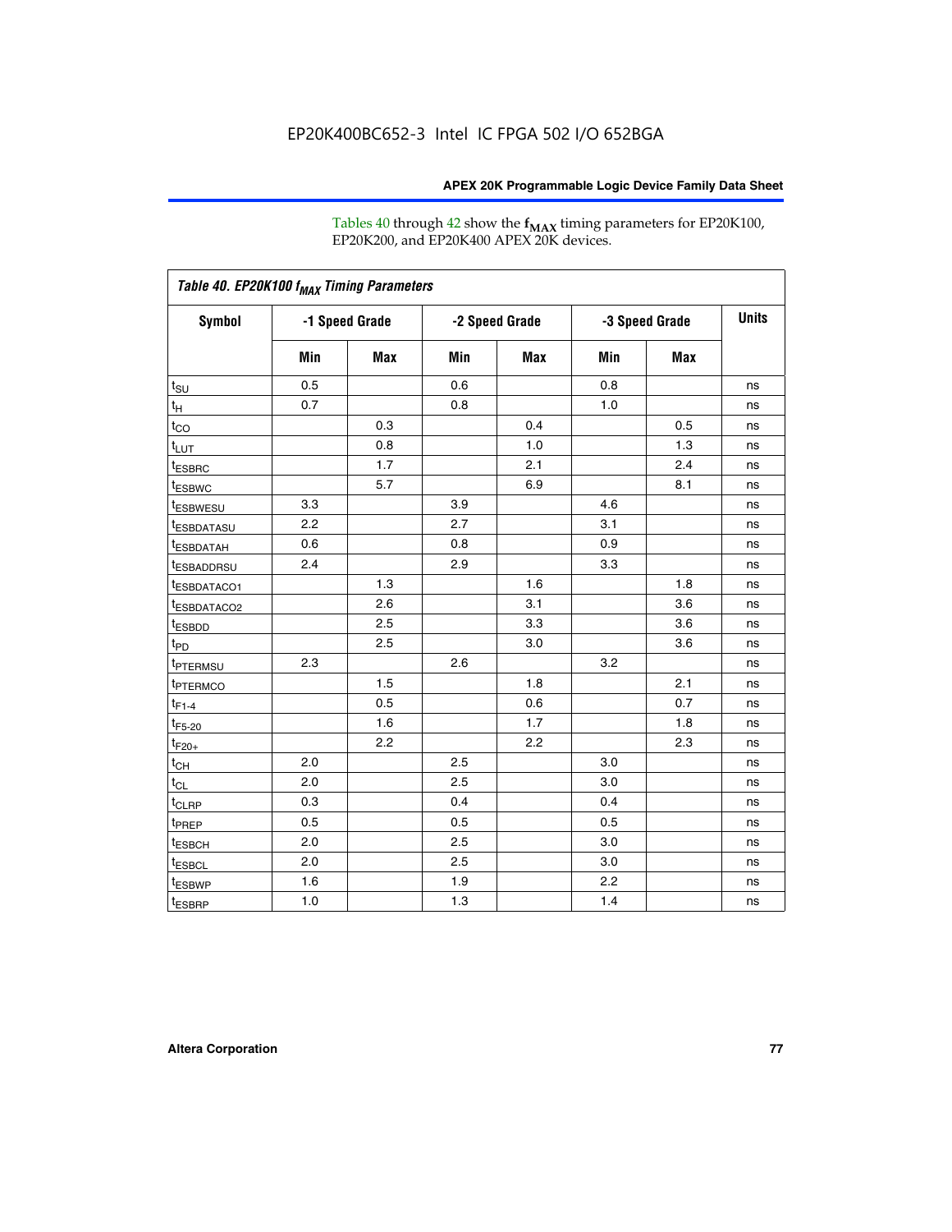Tables 40 through 42 show the $f_{MAX}$ timing parameters for EP20K100, EP20K200, and EP20K400 APEX 20K devices.

*Table 40. EP20K100 $f_{MAX}$ Timing Parameters*

| Symbol | -1 Speed Grade | | -2 Speed Grade | | -3 Speed Grade | | Units |
|---|---|---|---|---|---|---|---|
| | Min | Max | Min | Max | Min | Max | |
| $t_{SU}$ | 0.5 | | 0.6 | | 0.8 | | ns |
| $t_{H}$ | 0.7 | | 0.8 | | 1.0 | | ns |
| $t_{CO}$ | | 0.3 | | 0.4 | | 0.5 | ns |
| $t_{LUT}$ | | 0.8 | | 1.0 | | 1.3 | ns |
| $t_{ESBRC}$ | | 1.7 | | 2.1 | | 2.4 | ns |
| $t_{ESBWC}$ | | 5.7 | | 6.9 | | 8.1 | ns |
| $t_{ESBWESU}$ | 3.3 | | 3.9 | | 4.6 | | ns |
| $t_{ESBDATASU}$ | 2.2 | | 2.7 | | 3.1 | | ns |
| $t_{ESBDATAH}$ | 0.6 | | 0.8 | | 0.9 | | ns |
| $t_{ESBADDRSU}$ | 2.4 | | 2.9 | | 3.3 | | ns |
| $t_{ESBDATACO1}$ | | 1.3 | | 1.6 | | 1.8 | ns |
| $t_{ESBDATACO2}$ | | 2.6 | | 3.1 | | 3.6 | ns |
| $t_{ESBDD}$ | | 2.5 | | 3.3 | | 3.6 | ns |
| $t_{PD}$ | | 2.5 | | 3.0 | | 3.6 | ns |
| $t_{PTERMSU}$ | 2.3 | | 2.6 | | 3.2 | | ns |
| $t_{PTERMCO}$ | | 1.5 | | 1.8 | | 2.1 | ns |
| $t_{F1-4}$ | | 0.5 | | 0.6 | | 0.7 | ns |
| $t_{F5-20}$ | | 1.6 | | 1.7 | | 1.8 | ns |
| $t_{F20+}$ | | 2.2 | | 2.2 | | 2.3 | ns |
| $t_{CH}$ | 2.0 | | 2.5 | | 3.0 | | ns |
| $t_{CL}$ | 2.0 | | 2.5 | | 3.0 | | ns |
| $t_{CLRP}$ | 0.3 | | 0.4 | | 0.4 | | ns |
| $t_{PREP}$ | 0.5 | | 0.5 | | 0.5 | | ns |
| $t_{ESBCH}$ | 2.0 | | 2.5 | | 3.0 | | ns |
| $t_{ESBCL}$ | 2.0 | | 2.5 | | 3.0 | | ns |
| $t_{ESBWP}$ | 1.6 | | 1.9 | | 2.2 | | ns |
| $t_{ESBRP}$ | 1.0 | | 1.3 | | 1.4 | | ns |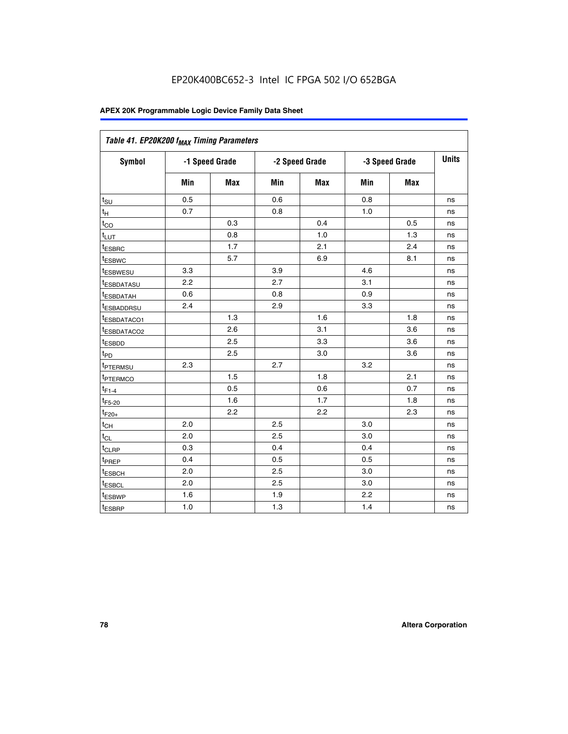EP20K400BC652-3 Intel IC FPGA 502 I/O 652BGA

| Table 41. EP20K200 $f_{MAX}$ Timing Parameters | | | | | | | |
|---|---|---|---|---|---|---|---|
| Symbol | -1 Speed Grade | | -2 Speed Grade | | -3 Speed Grade | | Units |
| | Min | Max | Min | Max | Min | Max | |
| $t_{SU}$ | 0.5 | | 0.6 | | 0.8 | | ns |
| $t_H$ | 0.7 | | 0.8 | | 1.0 | | ns |
| $t_{CO}$ | | 0.3 | | 0.4 | | 0.5 | ns |
| $t_{LUT}$ | | 0.8 | | 1.0 | | 1.3 | ns |
| $t_{ESBRC}$ | | 1.7 | | 2.1 | | 2.4 | ns |
| $t_{ESBWC}$ | | 5.7 | | 6.9 | | 8.1 | ns |
| $t_{ESBWESU}$ | 3.3 | | 3.9 | | 4.6 | | ns |
| $t_{ESBDATASU}$ | 2.2 | | 2.7 | | 3.1 | | ns |
| $t_{ESBDATAH}$ | 0.6 | | 0.8 | | 0.9 | | ns |
| $t_{ESBADDRSU}$ | 2.4 | | 2.9 | | 3.3 | | ns |
| $t_{ESBDATACO1}$ | | 1.3 | | 1.6 | | 1.8 | ns |
| $t_{ESBDATACO2}$ | | 2.6 | | 3.1 | | 3.6 | ns |
| $t_{ESBDD}$ | | 2.5 | | 3.3 | | 3.6 | ns |
| $t_{PD}$ | | 2.5 | | 3.0 | | 3.6 | ns |
| $t_{PTERMSU}$ | 2.3 | | 2.7 | | 3.2 | | ns |
| $t_{PTERMCO}$ | | 1.5 | | 1.8 | | 2.1 | ns |
| $t_{F1-4}$ | | 0.5 | | 0.6 | | 0.7 | ns |
| $t_{F5-20}$ | | 1.6 | | 1.7 | | 1.8 | ns |
| $t_{F20+}$ | | 2.2 | | 2.2 | | 2.3 | ns |
| $t_{CH}$ | 2.0 | | 2.5 | | 3.0 | | ns |
| $t_{CL}$ | 2.0 | | 2.5 | | 3.0 | | ns |
| $t_{CLRP}$ | 0.3 | | 0.4 | | 0.4 | | ns |
| $t_{PREP}$ | 0.4 | | 0.5 | | 0.5 | | ns |
| $t_{ESBCH}$ | 2.0 | | 2.5 | | 3.0 | | ns |
| $t_{ESBCL}$ | 2.0 | | 2.5 | | 3.0 | | ns |
| $t_{ESBWP}$ | 1.6 | | 1.9 | | 2.2 | | ns |
| $t_{ESBRP}$ | 1.0 | | 1.3 | | 1.4 | | ns |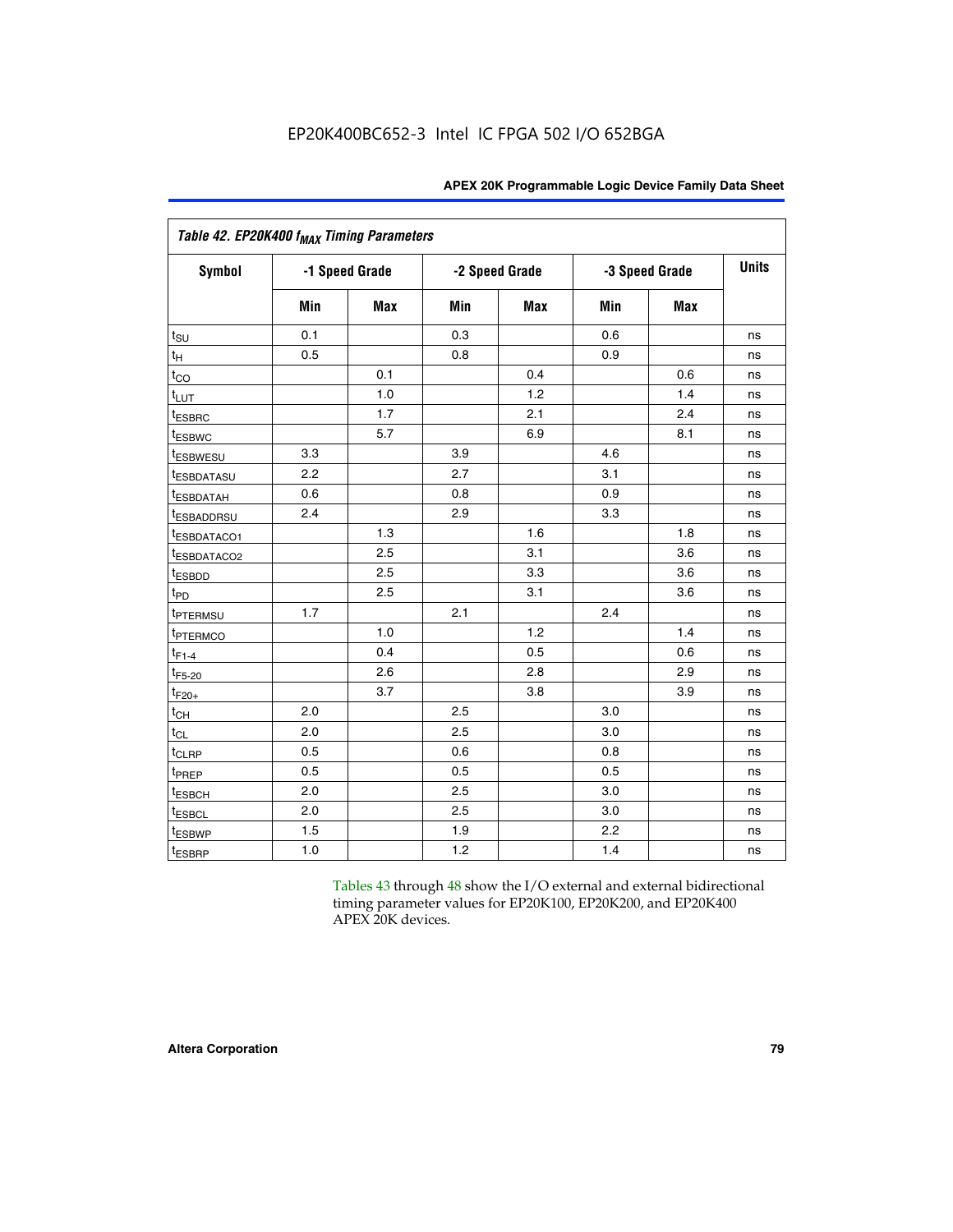EP20K400BC652-3 Intel IC FPGA 502 I/O 652BGA

| *Table 42. EP20K400 $f_{MAX}$ Timing Parameters* | | | | | | | |
|---|---|---|---|---|---|---|---|
| **Symbol** | **-1 Speed Grade** | | **-2 Speed Grade** | | **-3 Speed Grade** | | **Units** |
| | **Min** | **Max** | **Min** | **Max** | **Min** | **Max** | |
| $t_{SU}$ | 0.1 | | 0.3 | | 0.6 | | ns |
| $t_H$ | 0.5 | | 0.8 | | 0.9 | | ns |
| $t_{CO}$ | | 0.1 | | 0.4 | | 0.6 | ns |
| $t_{LUT}$ | | 1.0 | | 1.2 | | 1.4 | ns |
| $t_{ESBRC}$ | | 1.7 | | 2.1 | | 2.4 | ns |
| $t_{ESBWC}$ | | 5.7 | | 6.9 | | 8.1 | ns |
| $t_{ESBWESU}$ | 3.3 | | 3.9 | | 4.6 | | ns |
| $t_{ESBDATASU}$ | 2.2 | | 2.7 | | 3.1 | | ns |
| $t_{ESBDATAH}$ | 0.6 | | 0.8 | | 0.9 | | ns |
| $t_{ESBADDRSU}$ | 2.4 | | 2.9 | | 3.3 | | ns |
| $t_{ESBDATACO1}$ | | 1.3 | | 1.6 | | 1.8 | ns |
| $t_{ESBDATACO2}$ | | 2.5 | | 3.1 | | 3.6 | ns |
| $t_{ESBDD}$ | | 2.5 | | 3.3 | | 3.6 | ns |
| $t_{PD}$ | | 2.5 | | 3.1 | | 3.6 | ns |
| $t_{PTERMSU}$ | 1.7 | | 2.1 | | 2.4 | | ns |
| $t_{PTERMCO}$ | | 1.0 | | 1.2 | | 1.4 | ns |
| $t_{F1-4}$ | | 0.4 | | 0.5 | | 0.6 | ns |
| $t_{F5-20}$ | | 2.6 | | 2.8 | | 2.9 | ns |
| $t_{F20+}$ | | 3.7 | | 3.8 | | 3.9 | ns |
| $t_{CH}$ | 2.0 | | 2.5 | | 3.0 | | ns |
| $t_{CL}$ | 2.0 | | 2.5 | | 3.0 | | ns |
| $t_{CLRP}$ | 0.5 | | 0.6 | | 0.8 | | ns |
| $t_{PREP}$ | 0.5 | | 0.5 | | 0.5 | | ns |
| $t_{ESBCH}$ | 2.0 | | 2.5 | | 3.0 | | ns |
| $t_{ESBCL}$ | 2.0 | | 2.5 | | 3.0 | | ns |
| $t_{ESBWP}$ | 1.5 | | 1.9 | | 2.2 | | ns |
| $t_{ESBRP}$ | 1.0 | | 1.2 | | 1.4 | | ns |

Tables 43 through 48 show the I/O external and external bidirectional timing parameter values for EP20K100, EP20K200, and EP20K400 APEX 20K devices.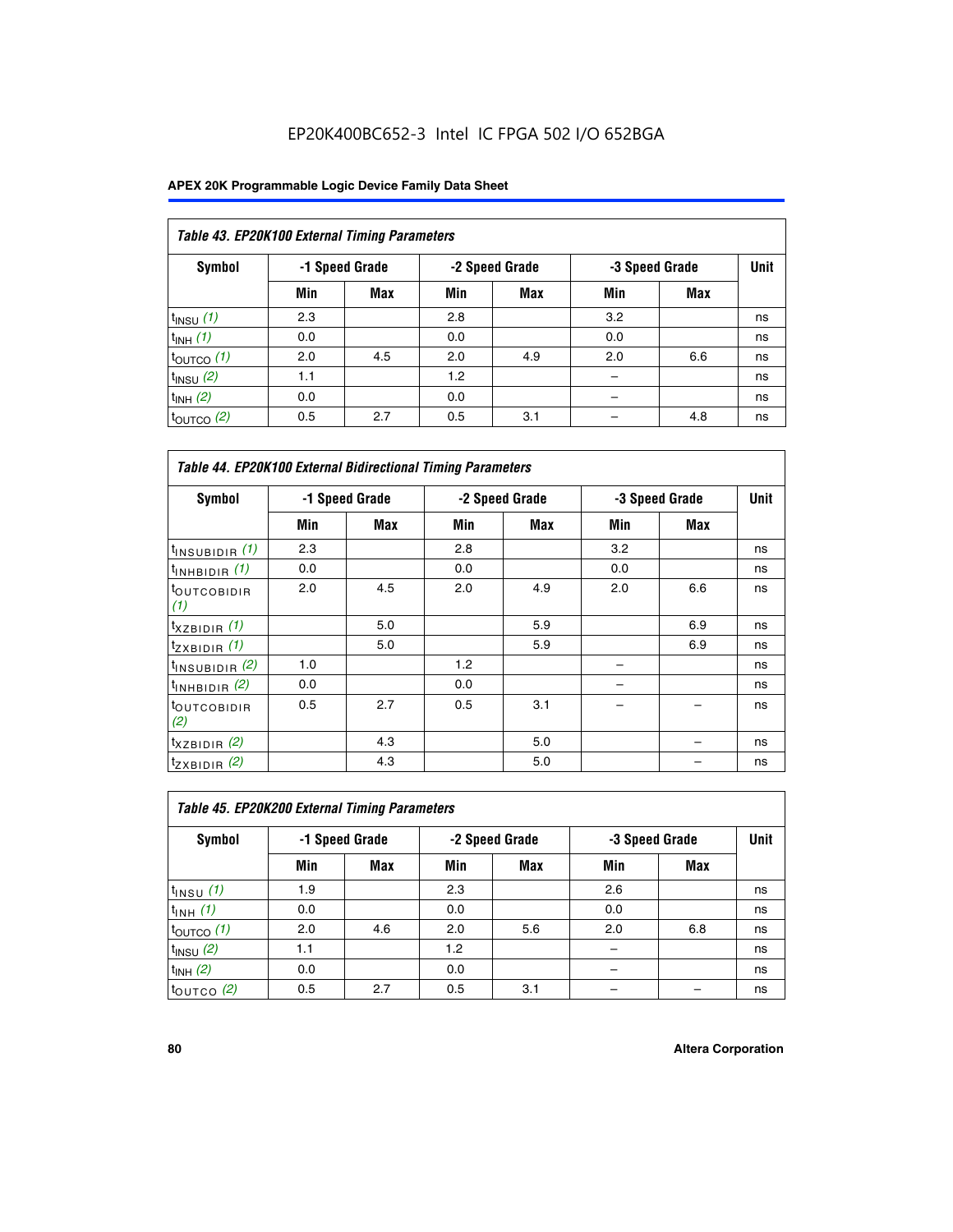EP20K400BC652-3 Intel IC FPGA 502 I/O 652BGA

### Table 43. EP20K100 External Timing Parameters

| Symbol | -1 Speed Grade | | -2 Speed Grade | | -3 Speed Grade | | Unit |
|---|---|---|---|---|---|---|---|
| | Min | Max | Min | Max | Min | Max | |
| $t_{INSU}$ *(1)* | 2.3 | | 2.8 | | 3.2 | | ns |
| $t_{INH}$ *(1)* | 0.0 | | 0.0 | | 0.0 | | ns |
| $t_{OUTCO}$ *(1)* | 2.0 | 4.5 | 2.0 | 4.9 | 2.0 | 6.6 | ns |
| $t_{INSU}$ *(2)* | 1.1 | | 1.2 | | – | | ns |
| $t_{INH}$ *(2)* | 0.0 | | 0.0 | | – | | ns |
| $t_{OUTCO}$ *(2)* | 0.5 | 2.7 | 0.5 | 3.1 | – | 4.8 | ns |

### Table 44. EP20K100 External Bidirectional Timing Parameters

| Symbol | -1 Speed Grade | | -2 Speed Grade | | -3 Speed Grade | | Unit |
|---|---|---|---|---|---|---|---|
| | Min | Max | Min | Max | Min | Max | |
| $t_{INSUBIDIR}$ *(1)* | 2.3 | | 2.8 | | 3.2 | | ns |
| $t_{INHBIDIR}$ *(1)* | 0.0 | | 0.0 | | 0.0 | | ns |
| $t_{OUTCOBIDIR}$ *(1)* | 2.0 | 4.5 | 2.0 | 4.9 | 2.0 | 6.6 | ns |
| $t_{XZBIDIR}$ *(1)* | | 5.0 | | 5.9 | | 6.9 | ns |
| $t_{ZXBIDIR}$ *(1)* | | 5.0 | | 5.9 | | 6.9 | ns |
| $t_{INSUBIDIR}$ *(2)* | 1.0 | | 1.2 | | – | | ns |
| $t_{INHBIDIR}$ *(2)* | 0.0 | | 0.0 | | – | | ns |
| $t_{OUTCOBIDIR}$ *(2)* | 0.5 | 2.7 | 0.5 | 3.1 | – | – | ns |
| $t_{XZBIDIR}$ *(2)* | | 4.3 | | 5.0 | | – | ns |
| $t_{ZXBIDIR}$ *(2)* | | 4.3 | | 5.0 | | – | ns |

### Table 45. EP20K200 External Timing Parameters

| Symbol | -1 Speed Grade | | -2 Speed Grade | | -3 Speed Grade | | Unit |
|---|---|---|---|---|---|---|---|
| | Min | Max | Min | Max | Min | Max | |
| $t_{INSU}$ *(1)* | 1.9 | | 2.3 | | 2.6 | | ns |
| $t_{INH}$ *(1)* | 0.0 | | 0.0 | | 0.0 | | ns |
| $t_{OUTCO}$ *(1)* | 2.0 | 4.6 | 2.0 | 5.6 | 2.0 | 6.8 | ns |
| $t_{INSU}$ *(2)* | 1.1 | | 1.2 | | – | | ns |
| $t_{INH}$ *(2)* | 0.0 | | 0.0 | | – | | ns |
| $t_{OUTCO}$ *(2)* | 0.5 | 2.7 | 0.5 | 3.1 | – | – | ns |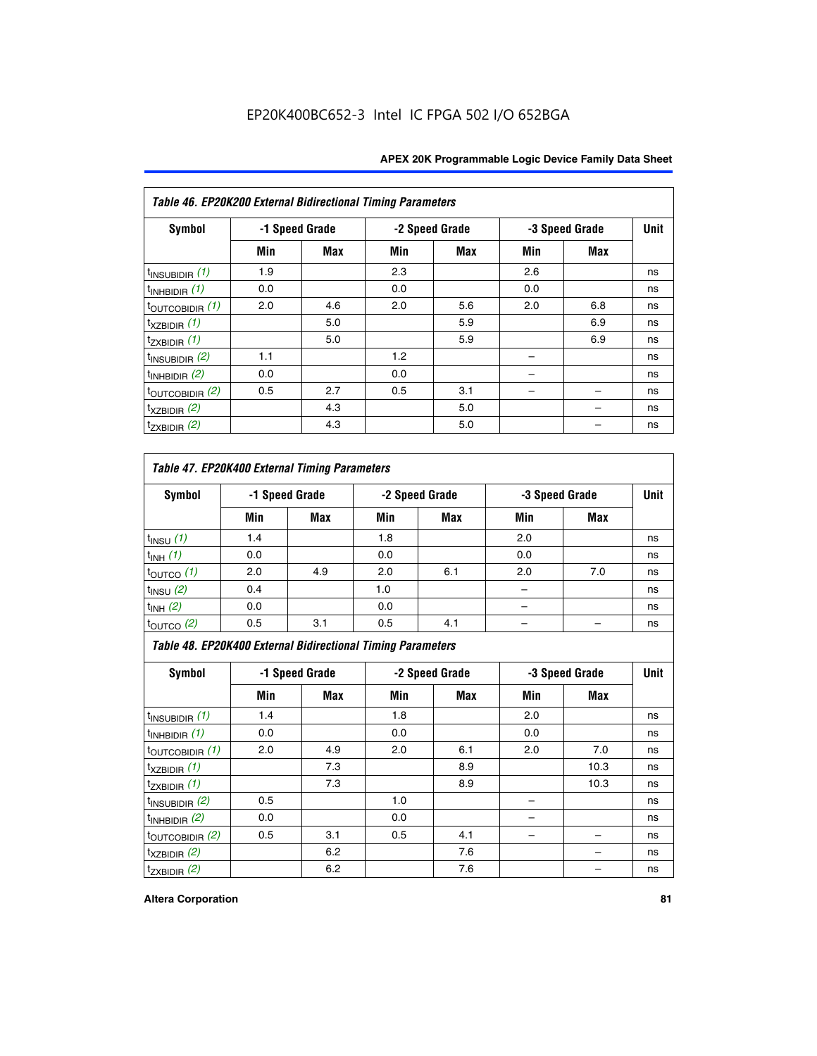**Table 46. EP20K200 External Bidirectional Timing Parameters**

| Symbol | -1 Speed Grade | | -2 Speed Grade | | -3 Speed Grade | | Unit |
|---|---|---|---|---|---|---|---|
| | Min | Max | Min | Max | Min | Max | |
| $t_{INSUBIDIR}$ *(1)* | 1.9 | | 2.3 | | 2.6 | | ns |
| $t_{INHBIDIR}$ *(1)* | 0.0 | | 0.0 | | 0.0 | | ns |
| $t_{OUTCOBIDIR}$ *(1)* | 2.0 | 4.6 | 2.0 | 5.6 | 2.0 | 6.8 | ns |
| $t_{XZBIDIR}$ *(1)* | | 5.0 | | 5.9 | | 6.9 | ns |
| $t_{ZXBIDIR}$ *(1)* | | 5.0 | | 5.9 | | 6.9 | ns |
| $t_{INSUBIDIR}$ *(2)* | 1.1 | | 1.2 | | – | | ns |
| $t_{INHBIDIR}$ *(2)* | 0.0 | | 0.0 | | – | | ns |
| $t_{OUTCOBIDIR}$ *(2)* | 0.5 | 2.7 | 0.5 | 3.1 | – | – | ns |
| $t_{XZBIDIR}$ *(2)* | | 4.3 | | 5.0 | | – | ns |
| $t_{ZXBIDIR}$ *(2)* | | 4.3 | | 5.0 | | – | ns |

**Table 47. EP20K400 External Timing Parameters**

| Symbol | -1 Speed Grade | | -2 Speed Grade | | -3 Speed Grade | | Unit |
|---|---|---|---|---|---|---|---|
| | Min | Max | Min | Max | Min | Max | |
| $t_{INSU}$ *(1)* | 1.4 | | 1.8 | | 2.0 | | ns |
| $t_{INH}$ *(1)* | 0.0 | | 0.0 | | 0.0 | | ns |
| $t_{OUTCO}$ *(1)* | 2.0 | 4.9 | 2.0 | 6.1 | 2.0 | 7.0 | ns |
| $t_{INSU}$ *(2)* | 0.4 | | 1.0 | | – | | ns |
| $t_{INH}$ *(2)* | 0.0 | | 0.0 | | – | | ns |
| $t_{OUTCO}$ *(2)* | 0.5 | 3.1 | 0.5 | 4.1 | – | – | ns |

**Table 48. EP20K400 External Bidirectional Timing Parameters**

| Symbol | -1 Speed Grade | | -2 Speed Grade | | -3 Speed Grade | | Unit |
|---|---|---|---|---|---|---|---|
| | Min | Max | Min | Max | Min | Max | |
| $t_{INSUBIDIR}$ *(1)* | 1.4 | | 1.8 | | 2.0 | | ns |
| $t_{INHBIDIR}$ *(1)* | 0.0 | | 0.0 | | 0.0 | | ns |
| $t_{OUTCOBIDIR}$ *(1)* | 2.0 | 4.9 | 2.0 | 6.1 | 2.0 | 7.0 | ns |
| $t_{XZBIDIR}$ *(1)* | | 7.3 | | 8.9 | | 10.3 | ns |
| $t_{ZXBIDIR}$ *(1)* | | 7.3 | | 8.9 | | 10.3 | ns |
| $t_{INSUBIDIR}$ *(2)* | 0.5 | | 1.0 | | – | | ns |
| $t_{INHBIDIR}$ *(2)* | 0.0 | | 0.0 | | – | | ns |
| $t_{OUTCOBIDIR}$ *(2)* | 0.5 | 3.1 | 0.5 | 4.1 | – | – | ns |
| $t_{XZBIDIR}$ *(2)* | | 6.2 | | 7.6 | | – | ns |
| $t_{ZXBIDIR}$ *(2)* | | 6.2 | | 7.6 | | – | ns |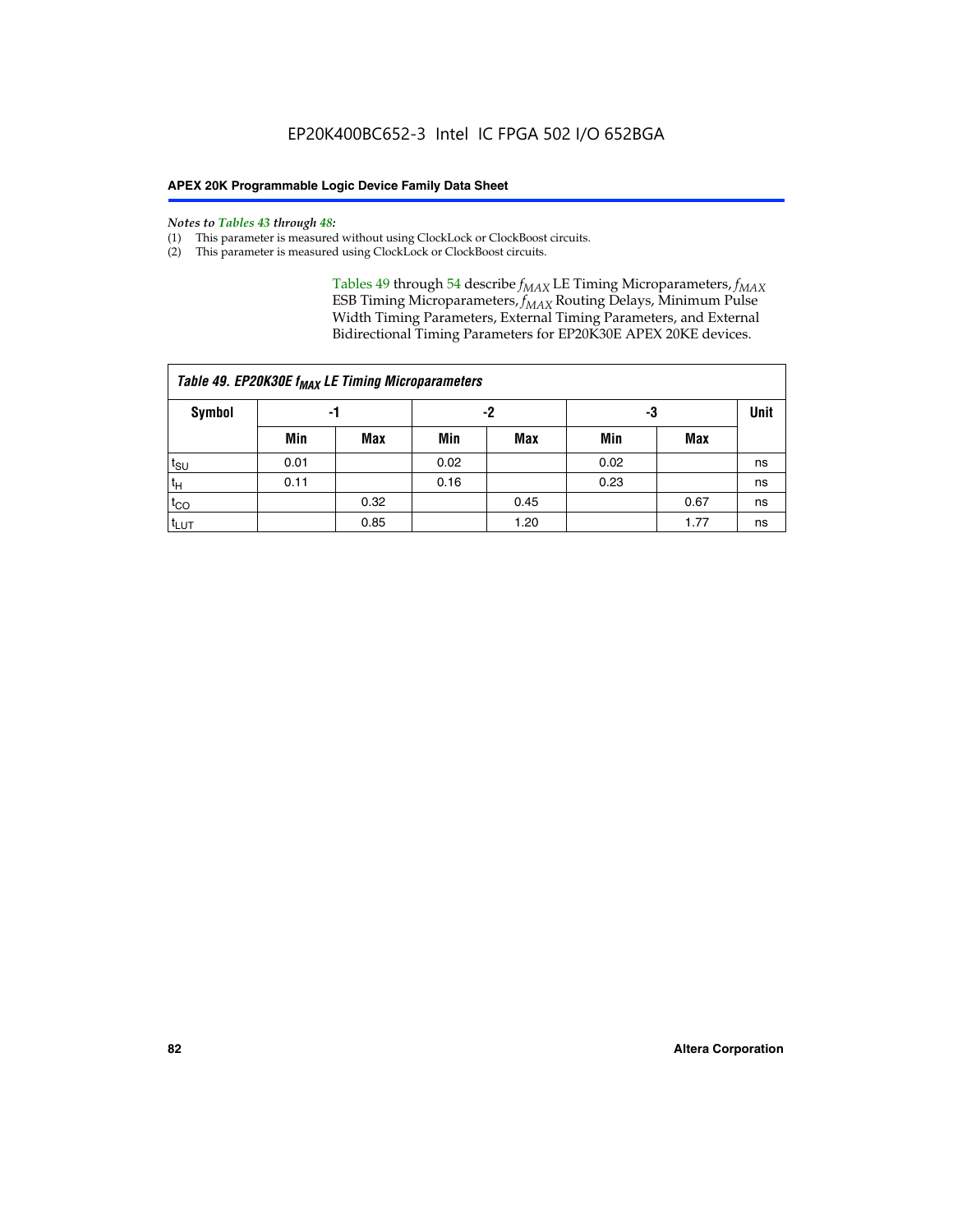*Notes to Tables 43 through 48:*

(1) This parameter is measured without using ClockLock or ClockBoost circuits.
(2) This parameter is measured using ClockLock or ClockBoost circuits.

Tables 49 through 54 describe $f_{MAX}$ LE Timing Microparameters, $f_{MAX}$ ESB Timing Microparameters, $f_{MAX}$ Routing Delays, Minimum Pulse Width Timing Parameters, External Timing Parameters, and External Bidirectional Timing Parameters for EP20K30E APEX 20KE devices.

| Table 49. EP20K30E $f_{MAX}$ LE Timing Microparameters | | | | | | | |
|---|---|---|---|---|---|---|---|
| Symbol | -1 | | -2 | | -3 | | Unit |
| | Min | Max | Min | Max | Min | Max | |
| $t_{SU}$ | 0.01 | | 0.02 | | 0.02 | | ns |
| $t_{H}$ | 0.11 | | 0.16 | | 0.23 | | ns |
| $t_{CO}$ | | 0.32 | | 0.45 | | 0.67 | ns |
| $t_{LUT}$ | | 0.85 | | 1.20 | | 1.77 | ns |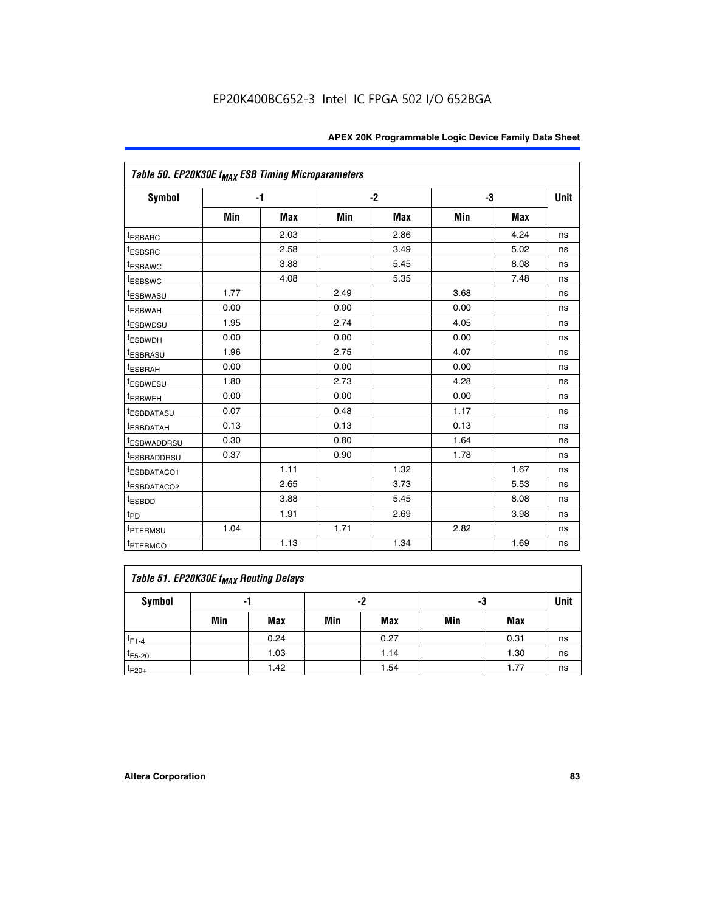EP20K400BC652-3 Intel IC FPGA 502 I/O 652BGA

| Table 50. EP20K30E $f_{MAX}$ ESB Timing Microparameters | | | | | | | |
|---|---|---|---|---|---|---|---|
| Symbol | -1 | | -2 | | -3 | | Unit |
| | Min | Max | Min | Max | Min | Max | |
| $t_{ESBARC}$ | | 2.03 | | 2.86 | | 4.24 | ns |
| $t_{ESBSRC}$ | | 2.58 | | 3.49 | | 5.02 | ns |
| $t_{ESBAWC}$ | | 3.88 | | 5.45 | | 8.08 | ns |
| $t_{ESBSWC}$ | | 4.08 | | 5.35 | | 7.48 | ns |
| $t_{ESBWASU}$ | 1.77 | | 2.49 | | 3.68 | | ns |
| $t_{ESBWAH}$ | 0.00 | | 0.00 | | 0.00 | | ns |
| $t_{ESBWDSU}$ | 1.95 | | 2.74 | | 4.05 | | ns |
| $t_{ESBWDH}$ | 0.00 | | 0.00 | | 0.00 | | ns |
| $t_{ESBRASU}$ | 1.96 | | 2.75 | | 4.07 | | ns |
| $t_{ESBRAH}$ | 0.00 | | 0.00 | | 0.00 | | ns |
| $t_{ESBWESU}$ | 1.80 | | 2.73 | | 4.28 | | ns |
| $t_{ESBWEH}$ | 0.00 | | 0.00 | | 0.00 | | ns |
| $t_{ESBDATASU}$ | 0.07 | | 0.48 | | 1.17 | | ns |
| $t_{ESBDATAH}$ | 0.13 | | 0.13 | | 0.13 | | ns |
| $t_{ESBWADDRSU}$ | 0.30 | | 0.80 | | 1.64 | | ns |
| $t_{ESBRADDRSU}$ | 0.37 | | 0.90 | | 1.78 | | ns |
| $t_{ESBDATACO1}$ | | 1.11 | | 1.32 | | 1.67 | ns |
| $t_{ESBDATACO2}$ | | 2.65 | | 3.73 | | 5.53 | ns |
| $t_{ESBDD}$ | | 3.88 | | 5.45 | | 8.08 | ns |
| $t_{PD}$ | | 1.91 | | 2.69 | | 3.98 | ns |
| $t_{PTERMSU}$ | 1.04 | | 1.71 | | 2.82 | | ns |
| $t_{PTERMCO}$ | | 1.13 | | 1.34 | | 1.69 | ns |

| Table 51. EP20K30E $f_{MAX}$ Routing Delays | | | | | | | |
|---|---|---|---|---|---|---|---|
| Symbol | -1 | | -2 | | -3 | | Unit |
| | Min | Max | Min | Max | Min | Max | |
| $t_{F1-4}$ | | 0.24 | | 0.27 | | 0.31 | ns |
| $t_{F5-20}$ | | 1.03 | | 1.14 | | 1.30 | ns |
| $t_{F20+}$ | | 1.42 | | 1.54 | | 1.77 | ns |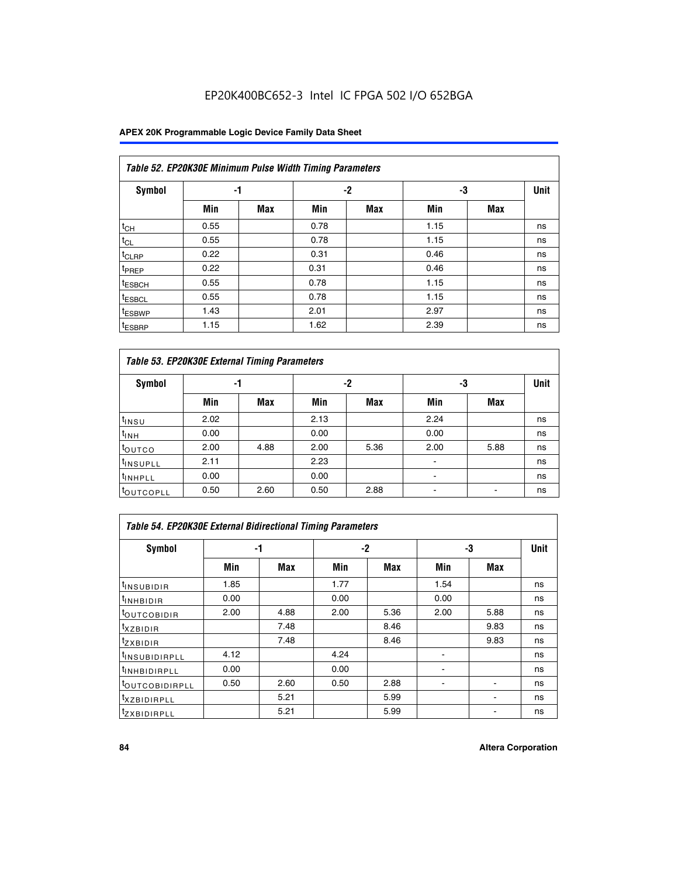EP20K400BC652-3 Intel IC FPGA 502 I/O 652BGA

| Table 52. EP20K30E Minimum Pulse Width Timing Parameters | | | | | | | |
|---|---|---|---|---|---|---|---|
| Symbol | -1 | | -2 | | -3 | | Unit |
| | Min | Max | Min | Max | Min | Max | |
| $t_{CH}$ | 0.55 | | 0.78 | | 1.15 | | ns |
| $t_{CL}$ | 0.55 | | 0.78 | | 1.15 | | ns |
| $t_{CLRP}$ | 0.22 | | 0.31 | | 0.46 | | ns |
| $t_{PREP}$ | 0.22 | | 0.31 | | 0.46 | | ns |
| $t_{ESBCH}$ | 0.55 | | 0.78 | | 1.15 | | ns |
| $t_{ESBCL}$ | 0.55 | | 0.78 | | 1.15 | | ns |
| $t_{ESBWP}$ | 1.43 | | 2.01 | | 2.97 | | ns |
| $t_{ESBRP}$ | 1.15 | | 1.62 | | 2.39 | | ns |

| Table 53. EP20K30E External Timing Parameters | | | | | | | |
|---|---|---|---|---|---|---|---|
| Symbol | -1 | | -2 | | -3 | | Unit |
| | Min | Max | Min | Max | Min | Max | |
| $t_{INSU}$ | 2.02 | | 2.13 | | 2.24 | | ns |
| $t_{INH}$ | 0.00 | | 0.00 | | 0.00 | | ns |
| $t_{OUTCO}$ | 2.00 | 4.88 | 2.00 | 5.36 | 2.00 | 5.88 | ns |
| $t_{INSUPLL}$ | 2.11 | | 2.23 | | - | | ns |
| $t_{INHPLL}$ | 0.00 | | 0.00 | | - | | ns |
| $t_{OUTCOPLL}$ | 0.50 | 2.60 | 0.50 | 2.88 | - | - | ns |

| Table 54. EP20K30E External Bidirectional Timing Parameters | | | | | | | |
|---|---|---|---|---|---|---|---|
| Symbol | -1 | | -2 | | -3 | | Unit |
| | Min | Max | Min | Max | Min | Max | |
| $t_{INSUBIDIR}$ | 1.85 | | 1.77 | | 1.54 | | ns |
| $t_{INHBIDIR}$ | 0.00 | | 0.00 | | 0.00 | | ns |
| $t_{OUTCOBIDIR}$ | 2.00 | 4.88 | 2.00 | 5.36 | 2.00 | 5.88 | ns |
| $t_{XZBIDIR}$ | | 7.48 | | 8.46 | | 9.83 | ns |
| $t_{ZXBIDIR}$ | | 7.48 | | 8.46 | | 9.83 | ns |
| $t_{INSUBIDIRPLL}$ | 4.12 | | 4.24 | | - | | ns |
| $t_{INHBIDIRPLL}$ | 0.00 | | 0.00 | | - | | ns |
| $t_{OUTCOBIDIRPLL}$ | 0.50 | 2.60 | 0.50 | 2.88 | - | - | ns |
| $t_{XZBIDIRPLL}$ | | 5.21 | | 5.99 | | - | ns |
| $t_{ZXBIDIRPLL}$ | | 5.21 | | 5.99 | | - | ns |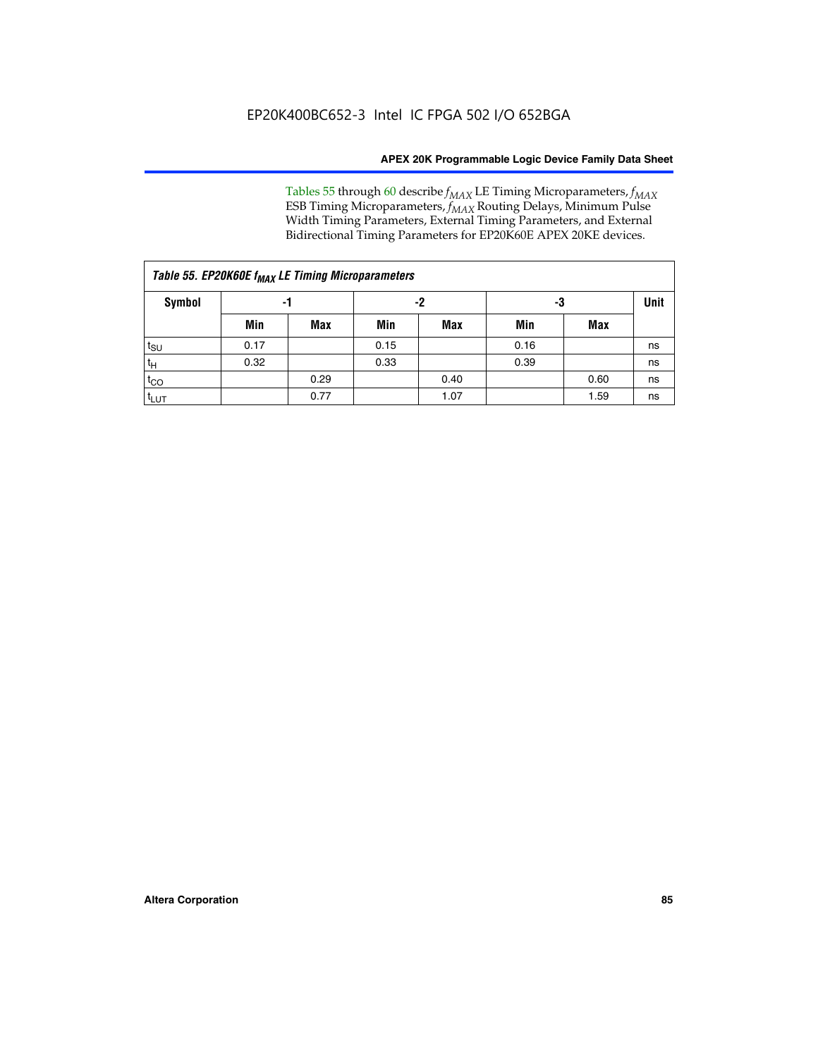Tables 55 through 60 describe $f_{MAX}$ LE Timing Microparameters, $f_{MAX}$ ESB Timing Microparameters, $f_{MAX}$ Routing Delays, Minimum Pulse Width Timing Parameters, External Timing Parameters, and External Bidirectional Timing Parameters for EP20K60E APEX 20KE devices.

**Table 55. EP20K60E $f_{MAX}$ LE Timing Microparameters**

| Symbol | -1 | | -2 | | -3 | | Unit |
|---|---|---|---|---|---|---|---|
| | Min | Max | Min | Max | Min | Max | |
| $t_{SU}$ | 0.17 | | 0.15 | | 0.16 | | ns |
| $t_H$ | 0.32 | | 0.33 | | 0.39 | | ns |
| $t_{CO}$ | | 0.29 | | 0.40 | | 0.60 | ns |
| $t_{LUT}$ | | 0.77 | | 1.07 | | 1.59 | ns |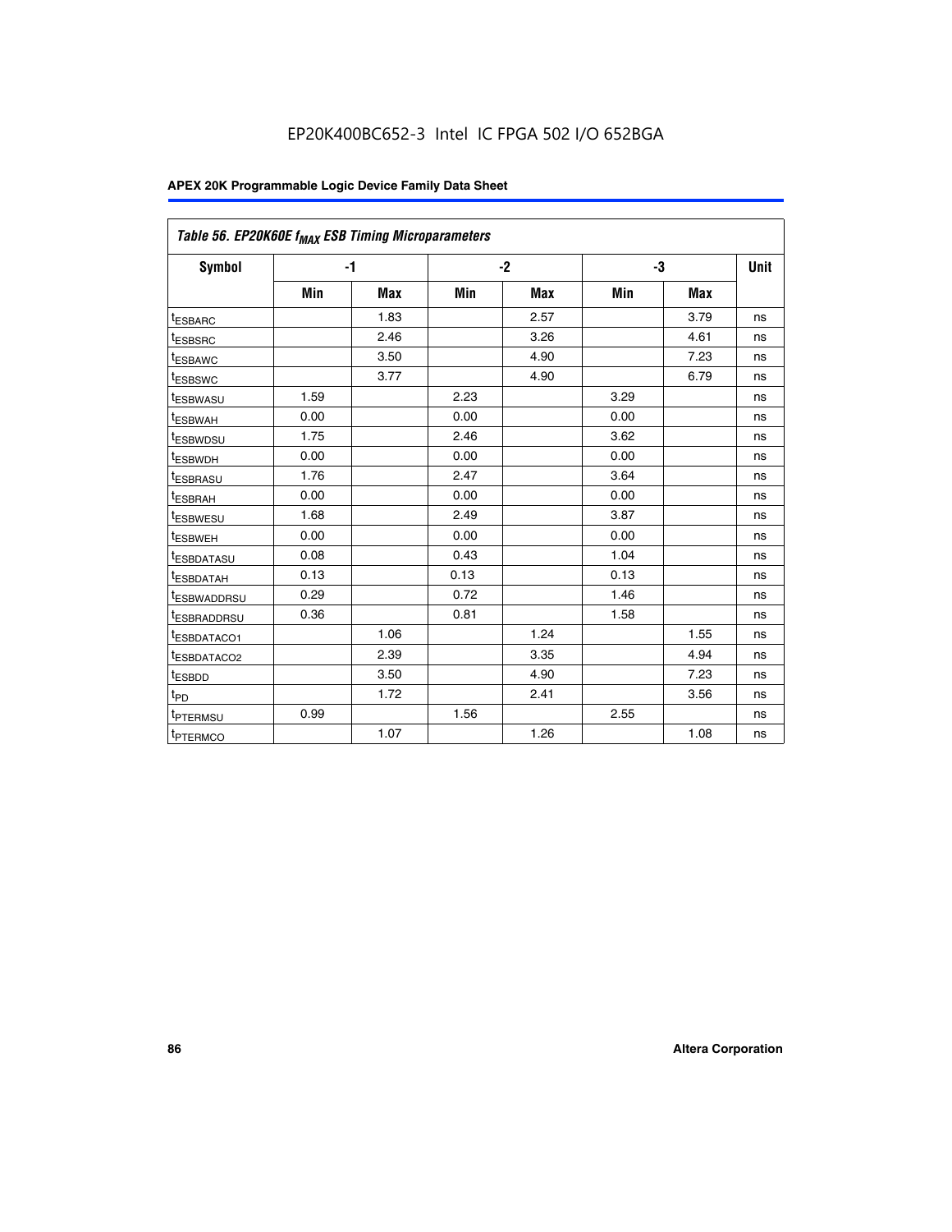EP20K400BC652-3 Intel IC FPGA 502 I/O 652BGA

| Table 56. EP20K60E $f_{MAX}$ ESB Timing Microparameters | | | | | | | |
|---|---|---|---|---|---|---|---|
| Symbol | -1 | | -2 | | -3 | | Unit |
| | Min | Max | Min | Max | Min | Max | |
| $t_{ESBARC}$ | | 1.83 | | 2.57 | | 3.79 | ns |
| $t_{ESBSRC}$ | | 2.46 | | 3.26 | | 4.61 | ns |
| $t_{ESBAWC}$ | | 3.50 | | 4.90 | | 7.23 | ns |
| $t_{ESBSWC}$ | | 3.77 | | 4.90 | | 6.79 | ns |
| $t_{ESBWASU}$ | 1.59 | | 2.23 | | 3.29 | | ns |
| $t_{ESBWAH}$ | 0.00 | | 0.00 | | 0.00 | | ns |
| $t_{ESBWDSU}$ | 1.75 | | 2.46 | | 3.62 | | ns |
| $t_{ESBWDH}$ | 0.00 | | 0.00 | | 0.00 | | ns |
| $t_{ESBRASU}$ | 1.76 | | 2.47 | | 3.64 | | ns |
| $t_{ESBRAH}$ | 0.00 | | 0.00 | | 0.00 | | ns |
| $t_{ESBWESU}$ | 1.68 | | 2.49 | | 3.87 | | ns |
| $t_{ESBWEH}$ | 0.00 | | 0.00 | | 0.00 | | ns |
| $t_{ESBDATASU}$ | 0.08 | | 0.43 | | 1.04 | | ns |
| $t_{ESBDATAH}$ | 0.13 | | 0.13 | | 0.13 | | ns |
| $t_{ESBWADDRSU}$ | 0.29 | | 0.72 | | 1.46 | | ns |
| $t_{ESBRADDRSU}$ | 0.36 | | 0.81 | | 1.58 | | ns |
| $t_{ESBDATACO1}$ | | 1.06 | | 1.24 | | 1.55 | ns |
| $t_{ESBDATACO2}$ | | 2.39 | | 3.35 | | 4.94 | ns |
| $t_{ESBDD}$ | | 3.50 | | 4.90 | | 7.23 | ns |
| $t_{PD}$ | | 1.72 | | 2.41 | | 3.56 | ns |
| $t_{PTERMSU}$ | 0.99 | | 1.56 | | 2.55 | | ns |
| $t_{PTERMCO}$ | | 1.07 | | 1.26 | | 1.08 | ns |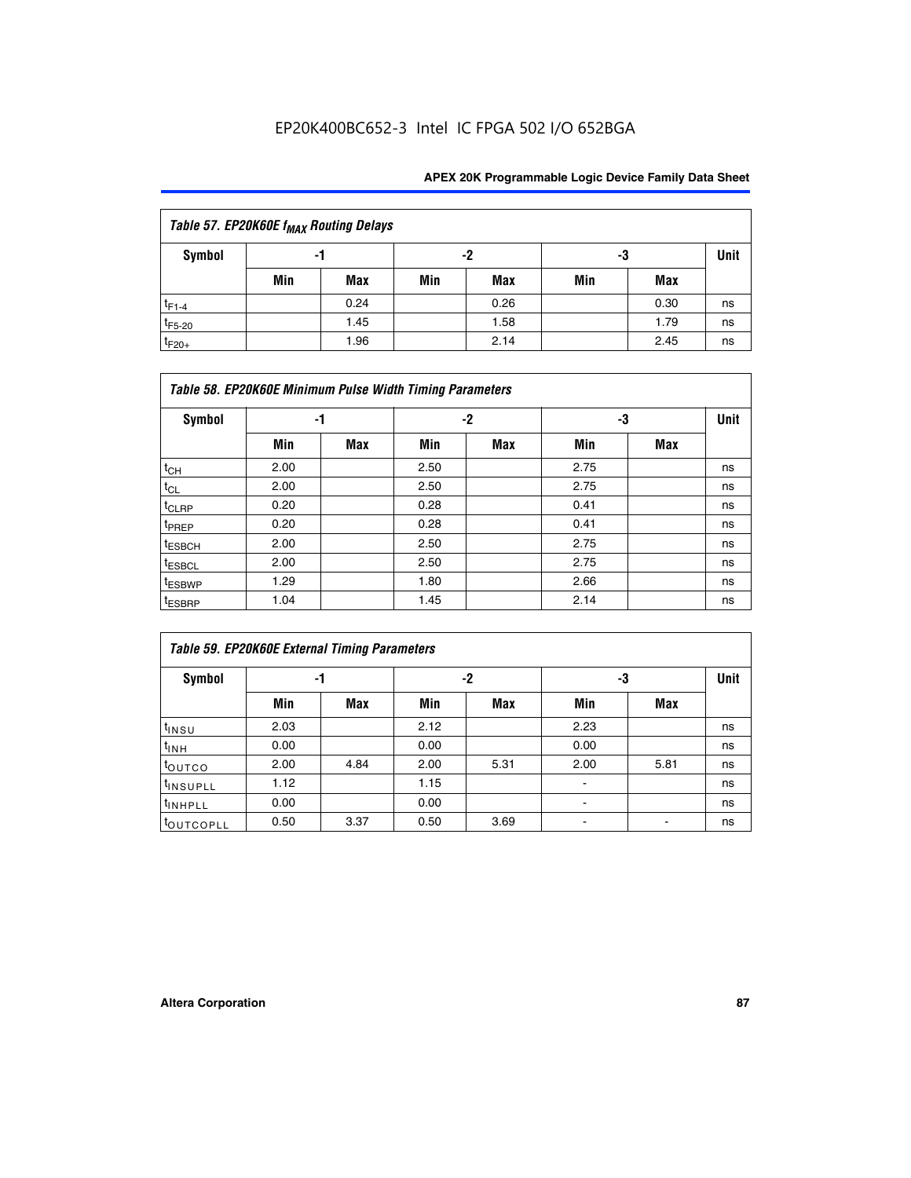| Table 57. EP20K60E $f_{MAX}$ Routing Delays | | | | | | | |
|---|---|---|---|---|---|---|---|
| Symbol | -1 | | -2 | | -3 | | Unit |
| | Min | Max | Min | Max | Min | Max | |
| $t_{F1-4}$ | | 0.24 | | 0.26 | | 0.30 | ns |
| $t_{F5-20}$ | | 1.45 | | 1.58 | | 1.79 | ns |
| $t_{F20+}$ | | 1.96 | | 2.14 | | 2.45 | ns |

| Table 58. EP20K60E Minimum Pulse Width Timing Parameters | | | | | | | |
|---|---|---|---|---|---|---|---|
| Symbol | -1 | | -2 | | -3 | | Unit |
| | Min | Max | Min | Max | Min | Max | |
| $t_{CH}$ | 2.00 | | 2.50 | | 2.75 | | ns |
| $t_{CL}$ | 2.00 | | 2.50 | | 2.75 | | ns |
| $t_{CLRP}$ | 0.20 | | 0.28 | | 0.41 | | ns |
| $t_{PREP}$ | 0.20 | | 0.28 | | 0.41 | | ns |
| $t_{ESBCH}$ | 2.00 | | 2.50 | | 2.75 | | ns |
| $t_{ESBCL}$ | 2.00 | | 2.50 | | 2.75 | | ns |
| $t_{ESBWP}$ | 1.29 | | 1.80 | | 2.66 | | ns |
| $t_{ESBRP}$ | 1.04 | | 1.45 | | 2.14 | | ns |

| Table 59. EP20K60E External Timing Parameters | | | | | | | |
|---|---|---|---|---|---|---|---|
| Symbol | -1 | | -2 | | -3 | | Unit |
| | Min | Max | Min | Max | Min | Max | |
| $t_{INSU}$ | 2.03 | | 2.12 | | 2.23 | | ns |
| $t_{INH}$ | 0.00 | | 0.00 | | 0.00 | | ns |
| $t_{OUTCO}$ | 2.00 | 4.84 | 2.00 | 5.31 | 2.00 | 5.81 | ns |
| $t_{INSUPLL}$ | 1.12 | | 1.15 | | - | | ns |
| $t_{INHPLL}$ | 0.00 | | 0.00 | | - | | ns |
| $t_{OUTCOPLL}$ | 0.50 | 3.37 | 0.50 | 3.69 | - | - | ns |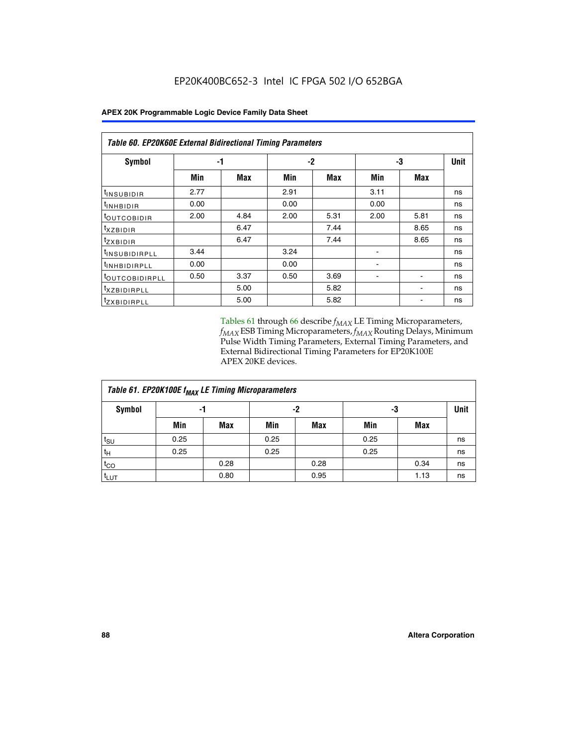EP20K400BC652-3 Intel IC FPGA 502 I/O 652BGA

| Table 60. EP20K60E External Bidirectional Timing Parameters | | | | | | | |
|---|---|---|---|---|---|---|---|
| Symbol | -1 | | -2 | | -3 | | Unit |
| | Min | Max | Min | Max | Min | Max | |
| $t_{INSUBIDIR}$ | 2.77 | | 2.91 | | 3.11 | | ns |
| $t_{INHBIDIR}$ | 0.00 | | 0.00 | | 0.00 | | ns |
| $t_{OUTCOBIDIR}$ | 2.00 | 4.84 | 2.00 | 5.31 | 2.00 | 5.81 | ns |
| $t_{XZBIDIR}$ | | 6.47 | | 7.44 | | 8.65 | ns |
| $t_{ZXBIDIR}$ | | 6.47 | | 7.44 | | 8.65 | ns |
| $t_{INSUBIDIRPLL}$ | 3.44 | | 3.24 | | - | | ns |
| $t_{INHBIDIRPLL}$ | 0.00 | | 0.00 | | - | | ns |
| $t_{OUTCOBIDIRPLL}$ | 0.50 | 3.37 | 0.50 | 3.69 | - | - | ns |
| $t_{XZBIDIRPLL}$ | | 5.00 | | 5.82 | | - | ns |
| $t_{ZXBIDIRPLL}$ | | 5.00 | | 5.82 | | - | ns |

Tables 61 through 66 describe $f_{MAX}$ LE Timing Microparameters, $f_{MAX}$ ESB Timing Microparameters, $f_{MAX}$ Routing Delays, Minimum Pulse Width Timing Parameters, External Timing Parameters, and External Bidirectional Timing Parameters for EP20K100E APEX 20KE devices.

| Table 61. EP20K100E $f_{MAX}$ LE Timing Microparameters | | | | | | | |
|---|---|---|---|---|---|---|---|
| Symbol | -1 | | -2 | | -3 | | Unit |
| | Min | Max | Min | Max | Min | Max | |
| $t_{SU}$ | 0.25 | | 0.25 | | 0.25 | | ns |
| $t_{H}$ | 0.25 | | 0.25 | | 0.25 | | ns |
| $t_{CO}$ | | 0.28 | | 0.28 | | 0.34 | ns |
| $t_{LUT}$ | | 0.80 | | 0.95 | | 1.13 | ns |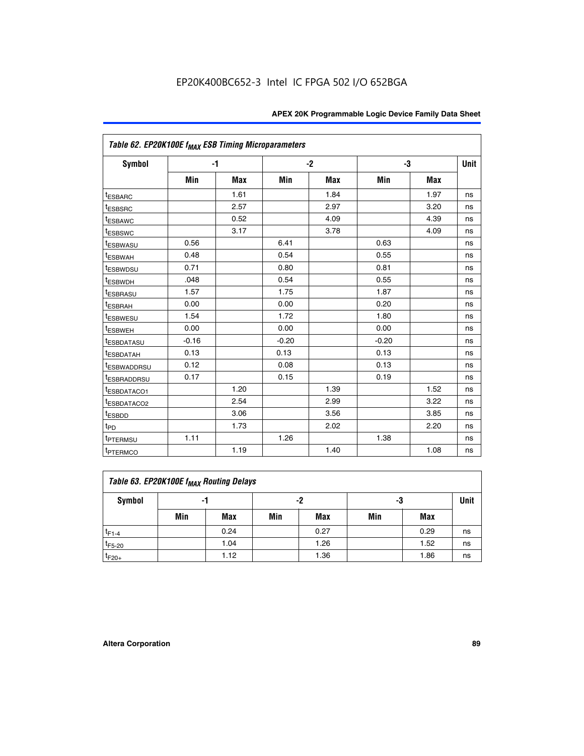EP20K400BC652-3 Intel IC FPGA 502 I/O 652BGA

| Table 62. EP20K100E $f_{MAX}$ ESB Timing Microparameters | | | | | | | |
|---|---|---|---|---|---|---|---|
| Symbol | -1 | | -2 | | -3 | | Unit |
| | Min | Max | Min | Max | Min | Max | |
| $t_{ESBARC}$ | | 1.61 | | 1.84 | | 1.97 | ns |
| $t_{ESBSRC}$ | | 2.57 | | 2.97 | | 3.20 | ns |
| $t_{ESBAWC}$ | | 0.52 | | 4.09 | | 4.39 | ns |
| $t_{ESBSWC}$ | | 3.17 | | 3.78 | | 4.09 | ns |
| $t_{ESBWASU}$ | 0.56 | | 6.41 | | 0.63 | | ns |
| $t_{ESBWAH}$ | 0.48 | | 0.54 | | 0.55 | | ns |
| $t_{ESBWDSU}$ | 0.71 | | 0.80 | | 0.81 | | ns |
| $t_{ESBWDH}$ | .048 | | 0.54 | | 0.55 | | ns |
| $t_{ESBRASU}$ | 1.57 | | 1.75 | | 1.87 | | ns |
| $t_{ESBRAH}$ | 0.00 | | 0.00 | | 0.20 | | ns |
| $t_{ESBWESU}$ | 1.54 | | 1.72 | | 1.80 | | ns |
| $t_{ESBWEH}$ | 0.00 | | 0.00 | | 0.00 | | ns |
| $t_{ESBDATASU}$ | -0.16 | | -0.20 | | -0.20 | | ns |
| $t_{ESBDATAH}$ | 0.13 | | 0.13 | | 0.13 | | ns |
| $t_{ESBWADDRSU}$ | 0.12 | | 0.08 | | 0.13 | | ns |
| $t_{ESBRADDRSU}$ | 0.17 | | 0.15 | | 0.19 | | ns |
| $t_{ESBDATACO1}$ | | 1.20 | | 1.39 | | 1.52 | ns |
| $t_{ESBDATACO2}$ | | 2.54 | | 2.99 | | 3.22 | ns |
| $t_{ESBDD}$ | | 3.06 | | 3.56 | | 3.85 | ns |
| $t_{PD}$ | | 1.73 | | 2.02 | | 2.20 | ns |
| $t_{PTERMSU}$ | 1.11 | | 1.26 | | 1.38 | | ns |
| $t_{PTERMCO}$ | | 1.19 | | 1.40 | | 1.08 | ns |

| Table 63. EP20K100E $f_{MAX}$ Routing Delays | | | | | | | |
|---|---|---|---|---|---|---|---|
| Symbol | -1 | | -2 | | -3 | | Unit |
| | Min | Max | Min | Max | Min | Max | |
| $t_{F1-4}$ | | 0.24 | | 0.27 | | 0.29 | ns |
| $t_{F5-20}$ | | 1.04 | | 1.26 | | 1.52 | ns |
| $t_{F20+}$ | | 1.12 | | 1.36 | | 1.86 | ns |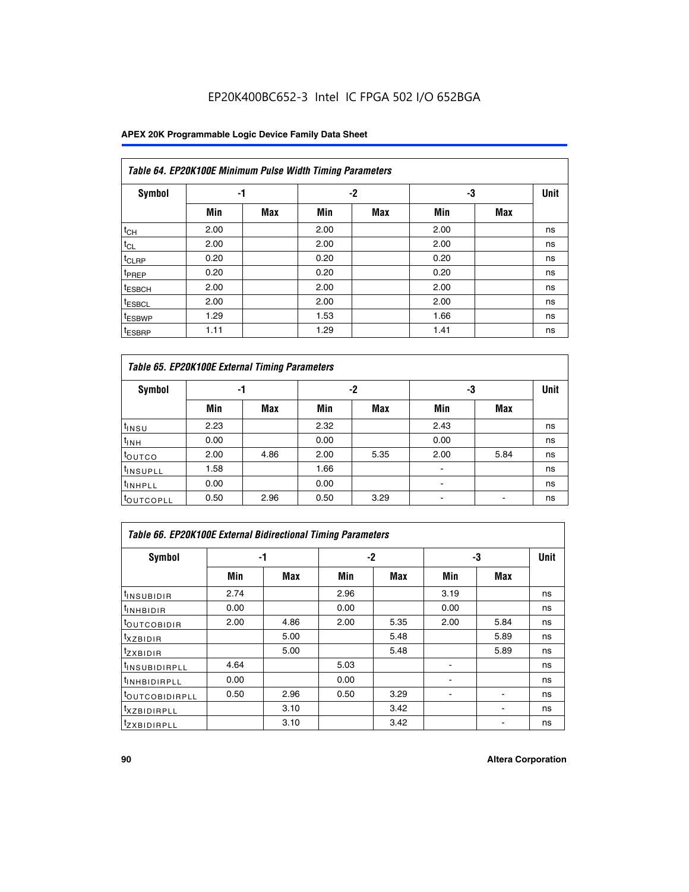EP20K400BC652-3 Intel IC FPGA 502 I/O 652BGA

| Table 64. EP20K100E Minimum Pulse Width Timing Parameters | | | | | | | |
|---|---|---|---|---|---|---|---|
| Symbol | -1 | | -2 | | -3 | | Unit |
| | Min | Max | Min | Max | Min | Max | |
| $t_{CH}$ | 2.00 | | 2.00 | | 2.00 | | ns |
| $t_{CL}$ | 2.00 | | 2.00 | | 2.00 | | ns |
| $t_{CLRP}$ | 0.20 | | 0.20 | | 0.20 | | ns |
| $t_{PREP}$ | 0.20 | | 0.20 | | 0.20 | | ns |
| $t_{ESBCH}$ | 2.00 | | 2.00 | | 2.00 | | ns |
| $t_{ESBCL}$ | 2.00 | | 2.00 | | 2.00 | | ns |
| $t_{ESBWP}$ | 1.29 | | 1.53 | | 1.66 | | ns |
| $t_{ESBRP}$ | 1.11 | | 1.29 | | 1.41 | | ns |

| Table 65. EP20K100E External Timing Parameters | | | | | | | |
|---|---|---|---|---|---|---|---|
| Symbol | -1 | | -2 | | -3 | | Unit |
| | Min | Max | Min | Max | Min | Max | |
| $t_{INSU}$ | 2.23 | | 2.32 | | 2.43 | | ns |
| $t_{INH}$ | 0.00 | | 0.00 | | 0.00 | | ns |
| $t_{OUTCO}$ | 2.00 | 4.86 | 2.00 | 5.35 | 2.00 | 5.84 | ns |
| $t_{INSUPLL}$ | 1.58 | | 1.66 | | - | | ns |
| $t_{INHPLL}$ | 0.00 | | 0.00 | | - | | ns |
| $t_{OUTCOPLL}$ | 0.50 | 2.96 | 0.50 | 3.29 | - | - | ns |

| Table 66. EP20K100E External Bidirectional Timing Parameters | | | | | | | |
|---|---|---|---|---|---|---|---|
| Symbol | -1 | | -2 | | -3 | | Unit |
| | Min | Max | Min | Max | Min | Max | |
| $t_{INSUBIDIR}$ | 2.74 | | 2.96 | | 3.19 | | ns |
| $t_{INHBIDIR}$ | 0.00 | | 0.00 | | 0.00 | | ns |
| $t_{OUTCOBIDIR}$ | 2.00 | 4.86 | 2.00 | 5.35 | 2.00 | 5.84 | ns |
| $t_{XZBIDIR}$ | | 5.00 | | 5.48 | | 5.89 | ns |
| $t_{ZXBIDIR}$ | | 5.00 | | 5.48 | | 5.89 | ns |
| $t_{INSUBIDIRPLL}$ | 4.64 | | 5.03 | | - | | ns |
| $t_{INHBIDIRPLL}$ | 0.00 | | 0.00 | | - | | ns |
| $t_{OUTCOBIDIRPLL}$ | 0.50 | 2.96 | 0.50 | 3.29 | - | - | ns |
| $t_{XZBIDIRPLL}$ | | 3.10 | | 3.42 | | - | ns |
| $t_{ZXBIDIRPLL}$ | | 3.10 | | 3.42 | | - | ns |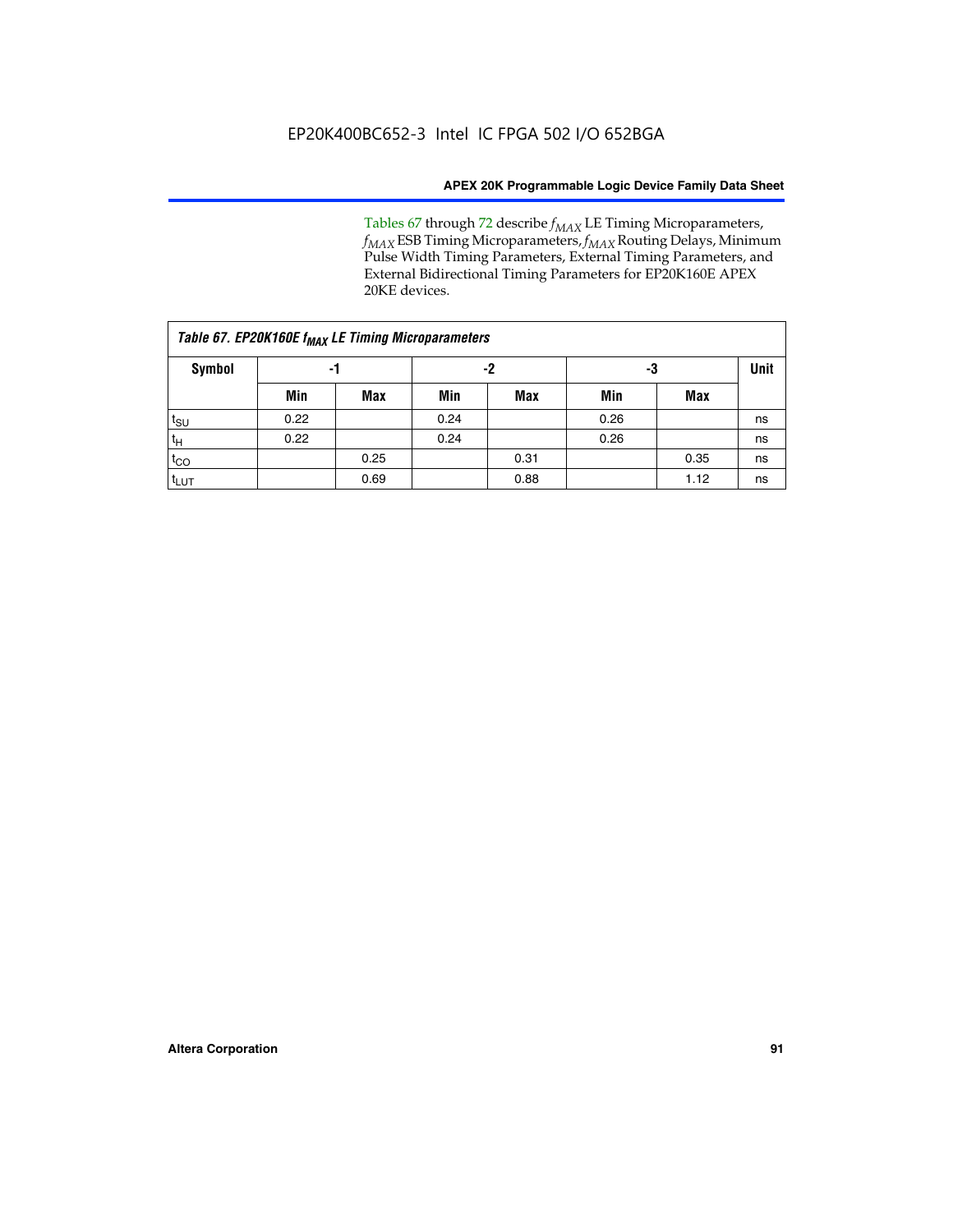Tables 67 through 72 describe $f_{MAX}$ LE Timing Microparameters, $f_{MAX}$ ESB Timing Microparameters, $f_{MAX}$ Routing Delays, Minimum Pulse Width Timing Parameters, External Timing Parameters, and External Bidirectional Timing Parameters for EP20K160E APEX 20KE devices.

*Table 67. EP20K160E $f_{MAX}$ LE Timing Microparameters*

| Symbol | -1 | | -2 | | -3 | | Unit |
|---|---|---|---|---|---|---|---|
| | Min | Max | Min | Max | Min | Max | |
| $t_{SU}$ | 0.22 | | 0.24 | | 0.26 | | ns |
| $t_H$ | 0.22 | | 0.24 | | 0.26 | | ns |
| $t_{CO}$ | | 0.25 | | 0.31 | | 0.35 | ns |
| $t_{LUT}$ | | 0.69 | | 0.88 | | 1.12 | ns |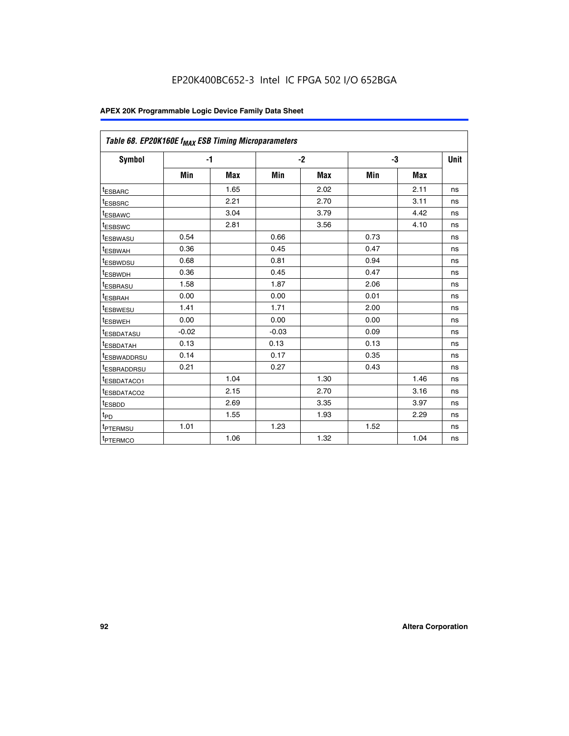EP20K400BC652-3 Intel IC FPGA 502 I/O 652BGA

| Table 68. EP20K160E $f_{MAX}$ ESB Timing Microparameters | | | | | | | |
|---|---|---|---|---|---|---|---|
| Symbol | -1 | | -2 | | -3 | | Unit |
| | Min | Max | Min | Max | Min | Max | |
| $t_{ESBARC}$ | | 1.65 | | 2.02 | | 2.11 | ns |
| $t_{ESBSRC}$ | | 2.21 | | 2.70 | | 3.11 | ns |
| $t_{ESBAWC}$ | | 3.04 | | 3.79 | | 4.42 | ns |
| $t_{ESBSWC}$ | | 2.81 | | 3.56 | | 4.10 | ns |
| $t_{ESBWASU}$ | 0.54 | | 0.66 | | 0.73 | | ns |
| $t_{ESBWAH}$ | 0.36 | | 0.45 | | 0.47 | | ns |
| $t_{ESBWDSU}$ | 0.68 | | 0.81 | | 0.94 | | ns |
| $t_{ESBWDH}$ | 0.36 | | 0.45 | | 0.47 | | ns |
| $t_{ESBRASU}$ | 1.58 | | 1.87 | | 2.06 | | ns |
| $t_{ESBRAH}$ | 0.00 | | 0.00 | | 0.01 | | ns |
| $t_{ESBWESU}$ | 1.41 | | 1.71 | | 2.00 | | ns |
| $t_{ESBWEH}$ | 0.00 | | 0.00 | | 0.00 | | ns |
| $t_{ESBDATASU}$ | -0.02 | | -0.03 | | 0.09 | | ns |
| $t_{ESBDATAH}$ | 0.13 | | 0.13 | | 0.13 | | ns |
| $t_{ESBWADDRSU}$ | 0.14 | | 0.17 | | 0.35 | | ns |
| $t_{ESBRADDRSU}$ | 0.21 | | 0.27 | | 0.43 | | ns |
| $t_{ESBDATACO1}$ | | 1.04 | | 1.30 | | 1.46 | ns |
| $t_{ESBDATACO2}$ | | 2.15 | | 2.70 | | 3.16 | ns |
| $t_{ESBDD}$ | | 2.69 | | 3.35 | | 3.97 | ns |
| $t_{PD}$ | | 1.55 | | 1.93 | | 2.29 | ns |
| $t_{PTERMSU}$ | 1.01 | | 1.23 | | 1.52 | | ns |
| $t_{PTERMCO}$ | | 1.06 | | 1.32 | | 1.04 | ns |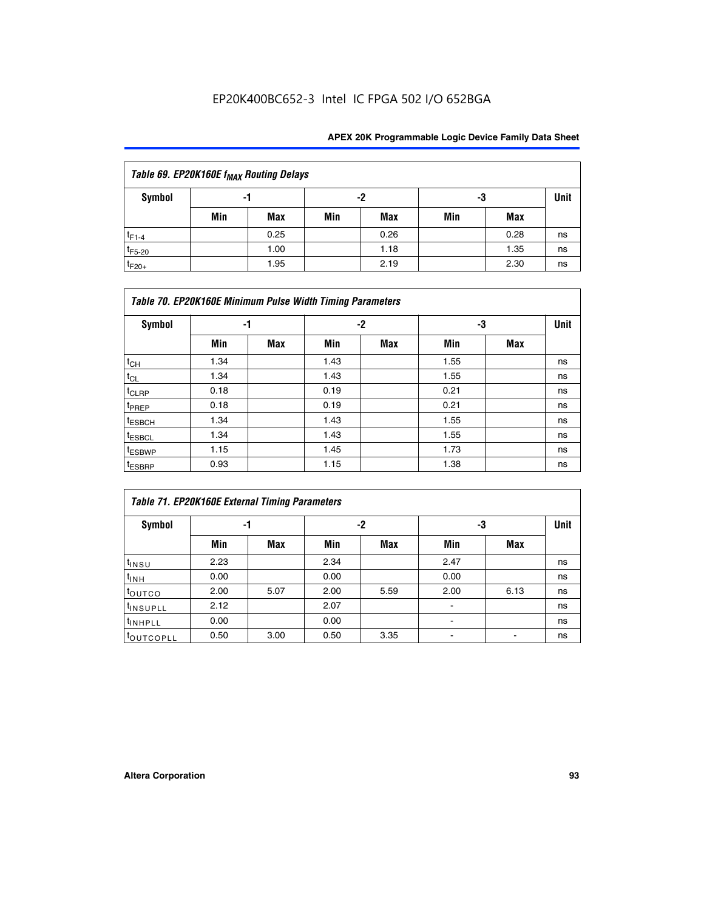EP20K400BC652-3 Intel IC FPGA 502 I/O 652BGA

| Table 69. EP20K160E $f_{MAX}$ Routing Delays | | | | | | | |
|---|---|---|---|---|---|---|---|
| Symbol | -1 | | -2 | | -3 | | Unit |
| | Min | Max | Min | Max | Min | Max | |
| $t_{F1-4}$ | | 0.25 | | 0.26 | | 0.28 | ns |
| $t_{F5-20}$ | | 1.00 | | 1.18 | | 1.35 | ns |
| $t_{F20+}$ | | 1.95 | | 2.19 | | 2.30 | ns |

| Table 70. EP20K160E Minimum Pulse Width Timing Parameters | | | | | | | |
|---|---|---|---|---|---|---|---|
| Symbol | -1 | | -2 | | -3 | | Unit |
| | Min | Max | Min | Max | Min | Max | |
| $t_{CH}$ | 1.34 | | 1.43 | | 1.55 | | ns |
| $t_{CL}$ | 1.34 | | 1.43 | | 1.55 | | ns |
| $t_{CLRP}$ | 0.18 | | 0.19 | | 0.21 | | ns |
| $t_{PREP}$ | 0.18 | | 0.19 | | 0.21 | | ns |
| $t_{ESBCH}$ | 1.34 | | 1.43 | | 1.55 | | ns |
| $t_{ESBCL}$ | 1.34 | | 1.43 | | 1.55 | | ns |
| $t_{ESBWP}$ | 1.15 | | 1.45 | | 1.73 | | ns |
| $t_{ESBRP}$ | 0.93 | | 1.15 | | 1.38 | | ns |

| Table 71. EP20K160E External Timing Parameters | | | | | | | |
|---|---|---|---|---|---|---|---|
| Symbol | -1 | | -2 | | -3 | | Unit |
| | Min | Max | Min | Max | Min | Max | |
| $t_{INSU}$ | 2.23 | | 2.34 | | 2.47 | | ns |
| $t_{INH}$ | 0.00 | | 0.00 | | 0.00 | | ns |
| $t_{OUTCO}$ | 2.00 | 5.07 | 2.00 | 5.59 | 2.00 | 6.13 | ns |
| $t_{INSUPLL}$ | 2.12 | | 2.07 | | - | | ns |
| $t_{INHPLL}$ | 0.00 | | 0.00 | | - | | ns |
| $t_{OUTCOPLL}$ | 0.50 | 3.00 | 0.50 | 3.35 | - | - | ns |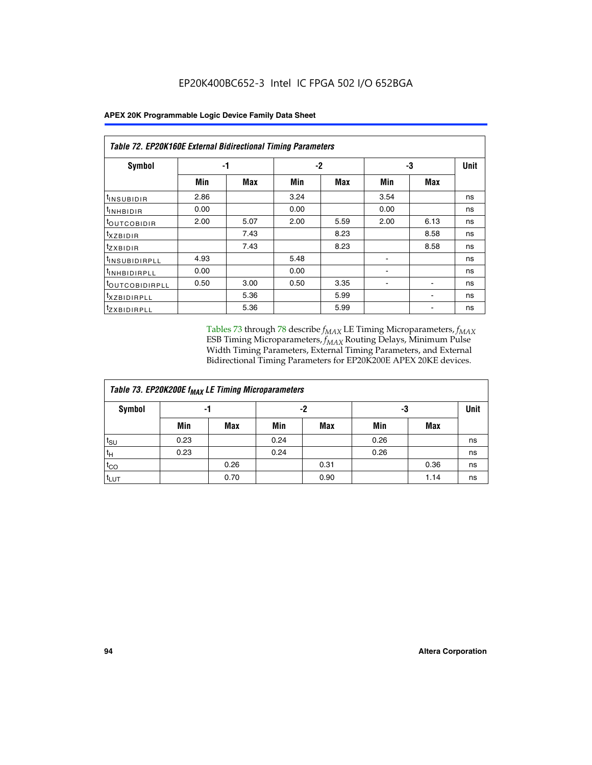EP20K400BC652-3 Intel IC FPGA 502 I/O 652BGA

| Table 72. EP20K160E External Bidirectional Timing Parameters | | | | | | | |
|---|---|---|---|---|---|---|---|
| Symbol | -1 | | -2 | | -3 | | Unit |
| | Min | Max | Min | Max | Min | Max | |
| $t_{INSUBIDIR}$ | 2.86 | | 3.24 | | 3.54 | | ns |
| $t_{INHBIDIR}$ | 0.00 | | 0.00 | | 0.00 | | ns |
| $t_{OUTCOBIDIR}$ | 2.00 | 5.07 | 2.00 | 5.59 | 2.00 | 6.13 | ns |
| $t_{XZBIDIR}$ | | 7.43 | | 8.23 | | 8.58 | ns |
| $t_{ZXBIDIR}$ | | 7.43 | | 8.23 | | 8.58 | ns |
| $t_{INSUBIDIRPLL}$ | 4.93 | | 5.48 | | - | | ns |
| $t_{INHBIDIRPLL}$ | 0.00 | | 0.00 | | - | | ns |
| $t_{OUTCOBIDIRPLL}$ | 0.50 | 3.00 | 0.50 | 3.35 | - | - | ns |
| $t_{XZBIDIRPLL}$ | | 5.36 | | 5.99 | | - | ns |
| $t_{ZXBIDIRPLL}$ | | 5.36 | | 5.99 | | - | ns |

Tables 73 through 78 describe $f_{MAX}$ LE Timing Microparameters, $f_{MAX}$ ESB Timing Microparameters, $f_{MAX}$ Routing Delays, Minimum Pulse Width Timing Parameters, External Timing Parameters, and External Bidirectional Timing Parameters for EP20K200E APEX 20KE devices.

| Table 73. EP20K200E $f_{MAX}$ LE Timing Microparameters | | | | | | | |
|---|---|---|---|---|---|---|---|
| Symbol | -1 | | -2 | | -3 | | Unit |
| | Min | Max | Min | Max | Min | Max | |
| $t_{SU}$ | 0.23 | | 0.24 | | 0.26 | | ns |
| $t_H$ | 0.23 | | 0.24 | | 0.26 | | ns |
| $t_{CO}$ | | 0.26 | | 0.31 | | 0.36 | ns |
| $t_{LUT}$ | | 0.70 | | 0.90 | | 1.14 | ns |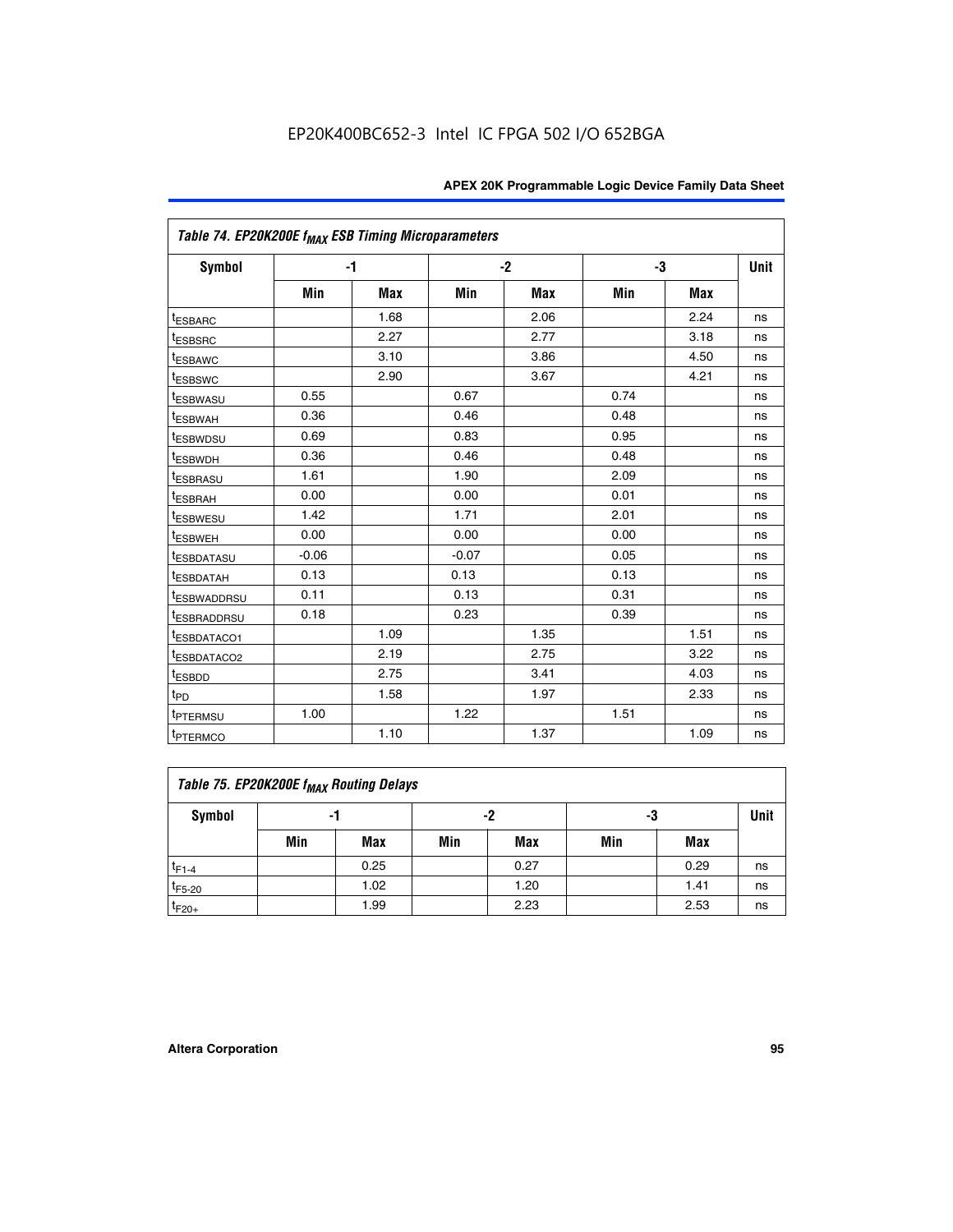EP20K400BC652-3 Intel IC FPGA 502 I/O 652BGA

| Table 74. EP20K200E $f_{MAX}$ ESB Timing Microparameters | | | | | | | |
|---|---|---|---|---|---|---|---|
| Symbol | -1 | | -2 | | -3 | | Unit |
| | Min | Max | Min | Max | Min | Max | |
| $t_{ESBARC}$ | | 1.68 | | 2.06 | | 2.24 | ns |
| $t_{ESBSRC}$ | | 2.27 | | 2.77 | | 3.18 | ns |
| $t_{ESBAWC}$ | | 3.10 | | 3.86 | | 4.50 | ns |
| $t_{ESBSWC}$ | | 2.90 | | 3.67 | | 4.21 | ns |
| $t_{ESBWASU}$ | 0.55 | | 0.67 | | 0.74 | | ns |
| $t_{ESBWAH}$ | 0.36 | | 0.46 | | 0.48 | | ns |
| $t_{ESBWDSU}$ | 0.69 | | 0.83 | | 0.95 | | ns |
| $t_{ESBWDH}$ | 0.36 | | 0.46 | | 0.48 | | ns |
| $t_{ESBRASU}$ | 1.61 | | 1.90 | | 2.09 | | ns |
| $t_{ESBRAH}$ | 0.00 | | 0.00 | | 0.01 | | ns |
| $t_{ESBWESU}$ | 1.42 | | 1.71 | | 2.01 | | ns |
| $t_{ESBWEH}$ | 0.00 | | 0.00 | | 0.00 | | ns |
| $t_{ESBDATASU}$ | -0.06 | | -0.07 | | 0.05 | | ns |
| $t_{ESBDATAH}$ | 0.13 | | 0.13 | | 0.13 | | ns |
| $t_{ESBWADDRSU}$ | 0.11 | | 0.13 | | 0.31 | | ns |
| $t_{ESBRADDRSU}$ | 0.18 | | 0.23 | | 0.39 | | ns |
| $t_{ESBDATACO1}$ | | 1.09 | | 1.35 | | 1.51 | ns |
| $t_{ESBDATACO2}$ | | 2.19 | | 2.75 | | 3.22 | ns |
| $t_{ESBDD}$ | | 2.75 | | 3.41 | | 4.03 | ns |
| $t_{PD}$ | | 1.58 | | 1.97 | | 2.33 | ns |
| $t_{PTERMSU}$ | 1.00 | | 1.22 | | 1.51 | | ns |
| $t_{PTERMCO}$ | | 1.10 | | 1.37 | | 1.09 | ns |

| Table 75. EP20K200E $f_{MAX}$ Routing Delays | | | | | | | |
|---|---|---|---|---|---|---|---|
| Symbol | -1 | | -2 | | -3 | | Unit |
| | Min | Max | Min | Max | Min | Max | |
| $t_{F1-4}$ | | 0.25 | | 0.27 | | 0.29 | ns |
| $t_{F5-20}$ | | 1.02 | | 1.20 | | 1.41 | ns |
| $t_{F20+}$ | | 1.99 | | 2.23 | | 2.53 | ns |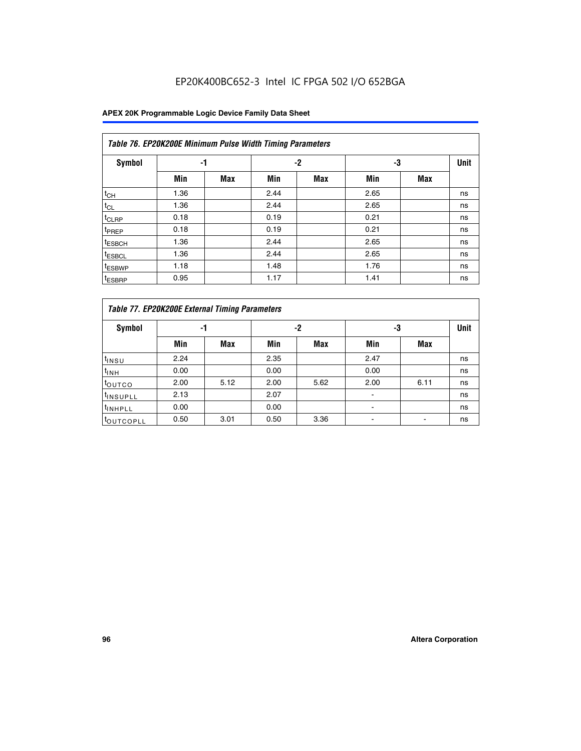EP20K400BC652-3 Intel IC FPGA 502 I/O 652BGA

| Table 76. EP20K200E Minimum Pulse Width Timing Parameters | | | | | | | |
|---|---|---|---|---|---|---|---|
| Symbol | -1 | | -2 | | -3 | | Unit |
| | Min | Max | Min | Max | Min | Max | |
| $t_{CH}$ | 1.36 | | 2.44 | | 2.65 | | ns |
| $t_{CL}$ | 1.36 | | 2.44 | | 2.65 | | ns |
| $t_{CLRP}$ | 0.18 | | 0.19 | | 0.21 | | ns |
| $t_{PREP}$ | 0.18 | | 0.19 | | 0.21 | | ns |
| $t_{ESBCH}$ | 1.36 | | 2.44 | | 2.65 | | ns |
| $t_{ESBCL}$ | 1.36 | | 2.44 | | 2.65 | | ns |
| $t_{ESBWP}$ | 1.18 | | 1.48 | | 1.76 | | ns |
| $t_{ESBRP}$ | 0.95 | | 1.17 | | 1.41 | | ns |

| Table 77. EP20K200E External Timing Parameters | | | | | | | |
|---|---|---|---|---|---|---|---|
| Symbol | -1 | | -2 | | -3 | | Unit |
| | Min | Max | Min | Max | Min | Max | |
| $t_{INSU}$ | 2.24 | | 2.35 | | 2.47 | | ns |
| $t_{INH}$ | 0.00 | | 0.00 | | 0.00 | | ns |
| $t_{OUTCO}$ | 2.00 | 5.12 | 2.00 | 5.62 | 2.00 | 6.11 | ns |
| $t_{INSUPLL}$ | 2.13 | | 2.07 | | - | | ns |
| $t_{INHPLL}$ | 0.00 | | 0.00 | | - | | ns |
| $t_{OUTCOPLL}$ | 0.50 | 3.01 | 0.50 | 3.36 | - | - | ns |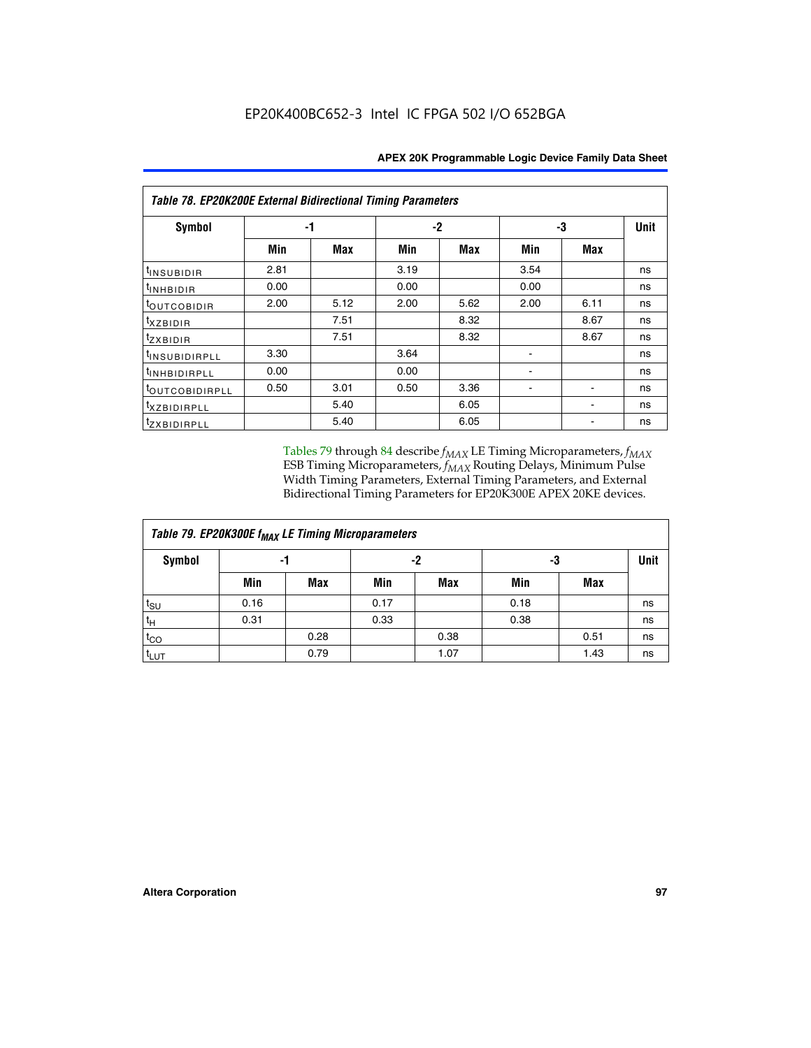EP20K400BC652-3 Intel IC FPGA 502 I/O 652BGA

| Table 78. EP20K200E External Bidirectional Timing Parameters | | | | | | | |
|---|---|---|---|---|---|---|---|
| Symbol | -1 | | -2 | | -3 | | Unit |
| | Min | Max | Min | Max | Min | Max | |
| $t_{INSUBIDIR}$ | 2.81 | | 3.19 | | 3.54 | | ns |
| $t_{INHBIDIR}$ | 0.00 | | 0.00 | | 0.00 | | ns |
| $t_{OUTCOBIDIR}$ | 2.00 | 5.12 | 2.00 | 5.62 | 2.00 | 6.11 | ns |
| $t_{XZBIDIR}$ | | 7.51 | | 8.32 | | 8.67 | ns |
| $t_{ZXBIDIR}$ | | 7.51 | | 8.32 | | 8.67 | ns |
| $t_{INSUBIDIRPLL}$ | 3.30 | | 3.64 | | - | | ns |
| $t_{INHBIDIRPLL}$ | 0.00 | | 0.00 | | - | | ns |
| $t_{OUTCOBIDIRPLL}$ | 0.50 | 3.01 | 0.50 | 3.36 | - | - | ns |
| $t_{XZBIDIRPLL}$ | | 5.40 | | 6.05 | | - | ns |
| $t_{ZXBIDIRPLL}$ | | 5.40 | | 6.05 | | - | ns |

Tables 79 through 84 describe $f_{MAX}$ LE Timing Microparameters, $f_{MAX}$ ESB Timing Microparameters, $f_{MAX}$ Routing Delays, Minimum Pulse Width Timing Parameters, External Timing Parameters, and External Bidirectional Timing Parameters for EP20K300E APEX 20KE devices.

| Table 79. EP20K300E $f_{MAX}$ LE Timing Microparameters | | | | | | | |
|---|---|---|---|---|---|---|---|
| Symbol | -1 | | -2 | | -3 | | Unit |
| | Min | Max | Min | Max | Min | Max | |
| $t_{SU}$ | 0.16 | | 0.17 | | 0.18 | | ns |
| $t_{H}$ | 0.31 | | 0.33 | | 0.38 | | ns |
| $t_{CO}$ | | 0.28 | | 0.38 | | 0.51 | ns |
| $t_{LUT}$ | | 0.79 | | 1.07 | | 1.43 | ns |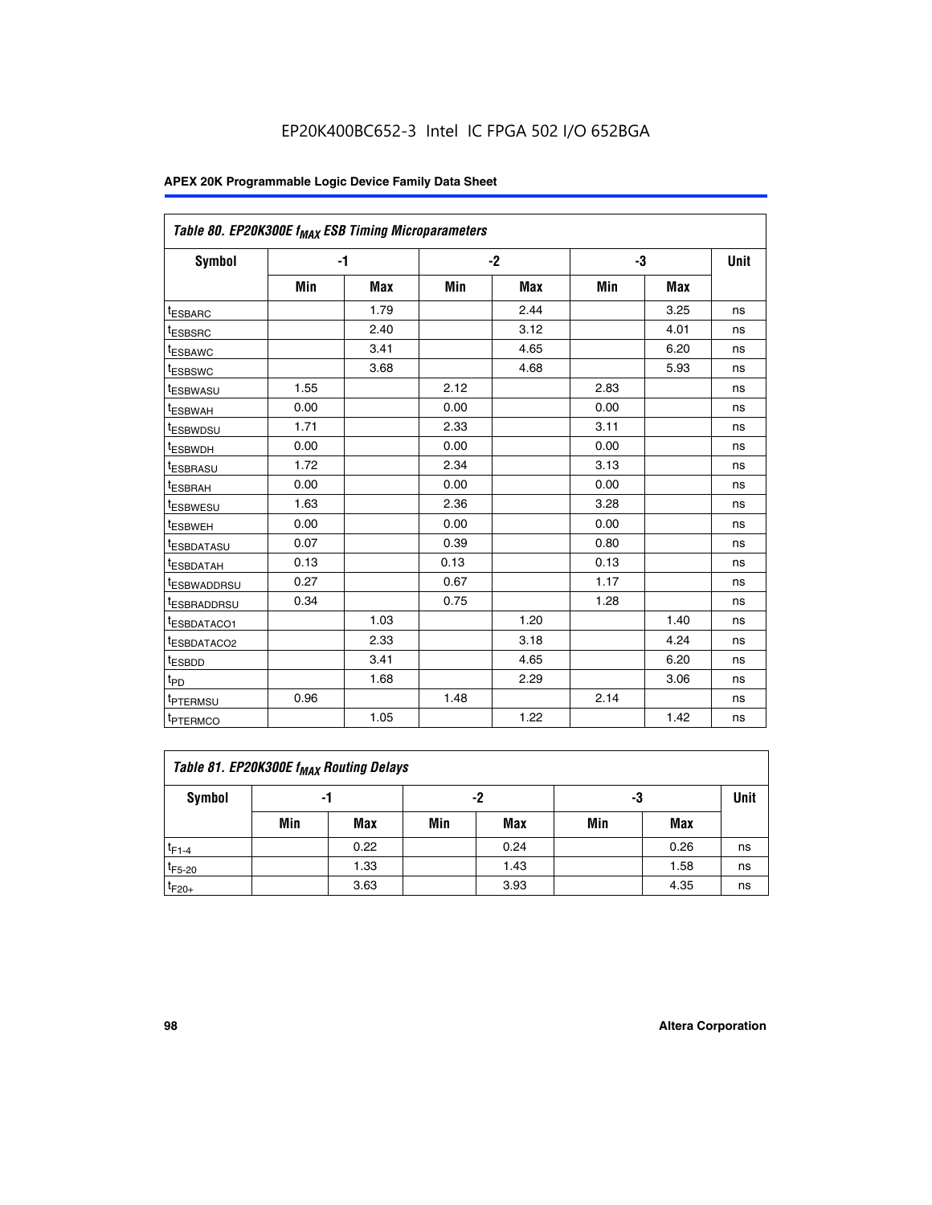# EP20K400BC652-3 Intel IC FPGA 502 I/O 652BGA

| Table 80. EP20K300E $f_{MAX}$ ESB Timing Microparameters | | | | | | | |
|---|---|---|---|---|---|---|---|
| **Symbol** | **-1** | | **-2** | | **-3** | | **Unit** |
| | **Min** | **Max** | **Min** | **Max** | **Min** | **Max** | |
| $t_{ESBARC}$ | | 1.79 | | 2.44 | | 3.25 | ns |
| $t_{ESBSRC}$ | | 2.40 | | 3.12 | | 4.01 | ns |
| $t_{ESBAWC}$ | | 3.41 | | 4.65 | | 6.20 | ns |
| $t_{ESBSWC}$ | | 3.68 | | 4.68 | | 5.93 | ns |
| $t_{ESBWASU}$ | 1.55 | | 2.12 | | 2.83 | | ns |
| $t_{ESBWAH}$ | 0.00 | | 0.00 | | 0.00 | | ns |
| $t_{ESBWDSU}$ | 1.71 | | 2.33 | | 3.11 | | ns |
| $t_{ESBWDH}$ | 0.00 | | 0.00 | | 0.00 | | ns |
| $t_{ESBRASU}$ | 1.72 | | 2.34 | | 3.13 | | ns |
| $t_{ESBRAH}$ | 0.00 | | 0.00 | | 0.00 | | ns |
| $t_{ESBWESU}$ | 1.63 | | 2.36 | | 3.28 | | ns |
| $t_{ESBWEH}$ | 0.00 | | 0.00 | | 0.00 | | ns |
| $t_{ESBDATASU}$ | 0.07 | | 0.39 | | 0.80 | | ns |
| $t_{ESBDATAH}$ | 0.13 | | 0.13 | | 0.13 | | ns |
| $t_{ESBWADDRSU}$ | 0.27 | | 0.67 | | 1.17 | | ns |
| $t_{ESBRADDRSU}$ | 0.34 | | 0.75 | | 1.28 | | ns |
| $t_{ESBDATACO1}$ | | 1.03 | | 1.20 | | 1.40 | ns |
| $t_{ESBDATACO2}$ | | 2.33 | | 3.18 | | 4.24 | ns |
| $t_{ESBDD}$ | | 3.41 | | 4.65 | | 6.20 | ns |
| $t_{PD}$ | | 1.68 | | 2.29 | | 3.06 | ns |
| $t_{PTERMSU}$ | 0.96 | | 1.48 | | 2.14 | | ns |
| $t_{PTERMCO}$ | | 1.05 | | 1.22 | | 1.42 | ns |

| Table 81. EP20K300E $f_{MAX}$ Routing Delays | | | | | | | |
|---|---|---|---|---|---|---|---|
| **Symbol** | **-1** | | **-2** | | **-3** | | **Unit** |
| | **Min** | **Max** | **Min** | **Max** | **Min** | **Max** | |
| $t_{F1-4}$ | | 0.22 | | 0.24 | | 0.26 | ns |
| $t_{F5-20}$ | | 1.33 | | 1.43 | | 1.58 | ns |
| $t_{F20+}$ | | 3.63 | | 3.93 | | 4.35 | ns |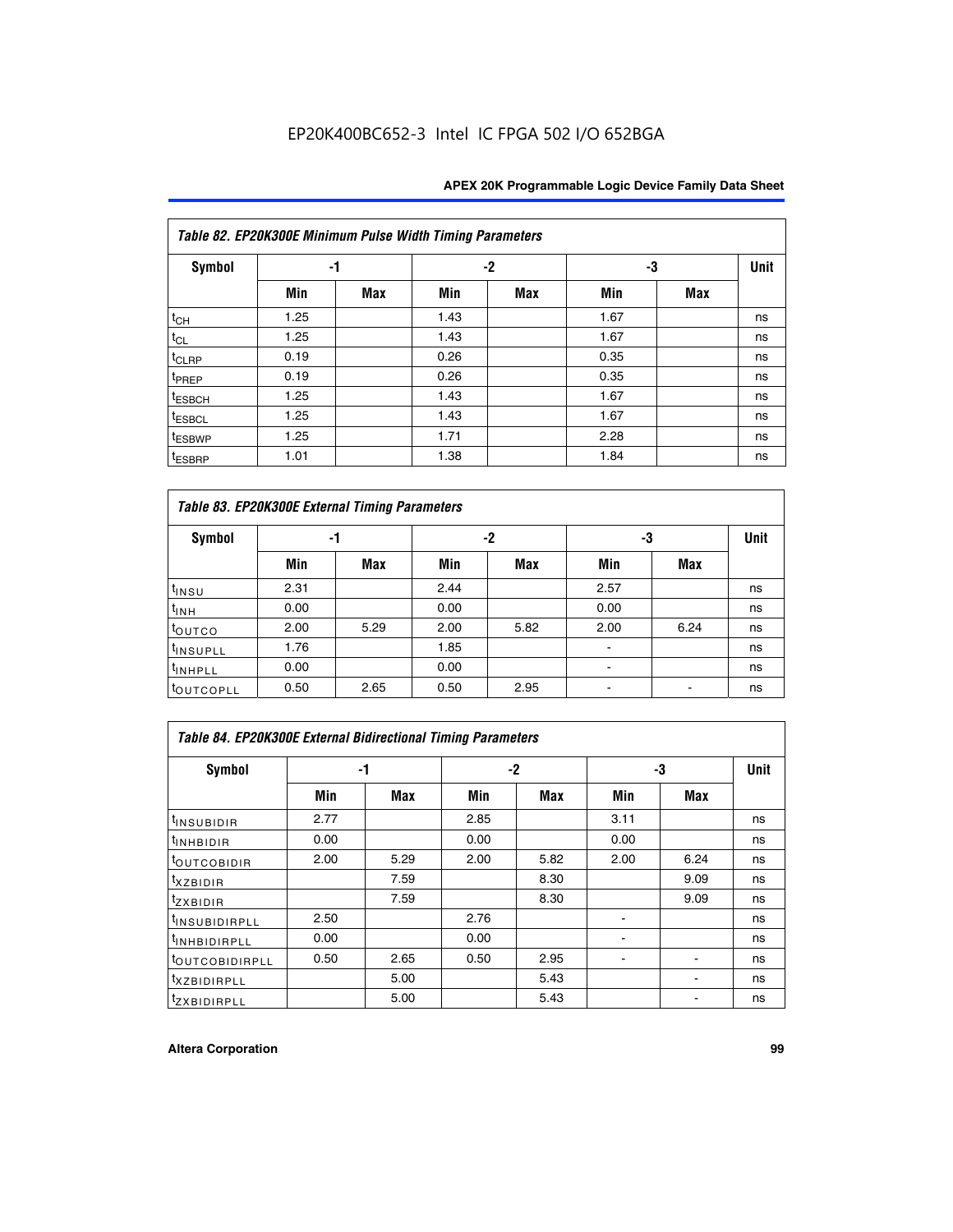| Table 82. EP20K300E Minimum Pulse Width Timing Parameters | | | | | | | |
|---|---|---|---|---|---|---|---|
| Symbol | -1 | | -2 | | -3 | | Unit |
| | Min | Max | Min | Max | Min | Max | |
| $t_{CH}$ | 1.25 | | 1.43 | | 1.67 | | ns |
| $t_{CL}$ | 1.25 | | 1.43 | | 1.67 | | ns |
| $t_{CLRP}$ | 0.19 | | 0.26 | | 0.35 | | ns |
| $t_{PREP}$ | 0.19 | | 0.26 | | 0.35 | | ns |
| $t_{ESBCH}$ | 1.25 | | 1.43 | | 1.67 | | ns |
| $t_{ESBCL}$ | 1.25 | | 1.43 | | 1.67 | | ns |
| $t_{ESBWP}$ | 1.25 | | 1.71 | | 2.28 | | ns |
| $t_{ESBRP}$ | 1.01 | | 1.38 | | 1.84 | | ns |

| Table 83. EP20K300E External Timing Parameters | | | | | | | |
|---|---|---|---|---|---|---|---|
| Symbol | -1 | | -2 | | -3 | | Unit |
| | Min | Max | Min | Max | Min | Max | |
| $t_{INSU}$ | 2.31 | | 2.44 | | 2.57 | | ns |
| $t_{INH}$ | 0.00 | | 0.00 | | 0.00 | | ns |
| $t_{OUTCO}$ | 2.00 | 5.29 | 2.00 | 5.82 | 2.00 | 6.24 | ns |
| $t_{INSUPLL}$ | 1.76 | | 1.85 | | - | | ns |
| $t_{INHPLL}$ | 0.00 | | 0.00 | | - | | ns |
| $t_{OUTCOPLL}$ | 0.50 | 2.65 | 0.50 | 2.95 | - | - | ns |

| Table 84. EP20K300E External Bidirectional Timing Parameters | | | | | | | |
|---|---|---|---|---|---|---|---|
| Symbol | -1 | | -2 | | -3 | | Unit |
| | Min | Max | Min | Max | Min | Max | |
| $t_{INSUBIDIR}$ | 2.77 | | 2.85 | | 3.11 | | ns |
| $t_{INHBIDIR}$ | 0.00 | | 0.00 | | 0.00 | | ns |
| $t_{OUTCOBIDIR}$ | 2.00 | 5.29 | 2.00 | 5.82 | 2.00 | 6.24 | ns |
| $t_{XZBIDIR}$ | | 7.59 | | 8.30 | | 9.09 | ns |
| $t_{ZXBIDIR}$ | | 7.59 | | 8.30 | | 9.09 | ns |
| $t_{INSUBIDIRPLL}$ | 2.50 | | 2.76 | | - | | ns |
| $t_{INHBIDIRPLL}$ | 0.00 | | 0.00 | | - | | ns |
| $t_{OUTCOBIDIRPLL}$ | 0.50 | 2.65 | 0.50 | 2.95 | - | - | ns |
| $t_{XZBIDIRPLL}$ | | 5.00 | | 5.43 | | - | ns |
| $t_{ZXBIDIRPLL}$ | | 5.00 | | 5.43 | | - | ns |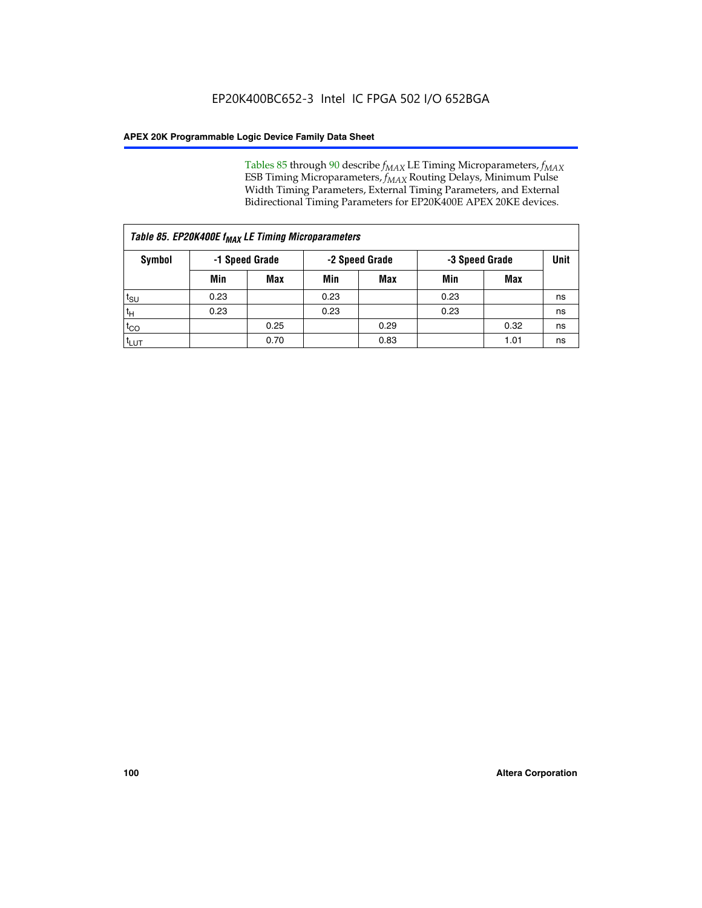EP20K400BC652-3 Intel IC FPGA 502 I/O 652BGA

Tables 85 through 90 describe $f_{MAX}$ LE Timing Microparameters, $f_{MAX}$ ESB Timing Microparameters, $f_{MAX}$ Routing Delays, Minimum Pulse Width Timing Parameters, External Timing Parameters, and External Bidirectional Timing Parameters for EP20K400E APEX 20KE devices.

| *Table 85. EP20K400E $f_{MAX}$ LE Timing Microparameters* | | | | | | | |
|---|---|---|---|---|---|---|---|
| **Symbol** | **-1 Speed Grade** | | **-2 Speed Grade** | | **-3 Speed Grade** | | **Unit** |
| | **Min** | **Max** | **Min** | **Max** | **Min** | **Max** | |
| $t_{SU}$ | 0.23 | | 0.23 | | 0.23 | | ns |
| $t_H$ | 0.23 | | 0.23 | | 0.23 | | ns |
| $t_{CO}$ | | 0.25 | | 0.29 | | 0.32 | ns |
| $t_{LUT}$ | | 0.70 | | 0.83 | | 1.01 | ns |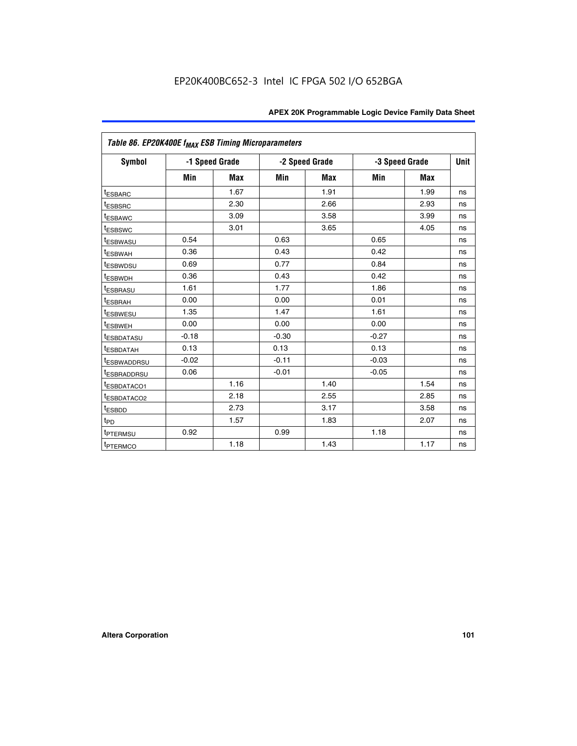EP20K400BC652-3 Intel IC FPGA 502 I/O 652BGA

| *Table 86. EP20K400E $f_{MAX}$ ESB Timing Microparameters* | | | | | | | |
|---|---|---|---|---|---|---|---|
| **Symbol** | **-1 Speed Grade** | | **-2 Speed Grade** | | **-3 Speed Grade** | | **Unit** |
| | **Min** | **Max** | **Min** | **Max** | **Min** | **Max** | |
| $t_{ESBARC}$ | | 1.67 | | 1.91 | | 1.99 | ns |
| $t_{ESBSRC}$ | | 2.30 | | 2.66 | | 2.93 | ns |
| $t_{ESBAWC}$ | | 3.09 | | 3.58 | | 3.99 | ns |
| $t_{ESBSWC}$ | | 3.01 | | 3.65 | | 4.05 | ns |
| $t_{ESBWASU}$ | 0.54 | | 0.63 | | 0.65 | | ns |
| $t_{ESBWAH}$ | 0.36 | | 0.43 | | 0.42 | | ns |
| $t_{ESBWDSU}$ | 0.69 | | 0.77 | | 0.84 | | ns |
| $t_{ESBWDH}$ | 0.36 | | 0.43 | | 0.42 | | ns |
| $t_{ESBRASU}$ | 1.61 | | 1.77 | | 1.86 | | ns |
| $t_{ESBRAH}$ | 0.00 | | 0.00 | | 0.01 | | ns |
| $t_{ESBWESU}$ | 1.35 | | 1.47 | | 1.61 | | ns |
| $t_{ESBWEH}$ | 0.00 | | 0.00 | | 0.00 | | ns |
| $t_{ESBDATASU}$ | -0.18 | | -0.30 | | -0.27 | | ns |
| $t_{ESBDATAH}$ | 0.13 | | 0.13 | | 0.13 | | ns |
| $t_{ESBWADDRSU}$ | -0.02 | | -0.11 | | -0.03 | | ns |
| $t_{ESBRADDRSU}$ | 0.06 | | -0.01 | | -0.05 | | ns |
| $t_{ESBDATACO1}$ | | 1.16 | | 1.40 | | 1.54 | ns |
| $t_{ESBDATACO2}$ | | 2.18 | | 2.55 | | 2.85 | ns |
| $t_{ESBDD}$ | | 2.73 | | 3.17 | | 3.58 | ns |
| $t_{PD}$ | | 1.57 | | 1.83 | | 2.07 | ns |
| $t_{PTERMSU}$ | 0.92 | | 0.99 | | 1.18 | | ns |
| $t_{PTERMCO}$ | | 1.18 | | 1.43 | | 1.17 | ns |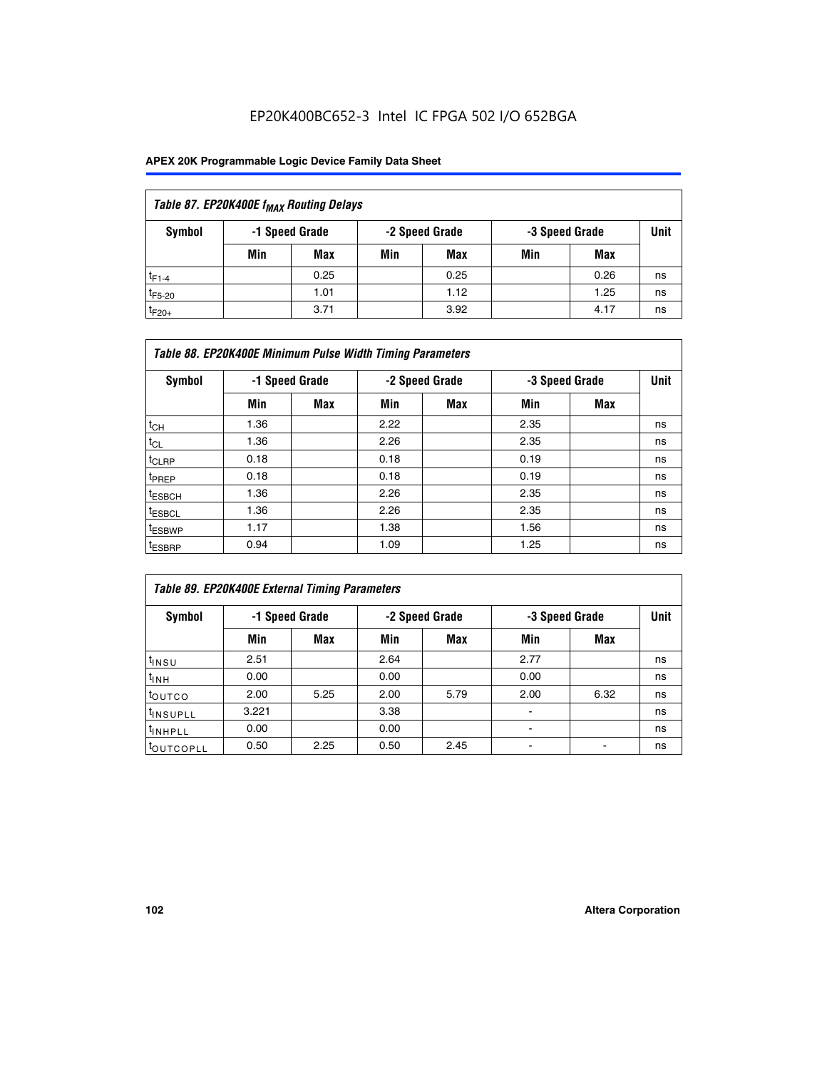EP20K400BC652-3 Intel IC FPGA 502 I/O 652BGA

| Table 87. EP20K400E $f_{MAX}$ Routing Delays | | | | | | | |
|---|---|---|---|---|---|---|---|
| Symbol | -1 Speed Grade | | -2 Speed Grade | | -3 Speed Grade | | Unit |
| | Min | Max | Min | Max | Min | Max | |
| $t_{F1-4}$ | | 0.25 | | 0.25 | | 0.26 | ns |
| $t_{F5-20}$ | | 1.01 | | 1.12 | | 1.25 | ns |
| $t_{F20+}$ | | 3.71 | | 3.92 | | 4.17 | ns |

| Table 88. EP20K400E Minimum Pulse Width Timing Parameters | | | | | | | |
|---|---|---|---|---|---|---|---|
| Symbol | -1 Speed Grade | | -2 Speed Grade | | -3 Speed Grade | | Unit |
| | Min | Max | Min | Max | Min | Max | |
| $t_{CH}$ | 1.36 | | 2.22 | | 2.35 | | ns |
| $t_{CL}$ | 1.36 | | 2.26 | | 2.35 | | ns |
| $t_{CLRP}$ | 0.18 | | 0.18 | | 0.19 | | ns |
| $t_{PREP}$ | 0.18 | | 0.18 | | 0.19 | | ns |
| $t_{ESBCH}$ | 1.36 | | 2.26 | | 2.35 | | ns |
| $t_{ESBCL}$ | 1.36 | | 2.26 | | 2.35 | | ns |
| $t_{ESBWP}$ | 1.17 | | 1.38 | | 1.56 | | ns |
| $t_{ESBRP}$ | 0.94 | | 1.09 | | 1.25 | | ns |

| Table 89. EP20K400E External Timing Parameters | | | | | | | |
|---|---|---|---|---|---|---|---|
| Symbol | -1 Speed Grade | | -2 Speed Grade | | -3 Speed Grade | | Unit |
| | Min | Max | Min | Max | Min | Max | |
| $t_{INSU}$ | 2.51 | | 2.64 | | 2.77 | | ns |
| $t_{INH}$ | 0.00 | | 0.00 | | 0.00 | | ns |
| $t_{OUTCO}$ | 2.00 | 5.25 | 2.00 | 5.79 | 2.00 | 6.32 | ns |
| $t_{INSUPLL}$ | 3.221 | | 3.38 | | - | | ns |
| $t_{INHPLL}$ | 0.00 | | 0.00 | | - | | ns |
| $t_{OUTCOPLL}$ | 0.50 | 2.25 | 0.50 | 2.45 | - | - | ns |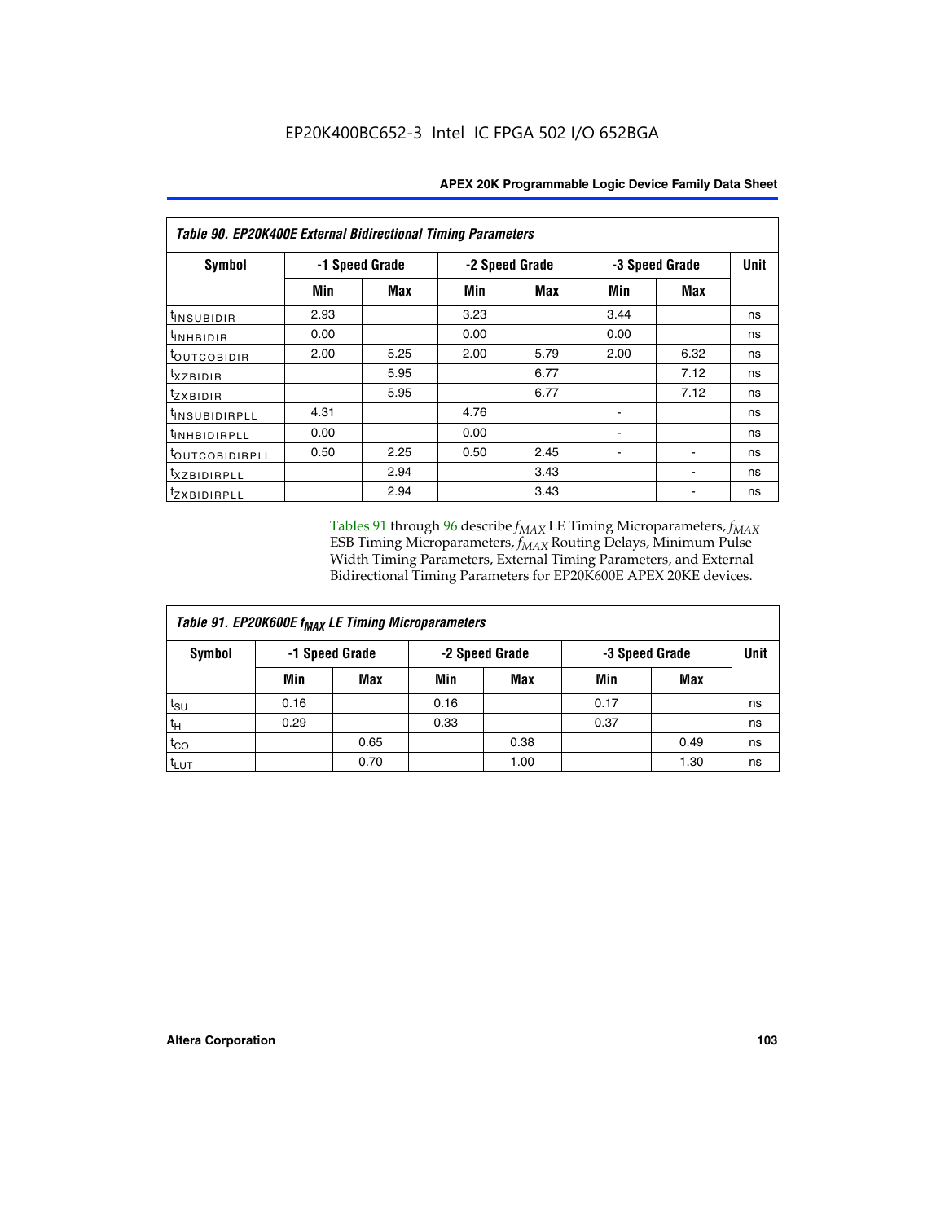EP20K400BC652-3 Intel IC FPGA 502 I/O 652BGA

| *Table 90. EP20K400E External Bidirectional Timing Parameters* | | | | | | | |
|---|---|---|---|---|---|---|---|
| **Symbol** | **-1 Speed Grade** | | **-2 Speed Grade** | | **-3 Speed Grade** | | **Unit** |
| | **Min** | **Max** | **Min** | **Max** | **Min** | **Max** | |
| $t_{INSUBIDIR}$ | 2.93 | | 3.23 | | 3.44 | | ns |
| $t_{INHBIDIR}$ | 0.00 | | 0.00 | | 0.00 | | ns |
| $t_{OUTCOBIDIR}$ | 2.00 | 5.25 | 2.00 | 5.79 | 2.00 | 6.32 | ns |
| $t_{XZBIDIR}$ | | 5.95 | | 6.77 | | 7.12 | ns |
| $t_{ZXBIDIR}$ | | 5.95 | | 6.77 | | 7.12 | ns |
| $t_{INSUBIDIRPLL}$ | 4.31 | | 4.76 | | - | | ns |
| $t_{INHBIDIRPLL}$ | 0.00 | | 0.00 | | - | | ns |
| $t_{OUTCOBIDIRPLL}$ | 0.50 | 2.25 | 0.50 | 2.45 | - | - | ns |
| $t_{XZBIDIRPLL}$ | | 2.94 | | 3.43 | | - | ns |
| $t_{ZXBIDIRPLL}$ | | 2.94 | | 3.43 | | - | ns |

Tables 91 through 96 describe $f_{MAX}$ LE Timing Microparameters, $f_{MAX}$ ESB Timing Microparameters, $f_{MAX}$ Routing Delays, Minimum Pulse Width Timing Parameters, External Timing Parameters, and External Bidirectional Timing Parameters for EP20K600E APEX 20KE devices.

| *Table 91. EP20K600E $f_{MAX}$ LE Timing Microparameters* | | | | | | | |
|---|---|---|---|---|---|---|---|
| **Symbol** | **-1 Speed Grade** | | **-2 Speed Grade** | | **-3 Speed Grade** | | **Unit** |
| | **Min** | **Max** | **Min** | **Max** | **Min** | **Max** | |
| $t_{SU}$ | 0.16 | | 0.16 | | 0.17 | | ns |
| $t_{H}$ | 0.29 | | 0.33 | | 0.37 | | ns |
| $t_{CO}$ | | 0.65 | | 0.38 | | 0.49 | ns |
| $t_{LUT}$ | | 0.70 | | 1.00 | | 1.30 | ns |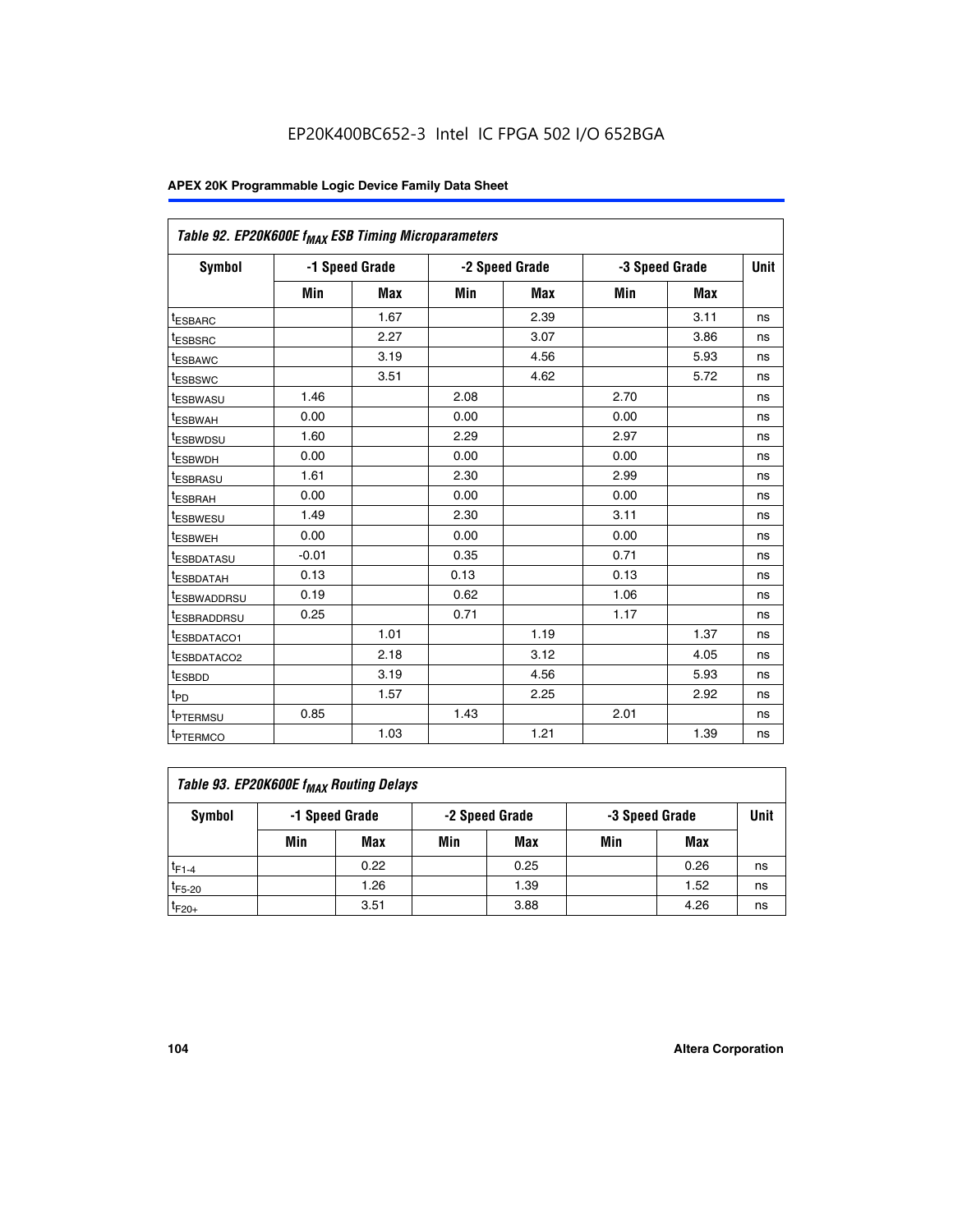EP20K400BC652-3 Intel IC FPGA 502 I/O 652BGA

| Table 92. EP20K600E $f_{MAX}$ ESB Timing Microparameters | | | | | | | |
|---|---|---|---|---|---|---|---|
| Symbol | -1 Speed Grade | | -2 Speed Grade | | -3 Speed Grade | | Unit |
| | Min | Max | Min | Max | Min | Max | |
| $t_{ESBARC}$ | | 1.67 | | 2.39 | | 3.11 | ns |
| $t_{ESBSRC}$ | | 2.27 | | 3.07 | | 3.86 | ns |
| $t_{ESBAWC}$ | | 3.19 | | 4.56 | | 5.93 | ns |
| $t_{ESBSWC}$ | | 3.51 | | 4.62 | | 5.72 | ns |
| $t_{ESBWASU}$ | 1.46 | | 2.08 | | 2.70 | | ns |
| $t_{ESBWAH}$ | 0.00 | | 0.00 | | 0.00 | | ns |
| $t_{ESBWDSU}$ | 1.60 | | 2.29 | | 2.97 | | ns |
| $t_{ESBWDH}$ | 0.00 | | 0.00 | | 0.00 | | ns |
| $t_{ESBRASU}$ | 1.61 | | 2.30 | | 2.99 | | ns |
| $t_{ESBRAH}$ | 0.00 | | 0.00 | | 0.00 | | ns |
| $t_{ESBWESU}$ | 1.49 | | 2.30 | | 3.11 | | ns |
| $t_{ESBWEH}$ | 0.00 | | 0.00 | | 0.00 | | ns |
| $t_{ESBDATASU}$ | -0.01 | | 0.35 | | 0.71 | | ns |
| $t_{ESBDATAH}$ | 0.13 | | 0.13 | | 0.13 | | ns |
| $t_{ESBWADDRSU}$ | 0.19 | | 0.62 | | 1.06 | | ns |
| $t_{ESBRADDRSU}$ | 0.25 | | 0.71 | | 1.17 | | ns |
| $t_{ESBDATACO1}$ | | 1.01 | | 1.19 | | 1.37 | ns |
| $t_{ESBDATACO2}$ | | 2.18 | | 3.12 | | 4.05 | ns |
| $t_{ESBDD}$ | | 3.19 | | 4.56 | | 5.93 | ns |
| $t_{PD}$ | | 1.57 | | 2.25 | | 2.92 | ns |
| $t_{PTERMSU}$ | 0.85 | | 1.43 | | 2.01 | | ns |
| $t_{PTERMCO}$ | | 1.03 | | 1.21 | | 1.39 | ns |

| Table 93. EP20K600E $f_{MAX}$ Routing Delays | | | | | | | |
|---|---|---|---|---|---|---|---|
| Symbol | -1 Speed Grade | | -2 Speed Grade | | -3 Speed Grade | | Unit |
| | Min | Max | Min | Max | Min | Max | |
| $t_{F1-4}$ | | 0.22 | | 0.25 | | 0.26 | ns |
| $t_{F5-20}$ | | 1.26 | | 1.39 | | 1.52 | ns |
| $t_{F20+}$ | | 3.51 | | 3.88 | | 4.26 | ns |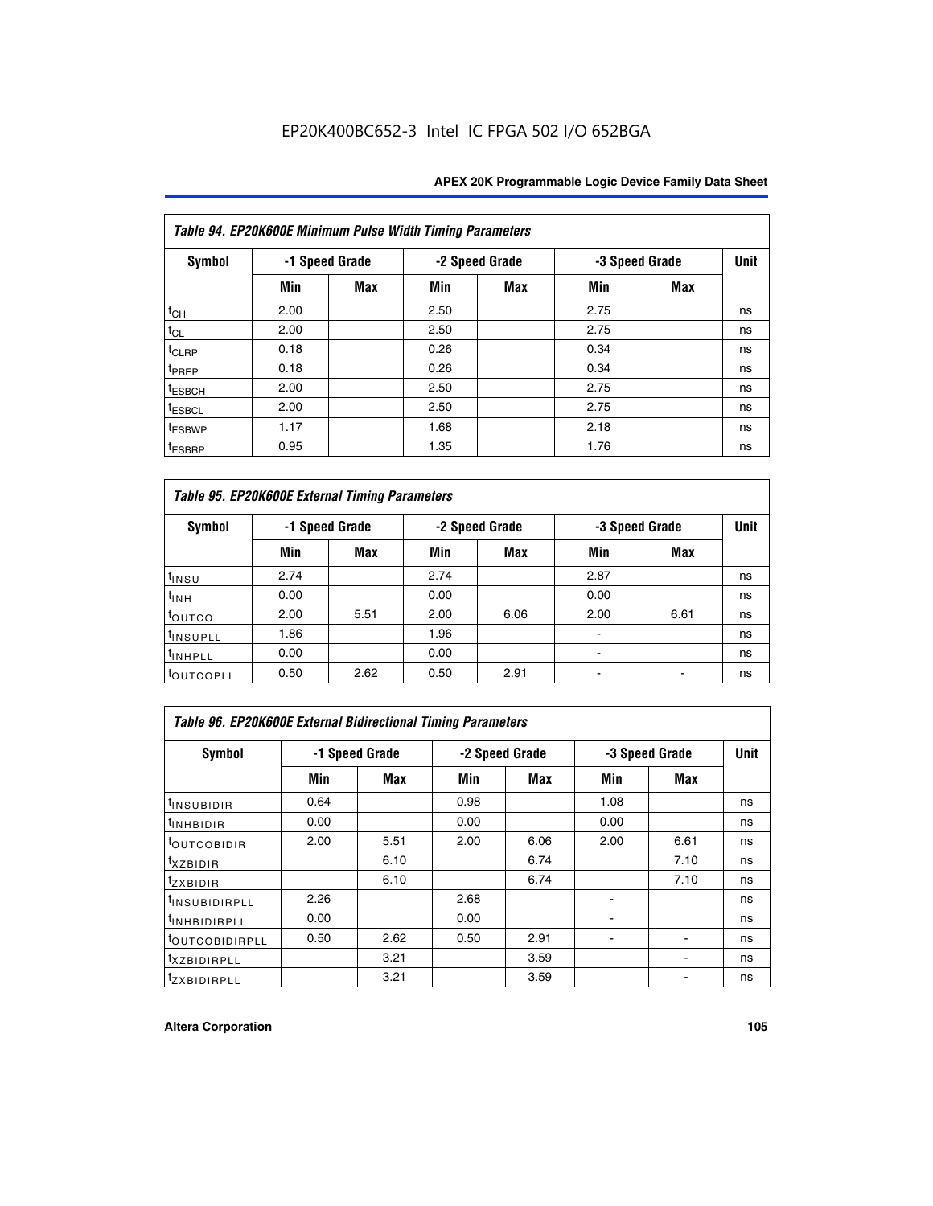EP20K400BC652-3 Intel IC FPGA 502 I/O 652BGA

| *Table 94. EP20K600E Minimum Pulse Width Timing Parameters* | | | | | | | |
|---|---|---|---|---|---|---|---|
| **Symbol** | **-1 Speed Grade** | | **-2 Speed Grade** | | **-3 Speed Grade** | | **Unit** |
| | **Min** | **Max** | **Min** | **Max** | **Min** | **Max** | |
| $t_{CH}$ | 2.00 | | 2.50 | | 2.75 | | ns |
| $t_{CL}$ | 2.00 | | 2.50 | | 2.75 | | ns |
| $t_{CLRP}$ | 0.18 | | 0.26 | | 0.34 | | ns |
| $t_{PREP}$ | 0.18 | | 0.26 | | 0.34 | | ns |
| $t_{ESBCH}$ | 2.00 | | 2.50 | | 2.75 | | ns |
| $t_{ESBCL}$ | 2.00 | | 2.50 | | 2.75 | | ns |
| $t_{ESBWP}$ | 1.17 | | 1.68 | | 2.18 | | ns |
| $t_{ESBRP}$ | 0.95 | | 1.35 | | 1.76 | | ns |

| *Table 95. EP20K600E External Timing Parameters* | | | | | | | |
|---|---|---|---|---|---|---|---|
| **Symbol** | **-1 Speed Grade** | | **-2 Speed Grade** | | **-3 Speed Grade** | | **Unit** |
| | **Min** | **Max** | **Min** | **Max** | **Min** | **Max** | |
| $t_{INSU}$ | 2.74 | | 2.74 | | 2.87 | | ns |
| $t_{INH}$ | 0.00 | | 0.00 | | 0.00 | | ns |
| $t_{OUTCO}$ | 2.00 | 5.51 | 2.00 | 6.06 | 2.00 | 6.61 | ns |
| $t_{INSUPLL}$ | 1.86 | | 1.96 | | - | | ns |
| $t_{INHPLL}$ | 0.00 | | 0.00 | | - | | ns |
| $t_{OUTCOPLL}$ | 0.50 | 2.62 | 0.50 | 2.91 | - | - | ns |

| *Table 96. EP20K600E External Bidirectional Timing Parameters* | | | | | | | |
|---|---|---|---|---|---|---|---|
| **Symbol** | **-1 Speed Grade** | | **-2 Speed Grade** | | **-3 Speed Grade** | | **Unit** |
| | **Min** | **Max** | **Min** | **Max** | **Min** | **Max** | |
| $t_{INSUBIDIR}$ | 0.64 | | 0.98 | | 1.08 | | ns |
| $t_{INHBIDIR}$ | 0.00 | | 0.00 | | 0.00 | | ns |
| $t_{OUTCOBIDIR}$ | 2.00 | 5.51 | 2.00 | 6.06 | 2.00 | 6.61 | ns |
| $t_{XZBIDIR}$ | | 6.10 | | 6.74 | | 7.10 | ns |
| $t_{ZXBIDIR}$ | | 6.10 | | 6.74 | | 7.10 | ns |
| $t_{INSUBIDIRPLL}$ | 2.26 | | 2.68 | | - | | ns |
| $t_{INHBIDIRPLL}$ | 0.00 | | 0.00 | | - | | ns |
| $t_{OUTCOBIDIRPLL}$ | 0.50 | 2.62 | 0.50 | 2.91 | - | - | ns |
| $t_{XZBIDIRPLL}$ | | 3.21 | | 3.59 | | - | ns |
| $t_{ZXBIDIRPLL}$ | | 3.21 | | 3.59 | | - | ns |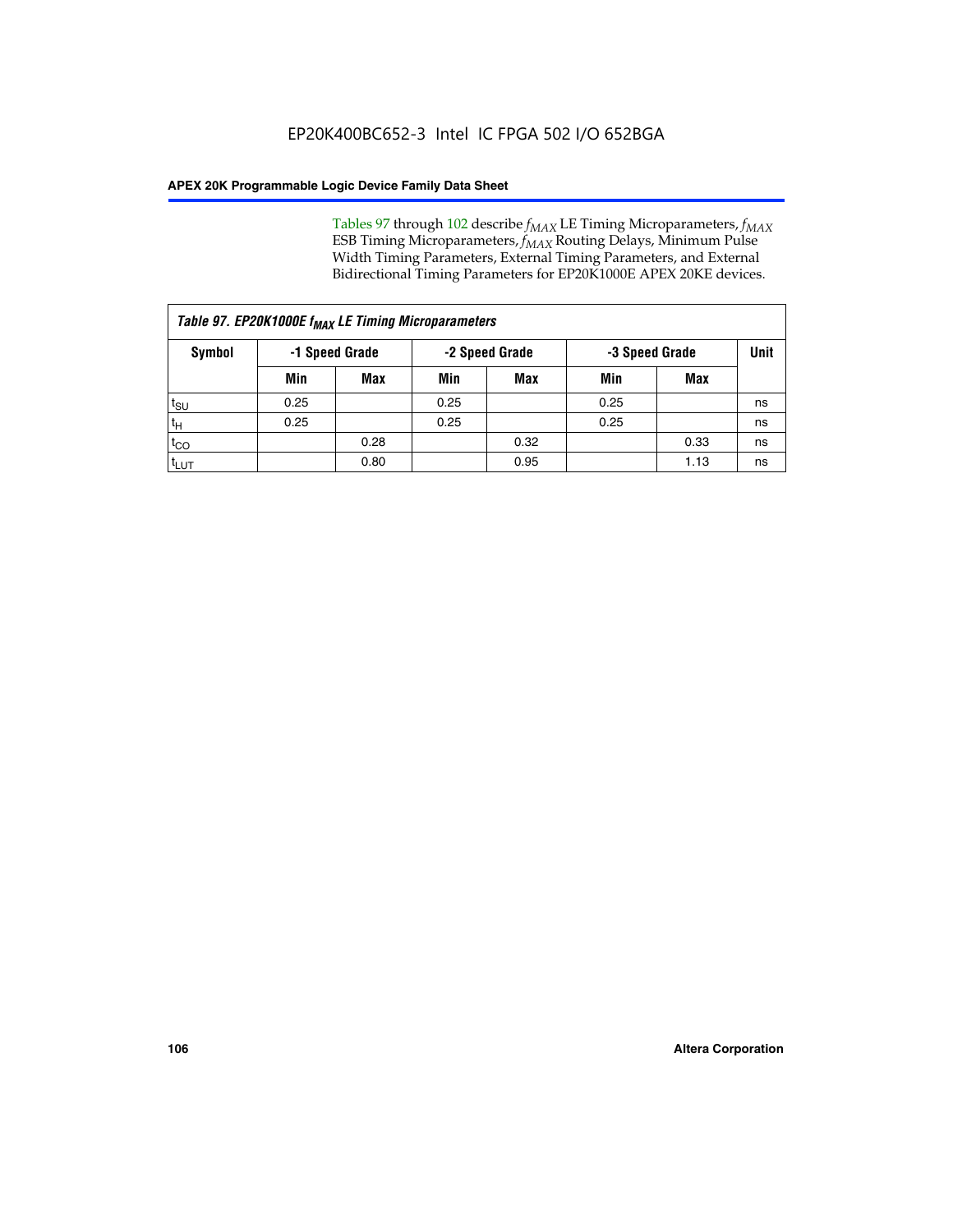Tables 97 through 102 describe $f_{MAX}$ LE Timing Microparameters, $f_{MAX}$ ESB Timing Microparameters, $f_{MAX}$ Routing Delays, Minimum Pulse Width Timing Parameters, External Timing Parameters, and External Bidirectional Timing Parameters for EP20K1000E APEX 20KE devices.

| *Table 97. EP20K1000E $f_{MAX}$ LE Timing Microparameters* | | | | | | | |
|---|---|---|---|---|---|---|---|
| **Symbol** | **-1 Speed Grade** | | **-2 Speed Grade** | | **-3 Speed Grade** | | **Unit** |
| | **Min** | **Max** | **Min** | **Max** | **Min** | **Max** | |
| $t_{SU}$ | 0.25 | | 0.25 | | 0.25 | | ns |
| $t_{H}$ | 0.25 | | 0.25 | | 0.25 | | ns |
| $t_{CO}$ | | 0.28 | | 0.32 | | 0.33 | ns |
| $t_{LUT}$ | | 0.80 | | 0.95 | | 1.13 | ns |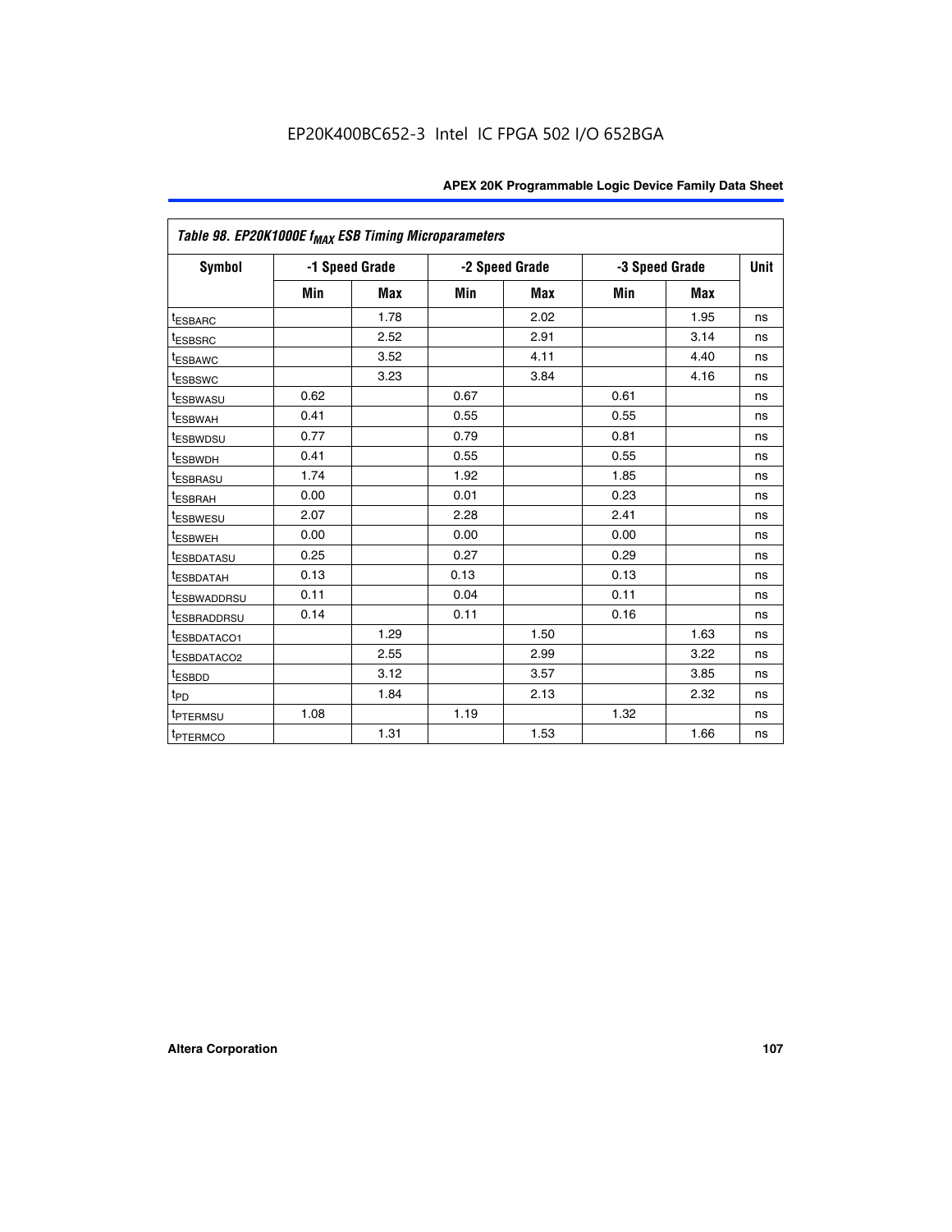EP20K400BC652-3 Intel IC FPGA 502 I/O 652BGA

| Table 98. EP20K1000E $f_{MAX}$ ESB Timing Microparameters | | | | | | | |
|---|---|---|---|---|---|---|---|
| Symbol | -1 Speed Grade | | -2 Speed Grade | | -3 Speed Grade | | Unit |
| | Min | Max | Min | Max | Min | Max | |
| $t_{ESBARC}$ | | 1.78 | | 2.02 | | 1.95 | ns |
| $t_{ESBSRC}$ | | 2.52 | | 2.91 | | 3.14 | ns |
| $t_{ESBAWC}$ | | 3.52 | | 4.11 | | 4.40 | ns |
| $t_{ESBSWC}$ | | 3.23 | | 3.84 | | 4.16 | ns |
| $t_{ESBWASU}$ | 0.62 | | 0.67 | | 0.61 | | ns |
| $t_{ESBWAH}$ | 0.41 | | 0.55 | | 0.55 | | ns |
| $t_{ESBWDSU}$ | 0.77 | | 0.79 | | 0.81 | | ns |
| $t_{ESBWDH}$ | 0.41 | | 0.55 | | 0.55 | | ns |
| $t_{ESBRASU}$ | 1.74 | | 1.92 | | 1.85 | | ns |
| $t_{ESBRAH}$ | 0.00 | | 0.01 | | 0.23 | | ns |
| $t_{ESBWESU}$ | 2.07 | | 2.28 | | 2.41 | | ns |
| $t_{ESBWEH}$ | 0.00 | | 0.00 | | 0.00 | | ns |
| $t_{ESBDATASU}$ | 0.25 | | 0.27 | | 0.29 | | ns |
| $t_{ESBDATAH}$ | 0.13 | | 0.13 | | 0.13 | | ns |
| $t_{ESBWADDRSU}$ | 0.11 | | 0.04 | | 0.11 | | ns |
| $t_{ESBRADDRSU}$ | 0.14 | | 0.11 | | 0.16 | | ns |
| $t_{ESBDATACO1}$ | | 1.29 | | 1.50 | | 1.63 | ns |
| $t_{ESBDATACO2}$ | | 2.55 | | 2.99 | | 3.22 | ns |
| $t_{ESBDD}$ | | 3.12 | | 3.57 | | 3.85 | ns |
| $t_{PD}$ | | 1.84 | | 2.13 | | 2.32 | ns |
| $t_{PTERMSU}$ | 1.08 | | 1.19 | | 1.32 | | ns |
| $t_{PTERMCO}$ | | 1.31 | | 1.53 | | 1.66 | ns |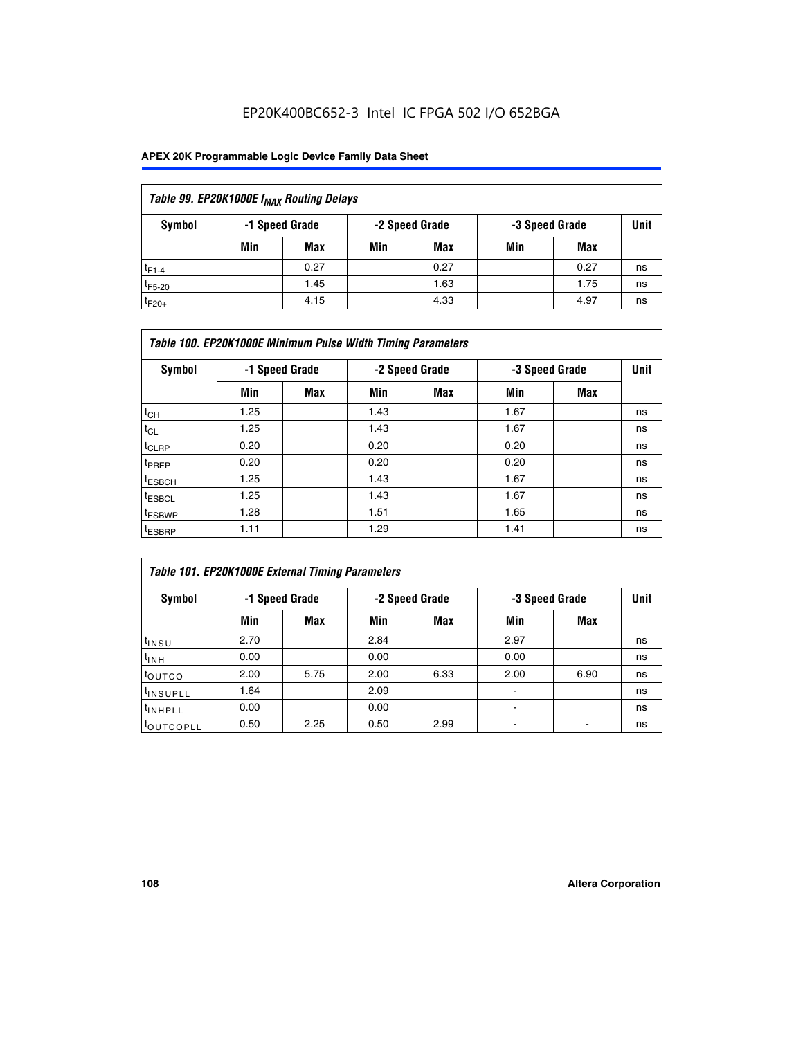EP20K400BC652-3 Intel IC FPGA 502 I/O 652BGA

| Table 99. EP20K1000E $f_{MAX}$ Routing Delays | | | | | | | |
|---|---|---|---|---|---|---|---|
| Symbol | -1 Speed Grade | | -2 Speed Grade | | -3 Speed Grade | | Unit |
| | Min | Max | Min | Max | Min | Max | |
| $t_{F1-4}$ | | 0.27 | | 0.27 | | 0.27 | ns |
| $t_{F5-20}$ | | 1.45 | | 1.63 | | 1.75 | ns |
| $t_{F20+}$ | | 4.15 | | 4.33 | | 4.97 | ns |

| Table 100. EP20K1000E Minimum Pulse Width Timing Parameters | | | | | | | |
|---|---|---|---|---|---|---|---|
| Symbol | -1 Speed Grade | | -2 Speed Grade | | -3 Speed Grade | | Unit |
| | Min | Max | Min | Max | Min | Max | |
| $t_{CH}$ | 1.25 | | 1.43 | | 1.67 | | ns |
| $t_{CL}$ | 1.25 | | 1.43 | | 1.67 | | ns |
| $t_{CLRP}$ | 0.20 | | 0.20 | | 0.20 | | ns |
| $t_{PREP}$ | 0.20 | | 0.20 | | 0.20 | | ns |
| $t_{ESBCH}$ | 1.25 | | 1.43 | | 1.67 | | ns |
| $t_{ESBCL}$ | 1.25 | | 1.43 | | 1.67 | | ns |
| $t_{ESBWP}$ | 1.28 | | 1.51 | | 1.65 | | ns |
| $t_{ESBRP}$ | 1.11 | | 1.29 | | 1.41 | | ns |

| Table 101. EP20K1000E External Timing Parameters | | | | | | | |
|---|---|---|---|---|---|---|---|
| Symbol | -1 Speed Grade | | -2 Speed Grade | | -3 Speed Grade | | Unit |
| | Min | Max | Min | Max | Min | Max | |
| $t_{INSU}$ | 2.70 | | 2.84 | | 2.97 | | ns |
| $t_{INH}$ | 0.00 | | 0.00 | | 0.00 | | ns |
| $t_{OUTCO}$ | 2.00 | 5.75 | 2.00 | 6.33 | 2.00 | 6.90 | ns |
| $t_{INSUPLL}$ | 1.64 | | 2.09 | | - | | ns |
| $t_{INHPLL}$ | 0.00 | | 0.00 | | - | | ns |
| $t_{OUTCOPLL}$ | 0.50 | 2.25 | 0.50 | 2.99 | - | - | ns |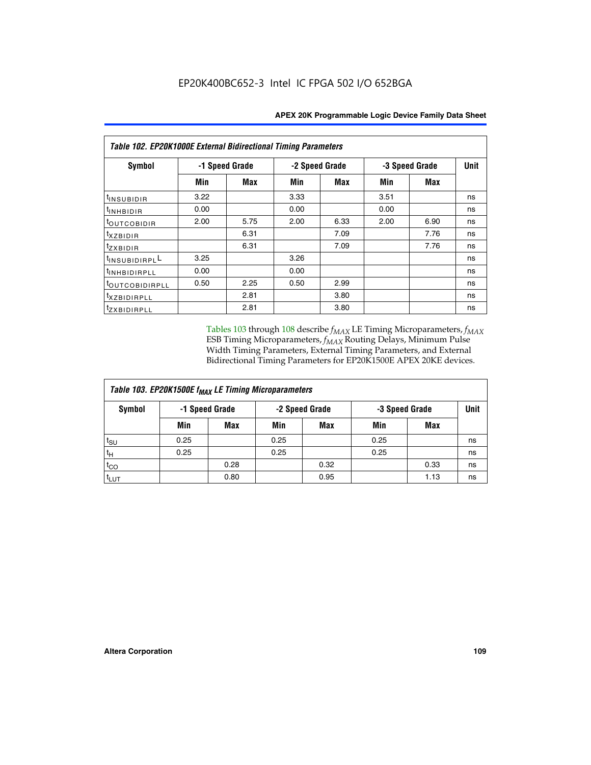**Table 102. EP20K1000E External Bidirectional Timing Parameters**

| Symbol | -1 Speed Grade | | -2 Speed Grade | | -3 Speed Grade | | Unit |
|---|---|---|---|---|---|---|---|
| | Min | Max | Min | Max | Min | Max | |
| $t_{INSUBIDIR}$ | 3.22 | | 3.33 | | 3.51 | | ns |
| $t_{INHBIDIR}$ | 0.00 | | 0.00 | | 0.00 | | ns |
| $t_{OUTCOBIDIR}$ | 2.00 | 5.75 | 2.00 | 6.33 | 2.00 | 6.90 | ns |
| $t_{XZBIDIR}$ | | 6.31 | | 7.09 | | 7.76 | ns |
| $t_{ZXBIDIR}$ | | 6.31 | | 7.09 | | 7.76 | ns |
| $t_{INSUBIDIRPLL}$ | 3.25 | | 3.26 | | | | ns |
| $t_{INHBIDIRPLL}$ | 0.00 | | 0.00 | | | | ns |
| $t_{OUTCOBIDIRPLL}$ | 0.50 | 2.25 | 0.50 | 2.99 | | | ns |
| $t_{XZBIDIRPLL}$ | | 2.81 | | 3.80 | | | ns |
| $t_{ZXBIDIRPLL}$ | | 2.81 | | 3.80 | | | ns |

Tables 103 through 108 describe $f_{MAX}$ LE Timing Microparameters, $f_{MAX}$ ESB Timing Microparameters, $f_{MAX}$ Routing Delays, Minimum Pulse Width Timing Parameters, External Timing Parameters, and External Bidirectional Timing Parameters for EP20K1500E APEX 20KE devices.

**Table 103. EP20K1500E $f_{MAX}$ LE Timing Microparameters**

| Symbol | -1 Speed Grade | | -2 Speed Grade | | -3 Speed Grade | | Unit |
|---|---|---|---|---|---|---|---|
| | Min | Max | Min | Max | Min | Max | |
| $t_{SU}$ | 0.25 | | 0.25 | | 0.25 | | ns |
| $t_H$ | 0.25 | | 0.25 | | 0.25 | | ns |
| $t_{CO}$ | | 0.28 | | 0.32 | | 0.33 | ns |
| $t_{LUT}$ | | 0.80 | | 0.95 | | 1.13 | ns |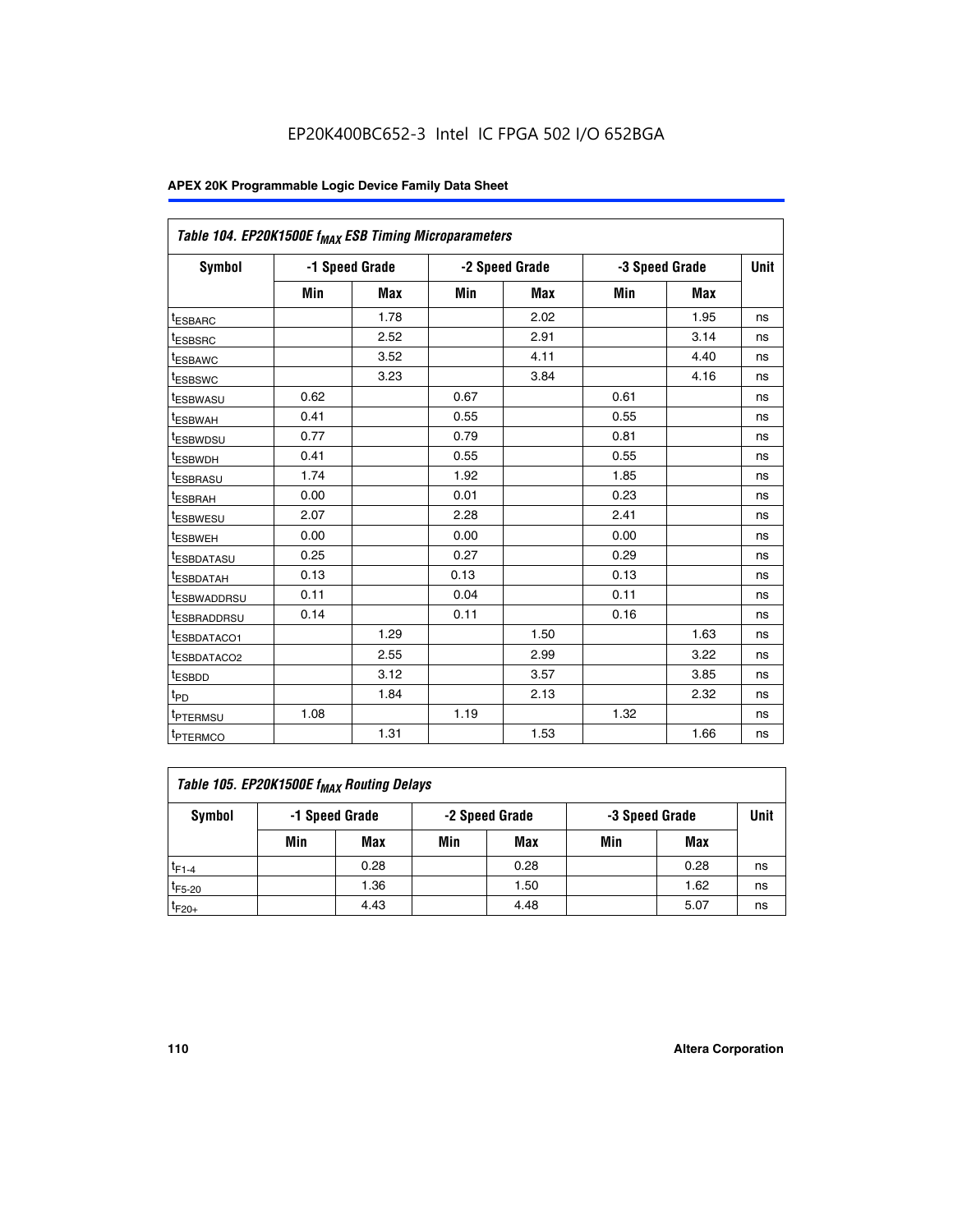## Table 104. EP20K1500E $f_{MAX}$ ESB Timing Microparameters

| Symbol | -1 Speed Grade | | -2 Speed Grade | | -3 Speed Grade | | Unit |
|---|---|---|---|---|---|---|---|
| | Min | Max | Min | Max | Min | Max | |
| $t_{ESBARC}$ | | 1.78 | | 2.02 | | 1.95 | ns |
| $t_{ESBSRC}$ | | 2.52 | | 2.91 | | 3.14 | ns |
| $t_{ESBAWC}$ | | 3.52 | | 4.11 | | 4.40 | ns |
| $t_{ESBSWC}$ | | 3.23 | | 3.84 | | 4.16 | ns |
| $t_{ESBWASU}$ | 0.62 | | 0.67 | | 0.61 | | ns |
| $t_{ESBWAH}$ | 0.41 | | 0.55 | | 0.55 | | ns |
| $t_{ESBWDSU}$ | 0.77 | | 0.79 | | 0.81 | | ns |
| $t_{ESBWDH}$ | 0.41 | | 0.55 | | 0.55 | | ns |
| $t_{ESBRASU}$ | 1.74 | | 1.92 | | 1.85 | | ns |
| $t_{ESBRAH}$ | 0.00 | | 0.01 | | 0.23 | | ns |
| $t_{ESBWESU}$ | 2.07 | | 2.28 | | 2.41 | | ns |
| $t_{ESBWEH}$ | 0.00 | | 0.00 | | 0.00 | | ns |
| $t_{ESBDATASU}$ | 0.25 | | 0.27 | | 0.29 | | ns |
| $t_{ESBDATAH}$ | 0.13 | | 0.13 | | 0.13 | | ns |
| $t_{ESBWADDRSU}$ | 0.11 | | 0.04 | | 0.11 | | ns |
| $t_{ESBRADDRSU}$ | 0.14 | | 0.11 | | 0.16 | | ns |
| $t_{ESBDATACO1}$ | | 1.29 | | 1.50 | | 1.63 | ns |
| $t_{ESBDATACO2}$ | | 2.55 | | 2.99 | | 3.22 | ns |
| $t_{ESBDD}$ | | 3.12 | | 3.57 | | 3.85 | ns |
| $t_{PD}$ | | 1.84 | | 2.13 | | 2.32 | ns |
| $t_{PTERMSU}$ | 1.08 | | 1.19 | | 1.32 | | ns |
| $t_{PTERMCO}$ | | 1.31 | | 1.53 | | 1.66 | ns |

## Table 105. EP20K1500E $f_{MAX}$ Routing Delays

| Symbol | -1 Speed Grade | | -2 Speed Grade | | -3 Speed Grade | | Unit |
|---|---|---|---|---|---|---|---|
| | Min | Max | Min | Max | Min | Max | |
| $t_{F1-4}$ | | 0.28 | | 0.28 | | 0.28 | ns |
| $t_{F5-20}$ | | 1.36 | | 1.50 | | 1.62 | ns |
| $t_{F20+}$ | | 4.43 | | 4.48 | | 5.07 | ns |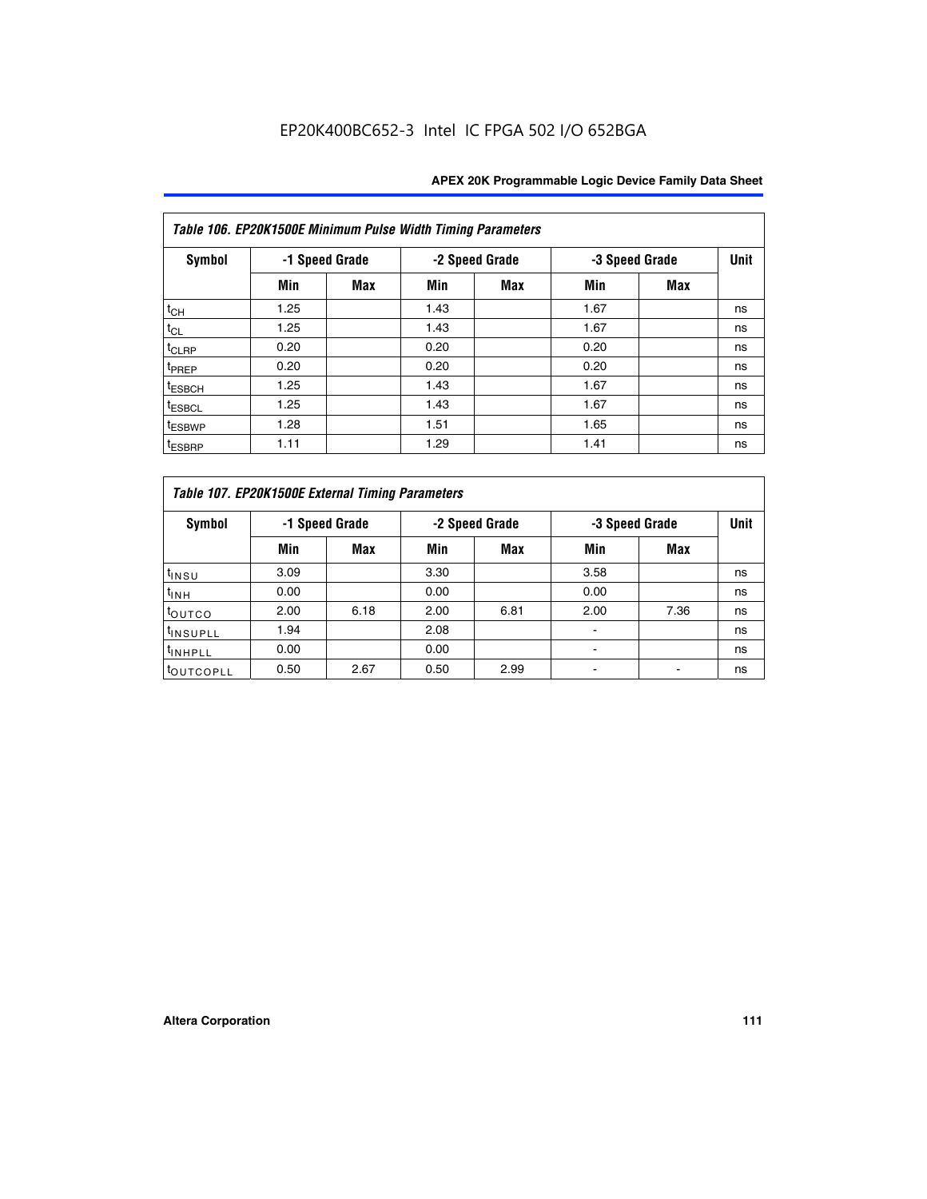EP20K400BC652-3 Intel IC FPGA 502 I/O 652BGA

| *Table 106. EP20K1500E Minimum Pulse Width Timing Parameters* | | | | | | | |
|---|---|---|---|---|---|---|---|
| **Symbol** | **-1 Speed Grade** | | **-2 Speed Grade** | | **-3 Speed Grade** | | **Unit** |
| | **Min** | **Max** | **Min** | **Max** | **Min** | **Max** | |
| $t_{CH}$ | 1.25 | | 1.43 | | 1.67 | | ns |
| $t_{CL}$ | 1.25 | | 1.43 | | 1.67 | | ns |
| $t_{CLRP}$ | 0.20 | | 0.20 | | 0.20 | | ns |
| $t_{PREP}$ | 0.20 | | 0.20 | | 0.20 | | ns |
| $t_{ESBCH}$ | 1.25 | | 1.43 | | 1.67 | | ns |
| $t_{ESBCL}$ | 1.25 | | 1.43 | | 1.67 | | ns |
| $t_{ESBWP}$ | 1.28 | | 1.51 | | 1.65 | | ns |
| $t_{ESBRP}$ | 1.11 | | 1.29 | | 1.41 | | ns |

| *Table 107. EP20K1500E External Timing Parameters* | | | | | | | |
|---|---|---|---|---|---|---|---|
| **Symbol** | **-1 Speed Grade** | | **-2 Speed Grade** | | **-3 Speed Grade** | | **Unit** |
| | **Min** | **Max** | **Min** | **Max** | **Min** | **Max** | |
| $t_{INSU}$ | 3.09 | | 3.30 | | 3.58 | | ns |
| $t_{INH}$ | 0.00 | | 0.00 | | 0.00 | | ns |
| $t_{OUTCO}$ | 2.00 | 6.18 | 2.00 | 6.81 | 2.00 | 7.36 | ns |
| $t_{INSUPLL}$ | 1.94 | | 2.08 | | - | | ns |
| $t_{INHPLL}$ | 0.00 | | 0.00 | | - | | ns |
| $t_{OUTCOPLL}$ | 0.50 | 2.67 | 0.50 | 2.99 | - | - | ns |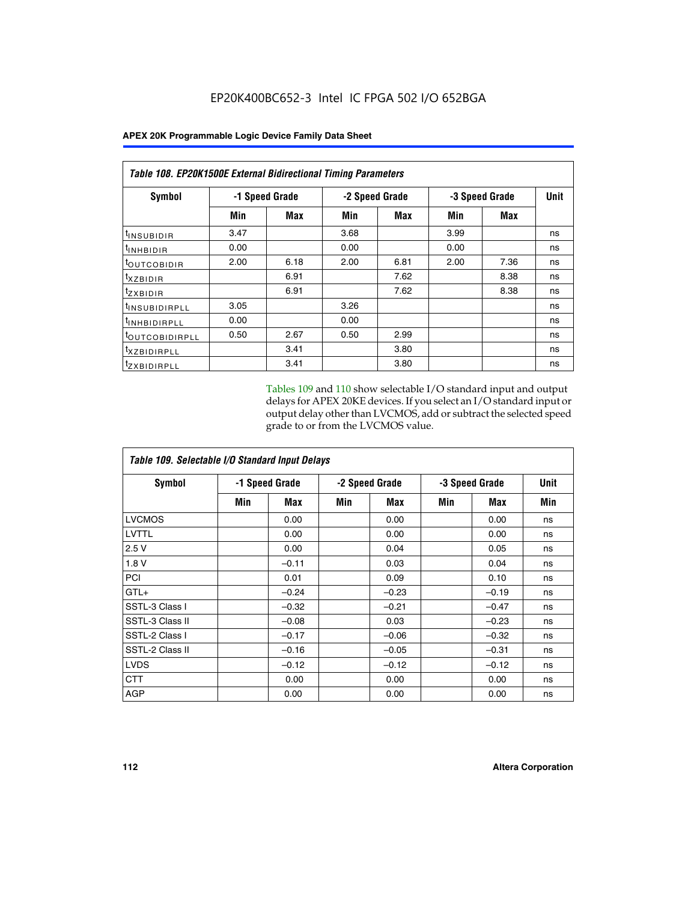EP20K400BC652-3 Intel IC FPGA 502 I/O 652BGA

| Table 108. EP20K1500E External Bidirectional Timing Parameters | | | | | | | |
|---|---|---|---|---|---|---|---|
| Symbol | -1 Speed Grade | | -2 Speed Grade | | -3 Speed Grade | | Unit |
| | Min | Max | Min | Max | Min | Max | |
| $t_{INSUBIDIR}$ | 3.47 | | 3.68 | | 3.99 | | ns |
| $t_{INHBIDIR}$ | 0.00 | | 0.00 | | 0.00 | | ns |
| $t_{OUTCOBIDIR}$ | 2.00 | 6.18 | 2.00 | 6.81 | 2.00 | 7.36 | ns |
| $t_{XZBIDIR}$ | | 6.91 | | 7.62 | | 8.38 | ns |
| $t_{ZXBIDIR}$ | | 6.91 | | 7.62 | | 8.38 | ns |
| $t_{INSUBIDIRPLL}$ | 3.05 | | 3.26 | | | | ns |
| $t_{INHBIDIRPLL}$ | 0.00 | | 0.00 | | | | ns |
| $t_{OUTCOBIDIRPLL}$ | 0.50 | 2.67 | 0.50 | 2.99 | | | ns |
| $t_{XZBIDIRPLL}$ | | 3.41 | | 3.80 | | | ns |
| $t_{ZXBIDIRPLL}$ | | 3.41 | | 3.80 | | | ns |

Tables 109 and 110 show selectable I/O standard input and output delays for APEX 20KE devices. If you select an I/O standard input or output delay other than LVCMOS, add or subtract the selected speed grade to or from the LVCMOS value.

| Table 109. Selectable I/O Standard Input Delays | | | | | | | |
|---|---|---|---|---|---|---|---|
| Symbol | -1 Speed Grade | | -2 Speed Grade | | -3 Speed Grade | | Unit |
| | Min | Max | Min | Max | Min | Max | Min |
| LVCMOS | | 0.00 | | 0.00 | | 0.00 | ns |
| LVTTL | | 0.00 | | 0.00 | | 0.00 | ns |
| 2.5 V | | 0.00 | | 0.04 | | 0.05 | ns |
| 1.8 V | | –0.11 | | 0.03 | | 0.04 | ns |
| PCI | | 0.01 | | 0.09 | | 0.10 | ns |
| GTL+ | | –0.24 | | –0.23 | | –0.19 | ns |
| SSTL-3 Class I | | –0.32 | | –0.21 | | –0.47 | ns |
| SSTL-3 Class II | | –0.08 | | 0.03 | | –0.23 | ns |
| SSTL-2 Class I | | –0.17 | | –0.06 | | –0.32 | ns |
| SSTL-2 Class II | | –0.16 | | –0.05 | | –0.31 | ns |
| LVDS | | –0.12 | | –0.12 | | –0.12 | ns |
| CTT | | 0.00 | | 0.00 | | 0.00 | ns |
| AGP | | 0.00 | | 0.00 | | 0.00 | ns |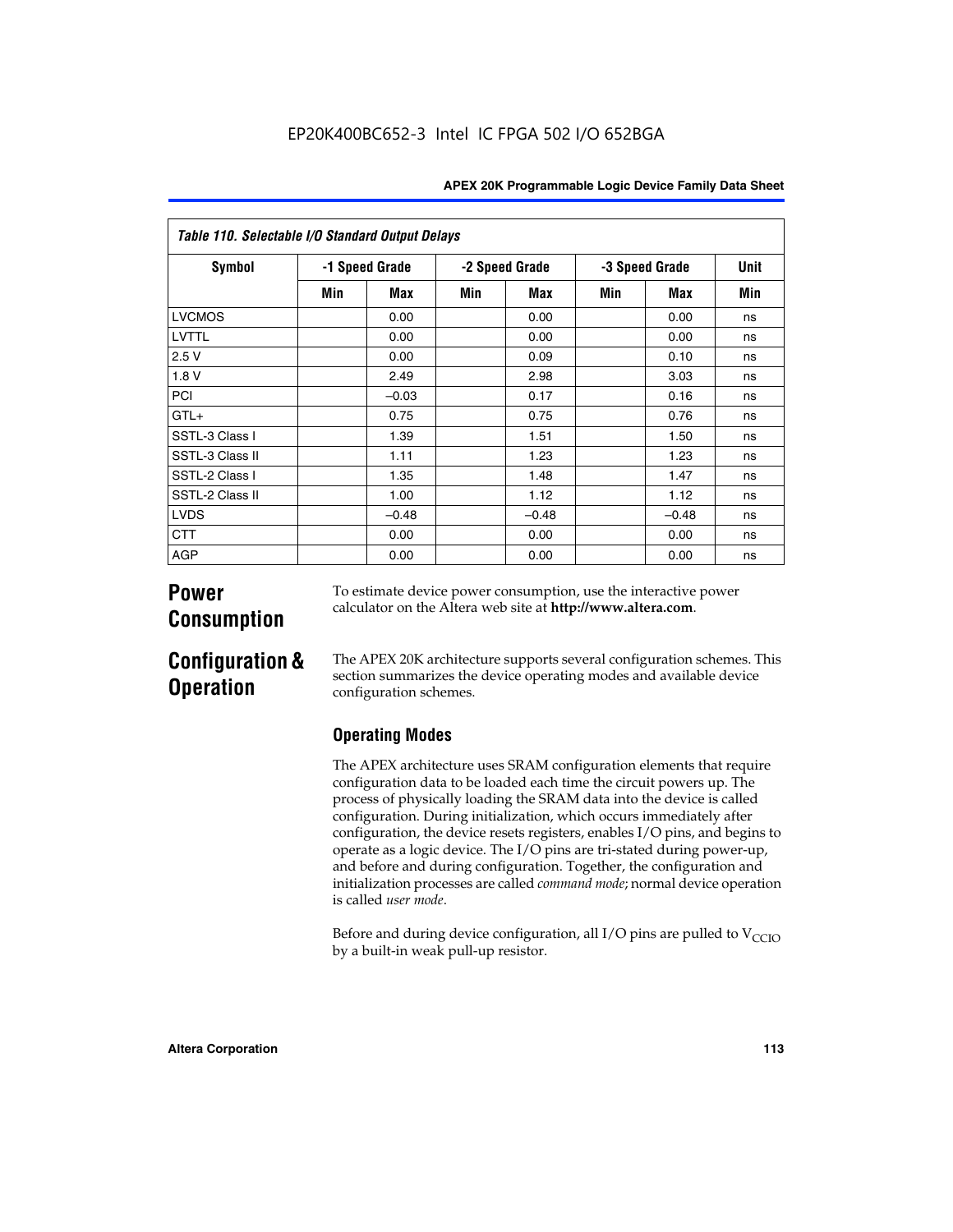*Table 110. Selectable I/O Standard Output Delays*

| Symbol | -1 Speed Grade | | -2 Speed Grade | | -3 Speed Grade | | Unit |
|---|---|---|---|---|---|---|---|
| | Min | Max | Min | Max | Min | Max | Min |
| LVCMOS | | 0.00 | | 0.00 | | 0.00 | ns |
| LVTTL | | 0.00 | | 0.00 | | 0.00 | ns |
| 2.5 V | | 0.00 | | 0.09 | | 0.10 | ns |
| 1.8 V | | 2.49 | | 2.98 | | 3.03 | ns |
| PCI | | –0.03 | | 0.17 | | 0.16 | ns |
| GTL+ | | 0.75 | | 0.75 | | 0.76 | ns |
| SSTL-3 Class I | | 1.39 | | 1.51 | | 1.50 | ns |
| SSTL-3 Class II | | 1.11 | | 1.23 | | 1.23 | ns |
| SSTL-2 Class I | | 1.35 | | 1.48 | | 1.47 | ns |
| SSTL-2 Class II | | 1.00 | | 1.12 | | 1.12 | ns |
| LVDS | | –0.48 | | –0.48 | | –0.48 | ns |
| CTT | | 0.00 | | 0.00 | | 0.00 | ns |
| AGP | | 0.00 | | 0.00 | | 0.00 | ns |

# Power Consumption

To estimate device power consumption, use the interactive power calculator on the Altera web site at **http://www.altera.com**.

# Configuration & Operation

The APEX 20K architecture supports several configuration schemes. This section summarizes the device operating modes and available device configuration schemes.

## Operating Modes

The APEX architecture uses SRAM configuration elements that require configuration data to be loaded each time the circuit powers up. The process of physically loading the SRAM data into the device is called configuration. During initialization, which occurs immediately after configuration, the device resets registers, enables I/O pins, and begins to operate as a logic device. The I/O pins are tri-stated during power-up, and before and during configuration. Together, the configuration and initialization processes are called *command mode*; normal device operation is called *user mode*.

Before and during device configuration, all I/O pins are pulled to $V_{CCIO}$ by a built-in weak pull-up resistor.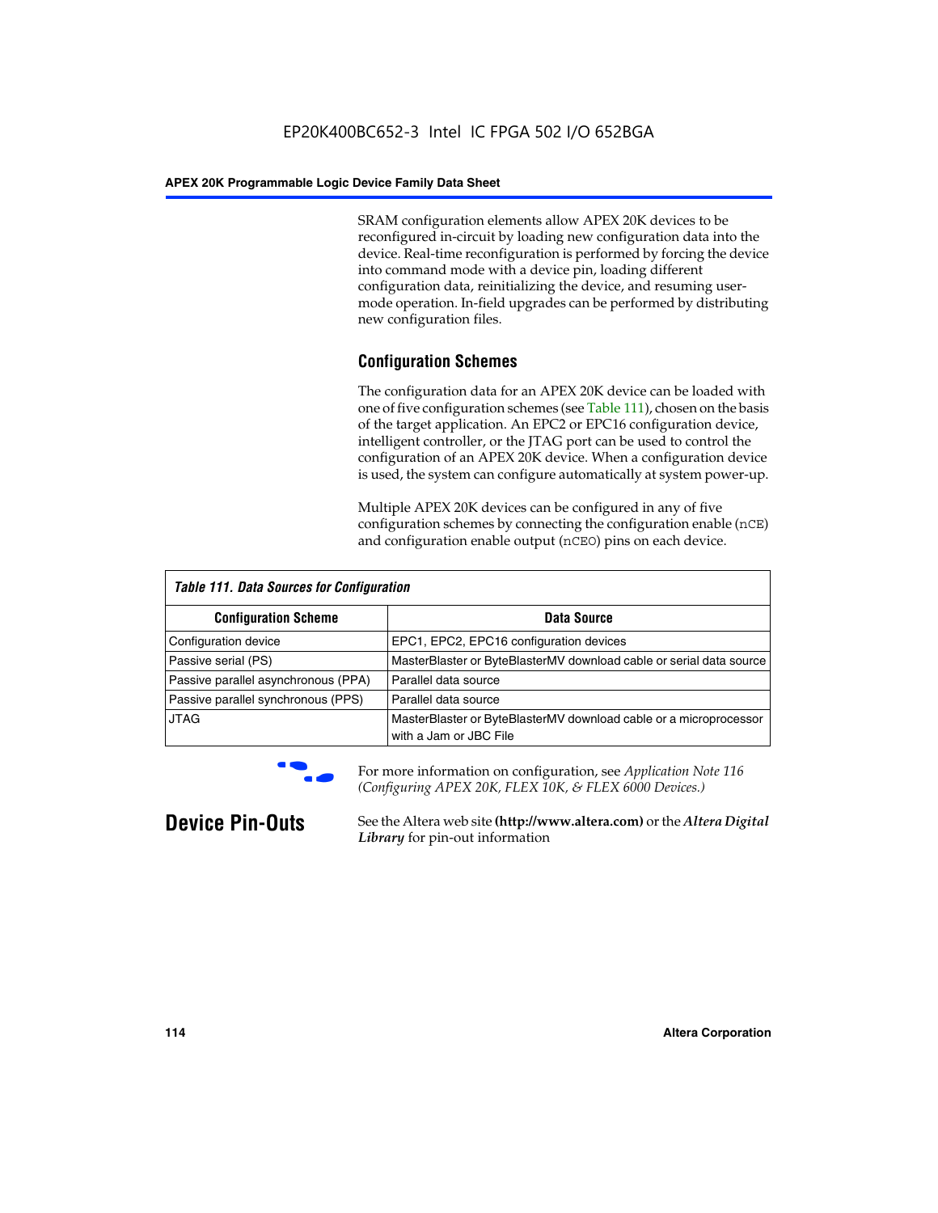SRAM configuration elements allow APEX 20K devices to be reconfigured in-circuit by loading new configuration data into the device. Real-time reconfiguration is performed by forcing the device into command mode with a device pin, loading different configuration data, reinitializing the device, and resuming user-mode operation. In-field upgrades can be performed by distributing new configuration files.

## Configuration Schemes

The configuration data for an APEX 20K device can be loaded with one of five configuration schemes (see Table 111), chosen on the basis of the target application. An EPC2 or EPC16 configuration device, intelligent controller, or the JTAG port can be used to control the configuration of an APEX 20K device. When a configuration device is used, the system can configure automatically at system power-up.

Multiple APEX 20K devices can be configured in any of five configuration schemes by connecting the configuration enable (`nCE`) and configuration enable output (`nCEO`) pins on each device.

*Table 111. Data Sources for Configuration*

| Configuration Scheme | Data Source |
|---|---|
| Configuration device | EPC1, EPC2, EPC16 configuration devices |
| Passive serial (PS) | MasterBlaster or ByteBlasterMV download cable or serial data source |
| Passive parallel asynchronous (PPA) | Parallel data source |
| Passive parallel synchronous (PPS) | Parallel data source |
| JTAG | MasterBlaster or ByteBlasterMV download cable or a microprocessor with a Jam or JBC File |

For more information on configuration, see *Application Note 116 (Configuring APEX 20K, FLEX 10K, & FLEX 6000 Devices.)*

# Device Pin-Outs

See the Altera web site **(http://www.altera.com)** or the ***Altera Digital Library*** for pin-out information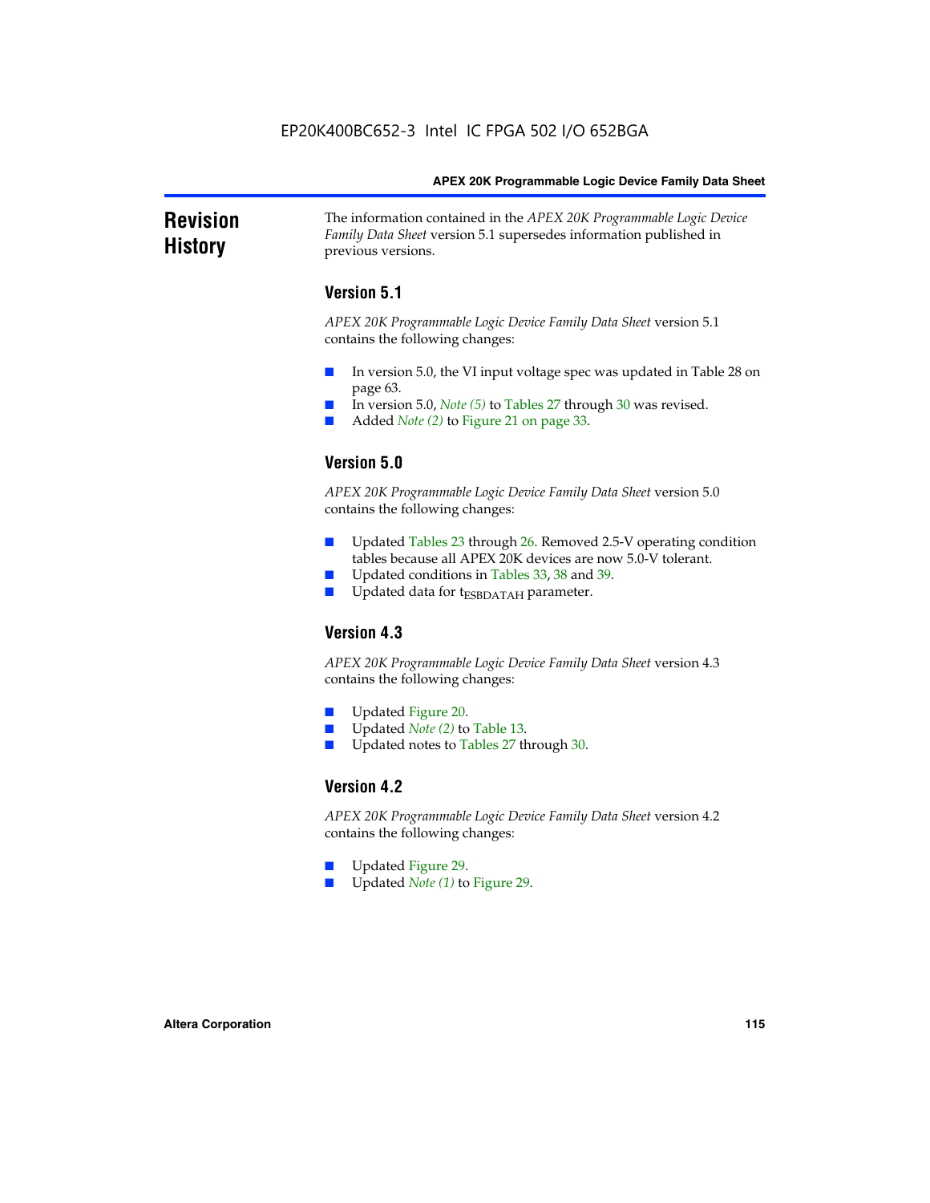# Revision History

The information contained in the *APEX 20K Programmable Logic Device Family Data Sheet* version 5.1 supersedes information published in previous versions.

## Version 5.1

*APEX 20K Programmable Logic Device Family Data Sheet* version 5.1 contains the following changes:

- In version 5.0, the VI input voltage spec was updated in Table 28 on page 63.
- In version 5.0, *Note (5)* to Tables 27 through 30 was revised.
- Added *Note (2)* to Figure 21 on page 33.

## Version 5.0

*APEX 20K Programmable Logic Device Family Data Sheet* version 5.0 contains the following changes:

- Updated Tables 23 through 26. Removed 2.5-V operating condition tables because all APEX 20K devices are now 5.0-V tolerant.
- Updated conditions in Tables 33, 38 and 39.
- Updated data for $t_{ESBDATAH}$ parameter.

## Version 4.3

*APEX 20K Programmable Logic Device Family Data Sheet* version 4.3 contains the following changes:

- Updated Figure 20.
- Updated *Note (2)* to Table 13.
- Updated notes to Tables 27 through 30.

## Version 4.2

*APEX 20K Programmable Logic Device Family Data Sheet* version 4.2 contains the following changes:

- Updated Figure 29.
- Updated *Note (1)* to Figure 29.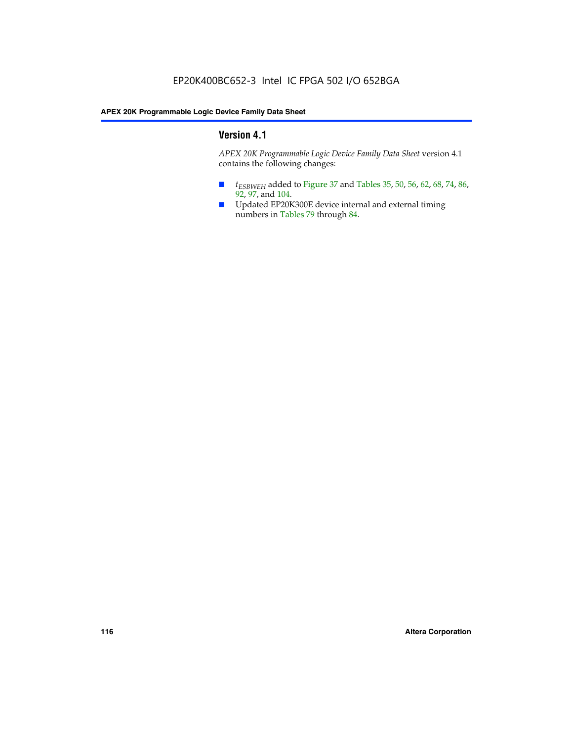## Version 4.1

*APEX 20K Programmable Logic Device Family Data Sheet* version 4.1 contains the following changes:

- $t_{ESBWEH}$ added to Figure 37 and Tables 35, 50, 56, 62, 68, 74, 86, 92, 97, and 104.
- Updated EP20K300E device internal and external timing numbers in Tables 79 through 84.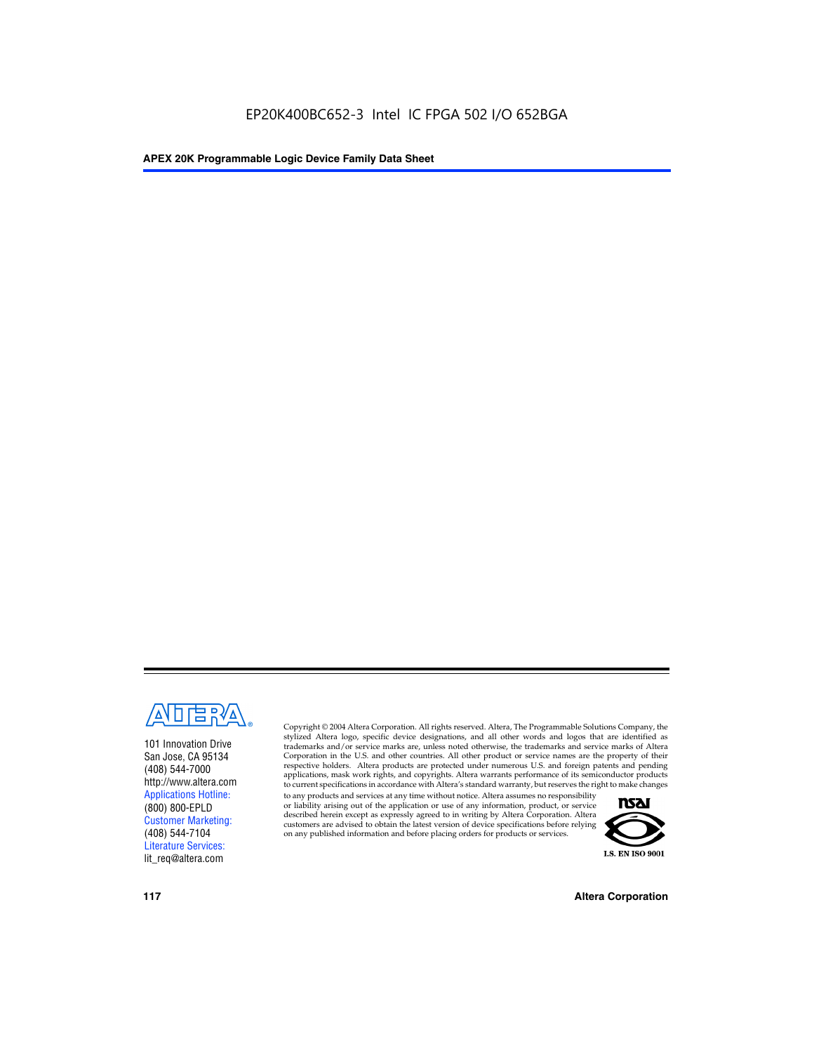101 Innovation Drive
San Jose, CA 95134
(408) 544-7000
http://www.altera.com
Applications Hotline:
(800) 800-EPLD
Customer Marketing:
(408) 544-7104
Literature Services:
lit_req@altera.com

Copyright © 2004 Altera Corporation. All rights reserved. Altera, The Programmable Solutions Company, the stylized Altera logo, specific device designations, and all other words and logos that are identified as trademarks and/or service marks are, unless noted otherwise, the trademarks and service marks of Altera Corporation in the U.S. and other countries. All other product or service names are the property of their respective holders. Altera products are protected under numerous U.S. and foreign patents and pending applications, mask work rights, and copyrights. Altera warrants performance of its semiconductor products to current specifications in accordance with Altera's standard warranty, but reserves the right to make changes to any products and services at any time without notice. Altera assumes no responsibility or liability arising out of the application or use of any information, product, or service described herein except as expressly agreed to in writing by Altera Corporation. Altera customers are advised to obtain the latest version of device specifications before relying on any published information and before placing orders for products or services.

I.S. EN ISO 9001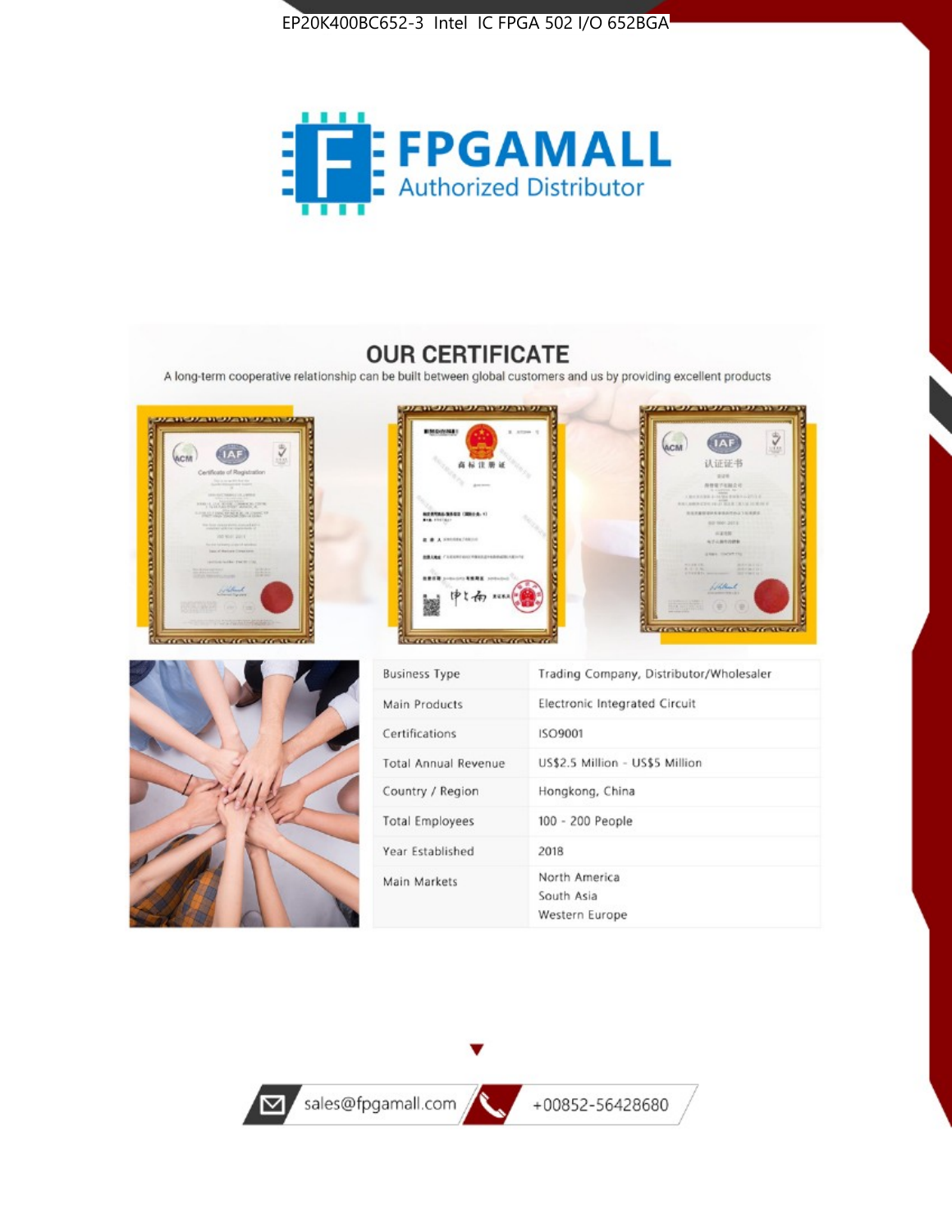FPGAMALL

Authorized Distributor

## OUR CERTIFICATE

A long-term cooperative relationship can be built between global customers and us by providing excellent products

| | |
|---|---|
| Business Type | Trading Company, Distributor/Wholesaler |
| Main Products | Electronic Integrated Circuit |
| Certifications | ISO9001 |
| Total Annual Revenue | US$2.5 Million - US$5 Million |
| Country / Region | Hongkong, China |
| Total Employees | 100 - 200 People |
| Year Established | 2018 |
| Main Markets | North America<br>South Asia<br>Western Europe |

sales@fpgamall.com

+00852-56428680